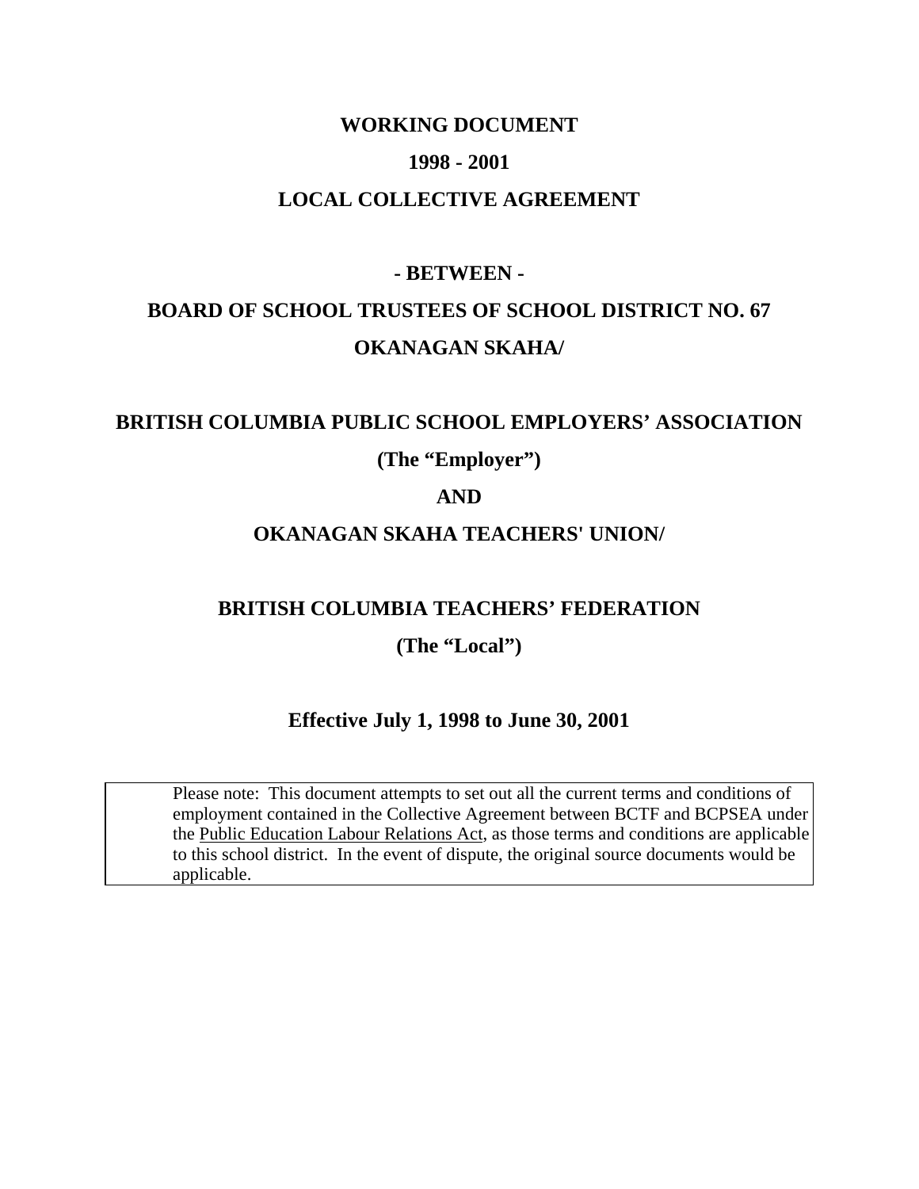**WORKING DOCUMENT**

**1998 - 2001**

**LOCAL COLLECTIVE AGREEMENT**

**- BETWEEN -**

**BOARD OF SCHOOL TRUSTEES OF SCHOOL DISTRICT NO. 67**

**OKANAGAN SKAHA/**

**BRITISH COLUMBIA PUBLIC SCHOOL EMPLOYERS' ASSOCIATION**

**(The "Employer")**

**AND**

**OKANAGAN SKAHA TEACHERS' UNION/**

**BRITISH COLUMBIA TEACHERS' FEDERATION**

**(The "Local")**

**Effective July 1, 1998 to June 30, 2001**

> Please note: This document attempts to set out all the current terms and conditions of employment contained in the Collective Agreement between BCTF and BCPSEA under the Public Education Labour Relations Act, as those terms and conditions are applicable to this school district. In the event of dispute, the original source documents would be applicable.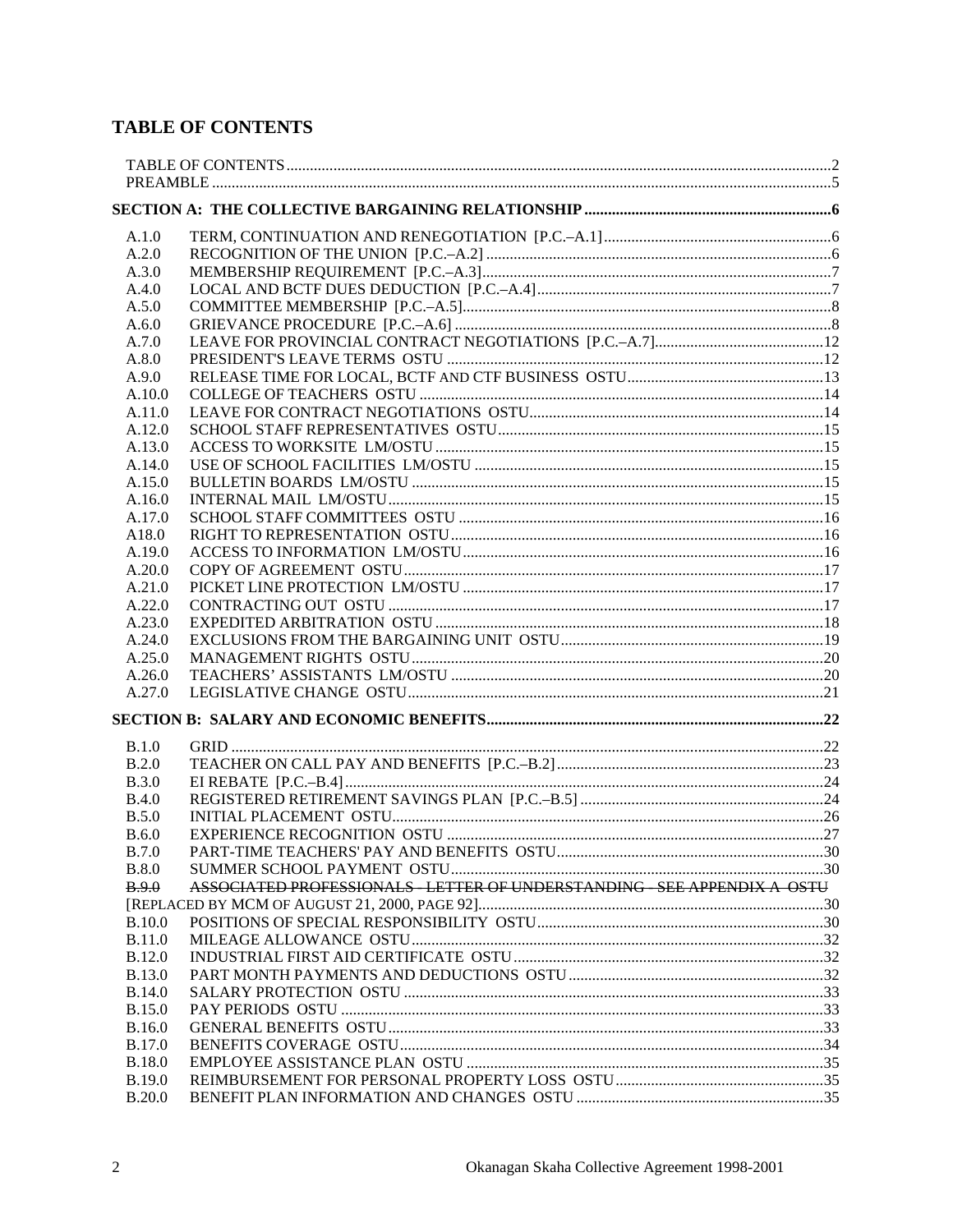## TABLE OF CONTENTS

TABLE OF CONTENTS ............ 2
PREAMBLE ............ 5

**SECTION A: THE COLLECTIVE BARGAINING RELATIONSHIP ............ 6**

| | | |
|---|---|---|
| A.1.0 | TERM, CONTINUATION AND RENEGOTIATION [P.C.–A.1] | 6 |
| A.2.0 | RECOGNITION OF THE UNION [P.C.–A.2] | 6 |
| A.3.0 | MEMBERSHIP REQUIREMENT [P.C.–A.3] | 7 |
| A.4.0 | LOCAL AND BCTF DUES DEDUCTION [P.C.–A.4] | 7 |
| A.5.0 | COMMITTEE MEMBERSHIP [P.C.–A.5] | 8 |
| A.6.0 | GRIEVANCE PROCEDURE [P.C.–A.6] | 8 |
| A.7.0 | LEAVE FOR PROVINCIAL CONTRACT NEGOTIATIONS [P.C.–A.7] | 12 |
| A.8.0 | PRESIDENT'S LEAVE TERMS OSTU | 12 |
| A.9.0 | RELEASE TIME FOR LOCAL, BCTF AND CTF BUSINESS OSTU | 13 |
| A.10.0 | COLLEGE OF TEACHERS OSTU | 14 |
| A.11.0 | LEAVE FOR CONTRACT NEGOTIATIONS OSTU | 14 |
| A.12.0 | SCHOOL STAFF REPRESENTATIVES OSTU | 15 |
| A.13.0 | ACCESS TO WORKSITE LM/OSTU | 15 |
| A.14.0 | USE OF SCHOOL FACILITIES LM/OSTU | 15 |
| A.15.0 | BULLETIN BOARDS LM/OSTU | 15 |
| A.16.0 | INTERNAL MAIL LM/OSTU | 15 |
| A.17.0 | SCHOOL STAFF COMMITTEES OSTU | 16 |
| A18.0 | RIGHT TO REPRESENTATION OSTU | 16 |
| A.19.0 | ACCESS TO INFORMATION LM/OSTU | 16 |
| A.20.0 | COPY OF AGREEMENT OSTU | 17 |
| A.21.0 | PICKET LINE PROTECTION LM/OSTU | 17 |
| A.22.0 | CONTRACTING OUT OSTU | 17 |
| A.23.0 | EXPEDITED ARBITRATION OSTU | 18 |
| A.24.0 | EXCLUSIONS FROM THE BARGAINING UNIT OSTU | 19 |
| A.25.0 | MANAGEMENT RIGHTS OSTU | 20 |
| A.26.0 | TEACHERS' ASSISTANTS LM/OSTU | 20 |
| A.27.0 | LEGISLATIVE CHANGE OSTU | 21 |

**SECTION B: SALARY AND ECONOMIC BENEFITS ............ 22**

| | | |
|---|---|---|
| B.1.0 | GRID | 22 |
| B.2.0 | TEACHER ON CALL PAY AND BENEFITS [P.C.–B.2] | 23 |
| B.3.0 | EI REBATE [P.C.–B.4] | 24 |
| B.4.0 | REGISTERED RETIREMENT SAVINGS PLAN [P.C.–B.5] | 24 |
| B.5.0 | INITIAL PLACEMENT OSTU | 26 |
| B.6.0 | EXPERIENCE RECOGNITION OSTU | 27 |
| B.7.0 | PART-TIME TEACHERS' PAY AND BENEFITS OSTU | 30 |
| B.8.0 | SUMMER SCHOOL PAYMENT OSTU | 30 |
| ~~B.9.0~~ | ~~ASSOCIATED PROFESSIONALS - LETTER OF UNDERSTANDING - SEE APPENDIX A OSTU~~ [REPLACED BY MCM OF AUGUST 21, 2000, PAGE 92] | 30 |
| B.10.0 | POSITIONS OF SPECIAL RESPONSIBILITY OSTU | 30 |
| B.11.0 | MILEAGE ALLOWANCE OSTU | 32 |
| B.12.0 | INDUSTRIAL FIRST AID CERTIFICATE OSTU | 32 |
| B.13.0 | PART MONTH PAYMENTS AND DEDUCTIONS OSTU | 32 |
| B.14.0 | SALARY PROTECTION OSTU | 33 |
| B.15.0 | PAY PERIODS OSTU | 33 |
| B.16.0 | GENERAL BENEFITS OSTU | 33 |
| B.17.0 | BENEFITS COVERAGE OSTU | 34 |
| B.18.0 | EMPLOYEE ASSISTANCE PLAN OSTU | 35 |
| B.19.0 | REIMBURSEMENT FOR PERSONAL PROPERTY LOSS OSTU | 35 |
| B.20.0 | BENEFIT PLAN INFORMATION AND CHANGES OSTU | 35 |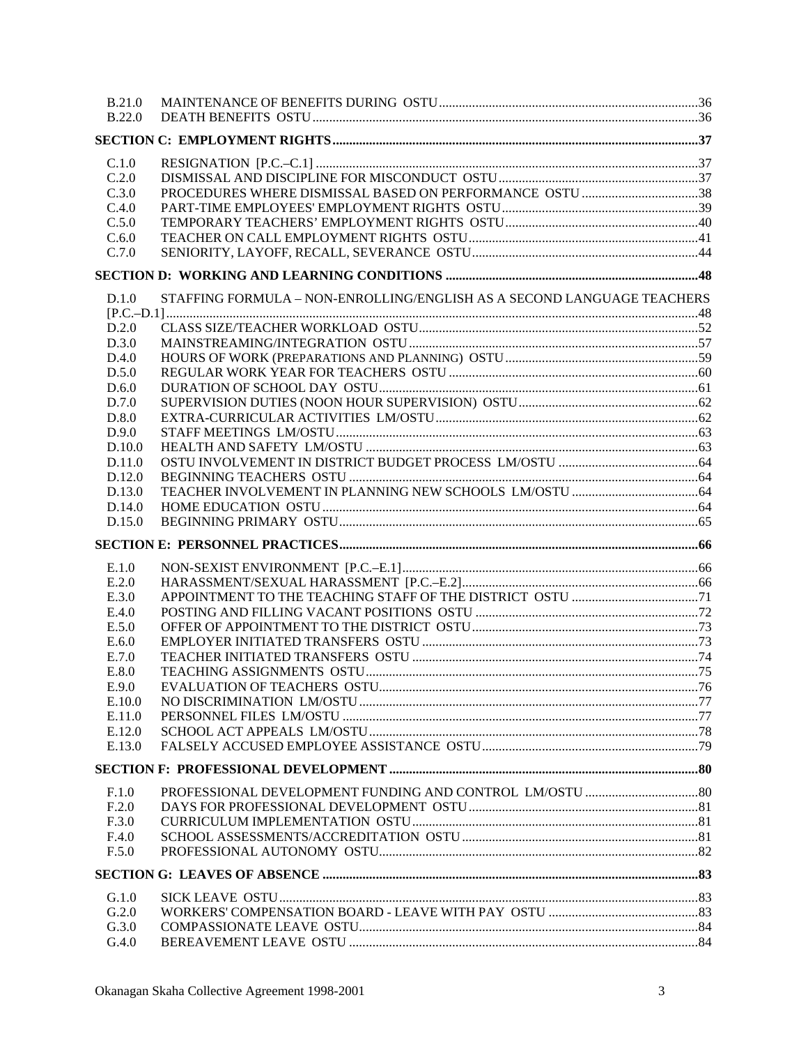| | | |
|---|---|---|
| B.21.0 | MAINTENANCE OF BENEFITS DURING OSTU | 36 |
| B.22.0 | DEATH BENEFITS OSTU | 36 |

**SECTION C: EMPLOYMENT RIGHTS** .....37

| | | |
|---|---|---|
| C.1.0 | RESIGNATION [P.C.–C.1] | 37 |
| C.2.0 | DISMISSAL AND DISCIPLINE FOR MISCONDUCT OSTU | 37 |
| C.3.0 | PROCEDURES WHERE DISMISSAL BASED ON PERFORMANCE OSTU | 38 |
| C.4.0 | PART-TIME EMPLOYEES' EMPLOYMENT RIGHTS OSTU | 39 |
| C.5.0 | TEMPORARY TEACHERS' EMPLOYMENT RIGHTS OSTU | 40 |
| C.6.0 | TEACHER ON CALL EMPLOYMENT RIGHTS OSTU | 41 |
| C.7.0 | SENIORITY, LAYOFF, RECALL, SEVERANCE OSTU | 44 |

**SECTION D: WORKING AND LEARNING CONDITIONS** .....48

| | | |
|---|---|---|
| D.1.0 | STAFFING FORMULA – NON-ENROLLING/ENGLISH AS A SECOND LANGUAGE TEACHERS [P.C.–D.1] | 48 |
| D.2.0 | CLASS SIZE/TEACHER WORKLOAD OSTU | 52 |
| D.3.0 | MAINSTREAMING/INTEGRATION OSTU | 57 |
| D.4.0 | HOURS OF WORK (PREPARATIONS AND PLANNING) OSTU | 59 |
| D.5.0 | REGULAR WORK YEAR FOR TEACHERS OSTU | 60 |
| D.6.0 | DURATION OF SCHOOL DAY OSTU | 61 |
| D.7.0 | SUPERVISION DUTIES (NOON HOUR SUPERVISION) OSTU | 62 |
| D.8.0 | EXTRA-CURRICULAR ACTIVITIES LM/OSTU | 62 |
| D.9.0 | STAFF MEETINGS LM/OSTU | 63 |
| D.10.0 | HEALTH AND SAFETY LM/OSTU | 63 |
| D.11.0 | OSTU INVOLVEMENT IN DISTRICT BUDGET PROCESS LM/OSTU | 64 |
| D.12.0 | BEGINNING TEACHERS OSTU | 64 |
| D.13.0 | TEACHER INVOLVEMENT IN PLANNING NEW SCHOOLS LM/OSTU | 64 |
| D.14.0 | HOME EDUCATION OSTU | 64 |
| D.15.0 | BEGINNING PRIMARY OSTU | 65 |

**SECTION E: PERSONNEL PRACTICES** .....66

| | | |
|---|---|---|
| E.1.0 | NON-SEXIST ENVIRONMENT [P.C.–E.1] | 66 |
| E.2.0 | HARASSMENT/SEXUAL HARASSMENT [P.C.–E.2] | 66 |
| E.3.0 | APPOINTMENT TO THE TEACHING STAFF OF THE DISTRICT OSTU | 71 |
| E.4.0 | POSTING AND FILLING VACANT POSITIONS OSTU | 72 |
| E.5.0 | OFFER OF APPOINTMENT TO THE DISTRICT OSTU | 73 |
| E.6.0 | EMPLOYER INITIATED TRANSFERS OSTU | 73 |
| E.7.0 | TEACHER INITIATED TRANSFERS OSTU | 74 |
| E.8.0 | TEACHING ASSIGNMENTS OSTU | 75 |
| E.9.0 | EVALUATION OF TEACHERS OSTU | 76 |
| E.10.0 | NO DISCRIMINATION LM/OSTU | 77 |
| E.11.0 | PERSONNEL FILES LM/OSTU | 77 |
| E.12.0 | SCHOOL ACT APPEALS LM/OSTU | 78 |
| E.13.0 | FALSELY ACCUSED EMPLOYEE ASSISTANCE OSTU | 79 |

**SECTION F: PROFESSIONAL DEVELOPMENT** .....80

| | | |
|---|---|---|
| F.1.0 | PROFESSIONAL DEVELOPMENT FUNDING AND CONTROL LM/OSTU | 80 |
| F.2.0 | DAYS FOR PROFESSIONAL DEVELOPMENT OSTU | 81 |
| F.3.0 | CURRICULUM IMPLEMENTATION OSTU | 81 |
| F.4.0 | SCHOOL ASSESSMENTS/ACCREDITATION OSTU | 81 |
| F.5.0 | PROFESSIONAL AUTONOMY OSTU | 82 |

**SECTION G: LEAVES OF ABSENCE** .....83

| | | |
|---|---|---|
| G.1.0 | SICK LEAVE OSTU | 83 |
| G.2.0 | WORKERS' COMPENSATION BOARD - LEAVE WITH PAY OSTU | 83 |
| G.3.0 | COMPASSIONATE LEAVE OSTU | 84 |
| G.4.0 | BEREAVEMENT LEAVE OSTU | 84 |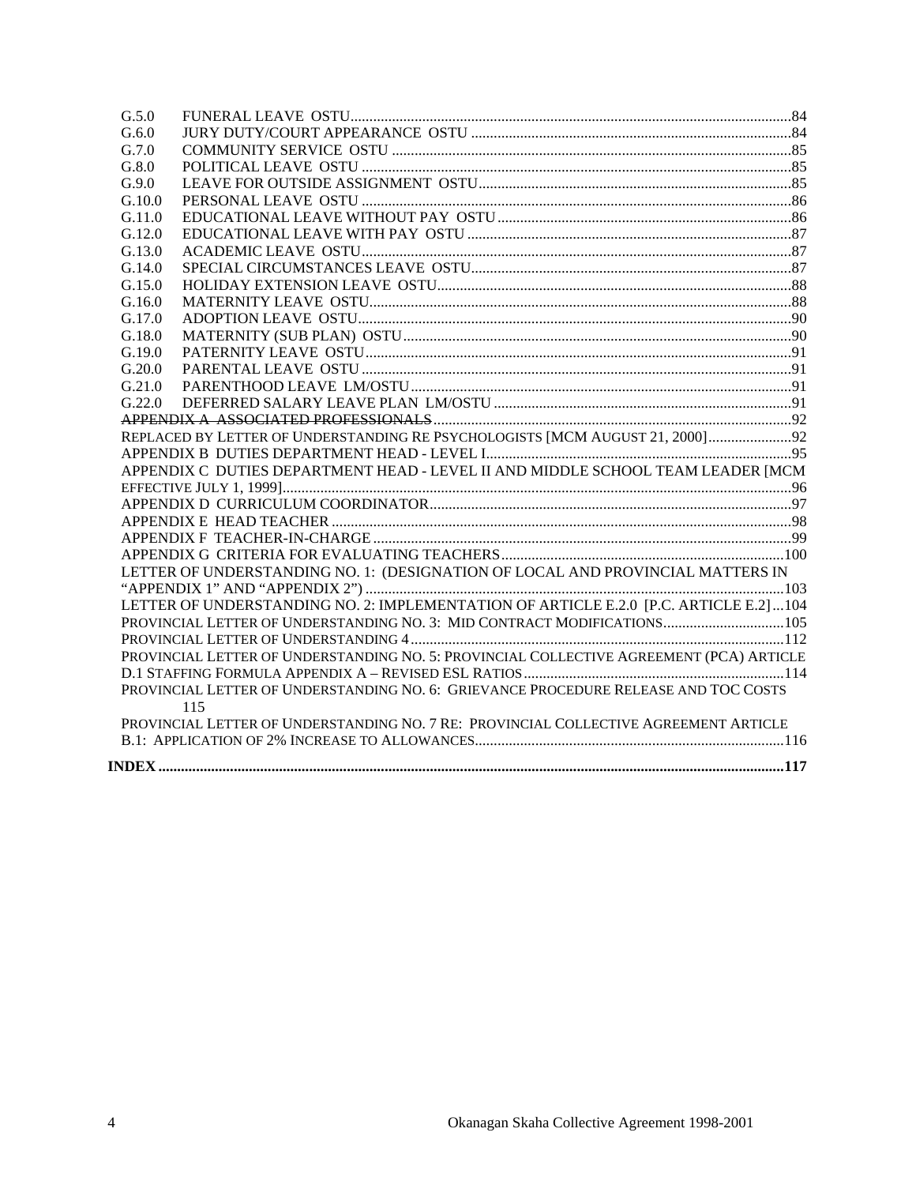| | | |
|---|---|---|
| G.5.0 | FUNERAL LEAVE OSTU | 84 |
| G.6.0 | JURY DUTY/COURT APPEARANCE OSTU | 84 |
| G.7.0 | COMMUNITY SERVICE OSTU | 85 |
| G.8.0 | POLITICAL LEAVE OSTU | 85 |
| G.9.0 | LEAVE FOR OUTSIDE ASSIGNMENT OSTU | 85 |
| G.10.0 | PERSONAL LEAVE OSTU | 86 |
| G.11.0 | EDUCATIONAL LEAVE WITHOUT PAY OSTU | 86 |
| G.12.0 | EDUCATIONAL LEAVE WITH PAY OSTU | 87 |
| G.13.0 | ACADEMIC LEAVE OSTU | 87 |
| G.14.0 | SPECIAL CIRCUMSTANCES LEAVE OSTU | 87 |
| G.15.0 | HOLIDAY EXTENSION LEAVE OSTU | 88 |
| G.16.0 | MATERNITY LEAVE OSTU | 88 |
| G.17.0 | ADOPTION LEAVE OSTU | 90 |
| G.18.0 | MATERNITY (SUB PLAN) OSTU | 90 |
| G.19.0 | PATERNITY LEAVE OSTU | 91 |
| G.20.0 | PARENTAL LEAVE OSTU | 91 |
| G.21.0 | PARENTHOOD LEAVE LM/OSTU | 91 |
| G.22.0 | DEFERRED SALARY LEAVE PLAN LM/OSTU | 91 |

~~APPENDIX A ASSOCIATED PROFESSIONALS~~ ... 92

REPLACED BY LETTER OF UNDERSTANDING RE PSYCHOLOGISTS [MCM AUGUST 21, 2000] ... 92

APPENDIX B DUTIES DEPARTMENT HEAD - LEVEL I ... 95

APPENDIX C DUTIES DEPARTMENT HEAD - LEVEL II AND MIDDLE SCHOOL TEAM LEADER [MCM EFFECTIVE JULY 1, 1999] ... 96

APPENDIX D CURRICULUM COORDINATOR ... 97

APPENDIX E HEAD TEACHER ... 98

APPENDIX F TEACHER-IN-CHARGE ... 99

APPENDIX G CRITERIA FOR EVALUATING TEACHERS ... 100

LETTER OF UNDERSTANDING NO. 1: (DESIGNATION OF LOCAL AND PROVINCIAL MATTERS IN "APPENDIX 1" AND "APPENDIX 2") ... 103

LETTER OF UNDERSTANDING NO. 2: IMPLEMENTATION OF ARTICLE E.2.0 [P.C. ARTICLE E.2] ... 104

PROVINCIAL LETTER OF UNDERSTANDING NO. 3: MID CONTRACT MODIFICATIONS ... 105

PROVINCIAL LETTER OF UNDERSTANDING 4 ... 112

PROVINCIAL LETTER OF UNDERSTANDING NO. 5: PROVINCIAL COLLECTIVE AGREEMENT (PCA) ARTICLE D.1 STAFFING FORMULA APPENDIX A – REVISED ESL RATIOS ... 114

PROVINCIAL LETTER OF UNDERSTANDING NO. 6: GRIEVANCE PROCEDURE RELEASE AND TOC COSTS ... 115

PROVINCIAL LETTER OF UNDERSTANDING NO. 7 RE: PROVINCIAL COLLECTIVE AGREEMENT ARTICLE B.1: APPLICATION OF 2% INCREASE TO ALLOWANCES ... 116

**INDEX ... 117**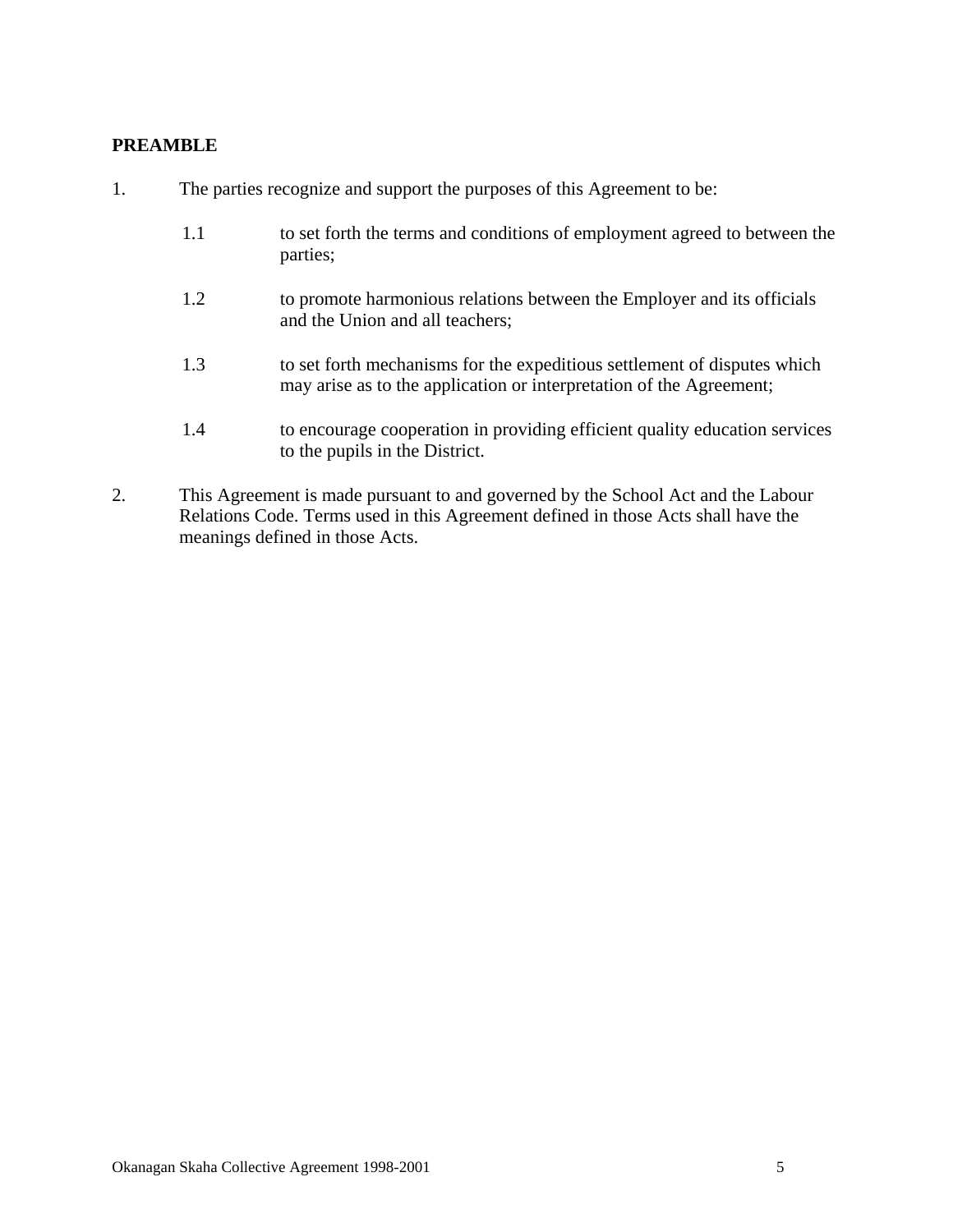**PREAMBLE**

1. The parties recognize and support the purposes of this Agreement to be:

   1.1 to set forth the terms and conditions of employment agreed to between the parties;

   1.2 to promote harmonious relations between the Employer and its officials and the Union and all teachers;

   1.3 to set forth mechanisms for the expeditious settlement of disputes which may arise as to the application or interpretation of the Agreement;

   1.4 to encourage cooperation in providing efficient quality education services to the pupils in the District.

2. This Agreement is made pursuant to and governed by the School Act and the Labour Relations Code. Terms used in this Agreement defined in those Acts shall have the meanings defined in those Acts.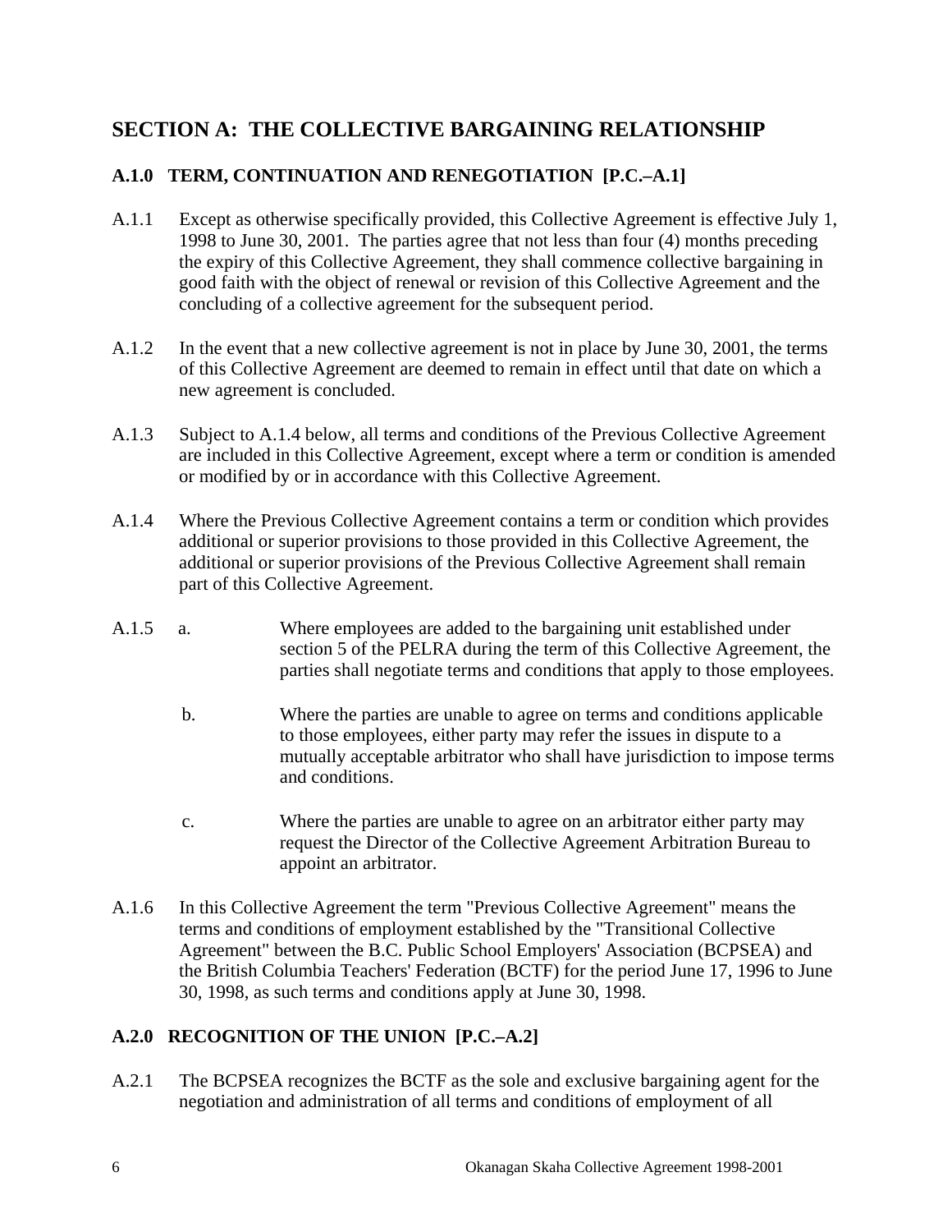## SECTION A: THE COLLECTIVE BARGAINING RELATIONSHIP

### A.1.0 TERM, CONTINUATION AND RENEGOTIATION [P.C.–A.1]

A.1.1 Except as otherwise specifically provided, this Collective Agreement is effective July 1, 1998 to June 30, 2001. The parties agree that not less than four (4) months preceding the expiry of this Collective Agreement, they shall commence collective bargaining in good faith with the object of renewal or revision of this Collective Agreement and the concluding of a collective agreement for the subsequent period.

A.1.2 In the event that a new collective agreement is not in place by June 30, 2001, the terms of this Collective Agreement are deemed to remain in effect until that date on which a new agreement is concluded.

A.1.3 Subject to A.1.4 below, all terms and conditions of the Previous Collective Agreement are included in this Collective Agreement, except where a term or condition is amended or modified by or in accordance with this Collective Agreement.

A.1.4 Where the Previous Collective Agreement contains a term or condition which provides additional or superior provisions to those provided in this Collective Agreement, the additional or superior provisions of the Previous Collective Agreement shall remain part of this Collective Agreement.

A.1.5 a. Where employees are added to the bargaining unit established under section 5 of the PELRA during the term of this Collective Agreement, the parties shall negotiate terms and conditions that apply to those employees.

b. Where the parties are unable to agree on terms and conditions applicable to those employees, either party may refer the issues in dispute to a mutually acceptable arbitrator who shall have jurisdiction to impose terms and conditions.

c. Where the parties are unable to agree on an arbitrator either party may request the Director of the Collective Agreement Arbitration Bureau to appoint an arbitrator.

A.1.6 In this Collective Agreement the term "Previous Collective Agreement" means the terms and conditions of employment established by the "Transitional Collective Agreement" between the B.C. Public School Employers' Association (BCPSEA) and the British Columbia Teachers' Federation (BCTF) for the period June 17, 1996 to June 30, 1998, as such terms and conditions apply at June 30, 1998.

### A.2.0 RECOGNITION OF THE UNION [P.C.–A.2]

A.2.1 The BCPSEA recognizes the BCTF as the sole and exclusive bargaining agent for the negotiation and administration of all terms and conditions of employment of all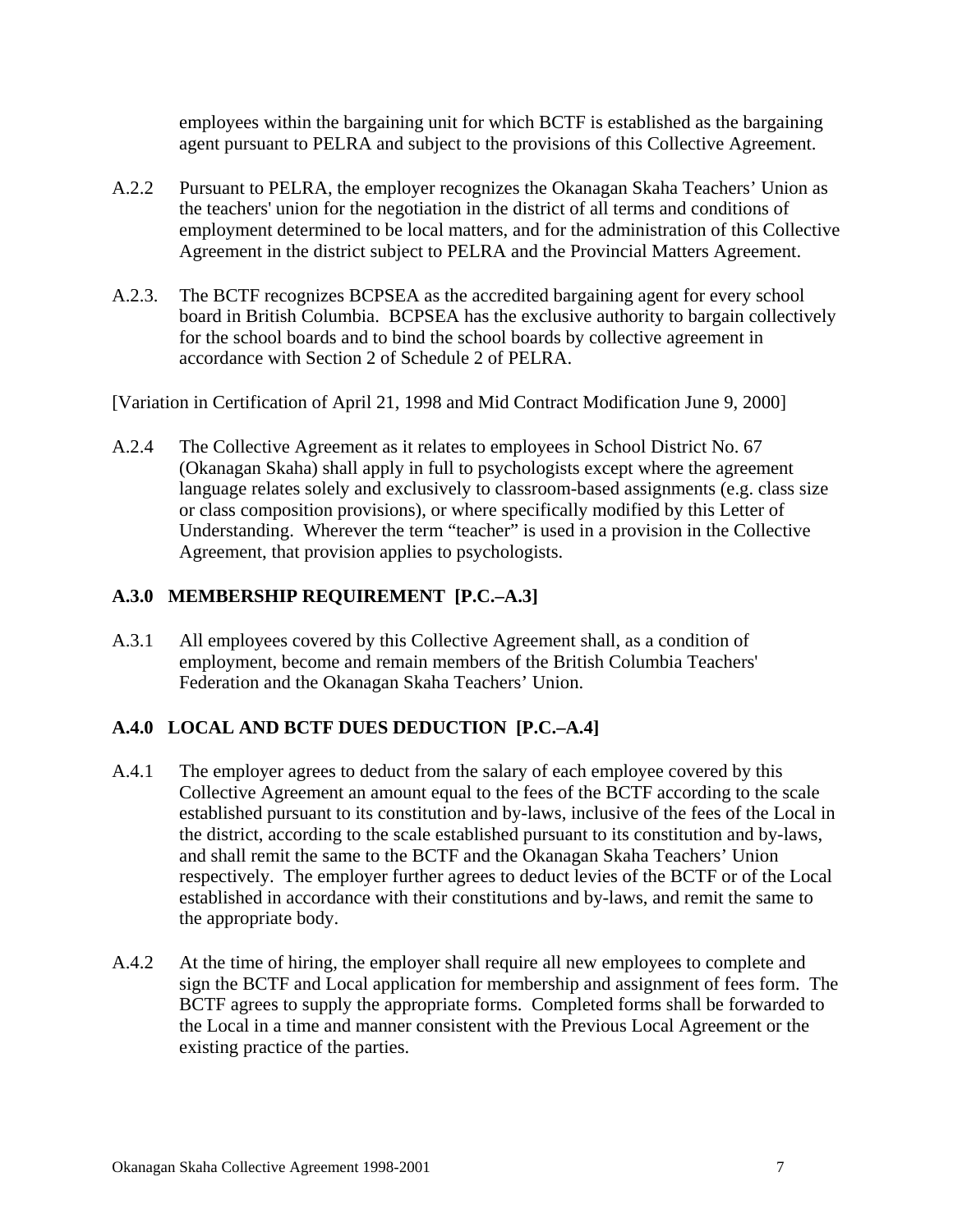employees within the bargaining unit for which BCTF is established as the bargaining agent pursuant to PELRA and subject to the provisions of this Collective Agreement.

A.2.2 Pursuant to PELRA, the employer recognizes the Okanagan Skaha Teachers' Union as the teachers' union for the negotiation in the district of all terms and conditions of employment determined to be local matters, and for the administration of this Collective Agreement in the district subject to PELRA and the Provincial Matters Agreement.

A.2.3. The BCTF recognizes BCPSEA as the accredited bargaining agent for every school board in British Columbia. BCPSEA has the exclusive authority to bargain collectively for the school boards and to bind the school boards by collective agreement in accordance with Section 2 of Schedule 2 of PELRA.

[Variation in Certification of April 21, 1998 and Mid Contract Modification June 9, 2000]

A.2.4 The Collective Agreement as it relates to employees in School District No. 67 (Okanagan Skaha) shall apply in full to psychologists except where the agreement language relates solely and exclusively to classroom-based assignments (e.g. class size or class composition provisions), or where specifically modified by this Letter of Understanding. Wherever the term "teacher" is used in a provision in the Collective Agreement, that provision applies to psychologists.

## A.3.0 MEMBERSHIP REQUIREMENT [P.C.–A.3]

A.3.1 All employees covered by this Collective Agreement shall, as a condition of employment, become and remain members of the British Columbia Teachers' Federation and the Okanagan Skaha Teachers' Union.

## A.4.0 LOCAL AND BCTF DUES DEDUCTION [P.C.–A.4]

A.4.1 The employer agrees to deduct from the salary of each employee covered by this Collective Agreement an amount equal to the fees of the BCTF according to the scale established pursuant to its constitution and by-laws, inclusive of the fees of the Local in the district, according to the scale established pursuant to its constitution and by-laws, and shall remit the same to the BCTF and the Okanagan Skaha Teachers' Union respectively. The employer further agrees to deduct levies of the BCTF or of the Local established in accordance with their constitutions and by-laws, and remit the same to the appropriate body.

A.4.2 At the time of hiring, the employer shall require all new employees to complete and sign the BCTF and Local application for membership and assignment of fees form. The BCTF agrees to supply the appropriate forms. Completed forms shall be forwarded to the Local in a time and manner consistent with the Previous Local Agreement or the existing practice of the parties.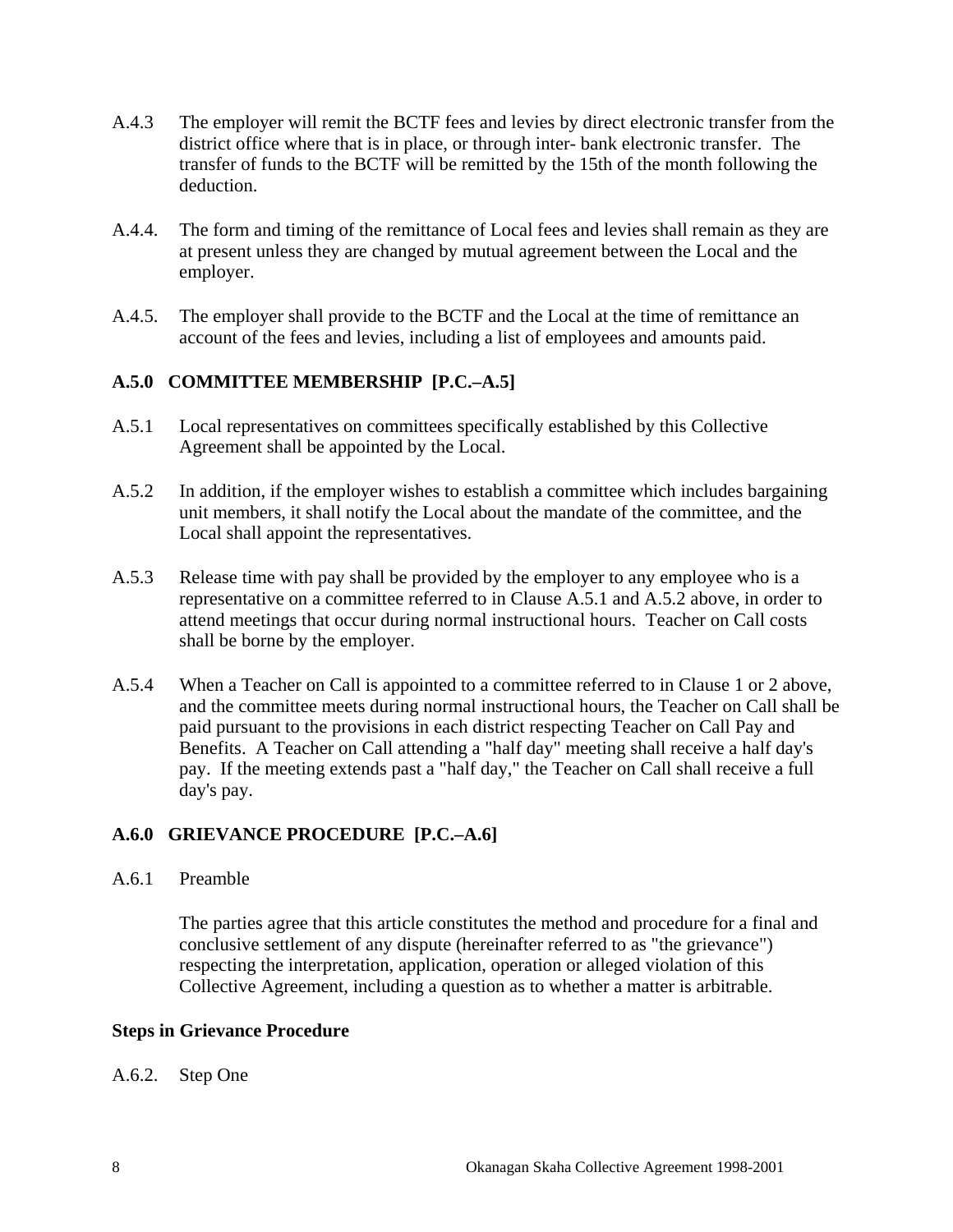A.4.3 The employer will remit the BCTF fees and levies by direct electronic transfer from the district office where that is in place, or through inter- bank electronic transfer. The transfer of funds to the BCTF will be remitted by the 15th of the month following the deduction.

A.4.4. The form and timing of the remittance of Local fees and levies shall remain as they are at present unless they are changed by mutual agreement between the Local and the employer.

A.4.5. The employer shall provide to the BCTF and the Local at the time of remittance an account of the fees and levies, including a list of employees and amounts paid.

## A.5.0 COMMITTEE MEMBERSHIP [P.C.–A.5]

A.5.1 Local representatives on committees specifically established by this Collective Agreement shall be appointed by the Local.

A.5.2 In addition, if the employer wishes to establish a committee which includes bargaining unit members, it shall notify the Local about the mandate of the committee, and the Local shall appoint the representatives.

A.5.3 Release time with pay shall be provided by the employer to any employee who is a representative on a committee referred to in Clause A.5.1 and A.5.2 above, in order to attend meetings that occur during normal instructional hours. Teacher on Call costs shall be borne by the employer.

A.5.4 When a Teacher on Call is appointed to a committee referred to in Clause 1 or 2 above, and the committee meets during normal instructional hours, the Teacher on Call shall be paid pursuant to the provisions in each district respecting Teacher on Call Pay and Benefits. A Teacher on Call attending a "half day" meeting shall receive a half day's pay. If the meeting extends past a "half day," the Teacher on Call shall receive a full day's pay.

## A.6.0 GRIEVANCE PROCEDURE [P.C.–A.6]

A.6.1 Preamble

The parties agree that this article constitutes the method and procedure for a final and conclusive settlement of any dispute (hereinafter referred to as "the grievance") respecting the interpretation, application, operation or alleged violation of this Collective Agreement, including a question as to whether a matter is arbitrable.

**Steps in Grievance Procedure**

A.6.2. Step One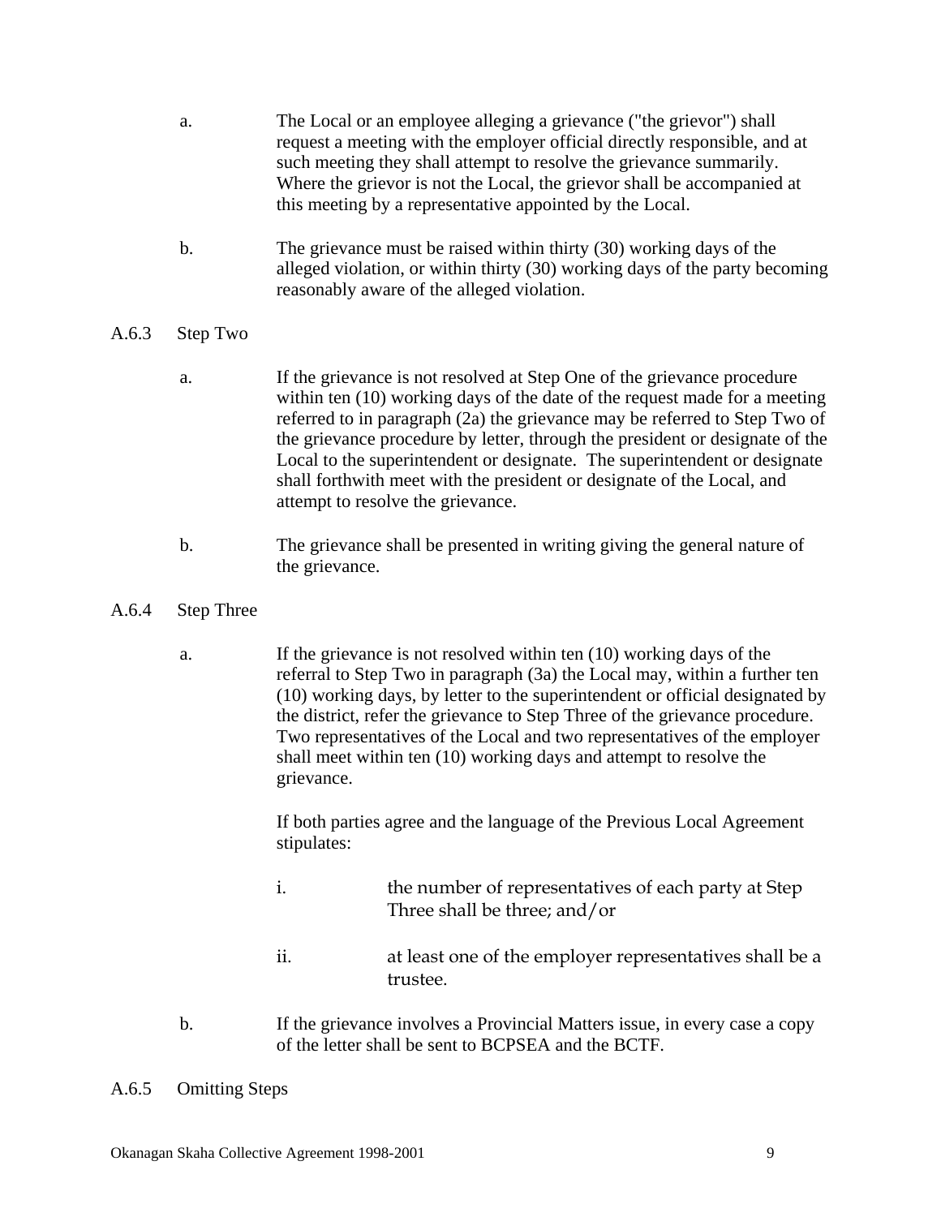a. The Local or an employee alleging a grievance ("the grievor") shall request a meeting with the employer official directly responsible, and at such meeting they shall attempt to resolve the grievance summarily. Where the grievor is not the Local, the grievor shall be accompanied at this meeting by a representative appointed by the Local.

b. The grievance must be raised within thirty (30) working days of the alleged violation, or within thirty (30) working days of the party becoming reasonably aware of the alleged violation.

A.6.3 Step Two

a. If the grievance is not resolved at Step One of the grievance procedure within ten (10) working days of the date of the request made for a meeting referred to in paragraph (2a) the grievance may be referred to Step Two of the grievance procedure by letter, through the president or designate of the Local to the superintendent or designate. The superintendent or designate shall forthwith meet with the president or designate of the Local, and attempt to resolve the grievance.

b. The grievance shall be presented in writing giving the general nature of the grievance.

A.6.4 Step Three

a. If the grievance is not resolved within ten (10) working days of the referral to Step Two in paragraph (3a) the Local may, within a further ten (10) working days, by letter to the superintendent or official designated by the district, refer the grievance to Step Three of the grievance procedure. Two representatives of the Local and two representatives of the employer shall meet within ten (10) working days and attempt to resolve the grievance.

   If both parties agree and the language of the Previous Local Agreement stipulates:

   i. the number of representatives of each party at Step Three shall be three; and/or

   ii. at least one of the employer representatives shall be a trustee.

b. If the grievance involves a Provincial Matters issue, in every case a copy of the letter shall be sent to BCPSEA and the BCTF.

A.6.5 Omitting Steps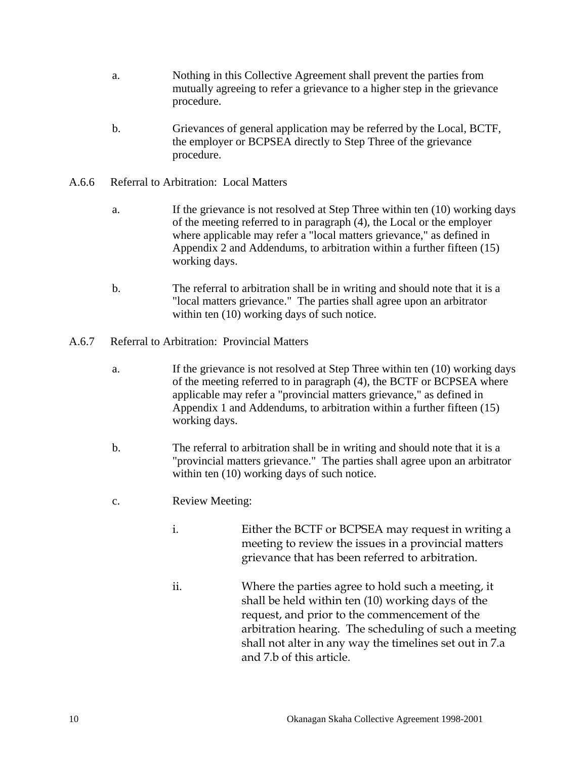a. Nothing in this Collective Agreement shall prevent the parties from mutually agreeing to refer a grievance to a higher step in the grievance procedure.

b. Grievances of general application may be referred by the Local, BCTF, the employer or BCPSEA directly to Step Three of the grievance procedure.

A.6.6 Referral to Arbitration: Local Matters

a. If the grievance is not resolved at Step Three within ten (10) working days of the meeting referred to in paragraph (4), the Local or the employer where applicable may refer a "local matters grievance," as defined in Appendix 2 and Addendums, to arbitration within a further fifteen (15) working days.

b. The referral to arbitration shall be in writing and should note that it is a "local matters grievance." The parties shall agree upon an arbitrator within ten (10) working days of such notice.

A.6.7 Referral to Arbitration: Provincial Matters

a. If the grievance is not resolved at Step Three within ten (10) working days of the meeting referred to in paragraph (4), the BCTF or BCPSEA where applicable may refer a "provincial matters grievance," as defined in Appendix 1 and Addendums, to arbitration within a further fifteen (15) working days.

b. The referral to arbitration shall be in writing and should note that it is a "provincial matters grievance." The parties shall agree upon an arbitrator within ten (10) working days of such notice.

c. Review Meeting:

   i. Either the BCTF or BCPSEA may request in writing a meeting to review the issues in a provincial matters grievance that has been referred to arbitration.

   ii. Where the parties agree to hold such a meeting, it shall be held within ten (10) working days of the request, and prior to the commencement of the arbitration hearing. The scheduling of such a meeting shall not alter in any way the timelines set out in 7.a and 7.b of this article.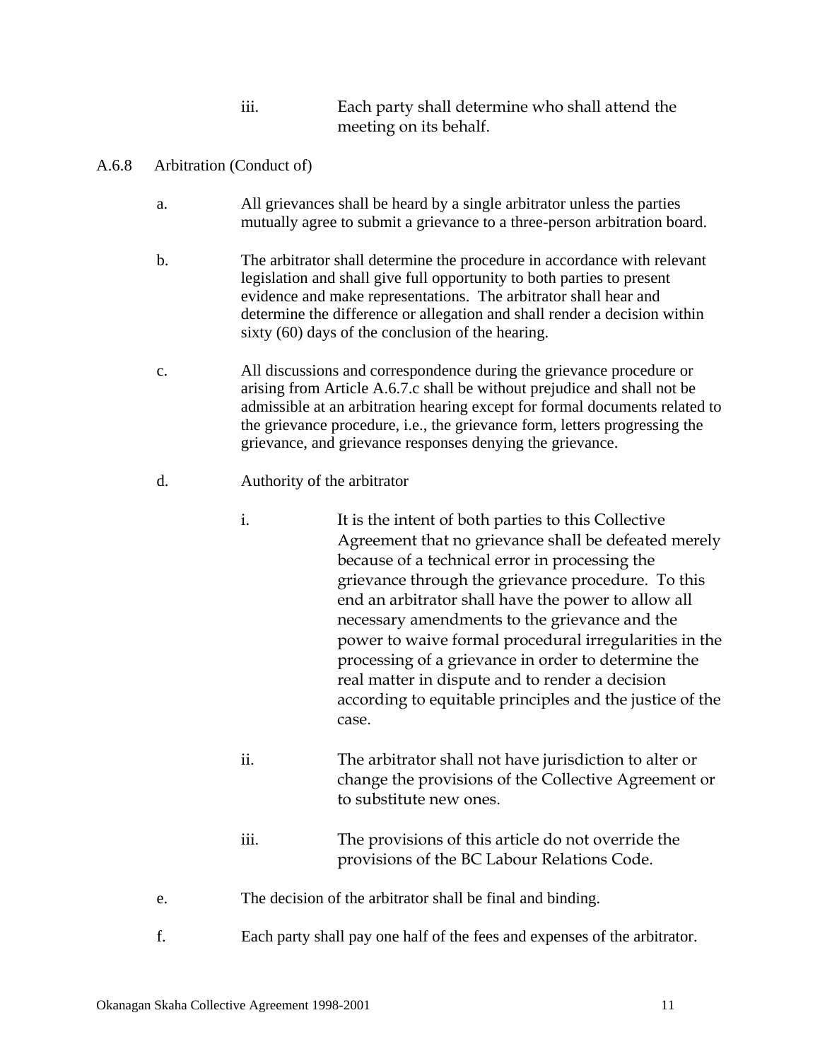iii. Each party shall determine who shall attend the meeting on its behalf.

A.6.8 Arbitration (Conduct of)

a. All grievances shall be heard by a single arbitrator unless the parties mutually agree to submit a grievance to a three-person arbitration board.

b. The arbitrator shall determine the procedure in accordance with relevant legislation and shall give full opportunity to both parties to present evidence and make representations. The arbitrator shall hear and determine the difference or allegation and shall render a decision within sixty (60) days of the conclusion of the hearing.

c. All discussions and correspondence during the grievance procedure or arising from Article A.6.7.c shall be without prejudice and shall not be admissible at an arbitration hearing except for formal documents related to the grievance procedure, i.e., the grievance form, letters progressing the grievance, and grievance responses denying the grievance.

d. Authority of the arbitrator

i. It is the intent of both parties to this Collective Agreement that no grievance shall be defeated merely because of a technical error in processing the grievance through the grievance procedure. To this end an arbitrator shall have the power to allow all necessary amendments to the grievance and the power to waive formal procedural irregularities in the processing of a grievance in order to determine the real matter in dispute and to render a decision according to equitable principles and the justice of the case.

ii. The arbitrator shall not have jurisdiction to alter or change the provisions of the Collective Agreement or to substitute new ones.

iii. The provisions of this article do not override the provisions of the BC Labour Relations Code.

e. The decision of the arbitrator shall be final and binding.

f. Each party shall pay one half of the fees and expenses of the arbitrator.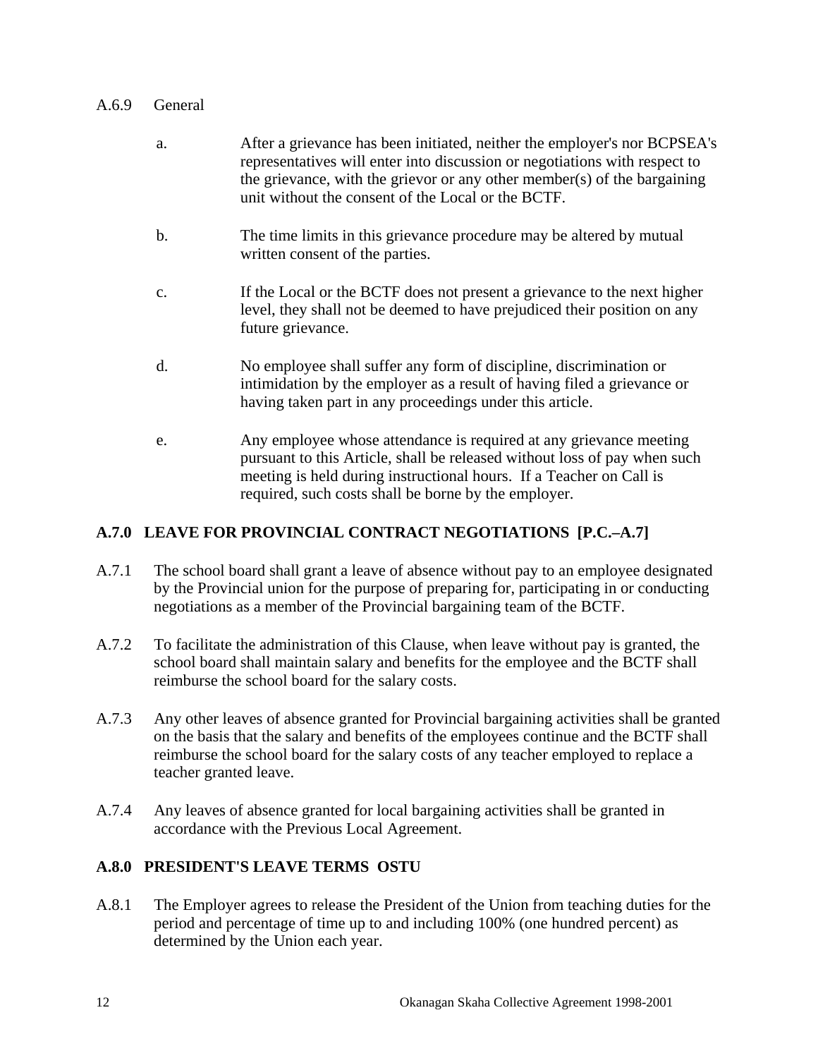A.6.9 General

a. After a grievance has been initiated, neither the employer's nor BCPSEA's representatives will enter into discussion or negotiations with respect to the grievance, with the grievor or any other member(s) of the bargaining unit without the consent of the Local or the BCTF.

b. The time limits in this grievance procedure may be altered by mutual written consent of the parties.

c. If the Local or the BCTF does not present a grievance to the next higher level, they shall not be deemed to have prejudiced their position on any future grievance.

d. No employee shall suffer any form of discipline, discrimination or intimidation by the employer as a result of having filed a grievance or having taken part in any proceedings under this article.

e. Any employee whose attendance is required at any grievance meeting pursuant to this Article, shall be released without loss of pay when such meeting is held during instructional hours. If a Teacher on Call is required, such costs shall be borne by the employer.

## A.7.0 LEAVE FOR PROVINCIAL CONTRACT NEGOTIATIONS [P.C.–A.7]

A.7.1 The school board shall grant a leave of absence without pay to an employee designated by the Provincial union for the purpose of preparing for, participating in or conducting negotiations as a member of the Provincial bargaining team of the BCTF.

A.7.2 To facilitate the administration of this Clause, when leave without pay is granted, the school board shall maintain salary and benefits for the employee and the BCTF shall reimburse the school board for the salary costs.

A.7.3 Any other leaves of absence granted for Provincial bargaining activities shall be granted on the basis that the salary and benefits of the employees continue and the BCTF shall reimburse the school board for the salary costs of any teacher employed to replace a teacher granted leave.

A.7.4 Any leaves of absence granted for local bargaining activities shall be granted in accordance with the Previous Local Agreement.

## A.8.0 PRESIDENT'S LEAVE TERMS OSTU

A.8.1 The Employer agrees to release the President of the Union from teaching duties for the period and percentage of time up to and including 100% (one hundred percent) as determined by the Union each year.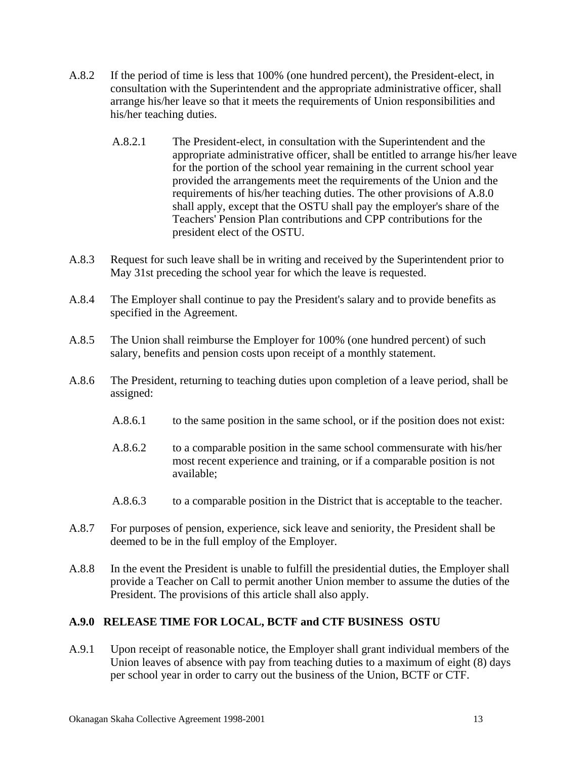A.8.2 If the period of time is less that 100% (one hundred percent), the President-elect, in consultation with the Superintendent and the appropriate administrative officer, shall arrange his/her leave so that it meets the requirements of Union responsibilities and his/her teaching duties.

A.8.2.1 The President-elect, in consultation with the Superintendent and the appropriate administrative officer, shall be entitled to arrange his/her leave for the portion of the school year remaining in the current school year provided the arrangements meet the requirements of the Union and the requirements of his/her teaching duties. The other provisions of A.8.0 shall apply, except that the OSTU shall pay the employer's share of the Teachers' Pension Plan contributions and CPP contributions for the president elect of the OSTU.

A.8.3 Request for such leave shall be in writing and received by the Superintendent prior to May 31st preceding the school year for which the leave is requested.

A.8.4 The Employer shall continue to pay the President's salary and to provide benefits as specified in the Agreement.

A.8.5 The Union shall reimburse the Employer for 100% (one hundred percent) of such salary, benefits and pension costs upon receipt of a monthly statement.

A.8.6 The President, returning to teaching duties upon completion of a leave period, shall be assigned:

A.8.6.1 to the same position in the same school, or if the position does not exist:

A.8.6.2 to a comparable position in the same school commensurate with his/her most recent experience and training, or if a comparable position is not available;

A.8.6.3 to a comparable position in the District that is acceptable to the teacher.

A.8.7 For purposes of pension, experience, sick leave and seniority, the President shall be deemed to be in the full employ of the Employer.

A.8.8 In the event the President is unable to fulfill the presidential duties, the Employer shall provide a Teacher on Call to permit another Union member to assume the duties of the President. The provisions of this article shall also apply.

**A.9.0 RELEASE TIME FOR LOCAL, BCTF and CTF BUSINESS OSTU**

A.9.1 Upon receipt of reasonable notice, the Employer shall grant individual members of the Union leaves of absence with pay from teaching duties to a maximum of eight (8) days per school year in order to carry out the business of the Union, BCTF or CTF.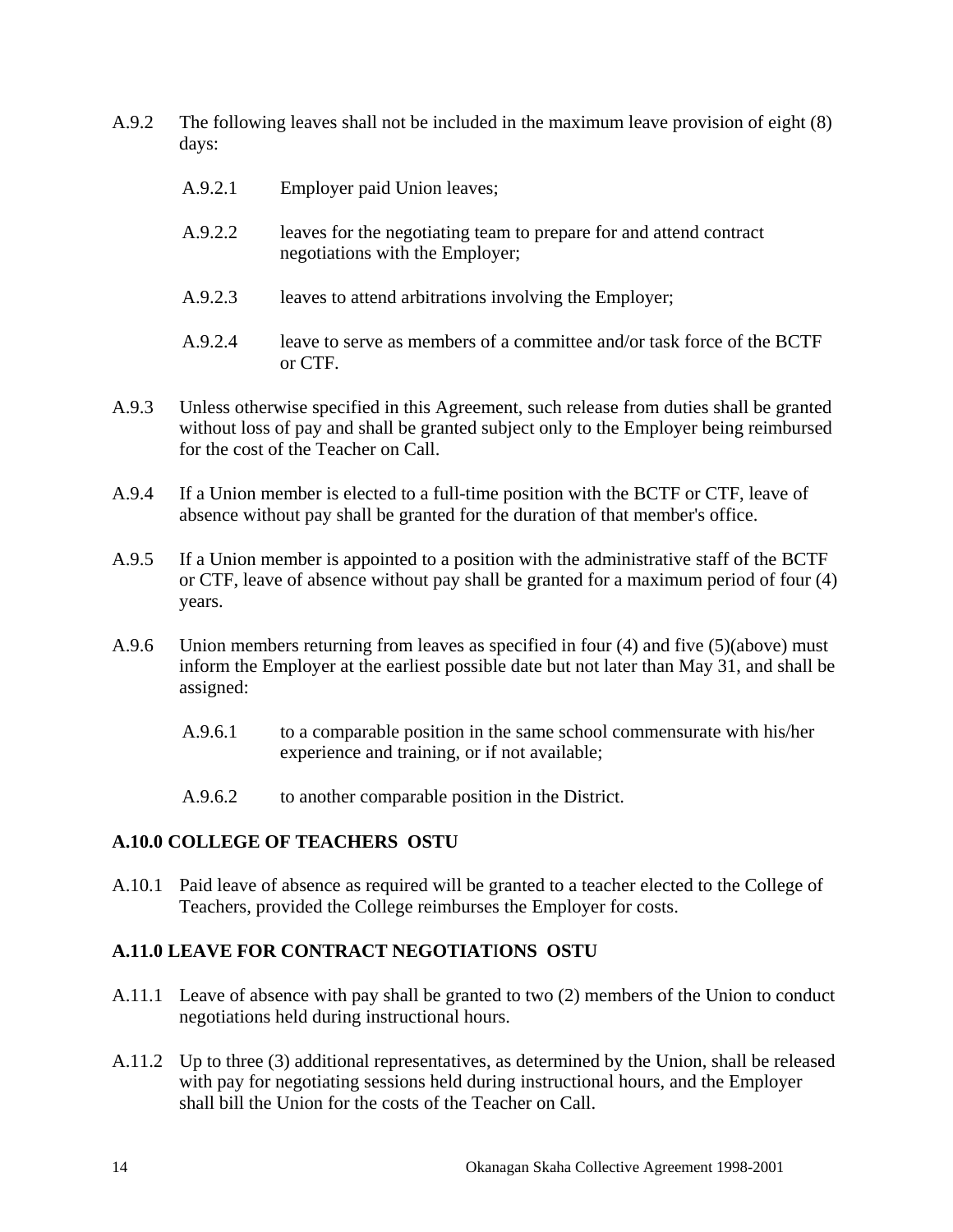A.9.2 The following leaves shall not be included in the maximum leave provision of eight (8) days:

- A.9.2.1 Employer paid Union leaves;
- A.9.2.2 leaves for the negotiating team to prepare for and attend contract negotiations with the Employer;
- A.9.2.3 leaves to attend arbitrations involving the Employer;
- A.9.2.4 leave to serve as members of a committee and/or task force of the BCTF or CTF.

A.9.3 Unless otherwise specified in this Agreement, such release from duties shall be granted without loss of pay and shall be granted subject only to the Employer being reimbursed for the cost of the Teacher on Call.

A.9.4 If a Union member is elected to a full-time position with the BCTF or CTF, leave of absence without pay shall be granted for the duration of that member's office.

A.9.5 If a Union member is appointed to a position with the administrative staff of the BCTF or CTF, leave of absence without pay shall be granted for a maximum period of four (4) years.

A.9.6 Union members returning from leaves as specified in four (4) and five (5)(above) must inform the Employer at the earliest possible date but not later than May 31, and shall be assigned:

- A.9.6.1 to a comparable position in the same school commensurate with his/her experience and training, or if not available;
- A.9.6.2 to another comparable position in the District.

**A.10.0 COLLEGE OF TEACHERS OSTU**

A.10.1 Paid leave of absence as required will be granted to a teacher elected to the College of Teachers, provided the College reimburses the Employer for costs.

**A.11.0 LEAVE FOR CONTRACT NEGOTIATIONS OSTU**

A.11.1 Leave of absence with pay shall be granted to two (2) members of the Union to conduct negotiations held during instructional hours.

A.11.2 Up to three (3) additional representatives, as determined by the Union, shall be released with pay for negotiating sessions held during instructional hours, and the Employer shall bill the Union for the costs of the Teacher on Call.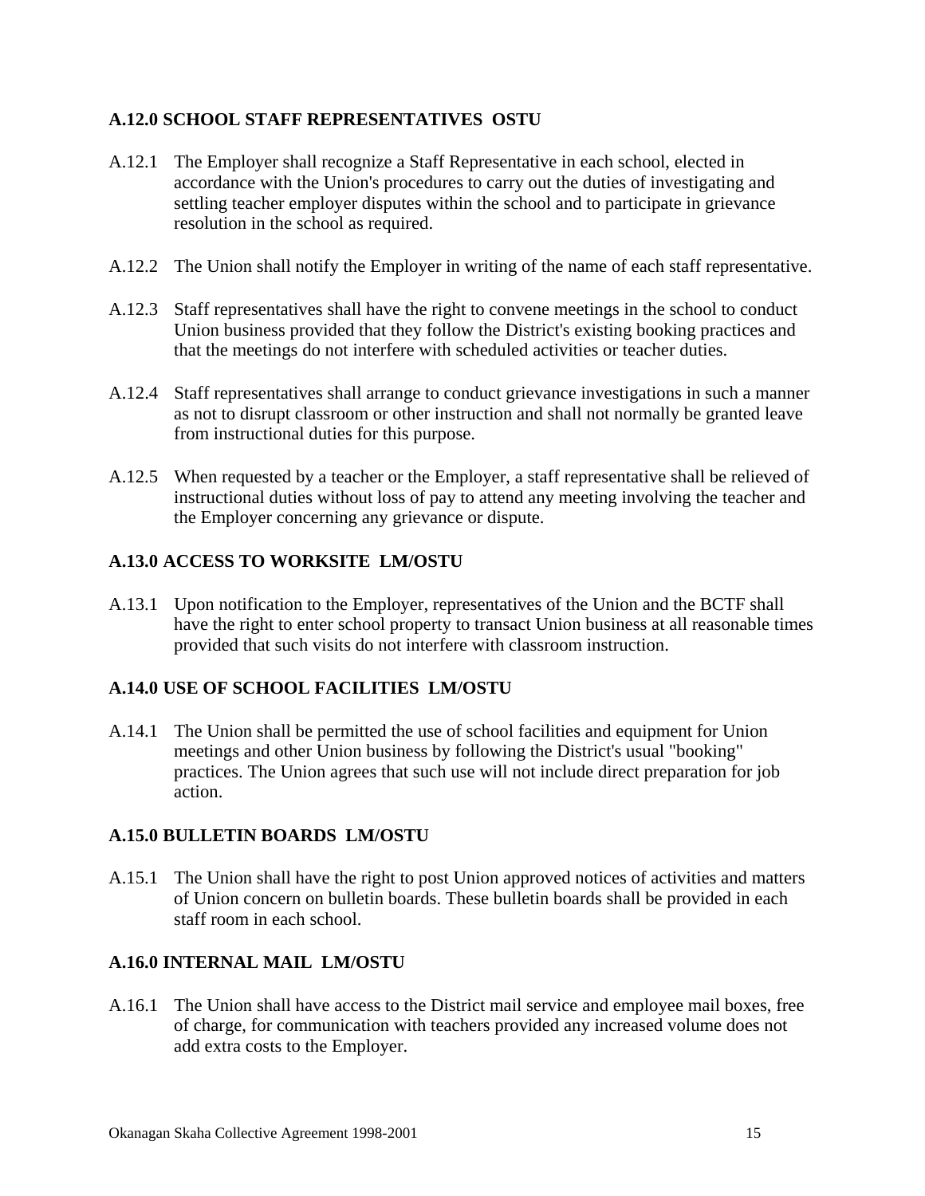### A.12.0 SCHOOL STAFF REPRESENTATIVES OSTU

A.12.1 The Employer shall recognize a Staff Representative in each school, elected in accordance with the Union's procedures to carry out the duties of investigating and settling teacher employer disputes within the school and to participate in grievance resolution in the school as required.

A.12.2 The Union shall notify the Employer in writing of the name of each staff representative.

A.12.3 Staff representatives shall have the right to convene meetings in the school to conduct Union business provided that they follow the District's existing booking practices and that the meetings do not interfere with scheduled activities or teacher duties.

A.12.4 Staff representatives shall arrange to conduct grievance investigations in such a manner as not to disrupt classroom or other instruction and shall not normally be granted leave from instructional duties for this purpose.

A.12.5 When requested by a teacher or the Employer, a staff representative shall be relieved of instructional duties without loss of pay to attend any meeting involving the teacher and the Employer concerning any grievance or dispute.

### A.13.0 ACCESS TO WORKSITE LM/OSTU

A.13.1 Upon notification to the Employer, representatives of the Union and the BCTF shall have the right to enter school property to transact Union business at all reasonable times provided that such visits do not interfere with classroom instruction.

### A.14.0 USE OF SCHOOL FACILITIES LM/OSTU

A.14.1 The Union shall be permitted the use of school facilities and equipment for Union meetings and other Union business by following the District's usual "booking" practices. The Union agrees that such use will not include direct preparation for job action.

### A.15.0 BULLETIN BOARDS LM/OSTU

A.15.1 The Union shall have the right to post Union approved notices of activities and matters of Union concern on bulletin boards. These bulletin boards shall be provided in each staff room in each school.

### A.16.0 INTERNAL MAIL LM/OSTU

A.16.1 The Union shall have access to the District mail service and employee mail boxes, free of charge, for communication with teachers provided any increased volume does not add extra costs to the Employer.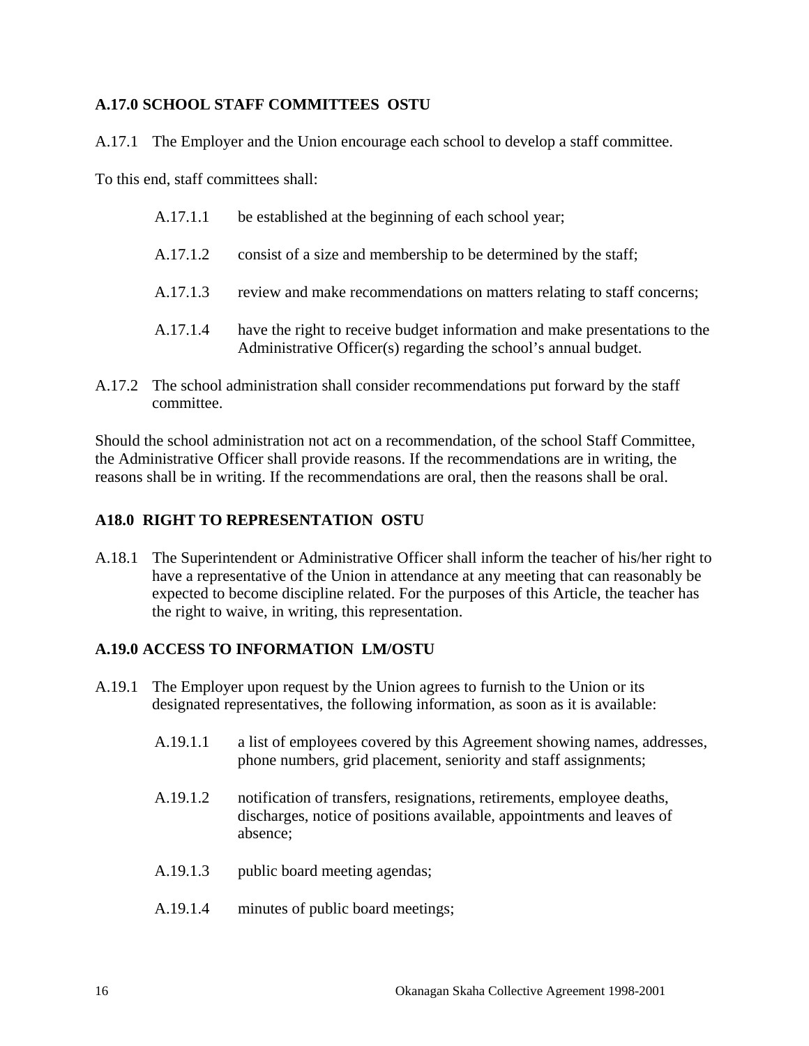### A.17.0 SCHOOL STAFF COMMITTEES OSTU

A.17.1 The Employer and the Union encourage each school to develop a staff committee.

To this end, staff committees shall:

A.17.1.1 be established at the beginning of each school year;

A.17.1.2 consist of a size and membership to be determined by the staff;

A.17.1.3 review and make recommendations on matters relating to staff concerns;

A.17.1.4 have the right to receive budget information and make presentations to the Administrative Officer(s) regarding the school's annual budget.

A.17.2 The school administration shall consider recommendations put forward by the staff committee.

Should the school administration not act on a recommendation, of the school Staff Committee, the Administrative Officer shall provide reasons. If the recommendations are in writing, the reasons shall be in writing. If the recommendations are oral, then the reasons shall be oral.

### A18.0 RIGHT TO REPRESENTATION OSTU

A.18.1 The Superintendent or Administrative Officer shall inform the teacher of his/her right to have a representative of the Union in attendance at any meeting that can reasonably be expected to become discipline related. For the purposes of this Article, the teacher has the right to waive, in writing, this representation.

### A.19.0 ACCESS TO INFORMATION LM/OSTU

A.19.1 The Employer upon request by the Union agrees to furnish to the Union or its designated representatives, the following information, as soon as it is available:

A.19.1.1 a list of employees covered by this Agreement showing names, addresses, phone numbers, grid placement, seniority and staff assignments;

A.19.1.2 notification of transfers, resignations, retirements, employee deaths, discharges, notice of positions available, appointments and leaves of absence;

A.19.1.3 public board meeting agendas;

A.19.1.4 minutes of public board meetings;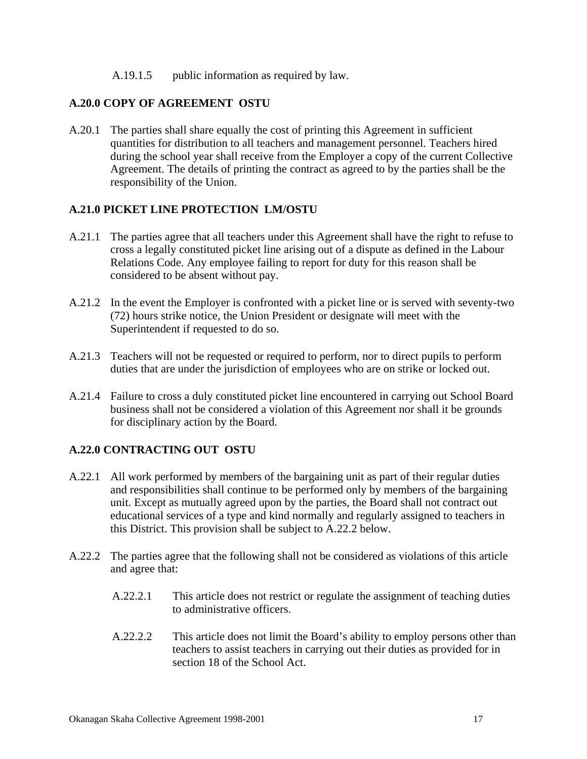A.19.1.5 public information as required by law.

## A.20.0 COPY OF AGREEMENT OSTU

A.20.1 The parties shall share equally the cost of printing this Agreement in sufficient quantities for distribution to all teachers and management personnel. Teachers hired during the school year shall receive from the Employer a copy of the current Collective Agreement. The details of printing the contract as agreed to by the parties shall be the responsibility of the Union.

## A.21.0 PICKET LINE PROTECTION LM/OSTU

A.21.1 The parties agree that all teachers under this Agreement shall have the right to refuse to cross a legally constituted picket line arising out of a dispute as defined in the Labour Relations Code. Any employee failing to report for duty for this reason shall be considered to be absent without pay.

A.21.2 In the event the Employer is confronted with a picket line or is served with seventy-two (72) hours strike notice, the Union President or designate will meet with the Superintendent if requested to do so.

A.21.3 Teachers will not be requested or required to perform, nor to direct pupils to perform duties that are under the jurisdiction of employees who are on strike or locked out.

A.21.4 Failure to cross a duly constituted picket line encountered in carrying out School Board business shall not be considered a violation of this Agreement nor shall it be grounds for disciplinary action by the Board.

## A.22.0 CONTRACTING OUT OSTU

A.22.1 All work performed by members of the bargaining unit as part of their regular duties and responsibilities shall continue to be performed only by members of the bargaining unit. Except as mutually agreed upon by the parties, the Board shall not contract out educational services of a type and kind normally and regularly assigned to teachers in this District. This provision shall be subject to A.22.2 below.

A.22.2 The parties agree that the following shall not be considered as violations of this article and agree that:

A.22.2.1 This article does not restrict or regulate the assignment of teaching duties to administrative officers.

A.22.2.2 This article does not limit the Board's ability to employ persons other than teachers to assist teachers in carrying out their duties as provided for in section 18 of the School Act.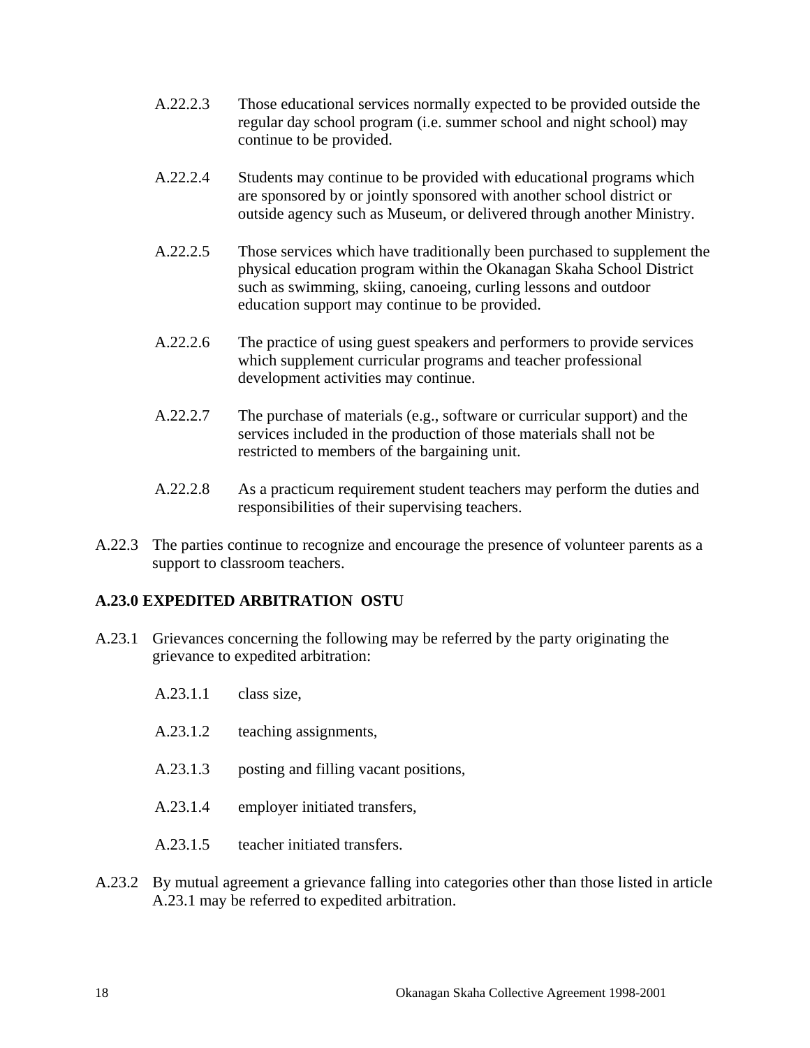A.22.2.3 Those educational services normally expected to be provided outside the regular day school program (i.e. summer school and night school) may continue to be provided.

A.22.2.4 Students may continue to be provided with educational programs which are sponsored by or jointly sponsored with another school district or outside agency such as Museum, or delivered through another Ministry.

A.22.2.5 Those services which have traditionally been purchased to supplement the physical education program within the Okanagan Skaha School District such as swimming, skiing, canoeing, curling lessons and outdoor education support may continue to be provided.

A.22.2.6 The practice of using guest speakers and performers to provide services which supplement curricular programs and teacher professional development activities may continue.

A.22.2.7 The purchase of materials (e.g., software or curricular support) and the services included in the production of those materials shall not be restricted to members of the bargaining unit.

A.22.2.8 As a practicum requirement student teachers may perform the duties and responsibilities of their supervising teachers.

A.22.3 The parties continue to recognize and encourage the presence of volunteer parents as a support to classroom teachers.

**A.23.0 EXPEDITED ARBITRATION OSTU**

A.23.1 Grievances concerning the following may be referred by the party originating the grievance to expedited arbitration:

A.23.1.1 class size,

A.23.1.2 teaching assignments,

A.23.1.3 posting and filling vacant positions,

A.23.1.4 employer initiated transfers,

A.23.1.5 teacher initiated transfers.

A.23.2 By mutual agreement a grievance falling into categories other than those listed in article A.23.1 may be referred to expedited arbitration.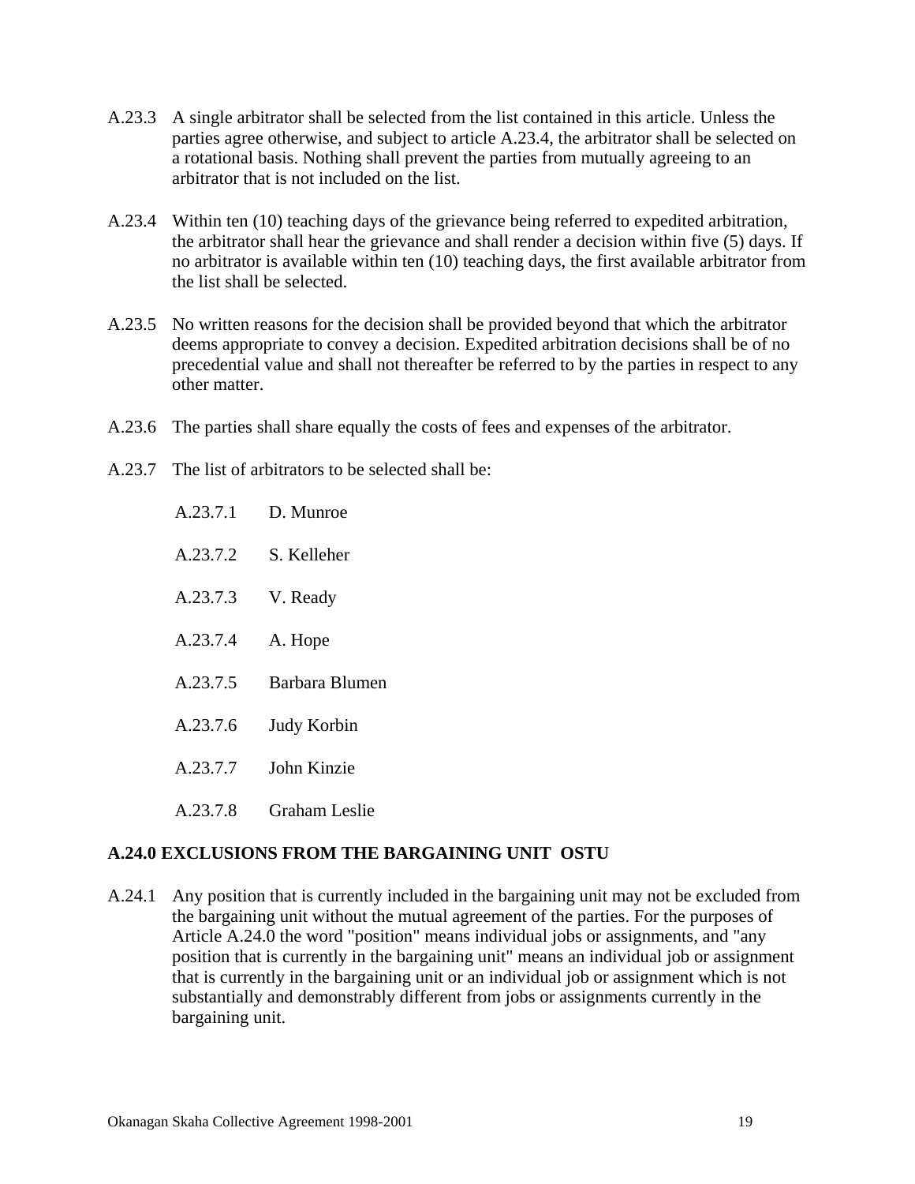A.23.3 A single arbitrator shall be selected from the list contained in this article. Unless the parties agree otherwise, and subject to article A.23.4, the arbitrator shall be selected on a rotational basis. Nothing shall prevent the parties from mutually agreeing to an arbitrator that is not included on the list.

A.23.4 Within ten (10) teaching days of the grievance being referred to expedited arbitration, the arbitrator shall hear the grievance and shall render a decision within five (5) days. If no arbitrator is available within ten (10) teaching days, the first available arbitrator from the list shall be selected.

A.23.5 No written reasons for the decision shall be provided beyond that which the arbitrator deems appropriate to convey a decision. Expedited arbitration decisions shall be of no precedential value and shall not thereafter be referred to by the parties in respect to any other matter.

A.23.6 The parties shall share equally the costs of fees and expenses of the arbitrator.

A.23.7 The list of arbitrators to be selected shall be:

A.23.7.1 D. Munroe

A.23.7.2 S. Kelleher

A.23.7.3 V. Ready

A.23.7.4 A. Hope

A.23.7.5 Barbara Blumen

A.23.7.6 Judy Korbin

A.23.7.7 John Kinzie

A.23.7.8 Graham Leslie

**A.24.0 EXCLUSIONS FROM THE BARGAINING UNIT OSTU**

A.24.1 Any position that is currently included in the bargaining unit may not be excluded from the bargaining unit without the mutual agreement of the parties. For the purposes of Article A.24.0 the word "position" means individual jobs or assignments, and "any position that is currently in the bargaining unit" means an individual job or assignment that is currently in the bargaining unit or an individual job or assignment which is not substantially and demonstrably different from jobs or assignments currently in the bargaining unit.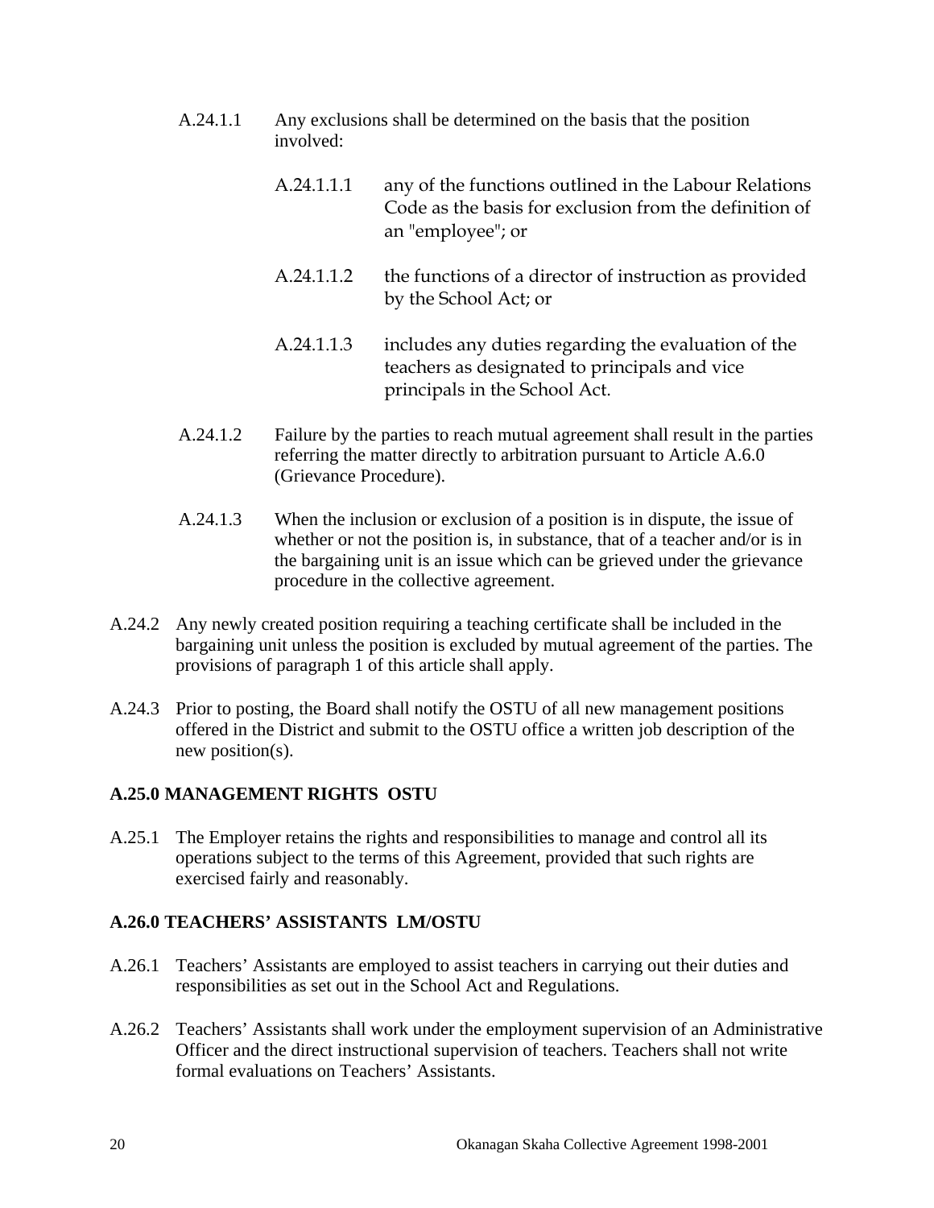A.24.1.1 Any exclusions shall be determined on the basis that the position involved:

A.24.1.1.1 any of the functions outlined in the Labour Relations Code as the basis for exclusion from the definition of an "employee"; or

A.24.1.1.2 the functions of a director of instruction as provided by the School Act; or

A.24.1.1.3 includes any duties regarding the evaluation of the teachers as designated to principals and vice principals in the School Act.

A.24.1.2 Failure by the parties to reach mutual agreement shall result in the parties referring the matter directly to arbitration pursuant to Article A.6.0 (Grievance Procedure).

A.24.1.3 When the inclusion or exclusion of a position is in dispute, the issue of whether or not the position is, in substance, that of a teacher and/or is in the bargaining unit is an issue which can be grieved under the grievance procedure in the collective agreement.

A.24.2 Any newly created position requiring a teaching certificate shall be included in the bargaining unit unless the position is excluded by mutual agreement of the parties. The provisions of paragraph 1 of this article shall apply.

A.24.3 Prior to posting, the Board shall notify the OSTU of all new management positions offered in the District and submit to the OSTU office a written job description of the new position(s).

**A.25.0 MANAGEMENT RIGHTS OSTU**

A.25.1 The Employer retains the rights and responsibilities to manage and control all its operations subject to the terms of this Agreement, provided that such rights are exercised fairly and reasonably.

**A.26.0 TEACHERS' ASSISTANTS LM/OSTU**

A.26.1 Teachers' Assistants are employed to assist teachers in carrying out their duties and responsibilities as set out in the School Act and Regulations.

A.26.2 Teachers' Assistants shall work under the employment supervision of an Administrative Officer and the direct instructional supervision of teachers. Teachers shall not write formal evaluations on Teachers' Assistants.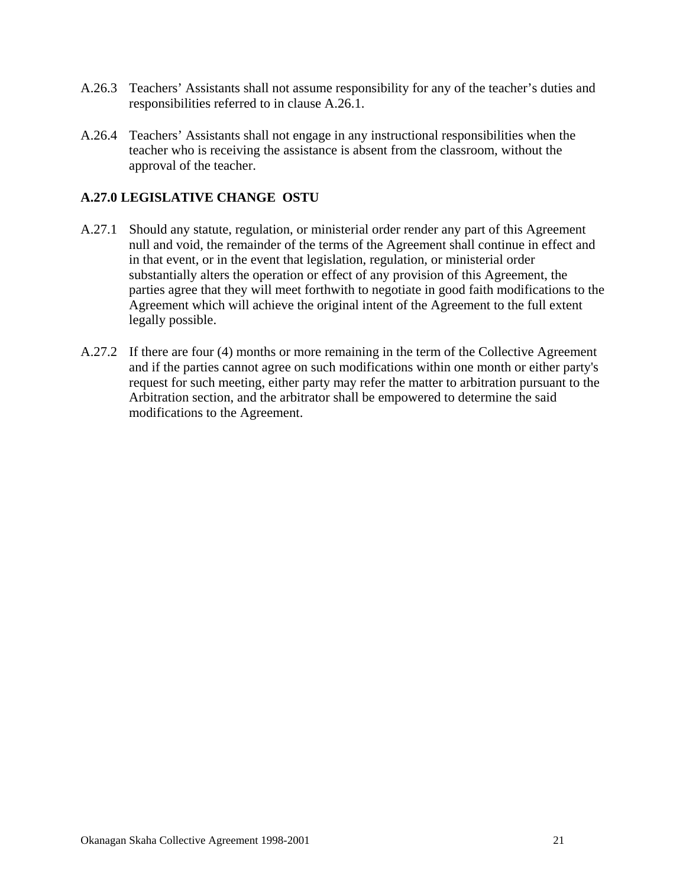A.26.3 Teachers' Assistants shall not assume responsibility for any of the teacher's duties and responsibilities referred to in clause A.26.1.

A.26.4 Teachers' Assistants shall not engage in any instructional responsibilities when the teacher who is receiving the assistance is absent from the classroom, without the approval of the teacher.

**A.27.0 LEGISLATIVE CHANGE OSTU**

A.27.1 Should any statute, regulation, or ministerial order render any part of this Agreement null and void, the remainder of the terms of the Agreement shall continue in effect and in that event, or in the event that legislation, regulation, or ministerial order substantially alters the operation or effect of any provision of this Agreement, the parties agree that they will meet forthwith to negotiate in good faith modifications to the Agreement which will achieve the original intent of the Agreement to the full extent legally possible.

A.27.2 If there are four (4) months or more remaining in the term of the Collective Agreement and if the parties cannot agree on such modifications within one month or either party's request for such meeting, either party may refer the matter to arbitration pursuant to the Arbitration section, and the arbitrator shall be empowered to determine the said modifications to the Agreement.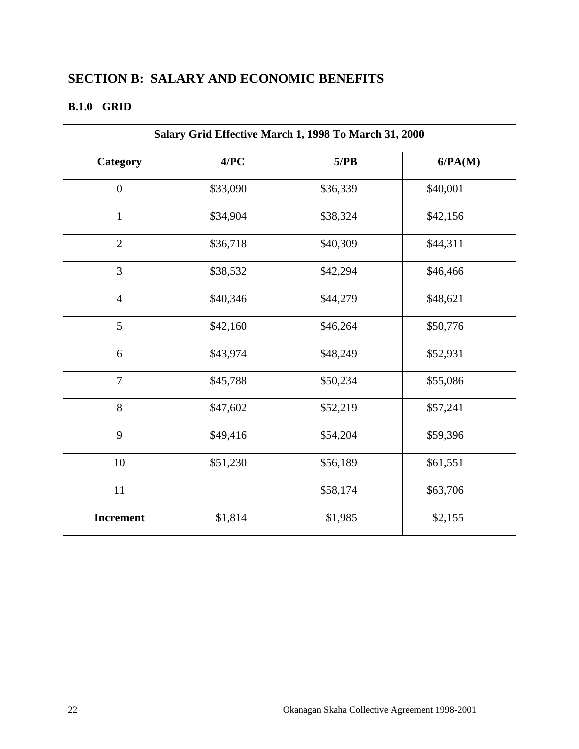# SECTION B: SALARY AND ECONOMIC BENEFITS

## B.1.0 GRID

| Salary Grid Effective March 1, 1998 To March 31, 2000 | | | |
|---|---|---|---|
| **Category** | **4/PC** | **5/PB** | **6/PA(M)** |
| 0 | $33,090 | $36,339 | $40,001 |
| 1 | $34,904 | $38,324 | $42,156 |
| 2 | $36,718 | $40,309 | $44,311 |
| 3 | $38,532 | $42,294 | $46,466 |
| 4 | $40,346 | $44,279 | $48,621 |
| 5 | $42,160 | $46,264 | $50,776 |
| 6 | $43,974 | $48,249 | $52,931 |
| 7 | $45,788 | $50,234 | $55,086 |
| 8 | $47,602 | $52,219 | $57,241 |
| 9 | $49,416 | $54,204 | $59,396 |
| 10 | $51,230 | $56,189 | $61,551 |
| 11 | | $58,174 | $63,706 |
| **Increment** | $1,814 | $1,985 | $2,155 |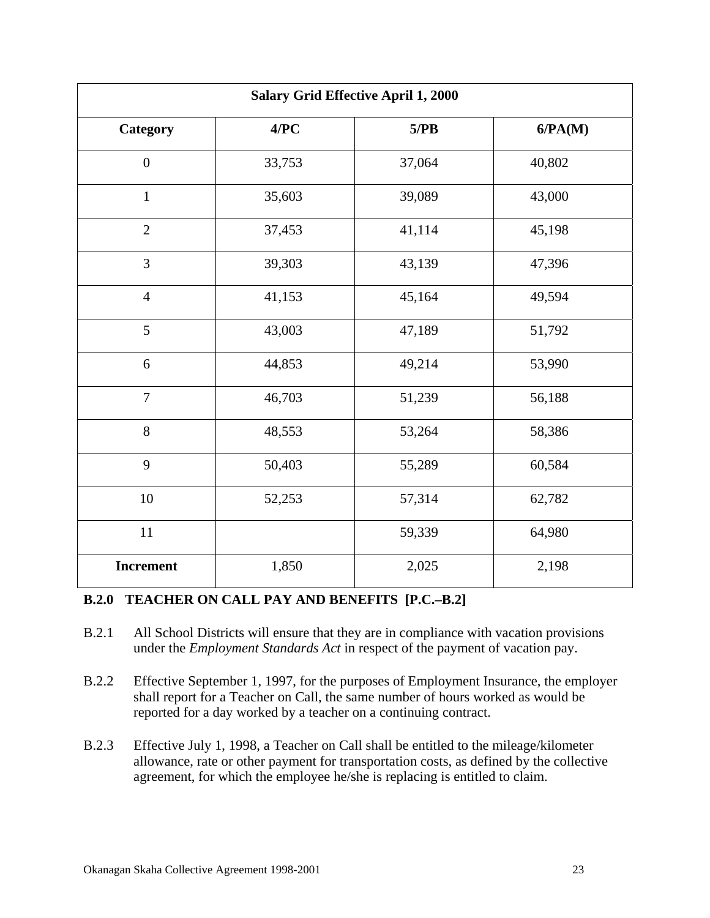| Salary Grid Effective April 1, 2000 | | | |
|---|---|---|---|
| **Category** | **4/PC** | **5/PB** | **6/PA(M)** |
| 0 | 33,753 | 37,064 | 40,802 |
| 1 | 35,603 | 39,089 | 43,000 |
| 2 | 37,453 | 41,114 | 45,198 |
| 3 | 39,303 | 43,139 | 47,396 |
| 4 | 41,153 | 45,164 | 49,594 |
| 5 | 43,003 | 47,189 | 51,792 |
| 6 | 44,853 | 49,214 | 53,990 |
| 7 | 46,703 | 51,239 | 56,188 |
| 8 | 48,553 | 53,264 | 58,386 |
| 9 | 50,403 | 55,289 | 60,584 |
| 10 | 52,253 | 57,314 | 62,782 |
| 11 | | 59,339 | 64,980 |
| **Increment** | 1,850 | 2,025 | 2,198 |

## B.2.0 TEACHER ON CALL PAY AND BENEFITS [P.C.–B.2]

B.2.1 All School Districts will ensure that they are in compliance with vacation provisions under the *Employment Standards Act* in respect of the payment of vacation pay.

B.2.2 Effective September 1, 1997, for the purposes of Employment Insurance, the employer shall report for a Teacher on Call, the same number of hours worked as would be reported for a day worked by a teacher on a continuing contract.

B.2.3 Effective July 1, 1998, a Teacher on Call shall be entitled to the mileage/kilometer allowance, rate or other payment for transportation costs, as defined by the collective agreement, for which the employee he/she is replacing is entitled to claim.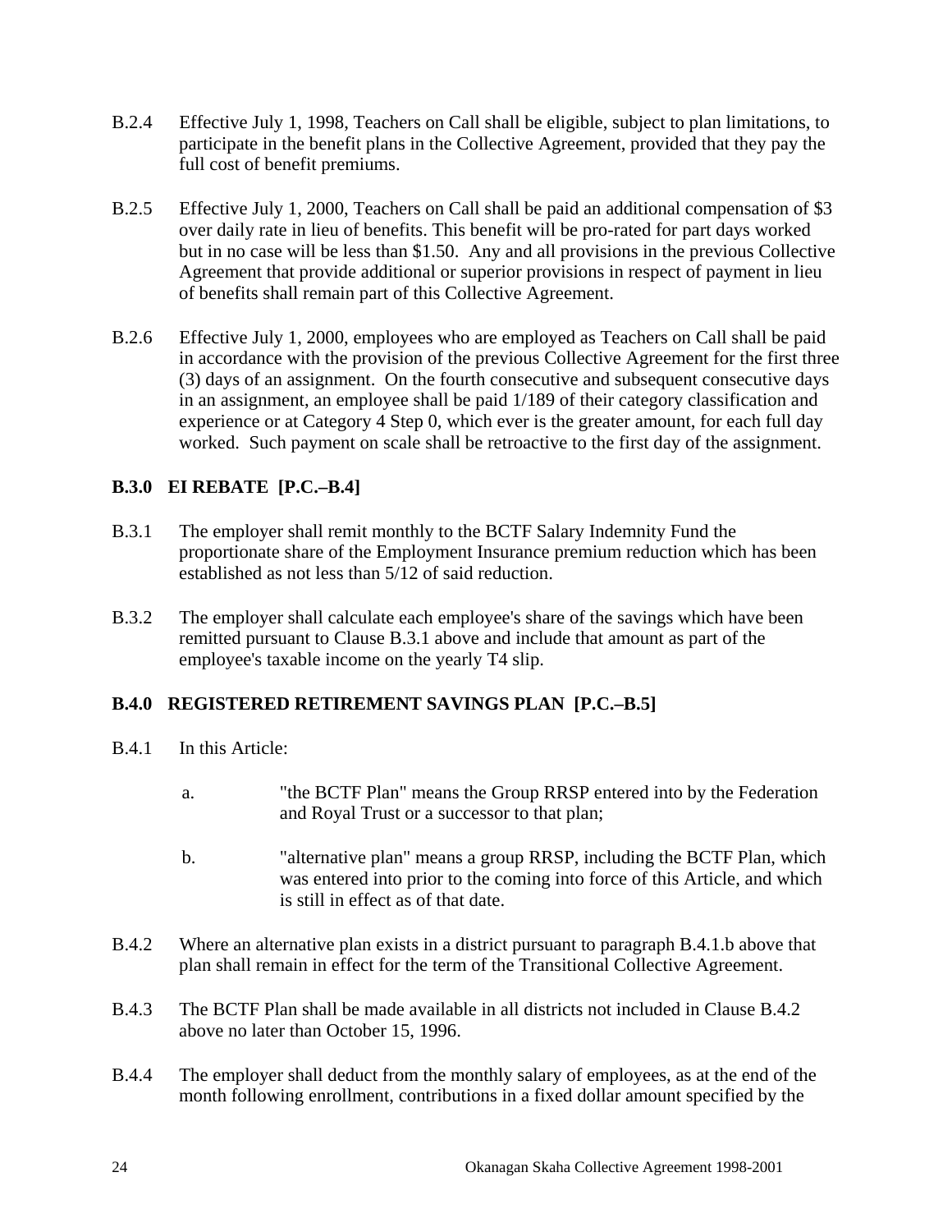B.2.4 Effective July 1, 1998, Teachers on Call shall be eligible, subject to plan limitations, to participate in the benefit plans in the Collective Agreement, provided that they pay the full cost of benefit premiums.

B.2.5 Effective July 1, 2000, Teachers on Call shall be paid an additional compensation of $3 over daily rate in lieu of benefits. This benefit will be pro-rated for part days worked but in no case will be less than $1.50. Any and all provisions in the previous Collective Agreement that provide additional or superior provisions in respect of payment in lieu of benefits shall remain part of this Collective Agreement.

B.2.6 Effective July 1, 2000, employees who are employed as Teachers on Call shall be paid in accordance with the provision of the previous Collective Agreement for the first three (3) days of an assignment. On the fourth consecutive and subsequent consecutive days in an assignment, an employee shall be paid 1/189 of their category classification and experience or at Category 4 Step 0, which ever is the greater amount, for each full day worked. Such payment on scale shall be retroactive to the first day of the assignment.

### B.3.0 EI REBATE [P.C.–B.4]

B.3.1 The employer shall remit monthly to the BCTF Salary Indemnity Fund the proportionate share of the Employment Insurance premium reduction which has been established as not less than 5/12 of said reduction.

B.3.2 The employer shall calculate each employee's share of the savings which have been remitted pursuant to Clause B.3.1 above and include that amount as part of the employee's taxable income on the yearly T4 slip.

### B.4.0 REGISTERED RETIREMENT SAVINGS PLAN [P.C.–B.5]

B.4.1 In this Article:

a. "the BCTF Plan" means the Group RRSP entered into by the Federation and Royal Trust or a successor to that plan;

b. "alternative plan" means a group RRSP, including the BCTF Plan, which was entered into prior to the coming into force of this Article, and which is still in effect as of that date.

B.4.2 Where an alternative plan exists in a district pursuant to paragraph B.4.1.b above that plan shall remain in effect for the term of the Transitional Collective Agreement.

B.4.3 The BCTF Plan shall be made available in all districts not included in Clause B.4.2 above no later than October 15, 1996.

B.4.4 The employer shall deduct from the monthly salary of employees, as at the end of the month following enrollment, contributions in a fixed dollar amount specified by the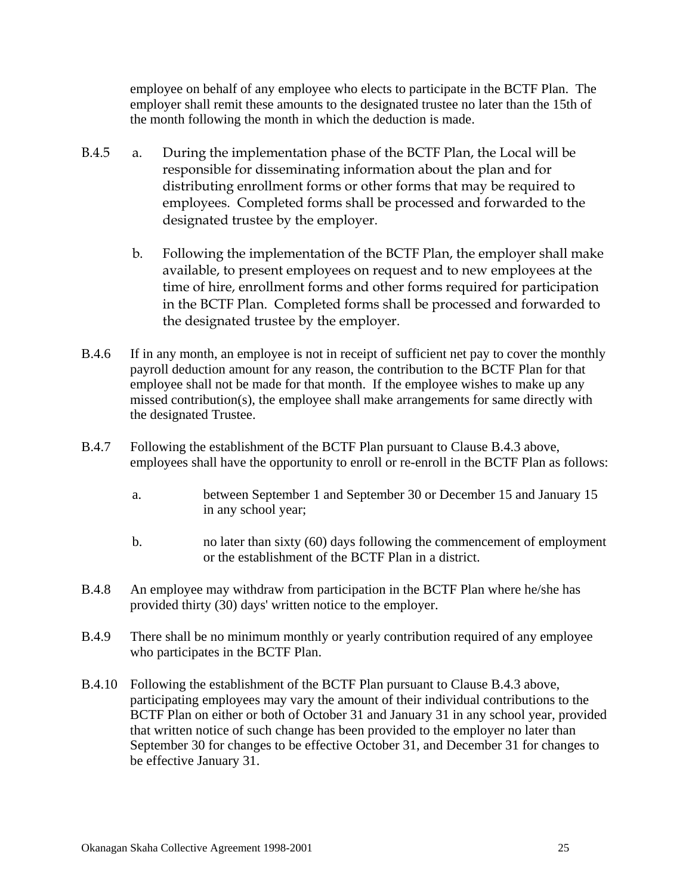employee on behalf of any employee who elects to participate in the BCTF Plan. The employer shall remit these amounts to the designated trustee no later than the 15th of the month following the month in which the deduction is made.

B.4.5 a. During the implementation phase of the BCTF Plan, the Local will be responsible for disseminating information about the plan and for distributing enrollment forms or other forms that may be required to employees. Completed forms shall be processed and forwarded to the designated trustee by the employer.

b. Following the implementation of the BCTF Plan, the employer shall make available, to present employees on request and to new employees at the time of hire, enrollment forms and other forms required for participation in the BCTF Plan. Completed forms shall be processed and forwarded to the designated trustee by the employer.

B.4.6 If in any month, an employee is not in receipt of sufficient net pay to cover the monthly payroll deduction amount for any reason, the contribution to the BCTF Plan for that employee shall not be made for that month. If the employee wishes to make up any missed contribution(s), the employee shall make arrangements for same directly with the designated Trustee.

B.4.7 Following the establishment of the BCTF Plan pursuant to Clause B.4.3 above, employees shall have the opportunity to enroll or re-enroll in the BCTF Plan as follows:

a. between September 1 and September 30 or December 15 and January 15 in any school year;

b. no later than sixty (60) days following the commencement of employment or the establishment of the BCTF Plan in a district.

B.4.8 An employee may withdraw from participation in the BCTF Plan where he/she has provided thirty (30) days' written notice to the employer.

B.4.9 There shall be no minimum monthly or yearly contribution required of any employee who participates in the BCTF Plan.

B.4.10 Following the establishment of the BCTF Plan pursuant to Clause B.4.3 above, participating employees may vary the amount of their individual contributions to the BCTF Plan on either or both of October 31 and January 31 in any school year, provided that written notice of such change has been provided to the employer no later than September 30 for changes to be effective October 31, and December 31 for changes to be effective January 31.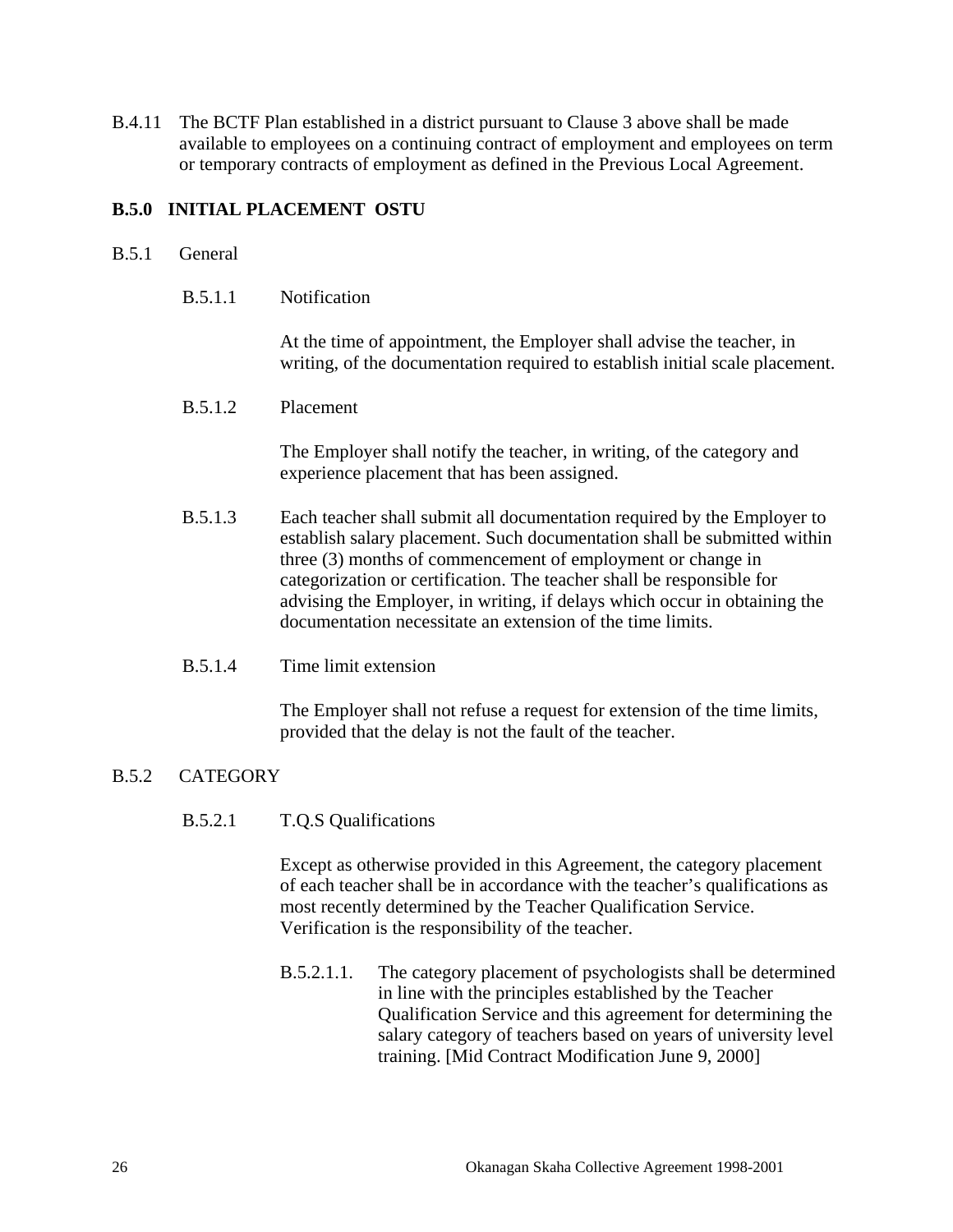B.4.11 The BCTF Plan established in a district pursuant to Clause 3 above shall be made available to employees on a continuing contract of employment and employees on term or temporary contracts of employment as defined in the Previous Local Agreement.

## B.5.0 INITIAL PLACEMENT OSTU

B.5.1 General

B.5.1.1 Notification

At the time of appointment, the Employer shall advise the teacher, in writing, of the documentation required to establish initial scale placement.

B.5.1.2 Placement

The Employer shall notify the teacher, in writing, of the category and experience placement that has been assigned.

B.5.1.3 Each teacher shall submit all documentation required by the Employer to establish salary placement. Such documentation shall be submitted within three (3) months of commencement of employment or change in categorization or certification. The teacher shall be responsible for advising the Employer, in writing, if delays which occur in obtaining the documentation necessitate an extension of the time limits.

B.5.1.4 Time limit extension

The Employer shall not refuse a request for extension of the time limits, provided that the delay is not the fault of the teacher.

B.5.2 CATEGORY

B.5.2.1 T.Q.S Qualifications

Except as otherwise provided in this Agreement, the category placement of each teacher shall be in accordance with the teacher's qualifications as most recently determined by the Teacher Qualification Service. Verification is the responsibility of the teacher.

B.5.2.1.1. The category placement of psychologists shall be determined in line with the principles established by the Teacher Qualification Service and this agreement for determining the salary category of teachers based on years of university level training. [Mid Contract Modification June 9, 2000]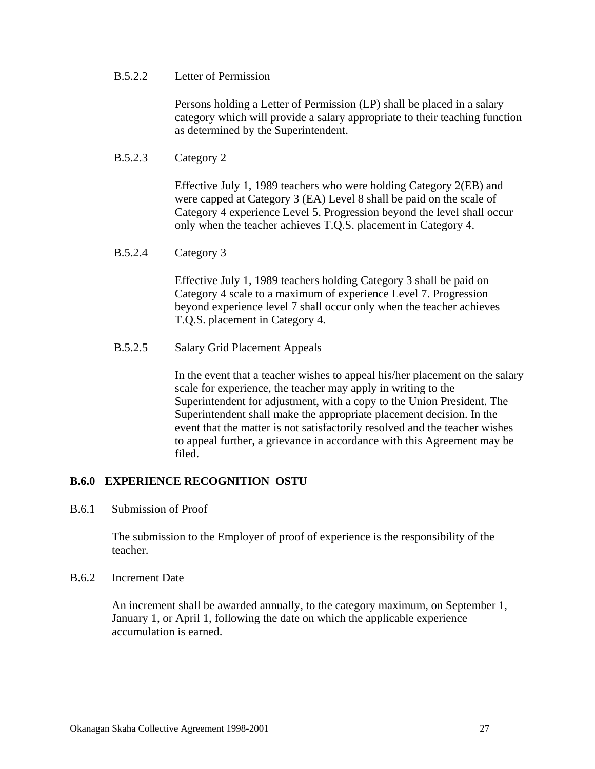B.5.2.2 Letter of Permission

Persons holding a Letter of Permission (LP) shall be placed in a salary category which will provide a salary appropriate to their teaching function as determined by the Superintendent.

B.5.2.3 Category 2

Effective July 1, 1989 teachers who were holding Category 2(EB) and were capped at Category 3 (EA) Level 8 shall be paid on the scale of Category 4 experience Level 5. Progression beyond the level shall occur only when the teacher achieves T.Q.S. placement in Category 4.

B.5.2.4 Category 3

Effective July 1, 1989 teachers holding Category 3 shall be paid on Category 4 scale to a maximum of experience Level 7. Progression beyond experience level 7 shall occur only when the teacher achieves T.Q.S. placement in Category 4.

B.5.2.5 Salary Grid Placement Appeals

In the event that a teacher wishes to appeal his/her placement on the salary scale for experience, the teacher may apply in writing to the Superintendent for adjustment, with a copy to the Union President. The Superintendent shall make the appropriate placement decision. In the event that the matter is not satisfactorily resolved and the teacher wishes to appeal further, a grievance in accordance with this Agreement may be filed.

## B.6.0 EXPERIENCE RECOGNITION OSTU

B.6.1 Submission of Proof

The submission to the Employer of proof of experience is the responsibility of the teacher.

B.6.2 Increment Date

An increment shall be awarded annually, to the category maximum, on September 1, January 1, or April 1, following the date on which the applicable experience accumulation is earned.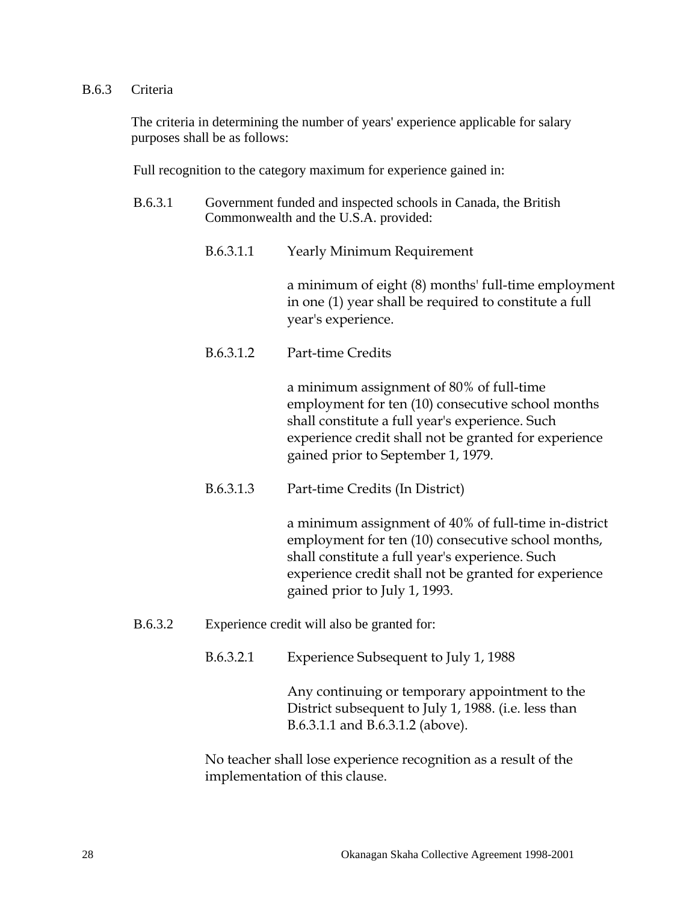B.6.3 Criteria

The criteria in determining the number of years' experience applicable for salary purposes shall be as follows:

Full recognition to the category maximum for experience gained in:

B.6.3.1 Government funded and inspected schools in Canada, the British Commonwealth and the U.S.A. provided:

B.6.3.1.1 Yearly Minimum Requirement

a minimum of eight (8) months' full-time employment in one (1) year shall be required to constitute a full year's experience.

B.6.3.1.2 Part-time Credits

a minimum assignment of 80% of full-time employment for ten (10) consecutive school months shall constitute a full year's experience. Such experience credit shall not be granted for experience gained prior to September 1, 1979.

B.6.3.1.3 Part-time Credits (In District)

a minimum assignment of 40% of full-time in-district employment for ten (10) consecutive school months, shall constitute a full year's experience. Such experience credit shall not be granted for experience gained prior to July 1, 1993.

B.6.3.2 Experience credit will also be granted for:

B.6.3.2.1 Experience Subsequent to July 1, 1988

Any continuing or temporary appointment to the District subsequent to July 1, 1988. (i.e. less than B.6.3.1.1 and B.6.3.1.2 (above).

No teacher shall lose experience recognition as a result of the implementation of this clause.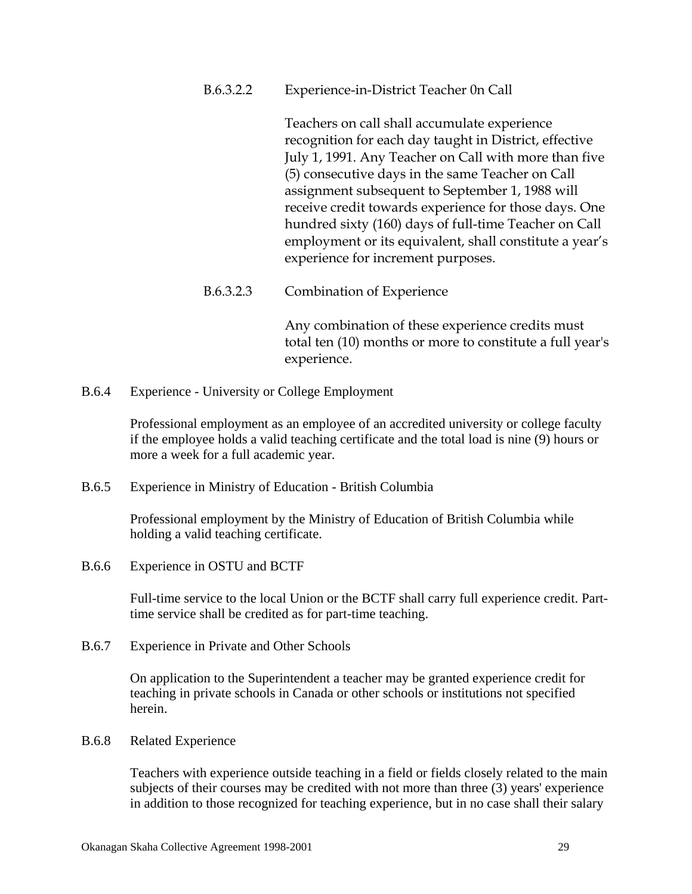B.6.3.2.2 Experience-in-District Teacher 0n Call

Teachers on call shall accumulate experience recognition for each day taught in District, effective July 1, 1991. Any Teacher on Call with more than five (5) consecutive days in the same Teacher on Call assignment subsequent to September 1, 1988 will receive credit towards experience for those days. One hundred sixty (160) days of full-time Teacher on Call employment or its equivalent, shall constitute a year's experience for increment purposes.

B.6.3.2.3 Combination of Experience

Any combination of these experience credits must total ten (10) months or more to constitute a full year's experience.

B.6.4 Experience - University or College Employment

Professional employment as an employee of an accredited university or college faculty if the employee holds a valid teaching certificate and the total load is nine (9) hours or more a week for a full academic year.

B.6.5 Experience in Ministry of Education - British Columbia

Professional employment by the Ministry of Education of British Columbia while holding a valid teaching certificate.

B.6.6 Experience in OSTU and BCTF

Full-time service to the local Union or the BCTF shall carry full experience credit. Part-time service shall be credited as for part-time teaching.

B.6.7 Experience in Private and Other Schools

On application to the Superintendent a teacher may be granted experience credit for teaching in private schools in Canada or other schools or institutions not specified herein.

B.6.8 Related Experience

Teachers with experience outside teaching in a field or fields closely related to the main subjects of their courses may be credited with not more than three (3) years' experience in addition to those recognized for teaching experience, but in no case shall their salary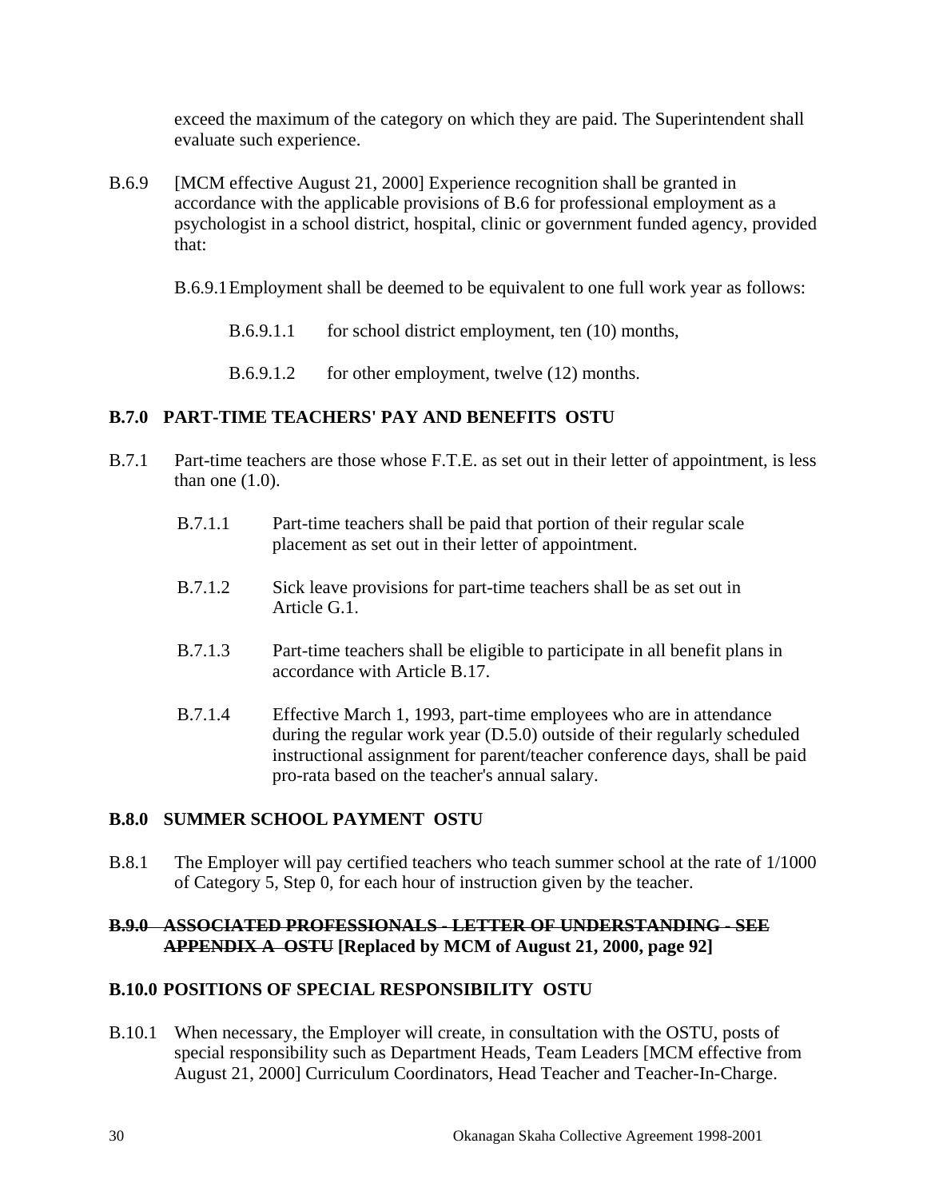exceed the maximum of the category on which they are paid. The Superintendent shall evaluate such experience.

B.6.9 [MCM effective August 21, 2000] Experience recognition shall be granted in accordance with the applicable provisions of B.6 for professional employment as a psychologist in a school district, hospital, clinic or government funded agency, provided that:

B.6.9.1 Employment shall be deemed to be equivalent to one full work year as follows:

B.6.9.1.1 for school district employment, ten (10) months,

B.6.9.1.2 for other employment, twelve (12) months.

**B.7.0 PART-TIME TEACHERS' PAY AND BENEFITS OSTU**

B.7.1 Part-time teachers are those whose F.T.E. as set out in their letter of appointment, is less than one (1.0).

B.7.1.1 Part-time teachers shall be paid that portion of their regular scale placement as set out in their letter of appointment.

B.7.1.2 Sick leave provisions for part-time teachers shall be as set out in Article G.1.

B.7.1.3 Part-time teachers shall be eligible to participate in all benefit plans in accordance with Article B.17.

B.7.1.4 Effective March 1, 1993, part-time employees who are in attendance during the regular work year (D.5.0) outside of their regularly scheduled instructional assignment for parent/teacher conference days, shall be paid pro-rata based on the teacher's annual salary.

**B.8.0 SUMMER SCHOOL PAYMENT OSTU**

B.8.1 The Employer will pay certified teachers who teach summer school at the rate of 1/1000 of Category 5, Step 0, for each hour of instruction given by the teacher.

**~~B.9.0 ASSOCIATED PROFESSIONALS - LETTER OF UNDERSTANDING - SEE APPENDIX A OSTU~~ [Replaced by MCM of August 21, 2000, page 92]**

**B.10.0 POSITIONS OF SPECIAL RESPONSIBILITY OSTU**

B.10.1 When necessary, the Employer will create, in consultation with the OSTU, posts of special responsibility such as Department Heads, Team Leaders [MCM effective from August 21, 2000] Curriculum Coordinators, Head Teacher and Teacher-In-Charge.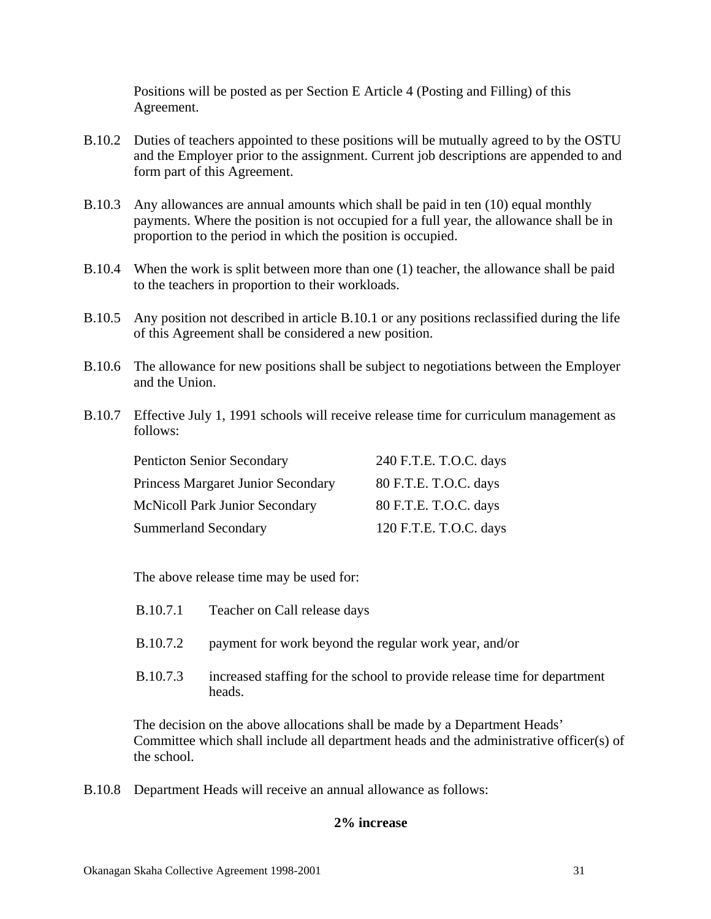Positions will be posted as per Section E Article 4 (Posting and Filling) of this Agreement.

B.10.2 Duties of teachers appointed to these positions will be mutually agreed to by the OSTU and the Employer prior to the assignment. Current job descriptions are appended to and form part of this Agreement.

B.10.3 Any allowances are annual amounts which shall be paid in ten (10) equal monthly payments. Where the position is not occupied for a full year, the allowance shall be in proportion to the period in which the position is occupied.

B.10.4 When the work is split between more than one (1) teacher, the allowance shall be paid to the teachers in proportion to their workloads.

B.10.5 Any position not described in article B.10.1 or any positions reclassified during the life of this Agreement shall be considered a new position.

B.10.6 The allowance for new positions shall be subject to negotiations between the Employer and the Union.

B.10.7 Effective July 1, 1991 schools will receive release time for curriculum management as follows:

| | |
|---|---|
| Penticton Senior Secondary | 240 F.T.E. T.O.C. days |
| Princess Margaret Junior Secondary | 80 F.T.E. T.O.C. days |
| McNicoll Park Junior Secondary | 80 F.T.E. T.O.C. days |
| Summerland Secondary | 120 F.T.E. T.O.C. days |

The above release time may be used for:

B.10.7.1 Teacher on Call release days

B.10.7.2 payment for work beyond the regular work year, and/or

B.10.7.3 increased staffing for the school to provide release time for department heads.

The decision on the above allocations shall be made by a Department Heads' Committee which shall include all department heads and the administrative officer(s) of the school.

B.10.8 Department Heads will receive an annual allowance as follows:

**2% increase**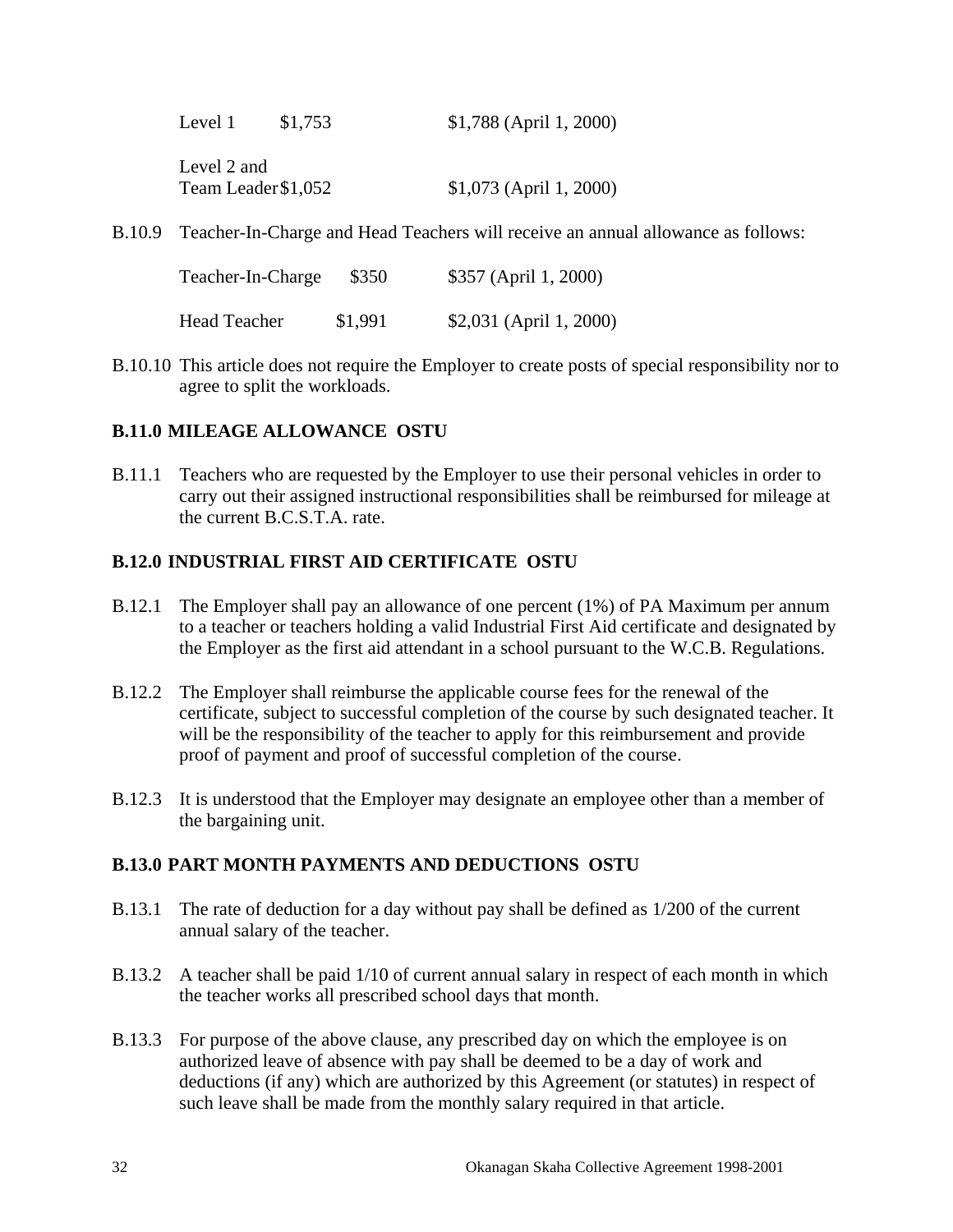| | | |
|---|---|---|
| Level 1 | $1,753 | $1,788 (April 1, 2000) |
| Level 2 and Team Leader | $1,052 | $1,073 (April 1, 2000) |

B.10.9 Teacher-In-Charge and Head Teachers will receive an annual allowance as follows:

| | | |
|---|---|---|
| Teacher-In-Charge | $350 | $357 (April 1, 2000) |
| Head Teacher | $1,991 | $2,031 (April 1, 2000) |

B.10.10 This article does not require the Employer to create posts of special responsibility nor to agree to split the workloads.

**B.11.0 MILEAGE ALLOWANCE OSTU**

B.11.1 Teachers who are requested by the Employer to use their personal vehicles in order to carry out their assigned instructional responsibilities shall be reimbursed for mileage at the current B.C.S.T.A. rate.

**B.12.0 INDUSTRIAL FIRST AID CERTIFICATE OSTU**

B.12.1 The Employer shall pay an allowance of one percent (1%) of PA Maximum per annum to a teacher or teachers holding a valid Industrial First Aid certificate and designated by the Employer as the first aid attendant in a school pursuant to the W.C.B. Regulations.

B.12.2 The Employer shall reimburse the applicable course fees for the renewal of the certificate, subject to successful completion of the course by such designated teacher. It will be the responsibility of the teacher to apply for this reimbursement and provide proof of payment and proof of successful completion of the course.

B.12.3 It is understood that the Employer may designate an employee other than a member of the bargaining unit.

**B.13.0 PART MONTH PAYMENTS AND DEDUCTIONS OSTU**

B.13.1 The rate of deduction for a day without pay shall be defined as 1/200 of the current annual salary of the teacher.

B.13.2 A teacher shall be paid 1/10 of current annual salary in respect of each month in which the teacher works all prescribed school days that month.

B.13.3 For purpose of the above clause, any prescribed day on which the employee is on authorized leave of absence with pay shall be deemed to be a day of work and deductions (if any) which are authorized by this Agreement (or statutes) in respect of such leave shall be made from the monthly salary required in that article.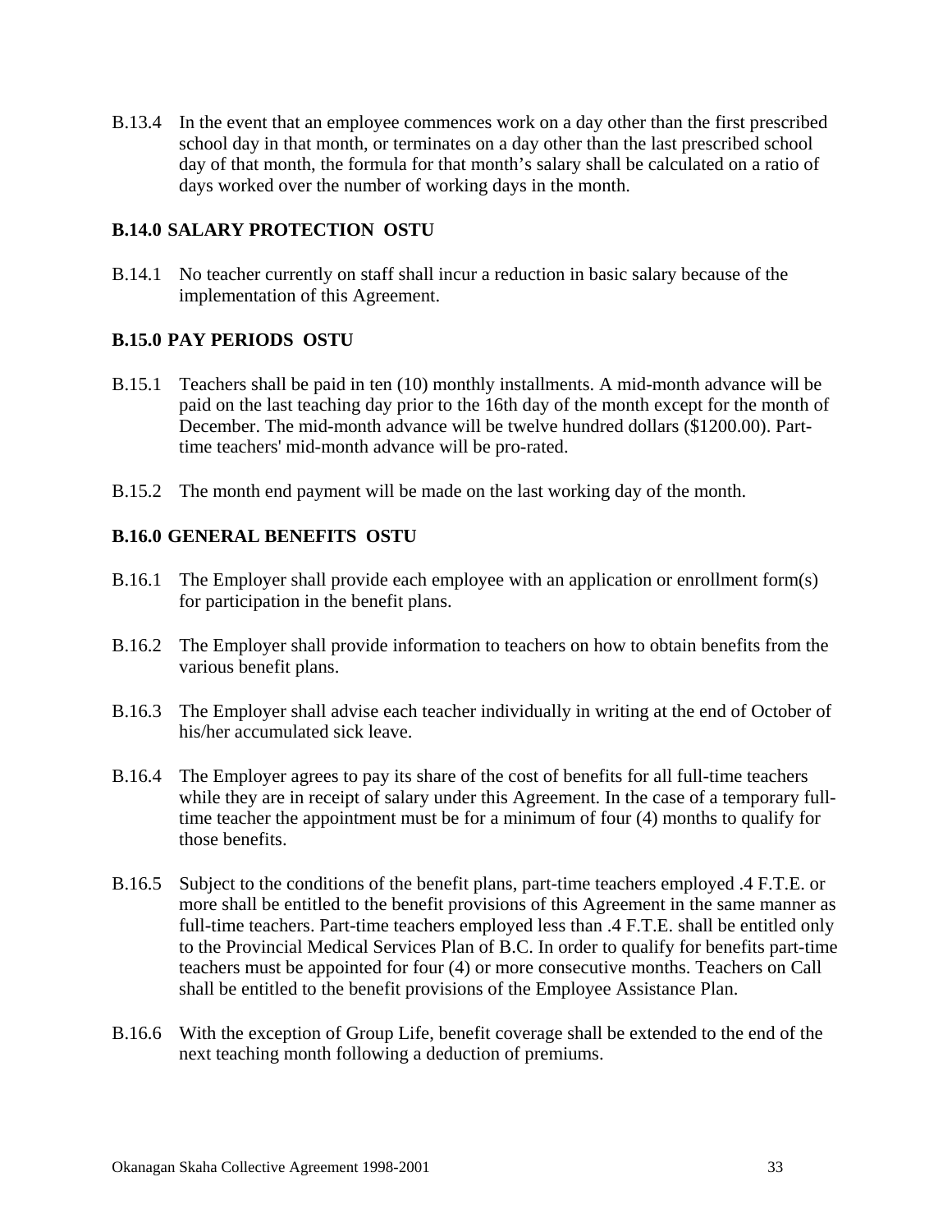B.13.4 In the event that an employee commences work on a day other than the first prescribed school day in that month, or terminates on a day other than the last prescribed school day of that month, the formula for that month's salary shall be calculated on a ratio of days worked over the number of working days in the month.

### B.14.0 SALARY PROTECTION OSTU

B.14.1 No teacher currently on staff shall incur a reduction in basic salary because of the implementation of this Agreement.

### B.15.0 PAY PERIODS OSTU

B.15.1 Teachers shall be paid in ten (10) monthly installments. A mid-month advance will be paid on the last teaching day prior to the 16th day of the month except for the month of December. The mid-month advance will be twelve hundred dollars ($1200.00). Part-time teachers' mid-month advance will be pro-rated.

B.15.2 The month end payment will be made on the last working day of the month.

### B.16.0 GENERAL BENEFITS OSTU

B.16.1 The Employer shall provide each employee with an application or enrollment form(s) for participation in the benefit plans.

B.16.2 The Employer shall provide information to teachers on how to obtain benefits from the various benefit plans.

B.16.3 The Employer shall advise each teacher individually in writing at the end of October of his/her accumulated sick leave.

B.16.4 The Employer agrees to pay its share of the cost of benefits for all full-time teachers while they are in receipt of salary under this Agreement. In the case of a temporary full-time teacher the appointment must be for a minimum of four (4) months to qualify for those benefits.

B.16.5 Subject to the conditions of the benefit plans, part-time teachers employed .4 F.T.E. or more shall be entitled to the benefit provisions of this Agreement in the same manner as full-time teachers. Part-time teachers employed less than .4 F.T.E. shall be entitled only to the Provincial Medical Services Plan of B.C. In order to qualify for benefits part-time teachers must be appointed for four (4) or more consecutive months. Teachers on Call shall be entitled to the benefit provisions of the Employee Assistance Plan.

B.16.6 With the exception of Group Life, benefit coverage shall be extended to the end of the next teaching month following a deduction of premiums.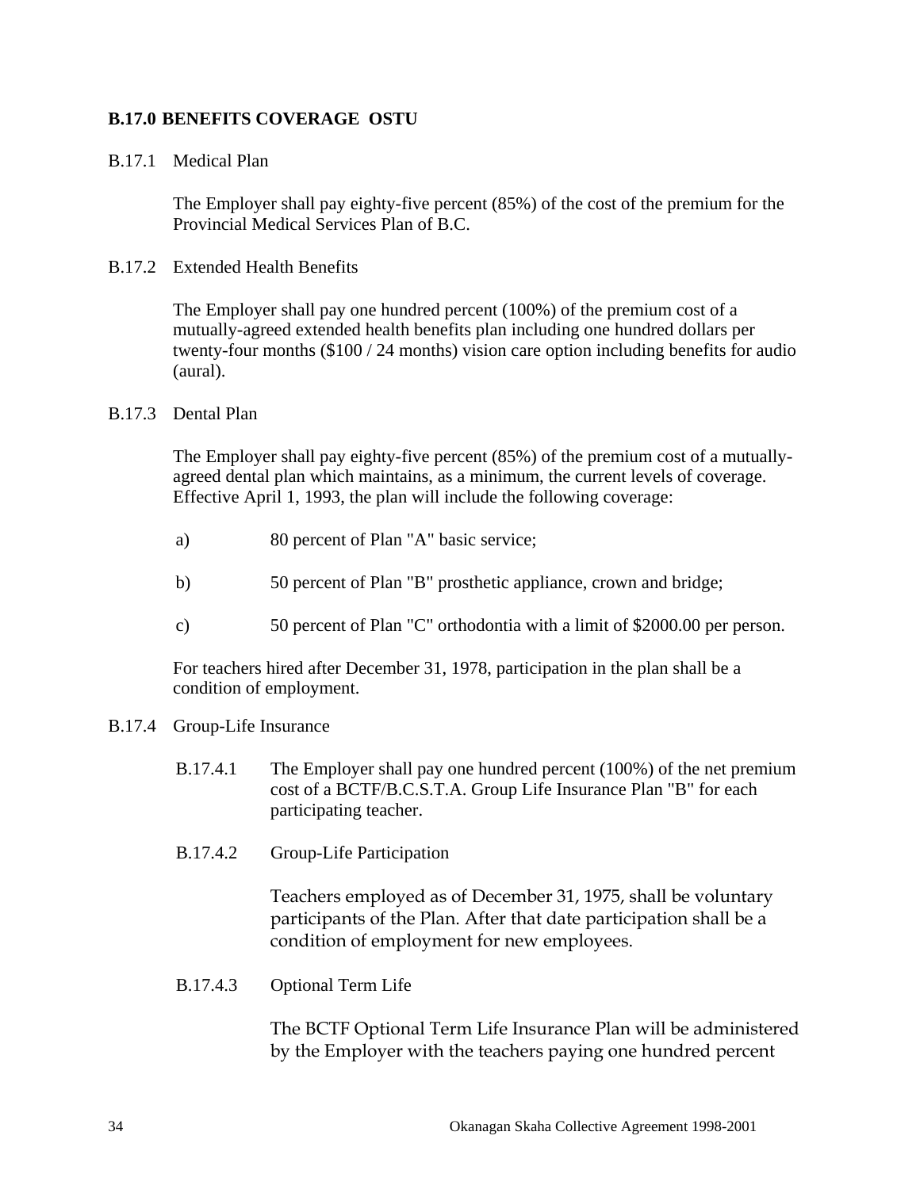**B.17.0 BENEFITS COVERAGE OSTU**

B.17.1 Medical Plan

The Employer shall pay eighty-five percent (85%) of the cost of the premium for the Provincial Medical Services Plan of B.C.

B.17.2 Extended Health Benefits

The Employer shall pay one hundred percent (100%) of the premium cost of a mutually-agreed extended health benefits plan including one hundred dollars per twenty-four months ($100 / 24 months) vision care option including benefits for audio (aural).

B.17.3 Dental Plan

The Employer shall pay eighty-five percent (85%) of the premium cost of a mutually-agreed dental plan which maintains, as a minimum, the current levels of coverage. Effective April 1, 1993, the plan will include the following coverage:

a) 80 percent of Plan "A" basic service;

b) 50 percent of Plan "B" prosthetic appliance, crown and bridge;

c) 50 percent of Plan "C" orthodontia with a limit of $2000.00 per person.

For teachers hired after December 31, 1978, participation in the plan shall be a condition of employment.

B.17.4 Group-Life Insurance

B.17.4.1 The Employer shall pay one hundred percent (100%) of the net premium cost of a BCTF/B.C.S.T.A. Group Life Insurance Plan "B" for each participating teacher.

B.17.4.2 Group-Life Participation

Teachers employed as of December 31, 1975, shall be voluntary participants of the Plan. After that date participation shall be a condition of employment for new employees.

B.17.4.3 Optional Term Life

The BCTF Optional Term Life Insurance Plan will be administered by the Employer with the teachers paying one hundred percent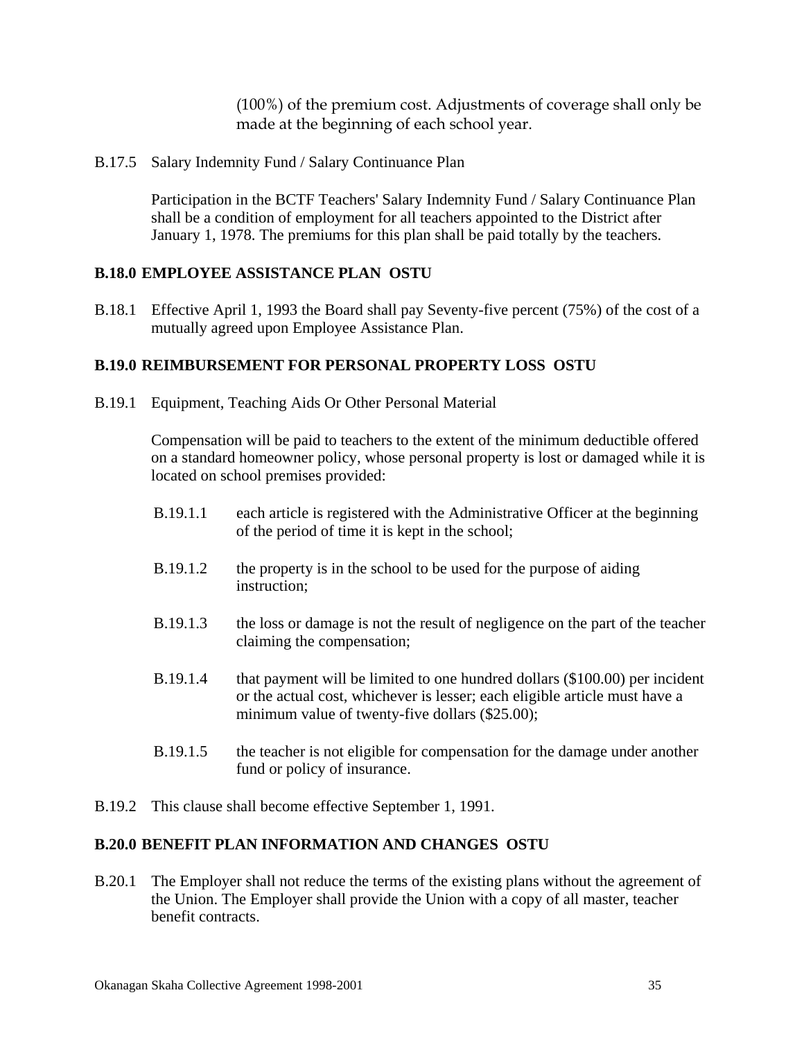(100%) of the premium cost. Adjustments of coverage shall only be made at the beginning of each school year.

B.17.5 Salary Indemnity Fund / Salary Continuance Plan

Participation in the BCTF Teachers' Salary Indemnity Fund / Salary Continuance Plan shall be a condition of employment for all teachers appointed to the District after January 1, 1978. The premiums for this plan shall be paid totally by the teachers.

## B.18.0 EMPLOYEE ASSISTANCE PLAN OSTU

B.18.1 Effective April 1, 1993 the Board shall pay Seventy-five percent (75%) of the cost of a mutually agreed upon Employee Assistance Plan.

## B.19.0 REIMBURSEMENT FOR PERSONAL PROPERTY LOSS OSTU

B.19.1 Equipment, Teaching Aids Or Other Personal Material

Compensation will be paid to teachers to the extent of the minimum deductible offered on a standard homeowner policy, whose personal property is lost or damaged while it is located on school premises provided:

B.19.1.1 each article is registered with the Administrative Officer at the beginning of the period of time it is kept in the school;

B.19.1.2 the property is in the school to be used for the purpose of aiding instruction;

B.19.1.3 the loss or damage is not the result of negligence on the part of the teacher claiming the compensation;

B.19.1.4 that payment will be limited to one hundred dollars ($100.00) per incident or the actual cost, whichever is lesser; each eligible article must have a minimum value of twenty-five dollars ($25.00);

B.19.1.5 the teacher is not eligible for compensation for the damage under another fund or policy of insurance.

B.19.2 This clause shall become effective September 1, 1991.

## B.20.0 BENEFIT PLAN INFORMATION AND CHANGES OSTU

B.20.1 The Employer shall not reduce the terms of the existing plans without the agreement of the Union. The Employer shall provide the Union with a copy of all master, teacher benefit contracts.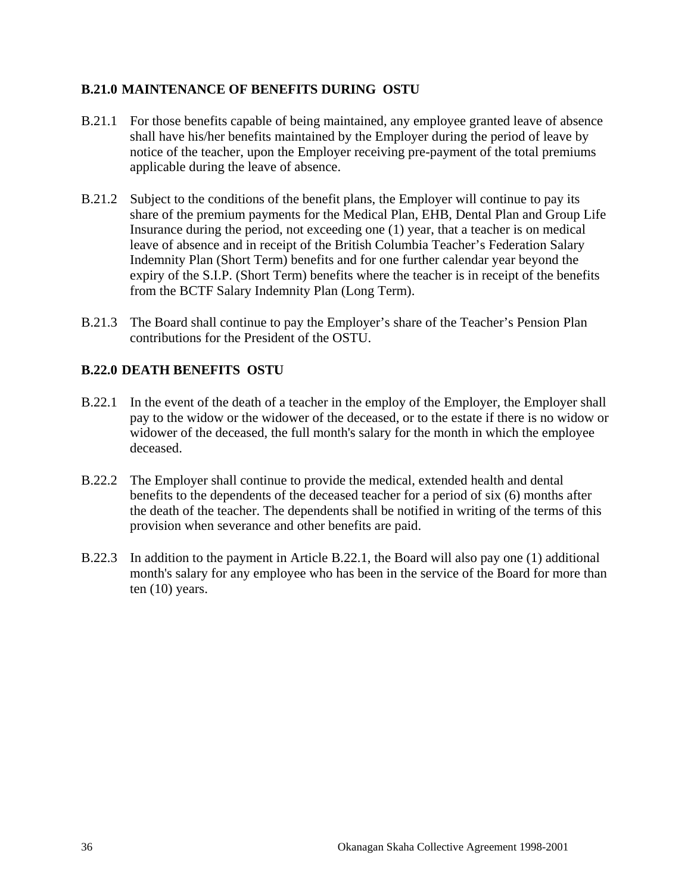## B.21.0 MAINTENANCE OF BENEFITS DURING OSTU

B.21.1 For those benefits capable of being maintained, any employee granted leave of absence shall have his/her benefits maintained by the Employer during the period of leave by notice of the teacher, upon the Employer receiving pre-payment of the total premiums applicable during the leave of absence.

B.21.2 Subject to the conditions of the benefit plans, the Employer will continue to pay its share of the premium payments for the Medical Plan, EHB, Dental Plan and Group Life Insurance during the period, not exceeding one (1) year, that a teacher is on medical leave of absence and in receipt of the British Columbia Teacher's Federation Salary Indemnity Plan (Short Term) benefits and for one further calendar year beyond the expiry of the S.I.P. (Short Term) benefits where the teacher is in receipt of the benefits from the BCTF Salary Indemnity Plan (Long Term).

B.21.3 The Board shall continue to pay the Employer's share of the Teacher's Pension Plan contributions for the President of the OSTU.

## B.22.0 DEATH BENEFITS OSTU

B.22.1 In the event of the death of a teacher in the employ of the Employer, the Employer shall pay to the widow or the widower of the deceased, or to the estate if there is no widow or widower of the deceased, the full month's salary for the month in which the employee deceased.

B.22.2 The Employer shall continue to provide the medical, extended health and dental benefits to the dependents of the deceased teacher for a period of six (6) months after the death of the teacher. The dependents shall be notified in writing of the terms of this provision when severance and other benefits are paid.

B.22.3 In addition to the payment in Article B.22.1, the Board will also pay one (1) additional month's salary for any employee who has been in the service of the Board for more than ten (10) years.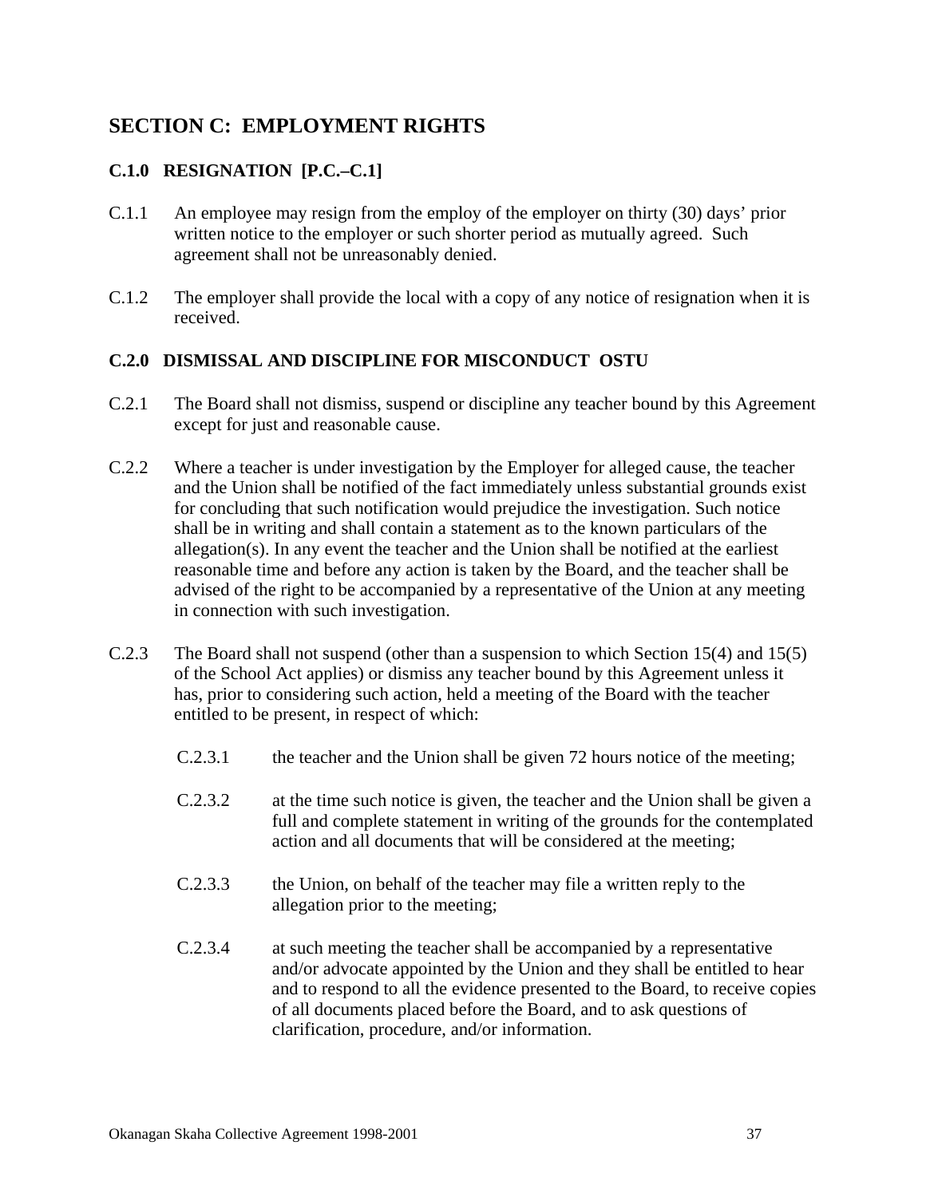## SECTION C: EMPLOYMENT RIGHTS

### C.1.0 RESIGNATION [P.C.–C.1]

C.1.1 An employee may resign from the employ of the employer on thirty (30) days' prior written notice to the employer or such shorter period as mutually agreed. Such agreement shall not be unreasonably denied.

C.1.2 The employer shall provide the local with a copy of any notice of resignation when it is received.

### C.2.0 DISMISSAL AND DISCIPLINE FOR MISCONDUCT OSTU

C.2.1 The Board shall not dismiss, suspend or discipline any teacher bound by this Agreement except for just and reasonable cause.

C.2.2 Where a teacher is under investigation by the Employer for alleged cause, the teacher and the Union shall be notified of the fact immediately unless substantial grounds exist for concluding that such notification would prejudice the investigation. Such notice shall be in writing and shall contain a statement as to the known particulars of the allegation(s). In any event the teacher and the Union shall be notified at the earliest reasonable time and before any action is taken by the Board, and the teacher shall be advised of the right to be accompanied by a representative of the Union at any meeting in connection with such investigation.

C.2.3 The Board shall not suspend (other than a suspension to which Section 15(4) and 15(5) of the School Act applies) or dismiss any teacher bound by this Agreement unless it has, prior to considering such action, held a meeting of the Board with the teacher entitled to be present, in respect of which:

C.2.3.1 the teacher and the Union shall be given 72 hours notice of the meeting;

C.2.3.2 at the time such notice is given, the teacher and the Union shall be given a full and complete statement in writing of the grounds for the contemplated action and all documents that will be considered at the meeting;

C.2.3.3 the Union, on behalf of the teacher may file a written reply to the allegation prior to the meeting;

C.2.3.4 at such meeting the teacher shall be accompanied by a representative and/or advocate appointed by the Union and they shall be entitled to hear and to respond to all the evidence presented to the Board, to receive copies of all documents placed before the Board, and to ask questions of clarification, procedure, and/or information.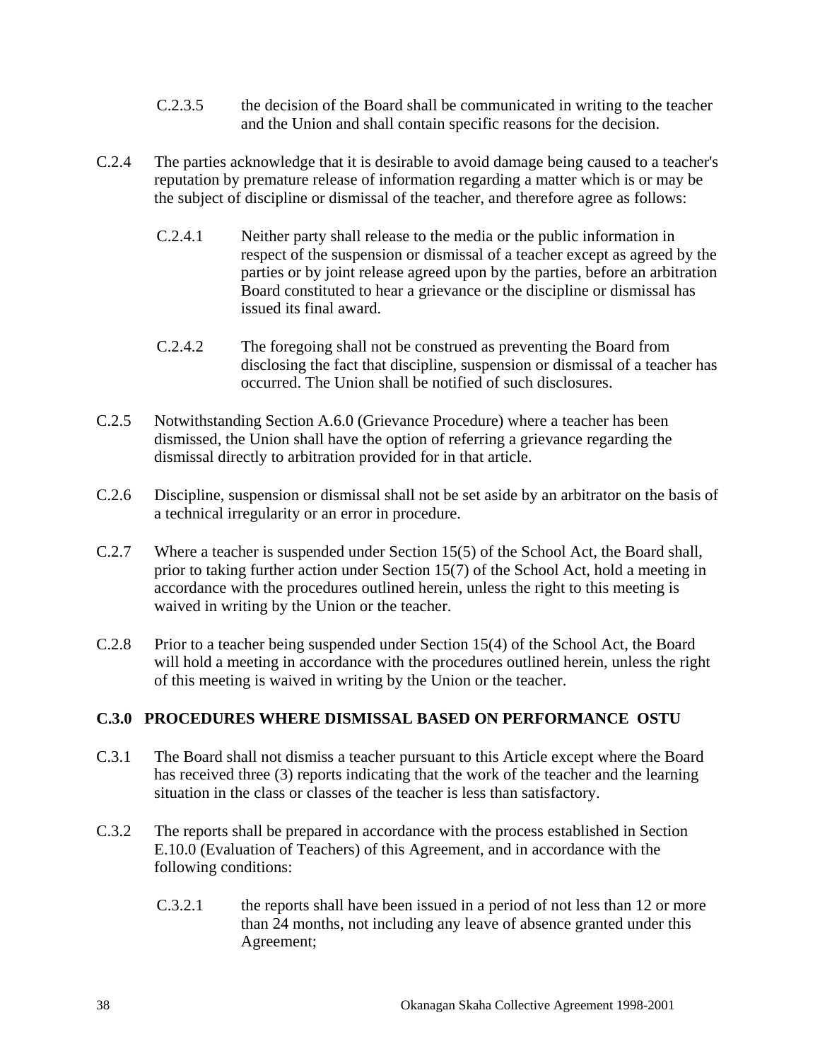C.2.3.5 the decision of the Board shall be communicated in writing to the teacher and the Union and shall contain specific reasons for the decision.

C.2.4 The parties acknowledge that it is desirable to avoid damage being caused to a teacher's reputation by premature release of information regarding a matter which is or may be the subject of discipline or dismissal of the teacher, and therefore agree as follows:

C.2.4.1 Neither party shall release to the media or the public information in respect of the suspension or dismissal of a teacher except as agreed by the parties or by joint release agreed upon by the parties, before an arbitration Board constituted to hear a grievance or the discipline or dismissal has issued its final award.

C.2.4.2 The foregoing shall not be construed as preventing the Board from disclosing the fact that discipline, suspension or dismissal of a teacher has occurred. The Union shall be notified of such disclosures.

C.2.5 Notwithstanding Section A.6.0 (Grievance Procedure) where a teacher has been dismissed, the Union shall have the option of referring a grievance regarding the dismissal directly to arbitration provided for in that article.

C.2.6 Discipline, suspension or dismissal shall not be set aside by an arbitrator on the basis of a technical irregularity or an error in procedure.

C.2.7 Where a teacher is suspended under Section 15(5) of the School Act, the Board shall, prior to taking further action under Section 15(7) of the School Act, hold a meeting in accordance with the procedures outlined herein, unless the right to this meeting is waived in writing by the Union or the teacher.

C.2.8 Prior to a teacher being suspended under Section 15(4) of the School Act, the Board will hold a meeting in accordance with the procedures outlined herein, unless the right of this meeting is waived in writing by the Union or the teacher.

**C.3.0 PROCEDURES WHERE DISMISSAL BASED ON PERFORMANCE OSTU**

C.3.1 The Board shall not dismiss a teacher pursuant to this Article except where the Board has received three (3) reports indicating that the work of the teacher and the learning situation in the class or classes of the teacher is less than satisfactory.

C.3.2 The reports shall be prepared in accordance with the process established in Section E.10.0 (Evaluation of Teachers) of this Agreement, and in accordance with the following conditions:

C.3.2.1 the reports shall have been issued in a period of not less than 12 or more than 24 months, not including any leave of absence granted under this Agreement;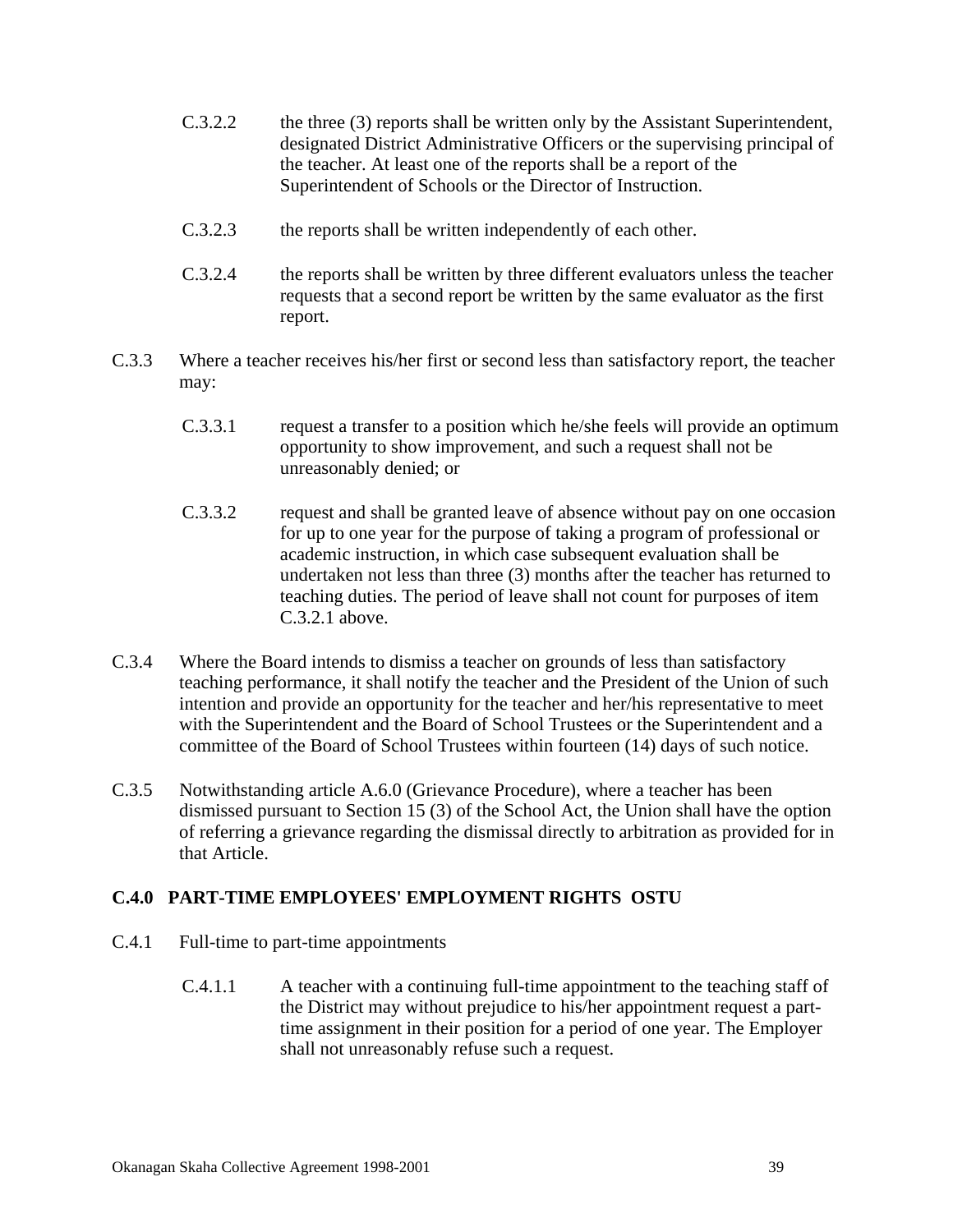C.3.2.2 the three (3) reports shall be written only by the Assistant Superintendent, designated District Administrative Officers or the supervising principal of the teacher. At least one of the reports shall be a report of the Superintendent of Schools or the Director of Instruction.

C.3.2.3 the reports shall be written independently of each other.

C.3.2.4 the reports shall be written by three different evaluators unless the teacher requests that a second report be written by the same evaluator as the first report.

C.3.3 Where a teacher receives his/her first or second less than satisfactory report, the teacher may:

C.3.3.1 request a transfer to a position which he/she feels will provide an optimum opportunity to show improvement, and such a request shall not be unreasonably denied; or

C.3.3.2 request and shall be granted leave of absence without pay on one occasion for up to one year for the purpose of taking a program of professional or academic instruction, in which case subsequent evaluation shall be undertaken not less than three (3) months after the teacher has returned to teaching duties. The period of leave shall not count for purposes of item C.3.2.1 above.

C.3.4 Where the Board intends to dismiss a teacher on grounds of less than satisfactory teaching performance, it shall notify the teacher and the President of the Union of such intention and provide an opportunity for the teacher and her/his representative to meet with the Superintendent and the Board of School Trustees or the Superintendent and a committee of the Board of School Trustees within fourteen (14) days of such notice.

C.3.5 Notwithstanding article A.6.0 (Grievance Procedure), where a teacher has been dismissed pursuant to Section 15 (3) of the School Act, the Union shall have the option of referring a grievance regarding the dismissal directly to arbitration as provided for in that Article.

## C.4.0 PART-TIME EMPLOYEES' EMPLOYMENT RIGHTS OSTU

C.4.1 Full-time to part-time appointments

C.4.1.1 A teacher with a continuing full-time appointment to the teaching staff of the District may without prejudice to his/her appointment request a part-time assignment in their position for a period of one year. The Employer shall not unreasonably refuse such a request.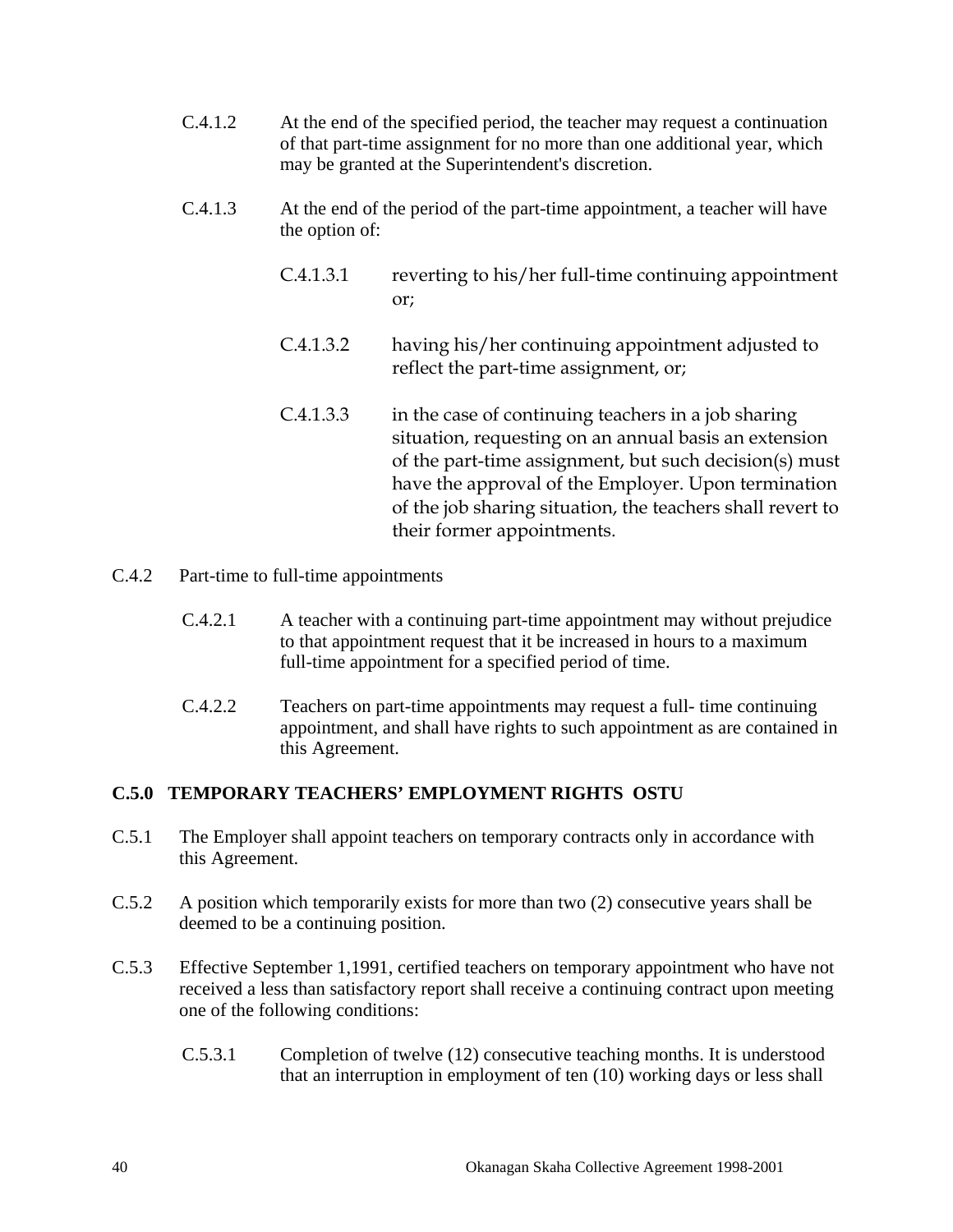C.4.1.2 At the end of the specified period, the teacher may request a continuation of that part-time assignment for no more than one additional year, which may be granted at the Superintendent's discretion.

C.4.1.3 At the end of the period of the part-time appointment, a teacher will have the option of:

C.4.1.3.1 reverting to his/her full-time continuing appointment or;

C.4.1.3.2 having his/her continuing appointment adjusted to reflect the part-time assignment, or;

C.4.1.3.3 in the case of continuing teachers in a job sharing situation, requesting on an annual basis an extension of the part-time assignment, but such decision(s) must have the approval of the Employer. Upon termination of the job sharing situation, the teachers shall revert to their former appointments.

C.4.2 Part-time to full-time appointments

C.4.2.1 A teacher with a continuing part-time appointment may without prejudice to that appointment request that it be increased in hours to a maximum full-time appointment for a specified period of time.

C.4.2.2 Teachers on part-time appointments may request a full- time continuing appointment, and shall have rights to such appointment as are contained in this Agreement.

**C.5.0 TEMPORARY TEACHERS' EMPLOYMENT RIGHTS OSTU**

C.5.1 The Employer shall appoint teachers on temporary contracts only in accordance with this Agreement.

C.5.2 A position which temporarily exists for more than two (2) consecutive years shall be deemed to be a continuing position.

C.5.3 Effective September 1,1991, certified teachers on temporary appointment who have not received a less than satisfactory report shall receive a continuing contract upon meeting one of the following conditions:

C.5.3.1 Completion of twelve (12) consecutive teaching months. It is understood that an interruption in employment of ten (10) working days or less shall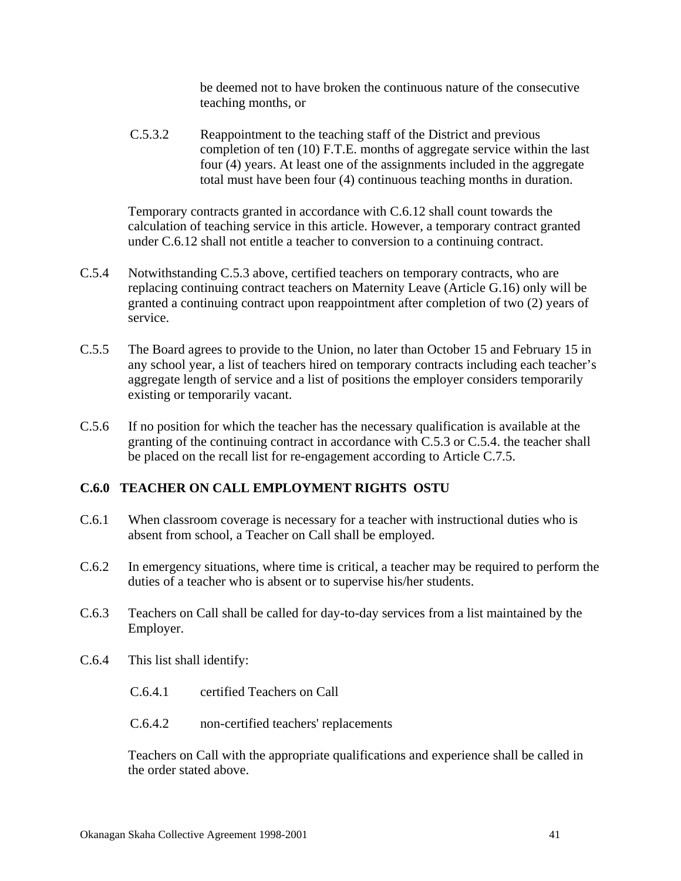be deemed not to have broken the continuous nature of the consecutive teaching months, or

C.5.3.2 Reappointment to the teaching staff of the District and previous completion of ten (10) F.T.E. months of aggregate service within the last four (4) years. At least one of the assignments included in the aggregate total must have been four (4) continuous teaching months in duration.

Temporary contracts granted in accordance with C.6.12 shall count towards the calculation of teaching service in this article. However, a temporary contract granted under C.6.12 shall not entitle a teacher to conversion to a continuing contract.

C.5.4 Notwithstanding C.5.3 above, certified teachers on temporary contracts, who are replacing continuing contract teachers on Maternity Leave (Article G.16) only will be granted a continuing contract upon reappointment after completion of two (2) years of service.

C.5.5 The Board agrees to provide to the Union, no later than October 15 and February 15 in any school year, a list of teachers hired on temporary contracts including each teacher's aggregate length of service and a list of positions the employer considers temporarily existing or temporarily vacant.

C.5.6 If no position for which the teacher has the necessary qualification is available at the granting of the continuing contract in accordance with C.5.3 or C.5.4. the teacher shall be placed on the recall list for re-engagement according to Article C.7.5.

**C.6.0 TEACHER ON CALL EMPLOYMENT RIGHTS OSTU**

C.6.1 When classroom coverage is necessary for a teacher with instructional duties who is absent from school, a Teacher on Call shall be employed.

C.6.2 In emergency situations, where time is critical, a teacher may be required to perform the duties of a teacher who is absent or to supervise his/her students.

C.6.3 Teachers on Call shall be called for day-to-day services from a list maintained by the Employer.

C.6.4 This list shall identify:

C.6.4.1 certified Teachers on Call

C.6.4.2 non-certified teachers' replacements

Teachers on Call with the appropriate qualifications and experience shall be called in the order stated above.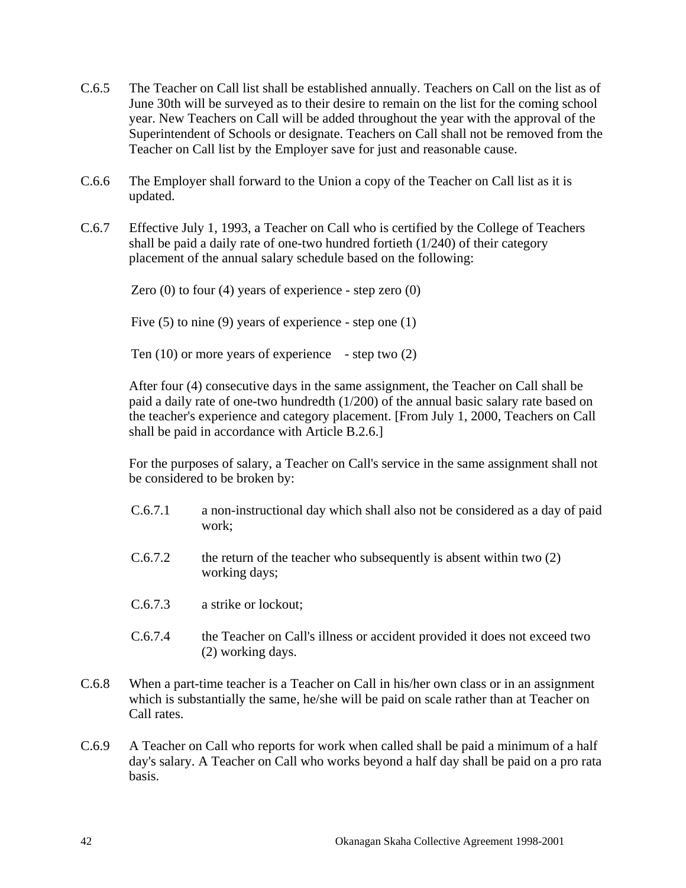C.6.5 The Teacher on Call list shall be established annually. Teachers on Call on the list as of June 30th will be surveyed as to their desire to remain on the list for the coming school year. New Teachers on Call will be added throughout the year with the approval of the Superintendent of Schools or designate. Teachers on Call shall not be removed from the Teacher on Call list by the Employer save for just and reasonable cause.

C.6.6 The Employer shall forward to the Union a copy of the Teacher on Call list as it is updated.

C.6.7 Effective July 1, 1993, a Teacher on Call who is certified by the College of Teachers shall be paid a daily rate of one-two hundred fortieth (1/240) of their category placement of the annual salary schedule based on the following:

Zero (0) to four (4) years of experience - step zero (0)

Five (5) to nine (9) years of experience - step one (1)

Ten (10) or more years of experience - step two (2)

After four (4) consecutive days in the same assignment, the Teacher on Call shall be paid a daily rate of one-two hundredth (1/200) of the annual basic salary rate based on the teacher's experience and category placement. [From July 1, 2000, Teachers on Call shall be paid in accordance with Article B.2.6.]

For the purposes of salary, a Teacher on Call's service in the same assignment shall not be considered to be broken by:

C.6.7.1 a non-instructional day which shall also not be considered as a day of paid work;

C.6.7.2 the return of the teacher who subsequently is absent within two (2) working days;

C.6.7.3 a strike or lockout;

C.6.7.4 the Teacher on Call's illness or accident provided it does not exceed two (2) working days.

C.6.8 When a part-time teacher is a Teacher on Call in his/her own class or in an assignment which is substantially the same, he/she will be paid on scale rather than at Teacher on Call rates.

C.6.9 A Teacher on Call who reports for work when called shall be paid a minimum of a half day's salary. A Teacher on Call who works beyond a half day shall be paid on a pro rata basis.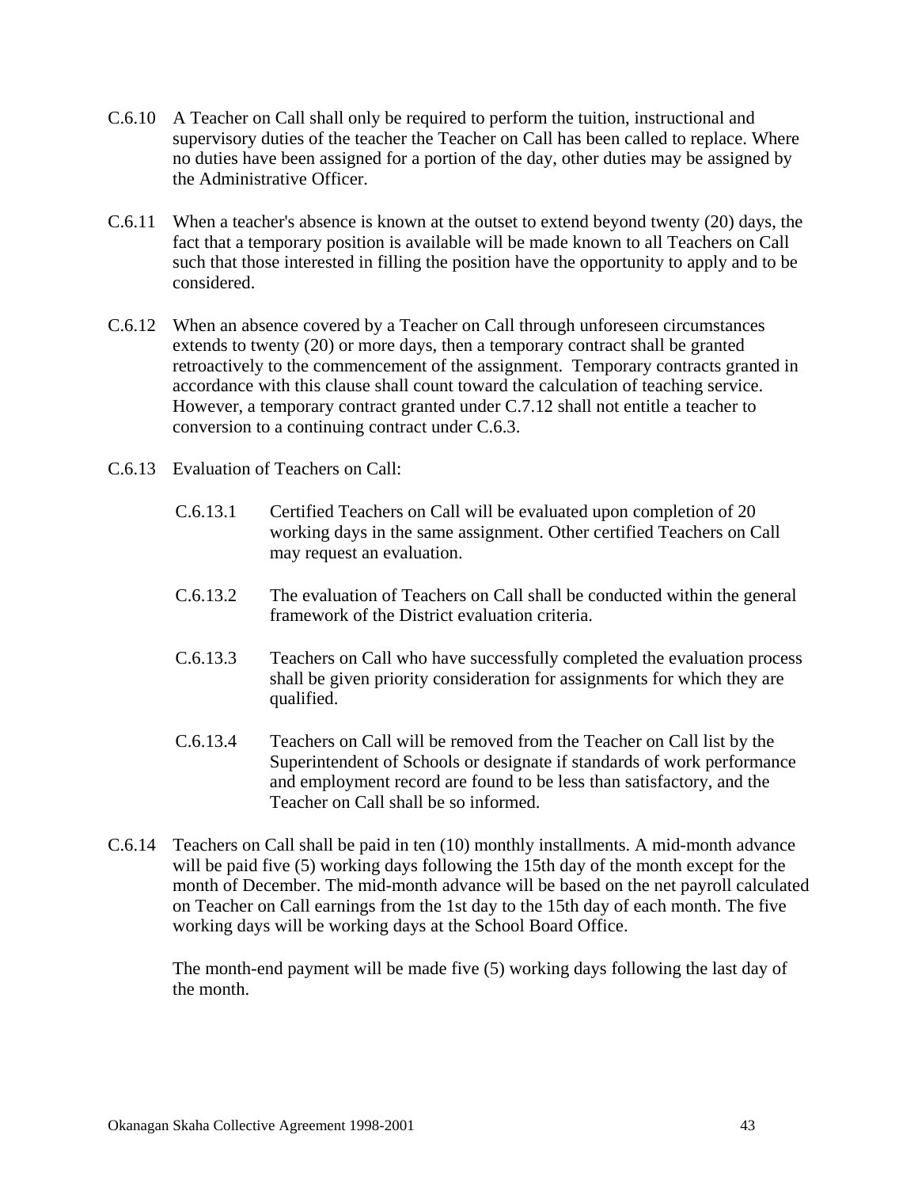C.6.10 A Teacher on Call shall only be required to perform the tuition, instructional and supervisory duties of the teacher the Teacher on Call has been called to replace. Where no duties have been assigned for a portion of the day, other duties may be assigned by the Administrative Officer.

C.6.11 When a teacher's absence is known at the outset to extend beyond twenty (20) days, the fact that a temporary position is available will be made known to all Teachers on Call such that those interested in filling the position have the opportunity to apply and to be considered.

C.6.12 When an absence covered by a Teacher on Call through unforeseen circumstances extends to twenty (20) or more days, then a temporary contract shall be granted retroactively to the commencement of the assignment. Temporary contracts granted in accordance with this clause shall count toward the calculation of teaching service. However, a temporary contract granted under C.7.12 shall not entitle a teacher to conversion to a continuing contract under C.6.3.

C.6.13 Evaluation of Teachers on Call:

C.6.13.1 Certified Teachers on Call will be evaluated upon completion of 20 working days in the same assignment. Other certified Teachers on Call may request an evaluation.

C.6.13.2 The evaluation of Teachers on Call shall be conducted within the general framework of the District evaluation criteria.

C.6.13.3 Teachers on Call who have successfully completed the evaluation process shall be given priority consideration for assignments for which they are qualified.

C.6.13.4 Teachers on Call will be removed from the Teacher on Call list by the Superintendent of Schools or designate if standards of work performance and employment record are found to be less than satisfactory, and the Teacher on Call shall be so informed.

C.6.14 Teachers on Call shall be paid in ten (10) monthly installments. A mid-month advance will be paid five (5) working days following the 15th day of the month except for the month of December. The mid-month advance will be based on the net payroll calculated on Teacher on Call earnings from the 1st day to the 15th day of each month. The five working days will be working days at the School Board Office.

The month-end payment will be made five (5) working days following the last day of the month.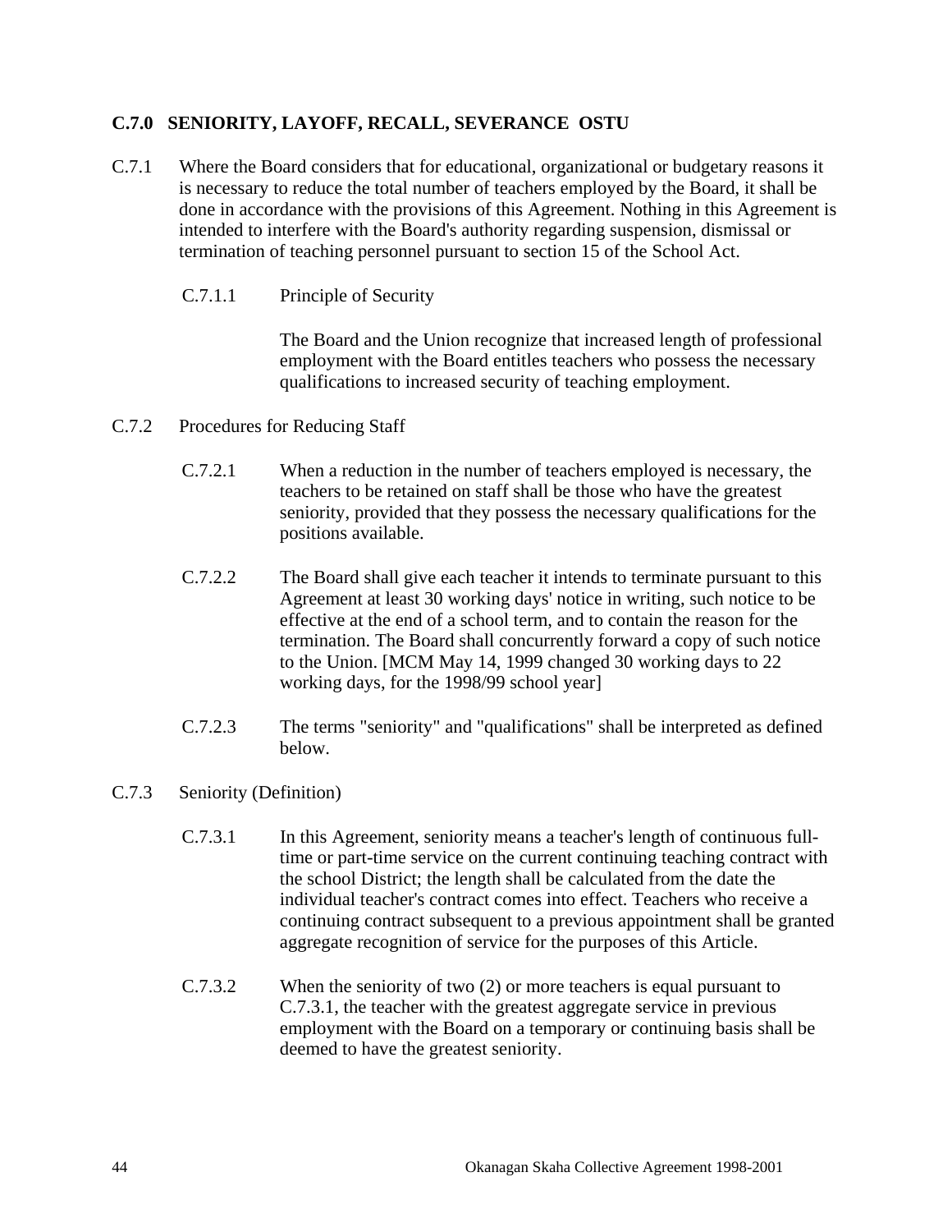## C.7.0 SENIORITY, LAYOFF, RECALL, SEVERANCE OSTU

C.7.1 Where the Board considers that for educational, organizational or budgetary reasons it is necessary to reduce the total number of teachers employed by the Board, it shall be done in accordance with the provisions of this Agreement. Nothing in this Agreement is intended to interfere with the Board's authority regarding suspension, dismissal or termination of teaching personnel pursuant to section 15 of the School Act.

C.7.1.1 Principle of Security

The Board and the Union recognize that increased length of professional employment with the Board entitles teachers who possess the necessary qualifications to increased security of teaching employment.

C.7.2 Procedures for Reducing Staff

C.7.2.1 When a reduction in the number of teachers employed is necessary, the teachers to be retained on staff shall be those who have the greatest seniority, provided that they possess the necessary qualifications for the positions available.

C.7.2.2 The Board shall give each teacher it intends to terminate pursuant to this Agreement at least 30 working days' notice in writing, such notice to be effective at the end of a school term, and to contain the reason for the termination. The Board shall concurrently forward a copy of such notice to the Union. [MCM May 14, 1999 changed 30 working days to 22 working days, for the 1998/99 school year]

C.7.2.3 The terms "seniority" and "qualifications" shall be interpreted as defined below.

C.7.3 Seniority (Definition)

C.7.3.1 In this Agreement, seniority means a teacher's length of continuous full-time or part-time service on the current continuing teaching contract with the school District; the length shall be calculated from the date the individual teacher's contract comes into effect. Teachers who receive a continuing contract subsequent to a previous appointment shall be granted aggregate recognition of service for the purposes of this Article.

C.7.3.2 When the seniority of two (2) or more teachers is equal pursuant to C.7.3.1, the teacher with the greatest aggregate service in previous employment with the Board on a temporary or continuing basis shall be deemed to have the greatest seniority.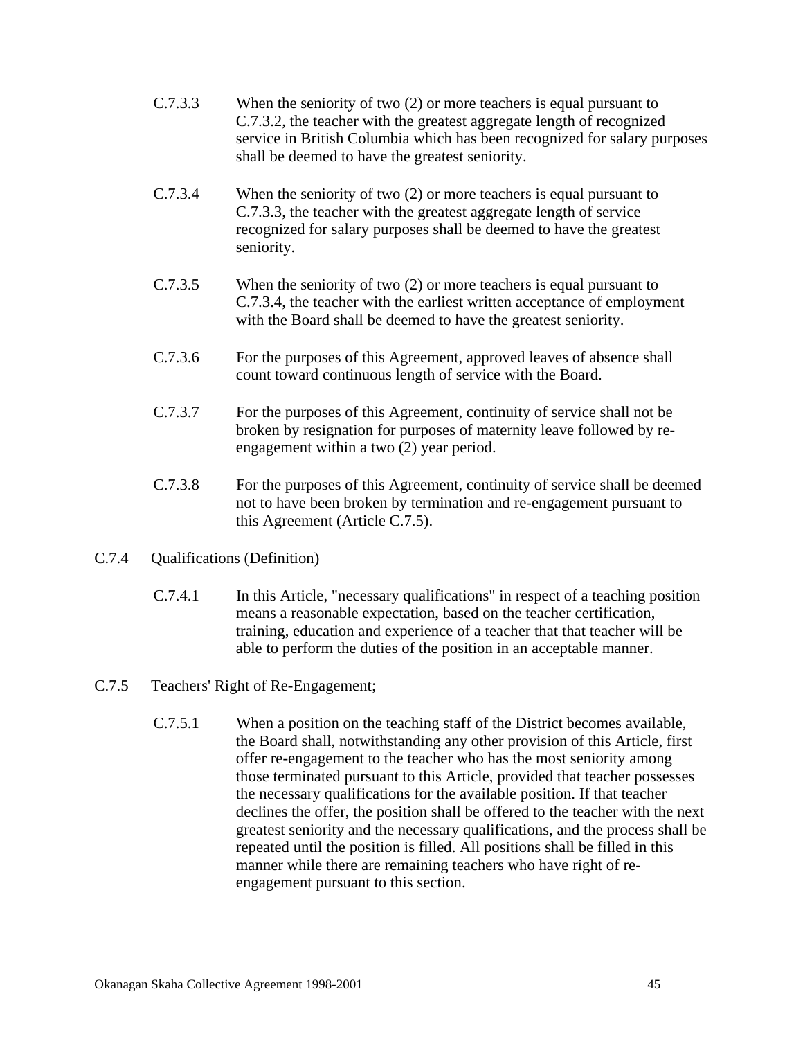C.7.3.3 When the seniority of two (2) or more teachers is equal pursuant to C.7.3.2, the teacher with the greatest aggregate length of recognized service in British Columbia which has been recognized for salary purposes shall be deemed to have the greatest seniority.

C.7.3.4 When the seniority of two (2) or more teachers is equal pursuant to C.7.3.3, the teacher with the greatest aggregate length of service recognized for salary purposes shall be deemed to have the greatest seniority.

C.7.3.5 When the seniority of two (2) or more teachers is equal pursuant to C.7.3.4, the teacher with the earliest written acceptance of employment with the Board shall be deemed to have the greatest seniority.

C.7.3.6 For the purposes of this Agreement, approved leaves of absence shall count toward continuous length of service with the Board.

C.7.3.7 For the purposes of this Agreement, continuity of service shall not be broken by resignation for purposes of maternity leave followed by re-engagement within a two (2) year period.

C.7.3.8 For the purposes of this Agreement, continuity of service shall be deemed not to have been broken by termination and re-engagement pursuant to this Agreement (Article C.7.5).

C.7.4 Qualifications (Definition)

C.7.4.1 In this Article, "necessary qualifications" in respect of a teaching position means a reasonable expectation, based on the teacher certification, training, education and experience of a teacher that that teacher will be able to perform the duties of the position in an acceptable manner.

C.7.5 Teachers' Right of Re-Engagement;

C.7.5.1 When a position on the teaching staff of the District becomes available, the Board shall, notwithstanding any other provision of this Article, first offer re-engagement to the teacher who has the most seniority among those terminated pursuant to this Article, provided that teacher possesses the necessary qualifications for the available position. If that teacher declines the offer, the position shall be offered to the teacher with the next greatest seniority and the necessary qualifications, and the process shall be repeated until the position is filled. All positions shall be filled in this manner while there are remaining teachers who have right of re-engagement pursuant to this section.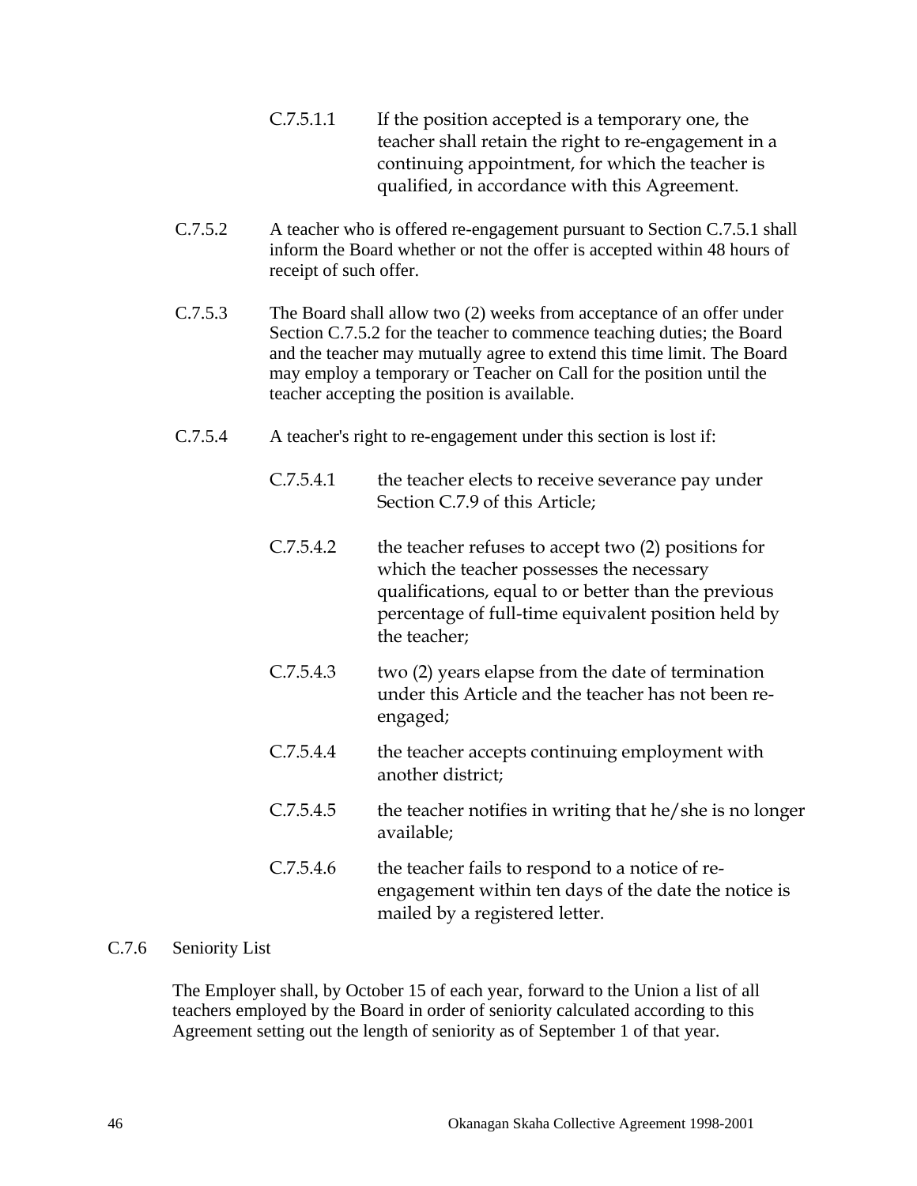C.7.5.1.1 If the position accepted is a temporary one, the teacher shall retain the right to re-engagement in a continuing appointment, for which the teacher is qualified, in accordance with this Agreement.

C.7.5.2 A teacher who is offered re-engagement pursuant to Section C.7.5.1 shall inform the Board whether or not the offer is accepted within 48 hours of receipt of such offer.

C.7.5.3 The Board shall allow two (2) weeks from acceptance of an offer under Section C.7.5.2 for the teacher to commence teaching duties; the Board and the teacher may mutually agree to extend this time limit. The Board may employ a temporary or Teacher on Call for the position until the teacher accepting the position is available.

C.7.5.4 A teacher's right to re-engagement under this section is lost if:

C.7.5.4.1 the teacher elects to receive severance pay under Section C.7.9 of this Article;

C.7.5.4.2 the teacher refuses to accept two (2) positions for which the teacher possesses the necessary qualifications, equal to or better than the previous percentage of full-time equivalent position held by the teacher;

C.7.5.4.3 two (2) years elapse from the date of termination under this Article and the teacher has not been re-engaged;

C.7.5.4.4 the teacher accepts continuing employment with another district;

C.7.5.4.5 the teacher notifies in writing that he/she is no longer available;

C.7.5.4.6 the teacher fails to respond to a notice of re-engagement within ten days of the date the notice is mailed by a registered letter.

C.7.6 Seniority List

The Employer shall, by October 15 of each year, forward to the Union a list of all teachers employed by the Board in order of seniority calculated according to this Agreement setting out the length of seniority as of September 1 of that year.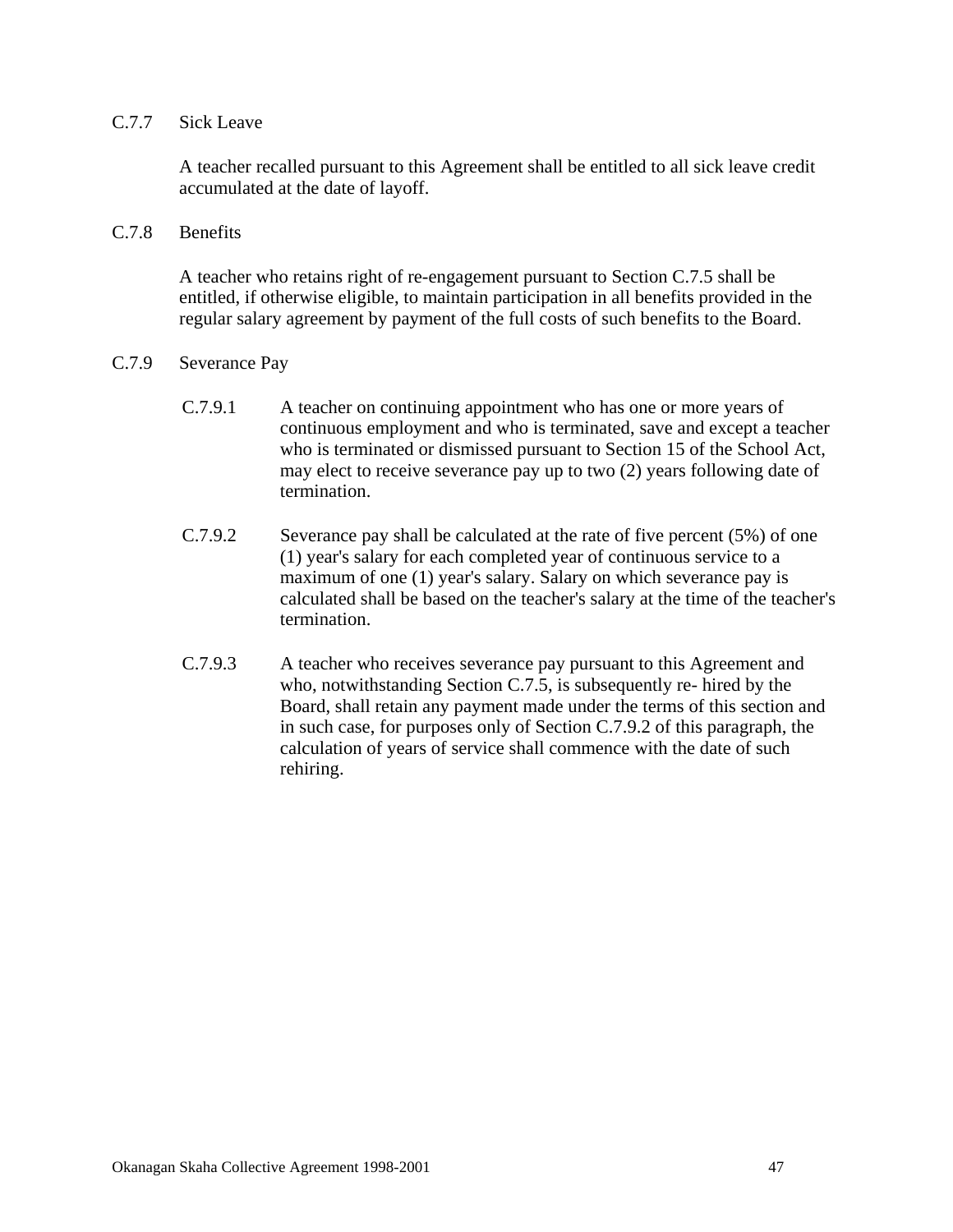C.7.7 Sick Leave

A teacher recalled pursuant to this Agreement shall be entitled to all sick leave credit accumulated at the date of layoff.

C.7.8 Benefits

A teacher who retains right of re-engagement pursuant to Section C.7.5 shall be entitled, if otherwise eligible, to maintain participation in all benefits provided in the regular salary agreement by payment of the full costs of such benefits to the Board.

C.7.9 Severance Pay

C.7.9.1 A teacher on continuing appointment who has one or more years of continuous employment and who is terminated, save and except a teacher who is terminated or dismissed pursuant to Section 15 of the School Act, may elect to receive severance pay up to two (2) years following date of termination.

C.7.9.2 Severance pay shall be calculated at the rate of five percent (5%) of one (1) year's salary for each completed year of continuous service to a maximum of one (1) year's salary. Salary on which severance pay is calculated shall be based on the teacher's salary at the time of the teacher's termination.

C.7.9.3 A teacher who receives severance pay pursuant to this Agreement and who, notwithstanding Section C.7.5, is subsequently re- hired by the Board, shall retain any payment made under the terms of this section and in such case, for purposes only of Section C.7.9.2 of this paragraph, the calculation of years of service shall commence with the date of such rehiring.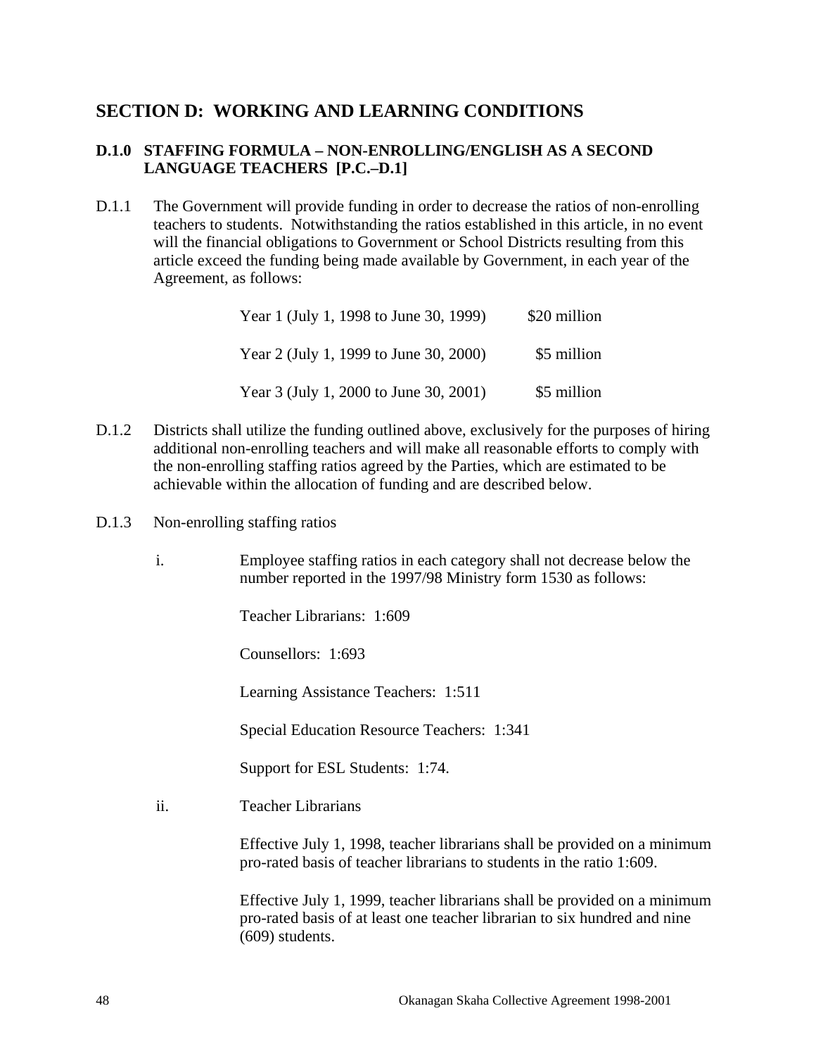# SECTION D: WORKING AND LEARNING CONDITIONS

## D.1.0 STAFFING FORMULA – NON-ENROLLING/ENGLISH AS A SECOND LANGUAGE TEACHERS [P.C.–D.1]

D.1.1 The Government will provide funding in order to decrease the ratios of non-enrolling teachers to students. Notwithstanding the ratios established in this article, in no event will the financial obligations to Government or School Districts resulting from this article exceed the funding being made available by Government, in each year of the Agreement, as follows:

| | |
|---|---|
| Year 1 (July 1, 1998 to June 30, 1999) | $20 million |
| Year 2 (July 1, 1999 to June 30, 2000) | $5 million |
| Year 3 (July 1, 2000 to June 30, 2001) | $5 million |

D.1.2 Districts shall utilize the funding outlined above, exclusively for the purposes of hiring additional non-enrolling teachers and will make all reasonable efforts to comply with the non-enrolling staffing ratios agreed by the Parties, which are estimated to be achievable within the allocation of funding and are described below.

D.1.3 Non-enrolling staffing ratios

i. Employee staffing ratios in each category shall not decrease below the number reported in the 1997/98 Ministry form 1530 as follows:

Teacher Librarians: 1:609

Counsellors: 1:693

Learning Assistance Teachers: 1:511

Special Education Resource Teachers: 1:341

Support for ESL Students: 1:74.

ii. Teacher Librarians

Effective July 1, 1998, teacher librarians shall be provided on a minimum pro-rated basis of teacher librarians to students in the ratio 1:609.

Effective July 1, 1999, teacher librarians shall be provided on a minimum pro-rated basis of at least one teacher librarian to six hundred and nine (609) students.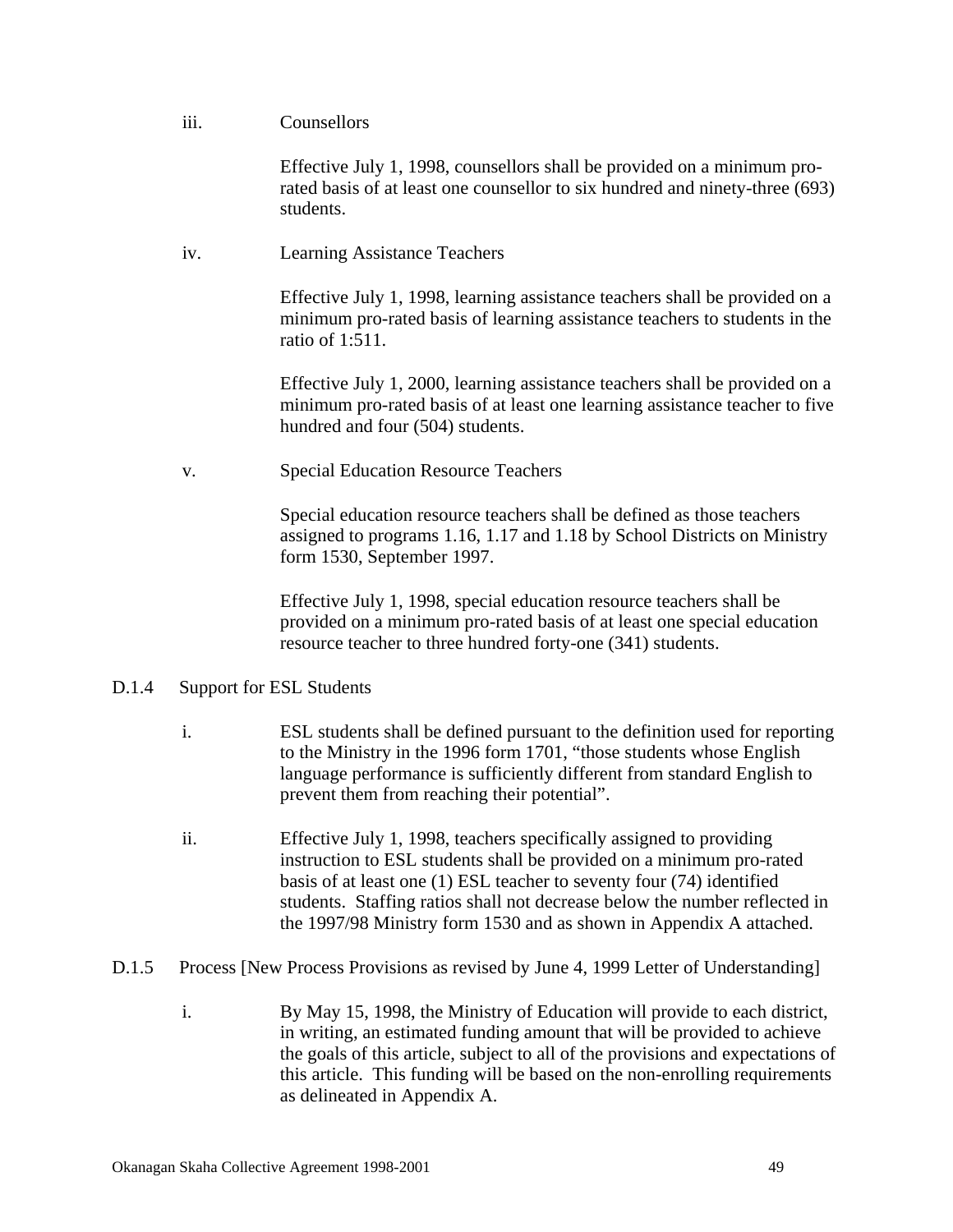iii. Counsellors

Effective July 1, 1998, counsellors shall be provided on a minimum pro-rated basis of at least one counsellor to six hundred and ninety-three (693) students.

iv. Learning Assistance Teachers

Effective July 1, 1998, learning assistance teachers shall be provided on a minimum pro-rated basis of learning assistance teachers to students in the ratio of 1:511.

Effective July 1, 2000, learning assistance teachers shall be provided on a minimum pro-rated basis of at least one learning assistance teacher to five hundred and four (504) students.

v. Special Education Resource Teachers

Special education resource teachers shall be defined as those teachers assigned to programs 1.16, 1.17 and 1.18 by School Districts on Ministry form 1530, September 1997.

Effective July 1, 1998, special education resource teachers shall be provided on a minimum pro-rated basis of at least one special education resource teacher to three hundred forty-one (341) students.

D.1.4 Support for ESL Students

i. ESL students shall be defined pursuant to the definition used for reporting to the Ministry in the 1996 form 1701, "those students whose English language performance is sufficiently different from standard English to prevent them from reaching their potential".

ii. Effective July 1, 1998, teachers specifically assigned to providing instruction to ESL students shall be provided on a minimum pro-rated basis of at least one (1) ESL teacher to seventy four (74) identified students. Staffing ratios shall not decrease below the number reflected in the 1997/98 Ministry form 1530 and as shown in Appendix A attached.

D.1.5 Process [New Process Provisions as revised by June 4, 1999 Letter of Understanding]

i. By May 15, 1998, the Ministry of Education will provide to each district, in writing, an estimated funding amount that will be provided to achieve the goals of this article, subject to all of the provisions and expectations of this article. This funding will be based on the non-enrolling requirements as delineated in Appendix A.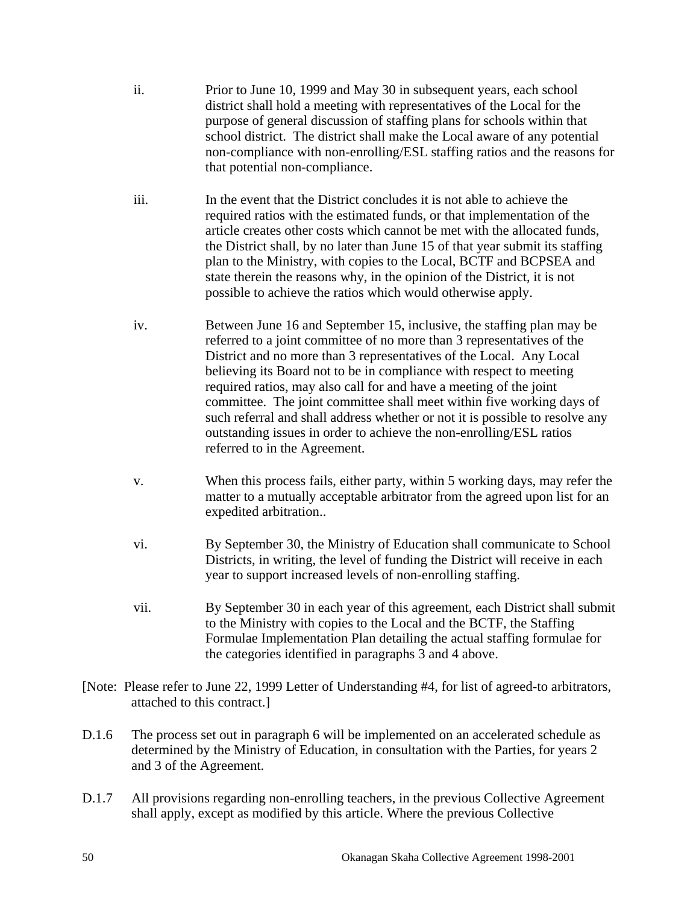ii. Prior to June 10, 1999 and May 30 in subsequent years, each school district shall hold a meeting with representatives of the Local for the purpose of general discussion of staffing plans for schools within that school district. The district shall make the Local aware of any potential non-compliance with non-enrolling/ESL staffing ratios and the reasons for that potential non-compliance.

iii. In the event that the District concludes it is not able to achieve the required ratios with the estimated funds, or that implementation of the article creates other costs which cannot be met with the allocated funds, the District shall, by no later than June 15 of that year submit its staffing plan to the Ministry, with copies to the Local, BCTF and BCPSEA and state therein the reasons why, in the opinion of the District, it is not possible to achieve the ratios which would otherwise apply.

iv. Between June 16 and September 15, inclusive, the staffing plan may be referred to a joint committee of no more than 3 representatives of the District and no more than 3 representatives of the Local. Any Local believing its Board not to be in compliance with respect to meeting required ratios, may also call for and have a meeting of the joint committee. The joint committee shall meet within five working days of such referral and shall address whether or not it is possible to resolve any outstanding issues in order to achieve the non-enrolling/ESL ratios referred to in the Agreement.

v. When this process fails, either party, within 5 working days, may refer the matter to a mutually acceptable arbitrator from the agreed upon list for an expedited arbitration..

vi. By September 30, the Ministry of Education shall communicate to School Districts, in writing, the level of funding the District will receive in each year to support increased levels of non-enrolling staffing.

vii. By September 30 in each year of this agreement, each District shall submit to the Ministry with copies to the Local and the BCTF, the Staffing Formulae Implementation Plan detailing the actual staffing formulae for the categories identified in paragraphs 3 and 4 above.

[Note: Please refer to June 22, 1999 Letter of Understanding #4, for list of agreed-to arbitrators, attached to this contract.]

D.1.6 The process set out in paragraph 6 will be implemented on an accelerated schedule as determined by the Ministry of Education, in consultation with the Parties, for years 2 and 3 of the Agreement.

D.1.7 All provisions regarding non-enrolling teachers, in the previous Collective Agreement shall apply, except as modified by this article. Where the previous Collective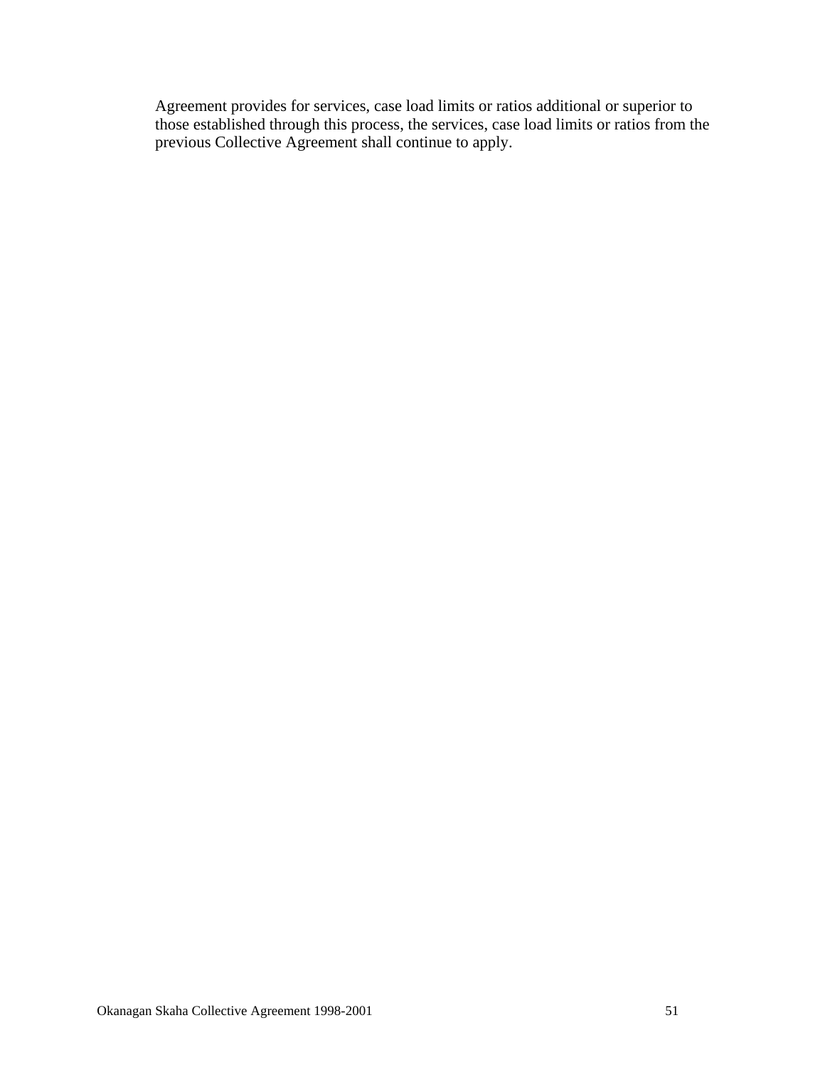Agreement provides for services, case load limits or ratios additional or superior to those established through this process, the services, case load limits or ratios from the previous Collective Agreement shall continue to apply.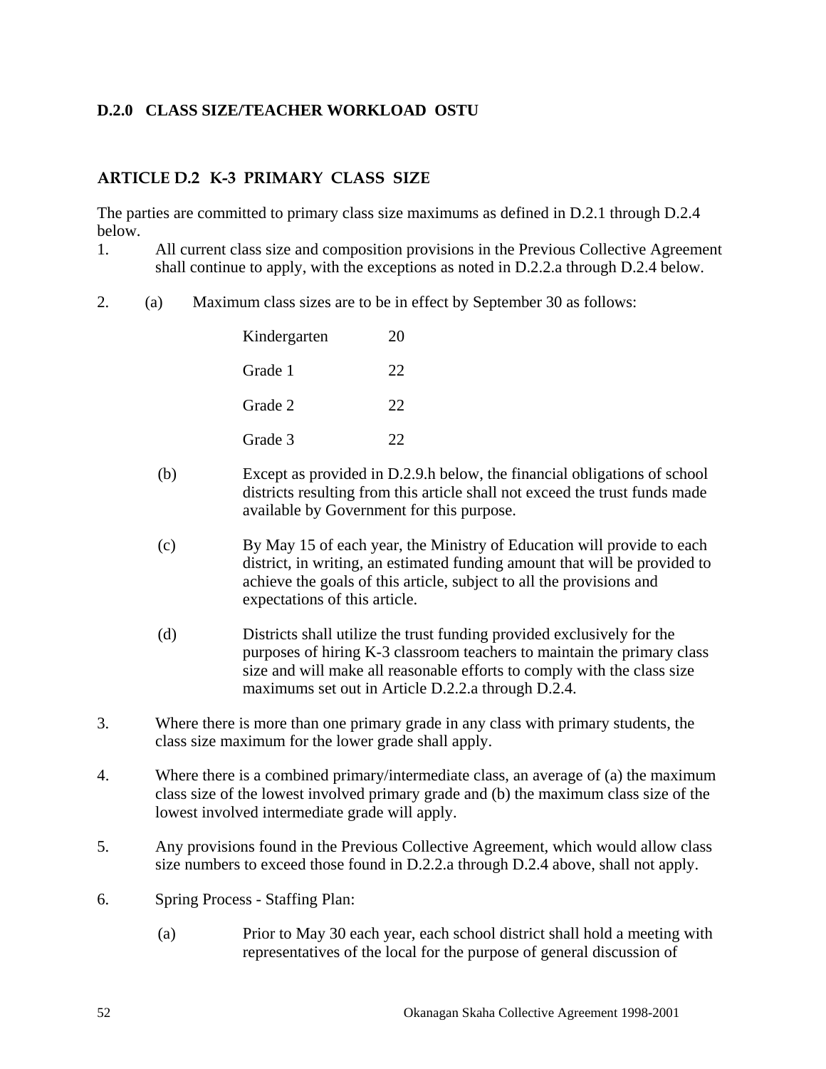### D.2.0 CLASS SIZE/TEACHER WORKLOAD OSTU

### ARTICLE D.2 K-3 PRIMARY CLASS SIZE

The parties are committed to primary class size maximums as defined in D.2.1 through D.2.4 below.

1. All current class size and composition provisions in the Previous Collective Agreement shall continue to apply, with the exceptions as noted in D.2.2.a through D.2.4 below.

2. (a) Maximum class sizes are to be in effect by September 30 as follows:

| | |
|---|---|
| Kindergarten | 20 |
| Grade 1 | 22 |
| Grade 2 | 22 |
| Grade 3 | 22 |

   (b) Except as provided in D.2.9.h below, the financial obligations of school districts resulting from this article shall not exceed the trust funds made available by Government for this purpose.

   (c) By May 15 of each year, the Ministry of Education will provide to each district, in writing, an estimated funding amount that will be provided to achieve the goals of this article, subject to all the provisions and expectations of this article.

   (d) Districts shall utilize the trust funding provided exclusively for the purposes of hiring K-3 classroom teachers to maintain the primary class size and will make all reasonable efforts to comply with the class size maximums set out in Article D.2.2.a through D.2.4.

3. Where there is more than one primary grade in any class with primary students, the class size maximum for the lower grade shall apply.

4. Where there is a combined primary/intermediate class, an average of (a) the maximum class size of the lowest involved primary grade and (b) the maximum class size of the lowest involved intermediate grade will apply.

5. Any provisions found in the Previous Collective Agreement, which would allow class size numbers to exceed those found in D.2.2.a through D.2.4 above, shall not apply.

6. Spring Process - Staffing Plan:

   (a) Prior to May 30 each year, each school district shall hold a meeting with representatives of the local for the purpose of general discussion of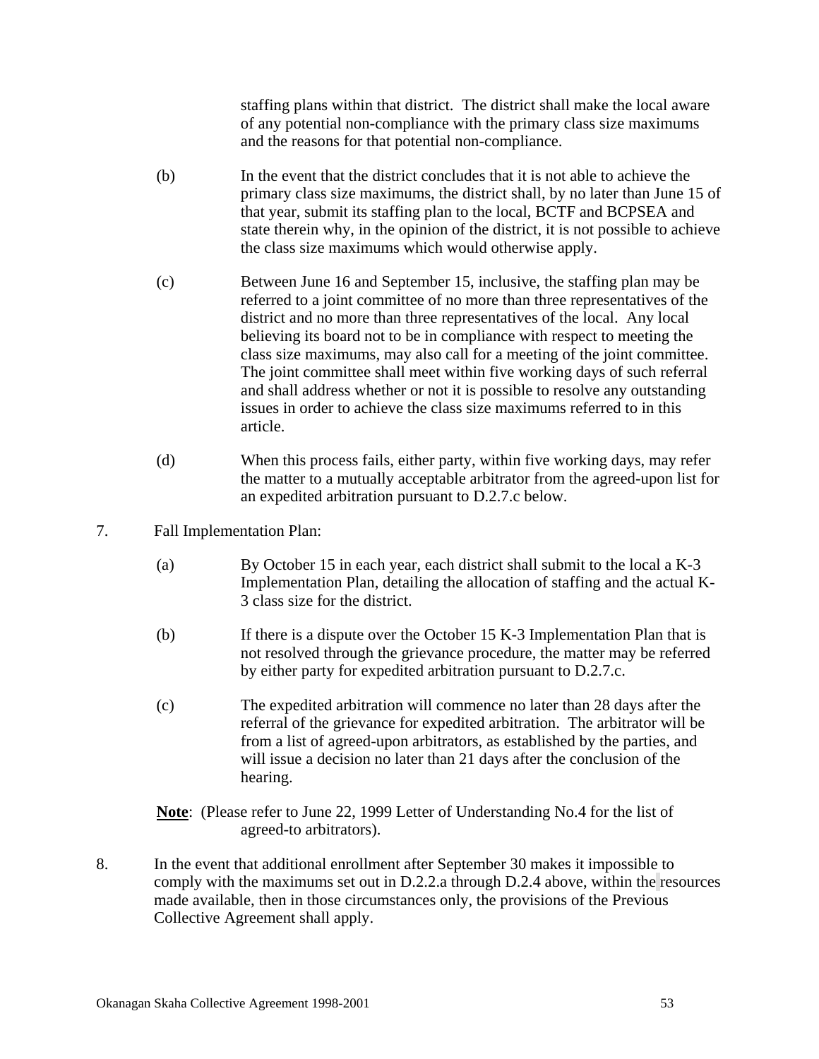staffing plans within that district. The district shall make the local aware of any potential non-compliance with the primary class size maximums and the reasons for that potential non-compliance.

(b) In the event that the district concludes that it is not able to achieve the primary class size maximums, the district shall, by no later than June 15 of that year, submit its staffing plan to the local, BCTF and BCPSEA and state therein why, in the opinion of the district, it is not possible to achieve the class size maximums which would otherwise apply.

(c) Between June 16 and September 15, inclusive, the staffing plan may be referred to a joint committee of no more than three representatives of the district and no more than three representatives of the local. Any local believing its board not to be in compliance with respect to meeting the class size maximums, may also call for a meeting of the joint committee. The joint committee shall meet within five working days of such referral and shall address whether or not it is possible to resolve any outstanding issues in order to achieve the class size maximums referred to in this article.

(d) When this process fails, either party, within five working days, may refer the matter to a mutually acceptable arbitrator from the agreed-upon list for an expedited arbitration pursuant to D.2.7.c below.

7. Fall Implementation Plan:

(a) By October 15 in each year, each district shall submit to the local a K-3 Implementation Plan, detailing the allocation of staffing and the actual K-3 class size for the district.

(b) If there is a dispute over the October 15 K-3 Implementation Plan that is not resolved through the grievance procedure, the matter may be referred by either party for expedited arbitration pursuant to D.2.7.c.

(c) The expedited arbitration will commence no later than 28 days after the referral of the grievance for expedited arbitration. The arbitrator will be from a list of agreed-upon arbitrators, as established by the parties, and will issue a decision no later than 21 days after the conclusion of the hearing.

**Note**: (Please refer to June 22, 1999 Letter of Understanding No.4 for the list of agreed-to arbitrators).

8. In the event that additional enrollment after September 30 makes it impossible to comply with the maximums set out in D.2.2.a through D.2.4 above, within the resources made available, then in those circumstances only, the provisions of the Previous Collective Agreement shall apply.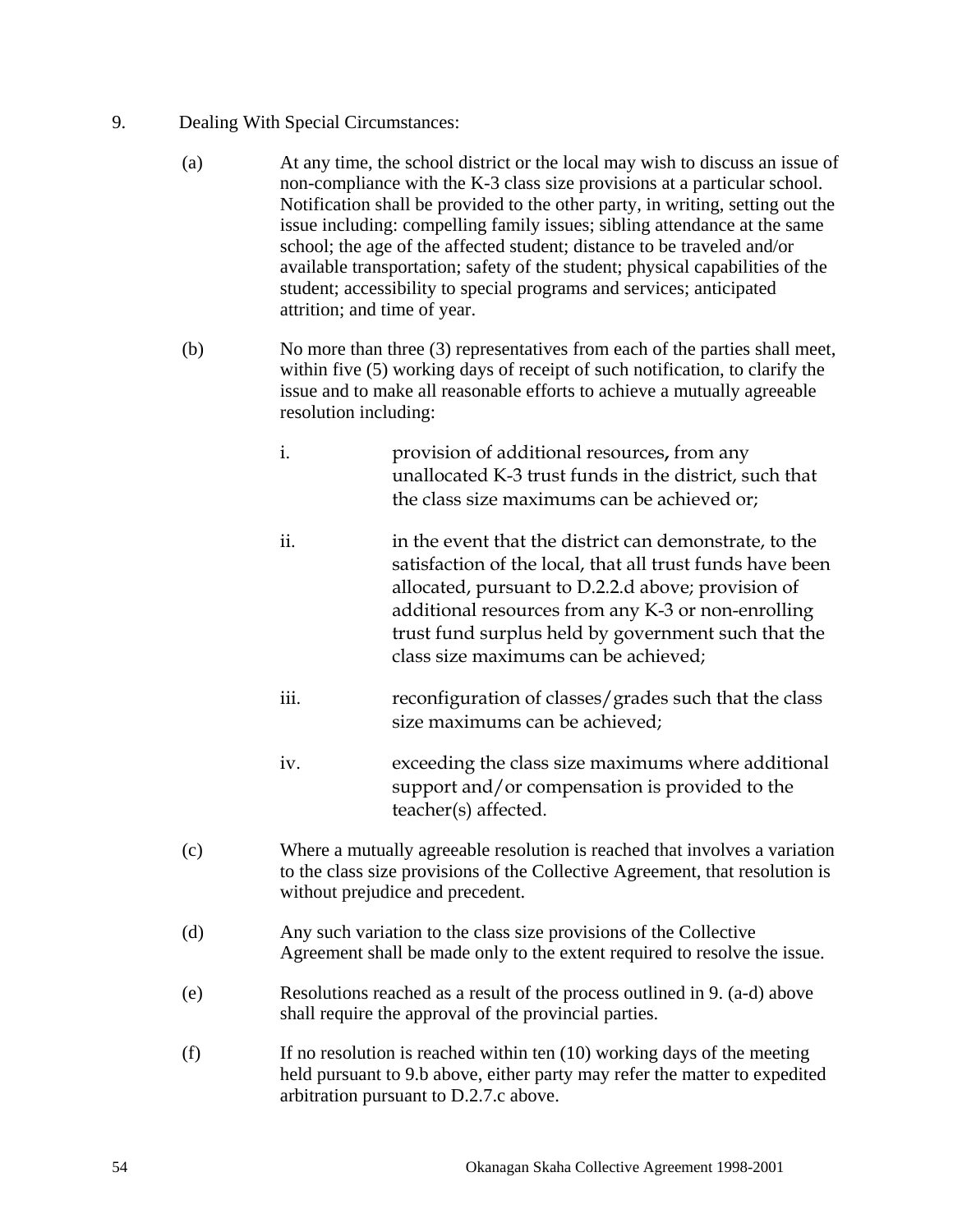9. Dealing With Special Circumstances:

(a) At any time, the school district or the local may wish to discuss an issue of non-compliance with the K-3 class size provisions at a particular school. Notification shall be provided to the other party, in writing, setting out the issue including: compelling family issues; sibling attendance at the same school; the age of the affected student; distance to be traveled and/or available transportation; safety of the student; physical capabilities of the student; accessibility to special programs and services; anticipated attrition; and time of year.

(b) No more than three (3) representatives from each of the parties shall meet, within five (5) working days of receipt of such notification, to clarify the issue and to make all reasonable efforts to achieve a mutually agreeable resolution including:

i. provision of additional resources, from any unallocated K-3 trust funds in the district, such that the class size maximums can be achieved or;

ii. in the event that the district can demonstrate, to the satisfaction of the local, that all trust funds have been allocated, pursuant to D.2.2.d above; provision of additional resources from any K-3 or non-enrolling trust fund surplus held by government such that the class size maximums can be achieved;

iii. reconfiguration of classes/grades such that the class size maximums can be achieved;

iv. exceeding the class size maximums where additional support and/or compensation is provided to the teacher(s) affected.

(c) Where a mutually agreeable resolution is reached that involves a variation to the class size provisions of the Collective Agreement, that resolution is without prejudice and precedent.

(d) Any such variation to the class size provisions of the Collective Agreement shall be made only to the extent required to resolve the issue.

(e) Resolutions reached as a result of the process outlined in 9. (a-d) above shall require the approval of the provincial parties.

(f) If no resolution is reached within ten (10) working days of the meeting held pursuant to 9.b above, either party may refer the matter to expedited arbitration pursuant to D.2.7.c above.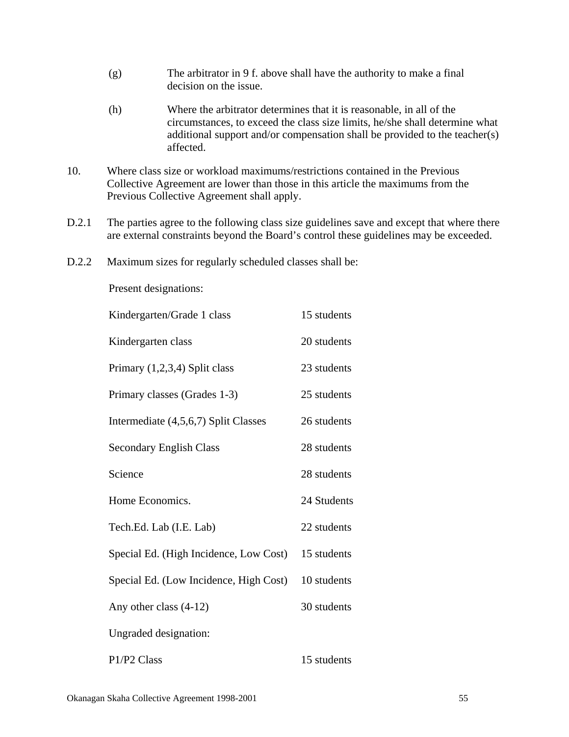(g) The arbitrator in 9 f. above shall have the authority to make a final decision on the issue.

(h) Where the arbitrator determines that it is reasonable, in all of the circumstances, to exceed the class size limits, he/she shall determine what additional support and/or compensation shall be provided to the teacher(s) affected.

10. Where class size or workload maximums/restrictions contained in the Previous Collective Agreement are lower than those in this article the maximums from the Previous Collective Agreement shall apply.

D.2.1 The parties agree to the following class size guidelines save and except that where there are external constraints beyond the Board's control these guidelines may be exceeded.

D.2.2 Maximum sizes for regularly scheduled classes shall be:

Present designations:

| | |
|---|---|
| Kindergarten/Grade 1 class | 15 students |
| Kindergarten class | 20 students |
| Primary (1,2,3,4) Split class | 23 students |
| Primary classes (Grades 1-3) | 25 students |
| Intermediate (4,5,6,7) Split Classes | 26 students |
| Secondary English Class | 28 students |
| Science | 28 students |
| Home Economics. | 24 Students |
| Tech.Ed. Lab (I.E. Lab) | 22 students |
| Special Ed. (High Incidence, Low Cost) | 15 students |
| Special Ed. (Low Incidence, High Cost) | 10 students |
| Any other class (4-12) | 30 students |

Ungraded designation:

| | |
|---|---|
| P1/P2 Class | 15 students |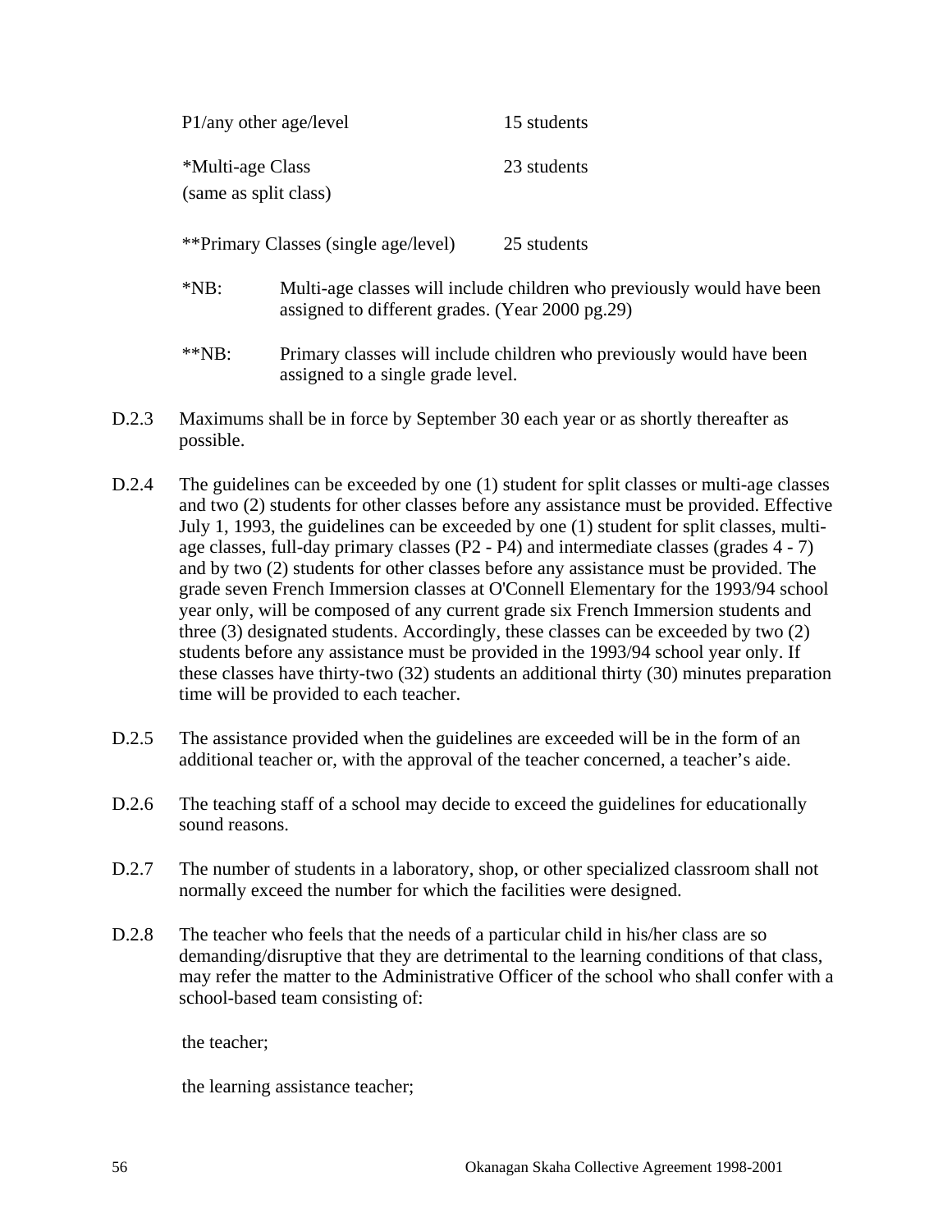| | |
|---|---|
| P1/any other age/level | 15 students |
| *Multi-age Class (same as split class) | 23 students |
| **Primary Classes (single age/level) | 25 students |

*NB: Multi-age classes will include children who previously would have been assigned to different grades. (Year 2000 pg.29)

**NB: Primary classes will include children who previously would have been assigned to a single grade level.

D.2.3 Maximums shall be in force by September 30 each year or as shortly thereafter as possible.

D.2.4 The guidelines can be exceeded by one (1) student for split classes or multi-age classes and two (2) students for other classes before any assistance must be provided. Effective July 1, 1993, the guidelines can be exceeded by one (1) student for split classes, multi-age classes, full-day primary classes (P2 - P4) and intermediate classes (grades 4 - 7) and by two (2) students for other classes before any assistance must be provided. The grade seven French Immersion classes at O'Connell Elementary for the 1993/94 school year only, will be composed of any current grade six French Immersion students and three (3) designated students. Accordingly, these classes can be exceeded by two (2) students before any assistance must be provided in the 1993/94 school year only. If these classes have thirty-two (32) students an additional thirty (30) minutes preparation time will be provided to each teacher.

D.2.5 The assistance provided when the guidelines are exceeded will be in the form of an additional teacher or, with the approval of the teacher concerned, a teacher's aide.

D.2.6 The teaching staff of a school may decide to exceed the guidelines for educationally sound reasons.

D.2.7 The number of students in a laboratory, shop, or other specialized classroom shall not normally exceed the number for which the facilities were designed.

D.2.8 The teacher who feels that the needs of a particular child in his/her class are so demanding/disruptive that they are detrimental to the learning conditions of that class, may refer the matter to the Administrative Officer of the school who shall confer with a school-based team consisting of:

the teacher;

the learning assistance teacher;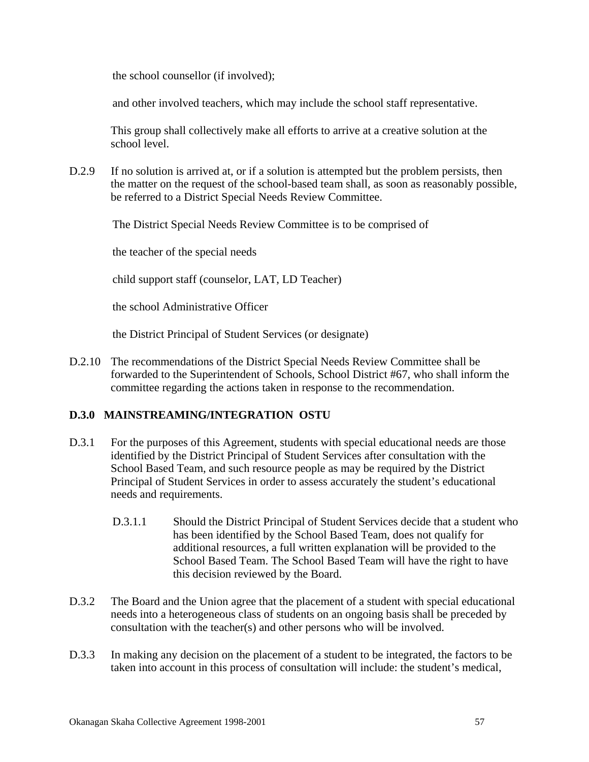the school counsellor (if involved);

and other involved teachers, which may include the school staff representative.

This group shall collectively make all efforts to arrive at a creative solution at the school level.

D.2.9 If no solution is arrived at, or if a solution is attempted but the problem persists, then the matter on the request of the school-based team shall, as soon as reasonably possible, be referred to a District Special Needs Review Committee.

The District Special Needs Review Committee is to be comprised of

the teacher of the special needs

child support staff (counselor, LAT, LD Teacher)

the school Administrative Officer

the District Principal of Student Services (or designate)

D.2.10 The recommendations of the District Special Needs Review Committee shall be forwarded to the Superintendent of Schools, School District #67, who shall inform the committee regarding the actions taken in response to the recommendation.

**D.3.0 MAINSTREAMING/INTEGRATION OSTU**

D.3.1 For the purposes of this Agreement, students with special educational needs are those identified by the District Principal of Student Services after consultation with the School Based Team, and such resource people as may be required by the District Principal of Student Services in order to assess accurately the student's educational needs and requirements.

D.3.1.1 Should the District Principal of Student Services decide that a student who has been identified by the School Based Team, does not qualify for additional resources, a full written explanation will be provided to the School Based Team. The School Based Team will have the right to have this decision reviewed by the Board.

D.3.2 The Board and the Union agree that the placement of a student with special educational needs into a heterogeneous class of students on an ongoing basis shall be preceded by consultation with the teacher(s) and other persons who will be involved.

D.3.3 In making any decision on the placement of a student to be integrated, the factors to be taken into account in this process of consultation will include: the student's medical,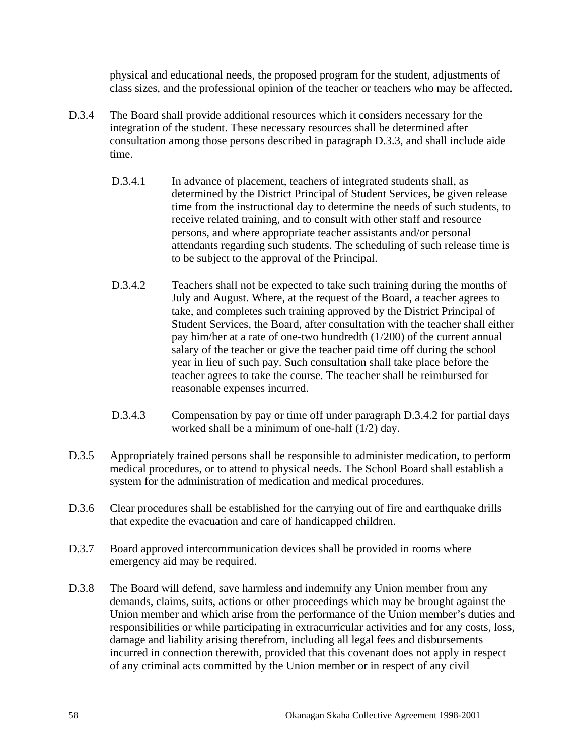physical and educational needs, the proposed program for the student, adjustments of class sizes, and the professional opinion of the teacher or teachers who may be affected.

D.3.4 The Board shall provide additional resources which it considers necessary for the integration of the student. These necessary resources shall be determined after consultation among those persons described in paragraph D.3.3, and shall include aide time.

D.3.4.1 In advance of placement, teachers of integrated students shall, as determined by the District Principal of Student Services, be given release time from the instructional day to determine the needs of such students, to receive related training, and to consult with other staff and resource persons, and where appropriate teacher assistants and/or personal attendants regarding such students. The scheduling of such release time is to be subject to the approval of the Principal.

D.3.4.2 Teachers shall not be expected to take such training during the months of July and August. Where, at the request of the Board, a teacher agrees to take, and completes such training approved by the District Principal of Student Services, the Board, after consultation with the teacher shall either pay him/her at a rate of one-two hundredth (1/200) of the current annual salary of the teacher or give the teacher paid time off during the school year in lieu of such pay. Such consultation shall take place before the teacher agrees to take the course. The teacher shall be reimbursed for reasonable expenses incurred.

D.3.4.3 Compensation by pay or time off under paragraph D.3.4.2 for partial days worked shall be a minimum of one-half (1/2) day.

D.3.5 Appropriately trained persons shall be responsible to administer medication, to perform medical procedures, or to attend to physical needs. The School Board shall establish a system for the administration of medication and medical procedures.

D.3.6 Clear procedures shall be established for the carrying out of fire and earthquake drills that expedite the evacuation and care of handicapped children.

D.3.7 Board approved intercommunication devices shall be provided in rooms where emergency aid may be required.

D.3.8 The Board will defend, save harmless and indemnify any Union member from any demands, claims, suits, actions or other proceedings which may be brought against the Union member and which arise from the performance of the Union member's duties and responsibilities or while participating in extracurricular activities and for any costs, loss, damage and liability arising therefrom, including all legal fees and disbursements incurred in connection therewith, provided that this covenant does not apply in respect of any criminal acts committed by the Union member or in respect of any civil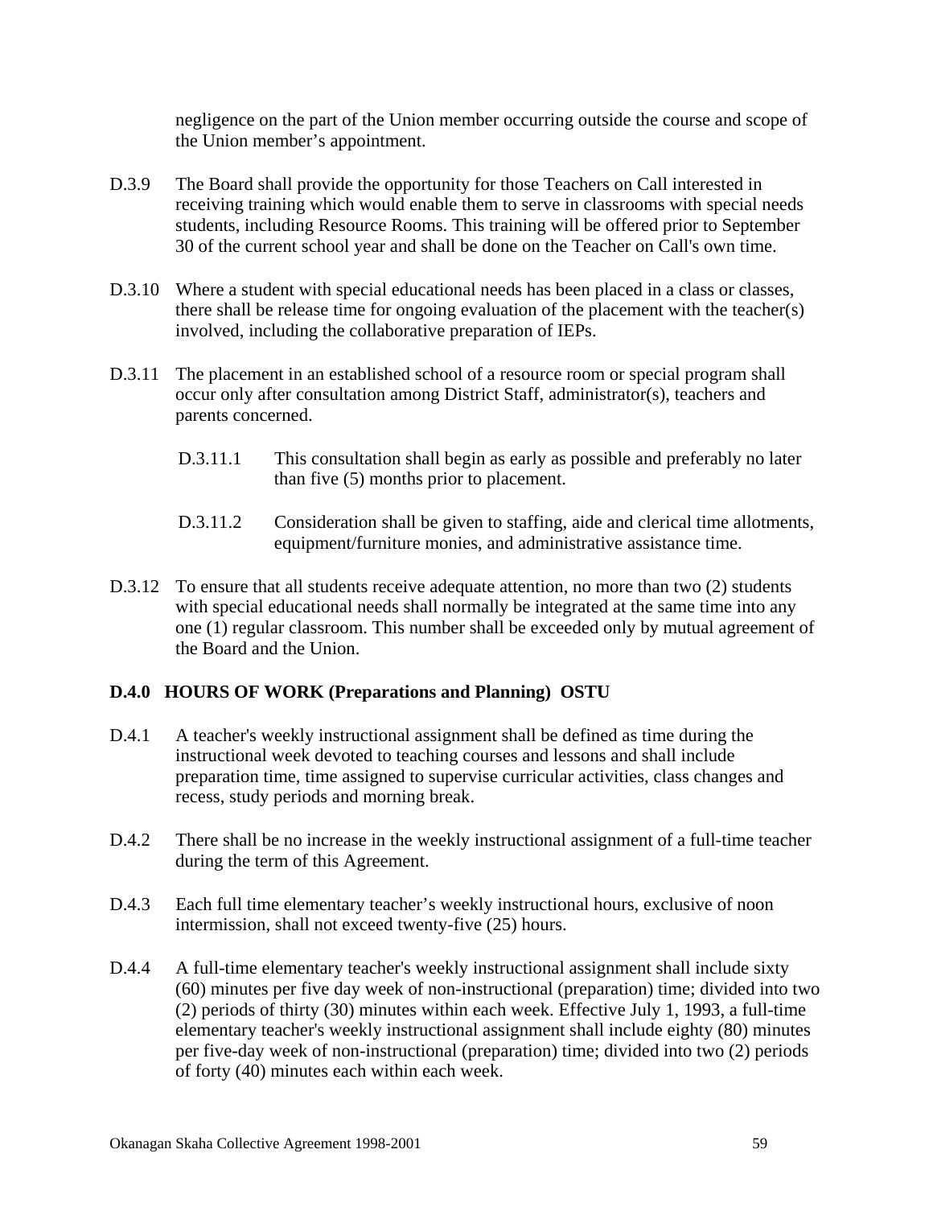negligence on the part of the Union member occurring outside the course and scope of the Union member's appointment.

D.3.9 The Board shall provide the opportunity for those Teachers on Call interested in receiving training which would enable them to serve in classrooms with special needs students, including Resource Rooms. This training will be offered prior to September 30 of the current school year and shall be done on the Teacher on Call's own time.

D.3.10 Where a student with special educational needs has been placed in a class or classes, there shall be release time for ongoing evaluation of the placement with the teacher(s) involved, including the collaborative preparation of IEPs.

D.3.11 The placement in an established school of a resource room or special program shall occur only after consultation among District Staff, administrator(s), teachers and parents concerned.

> D.3.11.1 This consultation shall begin as early as possible and preferably no later than five (5) months prior to placement.
>
> D.3.11.2 Consideration shall be given to staffing, aide and clerical time allotments, equipment/furniture monies, and administrative assistance time.

D.3.12 To ensure that all students receive adequate attention, no more than two (2) students with special educational needs shall normally be integrated at the same time into any one (1) regular classroom. This number shall be exceeded only by mutual agreement of the Board and the Union.

### D.4.0 HOURS OF WORK (Preparations and Planning) OSTU

D.4.1 A teacher's weekly instructional assignment shall be defined as time during the instructional week devoted to teaching courses and lessons and shall include preparation time, time assigned to supervise curricular activities, class changes and recess, study periods and morning break.

D.4.2 There shall be no increase in the weekly instructional assignment of a full-time teacher during the term of this Agreement.

D.4.3 Each full time elementary teacher's weekly instructional hours, exclusive of noon intermission, shall not exceed twenty-five (25) hours.

D.4.4 A full-time elementary teacher's weekly instructional assignment shall include sixty (60) minutes per five day week of non-instructional (preparation) time; divided into two (2) periods of thirty (30) minutes within each week. Effective July 1, 1993, a full-time elementary teacher's weekly instructional assignment shall include eighty (80) minutes per five-day week of non-instructional (preparation) time; divided into two (2) periods of forty (40) minutes each within each week.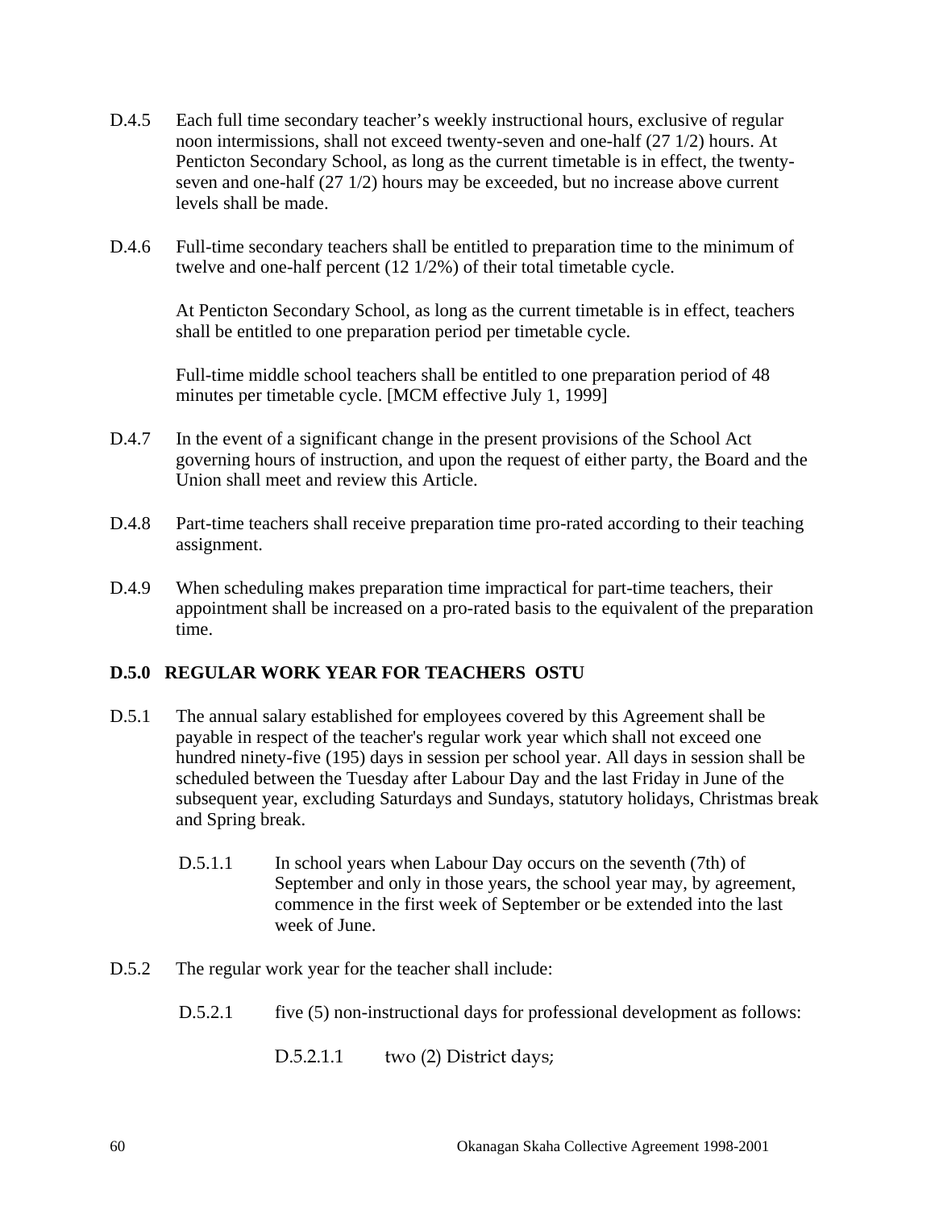D.4.5 Each full time secondary teacher's weekly instructional hours, exclusive of regular noon intermissions, shall not exceed twenty-seven and one-half (27 1/2) hours. At Penticton Secondary School, as long as the current timetable is in effect, the twenty-seven and one-half (27 1/2) hours may be exceeded, but no increase above current levels shall be made.

D.4.6 Full-time secondary teachers shall be entitled to preparation time to the minimum of twelve and one-half percent (12 1/2%) of their total timetable cycle.

At Penticton Secondary School, as long as the current timetable is in effect, teachers shall be entitled to one preparation period per timetable cycle.

Full-time middle school teachers shall be entitled to one preparation period of 48 minutes per timetable cycle. [MCM effective July 1, 1999]

D.4.7 In the event of a significant change in the present provisions of the School Act governing hours of instruction, and upon the request of either party, the Board and the Union shall meet and review this Article.

D.4.8 Part-time teachers shall receive preparation time pro-rated according to their teaching assignment.

D.4.9 When scheduling makes preparation time impractical for part-time teachers, their appointment shall be increased on a pro-rated basis to the equivalent of the preparation time.

## D.5.0 REGULAR WORK YEAR FOR TEACHERS OSTU

D.5.1 The annual salary established for employees covered by this Agreement shall be payable in respect of the teacher's regular work year which shall not exceed one hundred ninety-five (195) days in session per school year. All days in session shall be scheduled between the Tuesday after Labour Day and the last Friday in June of the subsequent year, excluding Saturdays and Sundays, statutory holidays, Christmas break and Spring break.

D.5.1.1 In school years when Labour Day occurs on the seventh (7th) of September and only in those years, the school year may, by agreement, commence in the first week of September or be extended into the last week of June.

D.5.2 The regular work year for the teacher shall include:

D.5.2.1 five (5) non-instructional days for professional development as follows:

D.5.2.1.1 two (2) District days;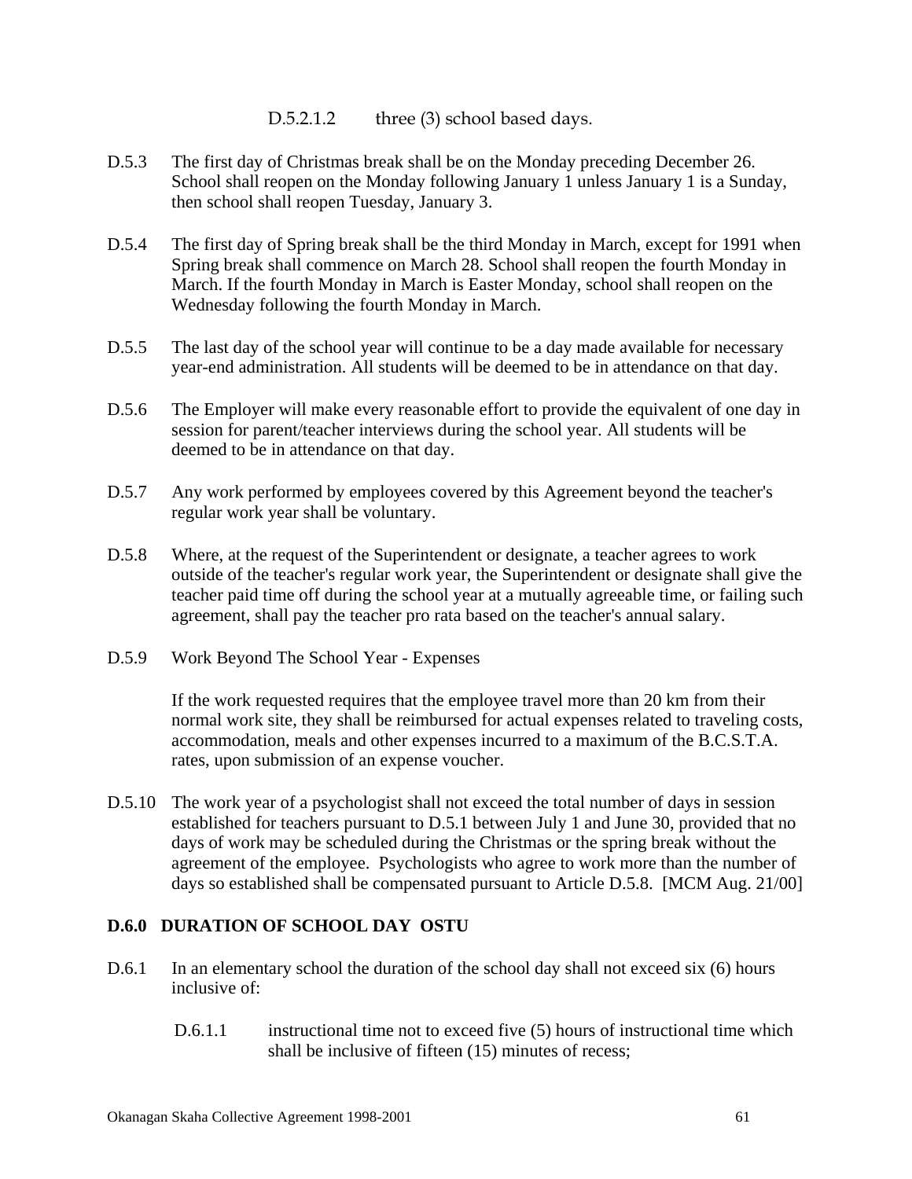D.5.2.1.2 three (3) school based days.

D.5.3 The first day of Christmas break shall be on the Monday preceding December 26. School shall reopen on the Monday following January 1 unless January 1 is a Sunday, then school shall reopen Tuesday, January 3.

D.5.4 The first day of Spring break shall be the third Monday in March, except for 1991 when Spring break shall commence on March 28. School shall reopen the fourth Monday in March. If the fourth Monday in March is Easter Monday, school shall reopen on the Wednesday following the fourth Monday in March.

D.5.5 The last day of the school year will continue to be a day made available for necessary year-end administration. All students will be deemed to be in attendance on that day.

D.5.6 The Employer will make every reasonable effort to provide the equivalent of one day in session for parent/teacher interviews during the school year. All students will be deemed to be in attendance on that day.

D.5.7 Any work performed by employees covered by this Agreement beyond the teacher's regular work year shall be voluntary.

D.5.8 Where, at the request of the Superintendent or designate, a teacher agrees to work outside of the teacher's regular work year, the Superintendent or designate shall give the teacher paid time off during the school year at a mutually agreeable time, or failing such agreement, shall pay the teacher pro rata based on the teacher's annual salary.

D.5.9 Work Beyond The School Year - Expenses

If the work requested requires that the employee travel more than 20 km from their normal work site, they shall be reimbursed for actual expenses related to traveling costs, accommodation, meals and other expenses incurred to a maximum of the B.C.S.T.A. rates, upon submission of an expense voucher.

D.5.10 The work year of a psychologist shall not exceed the total number of days in session established for teachers pursuant to D.5.1 between July 1 and June 30, provided that no days of work may be scheduled during the Christmas or the spring break without the agreement of the employee. Psychologists who agree to work more than the number of days so established shall be compensated pursuant to Article D.5.8. [MCM Aug. 21/00]

**D.6.0 DURATION OF SCHOOL DAY OSTU**

D.6.1 In an elementary school the duration of the school day shall not exceed six (6) hours inclusive of:

D.6.1.1 instructional time not to exceed five (5) hours of instructional time which shall be inclusive of fifteen (15) minutes of recess;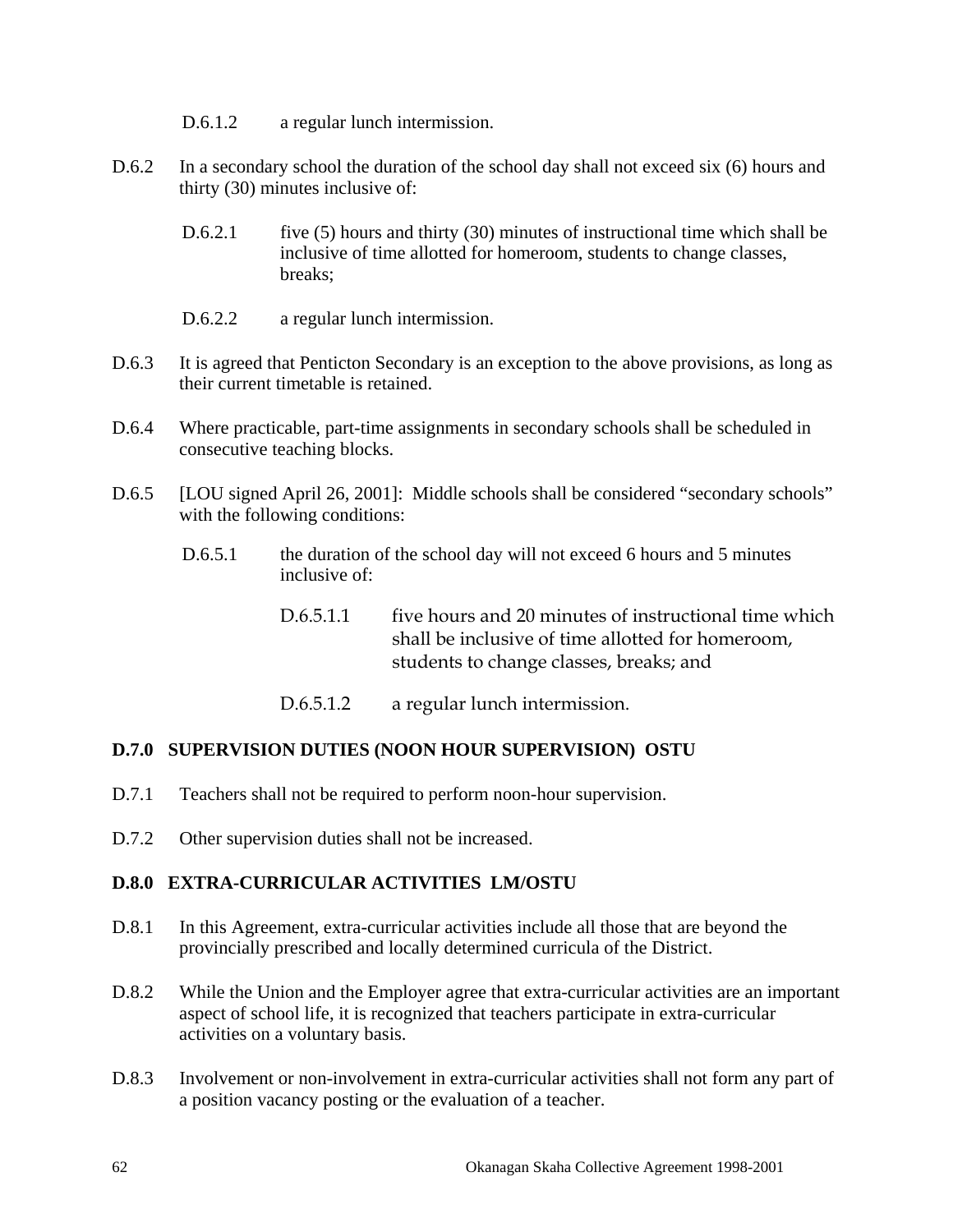D.6.1.2 a regular lunch intermission.

D.6.2 In a secondary school the duration of the school day shall not exceed six (6) hours and thirty (30) minutes inclusive of:

D.6.2.1 five (5) hours and thirty (30) minutes of instructional time which shall be inclusive of time allotted for homeroom, students to change classes, breaks;

D.6.2.2 a regular lunch intermission.

D.6.3 It is agreed that Penticton Secondary is an exception to the above provisions, as long as their current timetable is retained.

D.6.4 Where practicable, part-time assignments in secondary schools shall be scheduled in consecutive teaching blocks.

D.6.5 [LOU signed April 26, 2001]: Middle schools shall be considered "secondary schools" with the following conditions:

D.6.5.1 the duration of the school day will not exceed 6 hours and 5 minutes inclusive of:

D.6.5.1.1 five hours and 20 minutes of instructional time which shall be inclusive of time allotted for homeroom, students to change classes, breaks; and

D.6.5.1.2 a regular lunch intermission.

## D.7.0 SUPERVISION DUTIES (NOON HOUR SUPERVISION) OSTU

D.7.1 Teachers shall not be required to perform noon-hour supervision.

D.7.2 Other supervision duties shall not be increased.

## D.8.0 EXTRA-CURRICULAR ACTIVITIES LM/OSTU

D.8.1 In this Agreement, extra-curricular activities include all those that are beyond the provincially prescribed and locally determined curricula of the District.

D.8.2 While the Union and the Employer agree that extra-curricular activities are an important aspect of school life, it is recognized that teachers participate in extra-curricular activities on a voluntary basis.

D.8.3 Involvement or non-involvement in extra-curricular activities shall not form any part of a position vacancy posting or the evaluation of a teacher.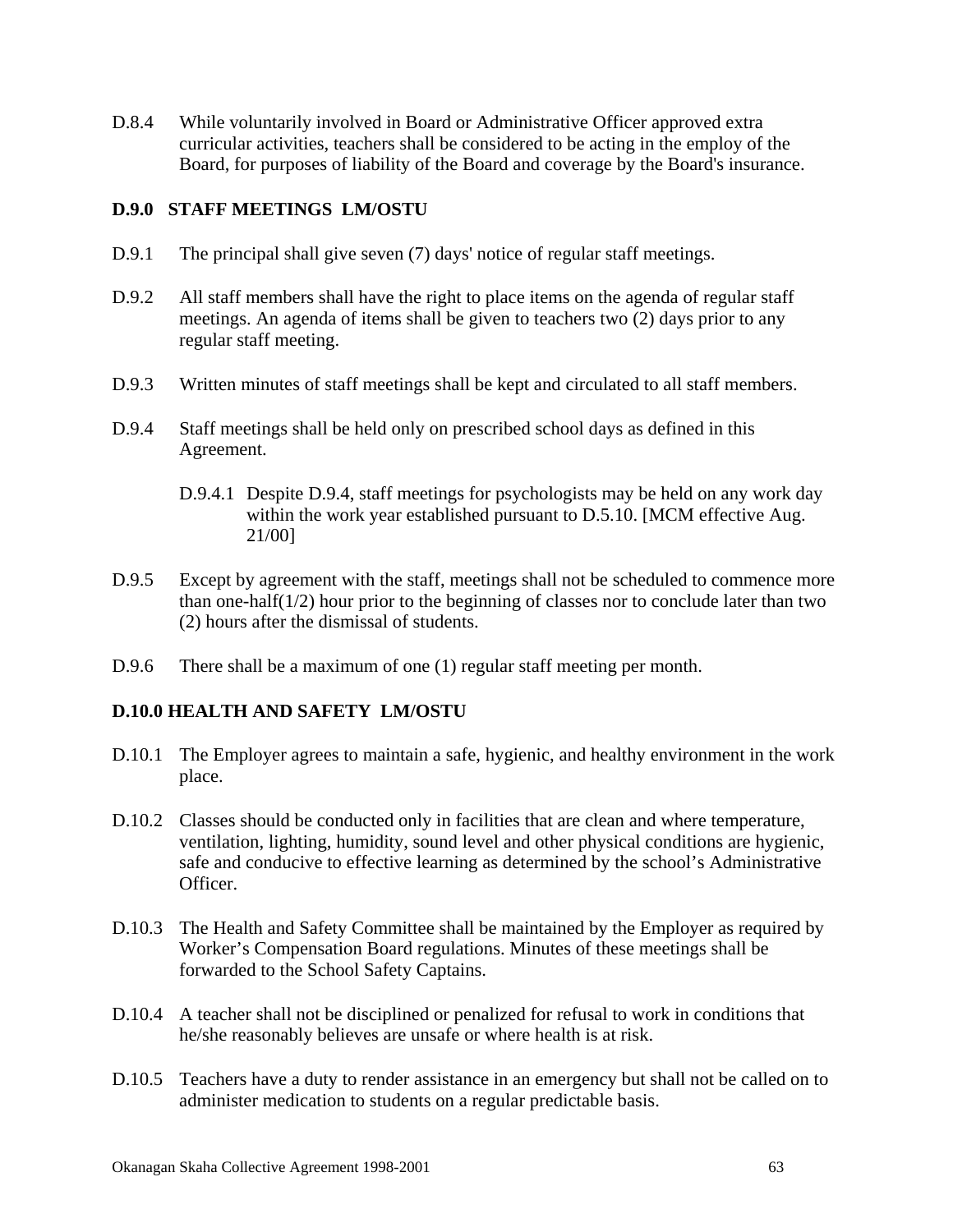D.8.4 While voluntarily involved in Board or Administrative Officer approved extra curricular activities, teachers shall be considered to be acting in the employ of the Board, for purposes of liability of the Board and coverage by the Board's insurance.

**D.9.0 STAFF MEETINGS LM/OSTU**

D.9.1 The principal shall give seven (7) days' notice of regular staff meetings.

D.9.2 All staff members shall have the right to place items on the agenda of regular staff meetings. An agenda of items shall be given to teachers two (2) days prior to any regular staff meeting.

D.9.3 Written minutes of staff meetings shall be kept and circulated to all staff members.

D.9.4 Staff meetings shall be held only on prescribed school days as defined in this Agreement.

> D.9.4.1 Despite D.9.4, staff meetings for psychologists may be held on any work day within the work year established pursuant to D.5.10. [MCM effective Aug. 21/00]

D.9.5 Except by agreement with the staff, meetings shall not be scheduled to commence more than one-half(1/2) hour prior to the beginning of classes nor to conclude later than two (2) hours after the dismissal of students.

D.9.6 There shall be a maximum of one (1) regular staff meeting per month.

**D.10.0 HEALTH AND SAFETY LM/OSTU**

D.10.1 The Employer agrees to maintain a safe, hygienic, and healthy environment in the work place.

D.10.2 Classes should be conducted only in facilities that are clean and where temperature, ventilation, lighting, humidity, sound level and other physical conditions are hygienic, safe and conducive to effective learning as determined by the school's Administrative Officer.

D.10.3 The Health and Safety Committee shall be maintained by the Employer as required by Worker's Compensation Board regulations. Minutes of these meetings shall be forwarded to the School Safety Captains.

D.10.4 A teacher shall not be disciplined or penalized for refusal to work in conditions that he/she reasonably believes are unsafe or where health is at risk.

D.10.5 Teachers have a duty to render assistance in an emergency but shall not be called on to administer medication to students on a regular predictable basis.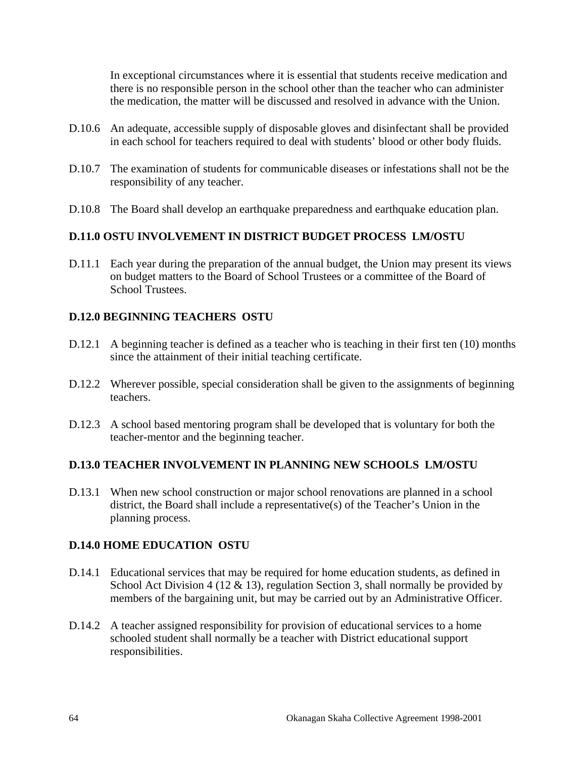In exceptional circumstances where it is essential that students receive medication and there is no responsible person in the school other than the teacher who can administer the medication, the matter will be discussed and resolved in advance with the Union.

D.10.6 An adequate, accessible supply of disposable gloves and disinfectant shall be provided in each school for teachers required to deal with students' blood or other body fluids.

D.10.7 The examination of students for communicable diseases or infestations shall not be the responsibility of any teacher.

D.10.8 The Board shall develop an earthquake preparedness and earthquake education plan.

### D.11.0 OSTU INVOLVEMENT IN DISTRICT BUDGET PROCESS LM/OSTU

D.11.1 Each year during the preparation of the annual budget, the Union may present its views on budget matters to the Board of School Trustees or a committee of the Board of School Trustees.

### D.12.0 BEGINNING TEACHERS OSTU

D.12.1 A beginning teacher is defined as a teacher who is teaching in their first ten (10) months since the attainment of their initial teaching certificate.

D.12.2 Wherever possible, special consideration shall be given to the assignments of beginning teachers.

D.12.3 A school based mentoring program shall be developed that is voluntary for both the teacher-mentor and the beginning teacher.

### D.13.0 TEACHER INVOLVEMENT IN PLANNING NEW SCHOOLS LM/OSTU

D.13.1 When new school construction or major school renovations are planned in a school district, the Board shall include a representative(s) of the Teacher's Union in the planning process.

### D.14.0 HOME EDUCATION OSTU

D.14.1 Educational services that may be required for home education students, as defined in School Act Division 4 (12 & 13), regulation Section 3, shall normally be provided by members of the bargaining unit, but may be carried out by an Administrative Officer.

D.14.2 A teacher assigned responsibility for provision of educational services to a home schooled student shall normally be a teacher with District educational support responsibilities.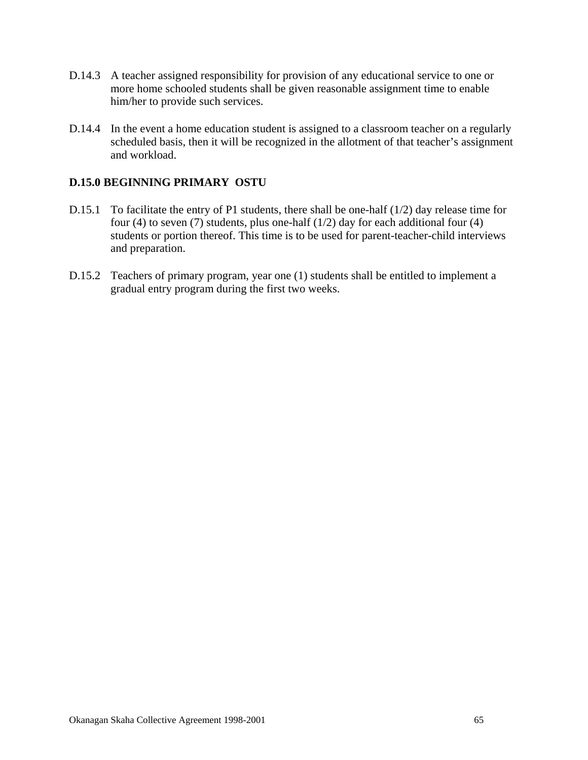D.14.3 A teacher assigned responsibility for provision of any educational service to one or more home schooled students shall be given reasonable assignment time to enable him/her to provide such services.

D.14.4 In the event a home education student is assigned to a classroom teacher on a regularly scheduled basis, then it will be recognized in the allotment of that teacher's assignment and workload.

**D.15.0 BEGINNING PRIMARY OSTU**

D.15.1 To facilitate the entry of P1 students, there shall be one-half (1/2) day release time for four (4) to seven (7) students, plus one-half (1/2) day for each additional four (4) students or portion thereof. This time is to be used for parent-teacher-child interviews and preparation.

D.15.2 Teachers of primary program, year one (1) students shall be entitled to implement a gradual entry program during the first two weeks.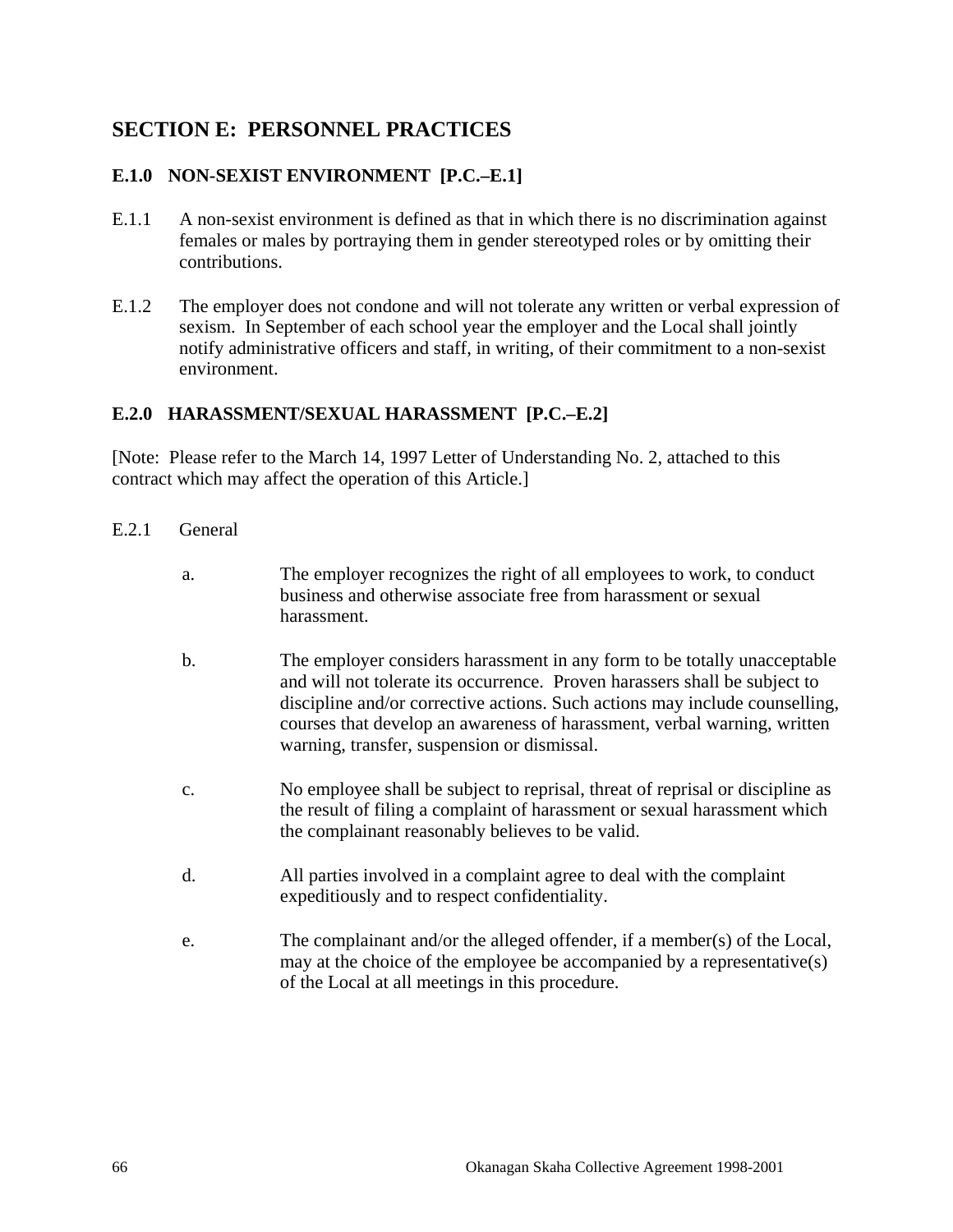## SECTION E: PERSONNEL PRACTICES

### E.1.0 NON-SEXIST ENVIRONMENT [P.C.–E.1]

E.1.1 A non-sexist environment is defined as that in which there is no discrimination against females or males by portraying them in gender stereotyped roles or by omitting their contributions.

E.1.2 The employer does not condone and will not tolerate any written or verbal expression of sexism. In September of each school year the employer and the Local shall jointly notify administrative officers and staff, in writing, of their commitment to a non-sexist environment.

### E.2.0 HARASSMENT/SEXUAL HARASSMENT [P.C.–E.2]

[Note: Please refer to the March 14, 1997 Letter of Understanding No. 2, attached to this contract which may affect the operation of this Article.]

E.2.1 General

a. The employer recognizes the right of all employees to work, to conduct business and otherwise associate free from harassment or sexual harassment.

b. The employer considers harassment in any form to be totally unacceptable and will not tolerate its occurrence. Proven harassers shall be subject to discipline and/or corrective actions. Such actions may include counselling, courses that develop an awareness of harassment, verbal warning, written warning, transfer, suspension or dismissal.

c. No employee shall be subject to reprisal, threat of reprisal or discipline as the result of filing a complaint of harassment or sexual harassment which the complainant reasonably believes to be valid.

d. All parties involved in a complaint agree to deal with the complaint expeditiously and to respect confidentiality.

e. The complainant and/or the alleged offender, if a member(s) of the Local, may at the choice of the employee be accompanied by a representative(s) of the Local at all meetings in this procedure.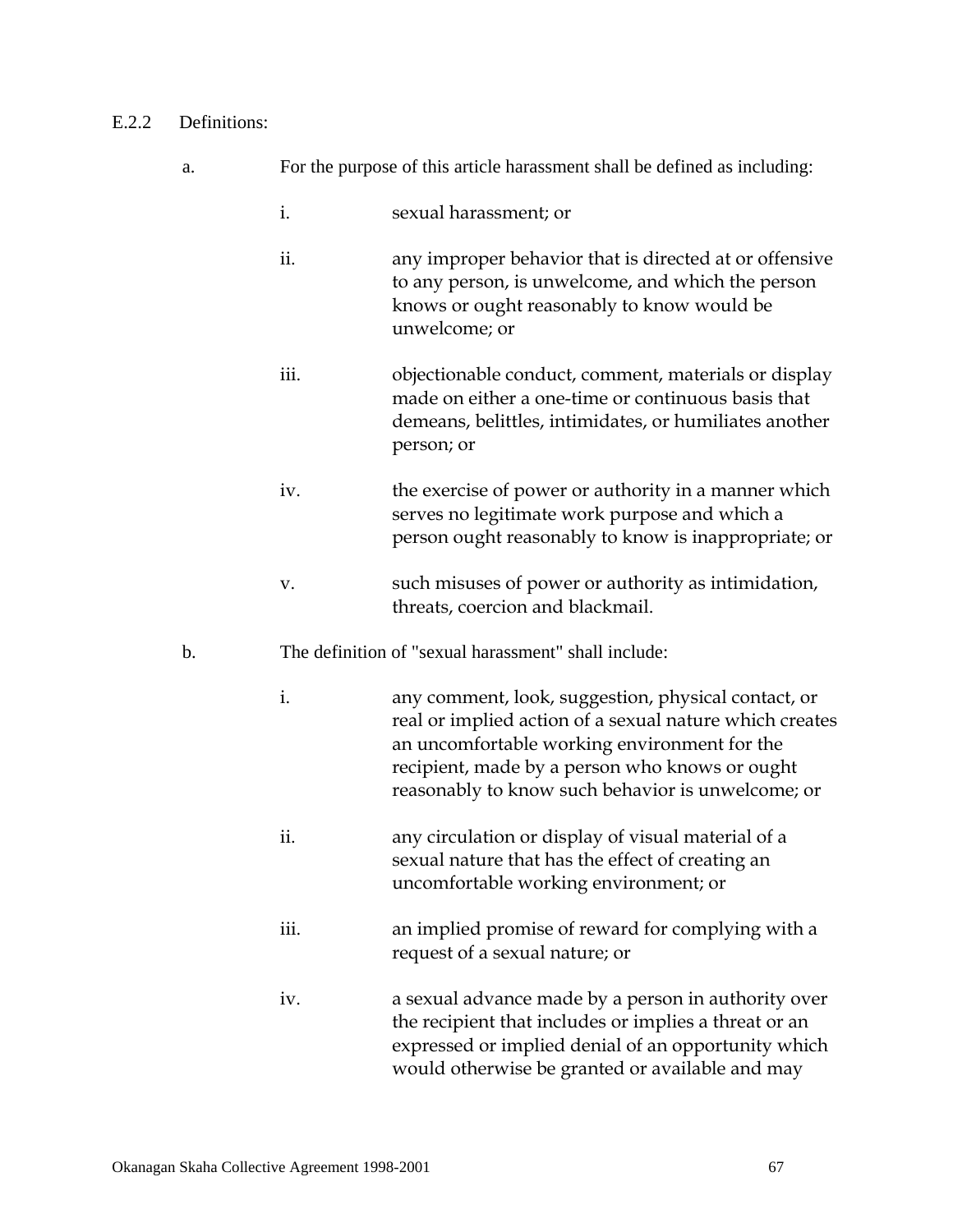E.2.2 Definitions:

a. For the purpose of this article harassment shall be defined as including:

   i. sexual harassment; or

   ii. any improper behavior that is directed at or offensive to any person, is unwelcome, and which the person knows or ought reasonably to know would be unwelcome; or

   iii. objectionable conduct, comment, materials or display made on either a one-time or continuous basis that demeans, belittles, intimidates, or humiliates another person; or

   iv. the exercise of power or authority in a manner which serves no legitimate work purpose and which a person ought reasonably to know is inappropriate; or

   v. such misuses of power or authority as intimidation, threats, coercion and blackmail.

b. The definition of "sexual harassment" shall include:

   i. any comment, look, suggestion, physical contact, or real or implied action of a sexual nature which creates an uncomfortable working environment for the recipient, made by a person who knows or ought reasonably to know such behavior is unwelcome; or

   ii. any circulation or display of visual material of a sexual nature that has the effect of creating an uncomfortable working environment; or

   iii. an implied promise of reward for complying with a request of a sexual nature; or

   iv. a sexual advance made by a person in authority over the recipient that includes or implies a threat or an expressed or implied denial of an opportunity which would otherwise be granted or available and may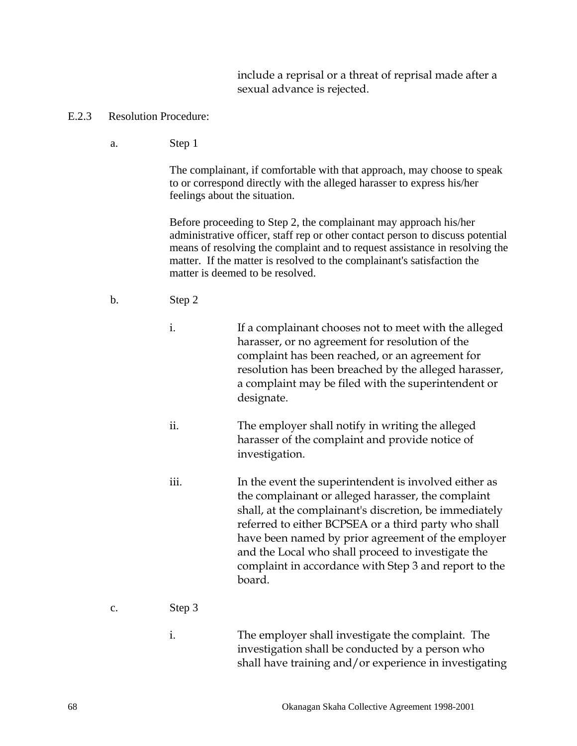include a reprisal or a threat of reprisal made after a sexual advance is rejected.

E.2.3 Resolution Procedure:

a. Step 1

The complainant, if comfortable with that approach, may choose to speak to or correspond directly with the alleged harasser to express his/her feelings about the situation.

Before proceeding to Step 2, the complainant may approach his/her administrative officer, staff rep or other contact person to discuss potential means of resolving the complaint and to request assistance in resolving the matter. If the matter is resolved to the complainant's satisfaction the matter is deemed to be resolved.

b. Step 2

i. If a complainant chooses not to meet with the alleged harasser, or no agreement for resolution of the complaint has been reached, or an agreement for resolution has been breached by the alleged harasser, a complaint may be filed with the superintendent or designate.

ii. The employer shall notify in writing the alleged harasser of the complaint and provide notice of investigation.

iii. In the event the superintendent is involved either as the complainant or alleged harasser, the complaint shall, at the complainant's discretion, be immediately referred to either BCPSEA or a third party who shall have been named by prior agreement of the employer and the Local who shall proceed to investigate the complaint in accordance with Step 3 and report to the board.

c. Step 3

i. The employer shall investigate the complaint. The investigation shall be conducted by a person who shall have training and/or experience in investigating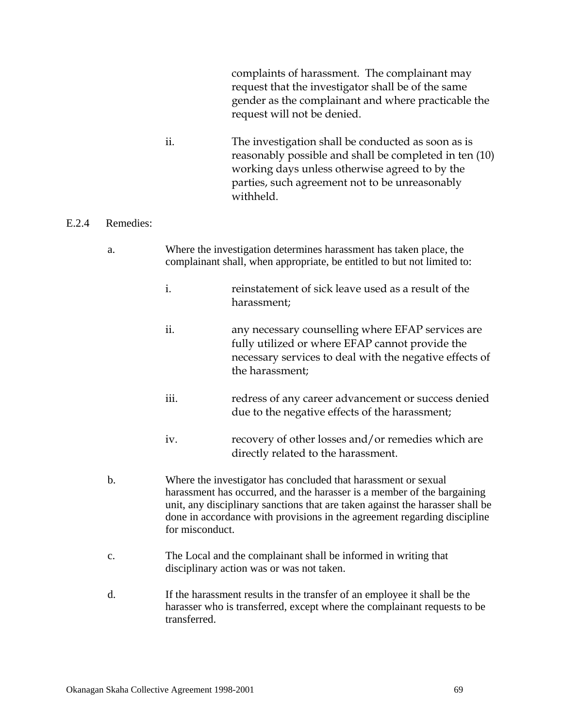complaints of harassment. The complainant may request that the investigator shall be of the same gender as the complainant and where practicable the request will not be denied.

ii. The investigation shall be conducted as soon as is reasonably possible and shall be completed in ten (10) working days unless otherwise agreed to by the parties, such agreement not to be unreasonably withheld.

E.2.4 Remedies:

a. Where the investigation determines harassment has taken place, the complainant shall, when appropriate, be entitled to but not limited to:

   i. reinstatement of sick leave used as a result of the harassment;

   ii. any necessary counselling where EFAP services are fully utilized or where EFAP cannot provide the necessary services to deal with the negative effects of the harassment;

   iii. redress of any career advancement or success denied due to the negative effects of the harassment;

   iv. recovery of other losses and/or remedies which are directly related to the harassment.

b. Where the investigator has concluded that harassment or sexual harassment has occurred, and the harasser is a member of the bargaining unit, any disciplinary sanctions that are taken against the harasser shall be done in accordance with provisions in the agreement regarding discipline for misconduct.

c. The Local and the complainant shall be informed in writing that disciplinary action was or was not taken.

d. If the harassment results in the transfer of an employee it shall be the harasser who is transferred, except where the complainant requests to be transferred.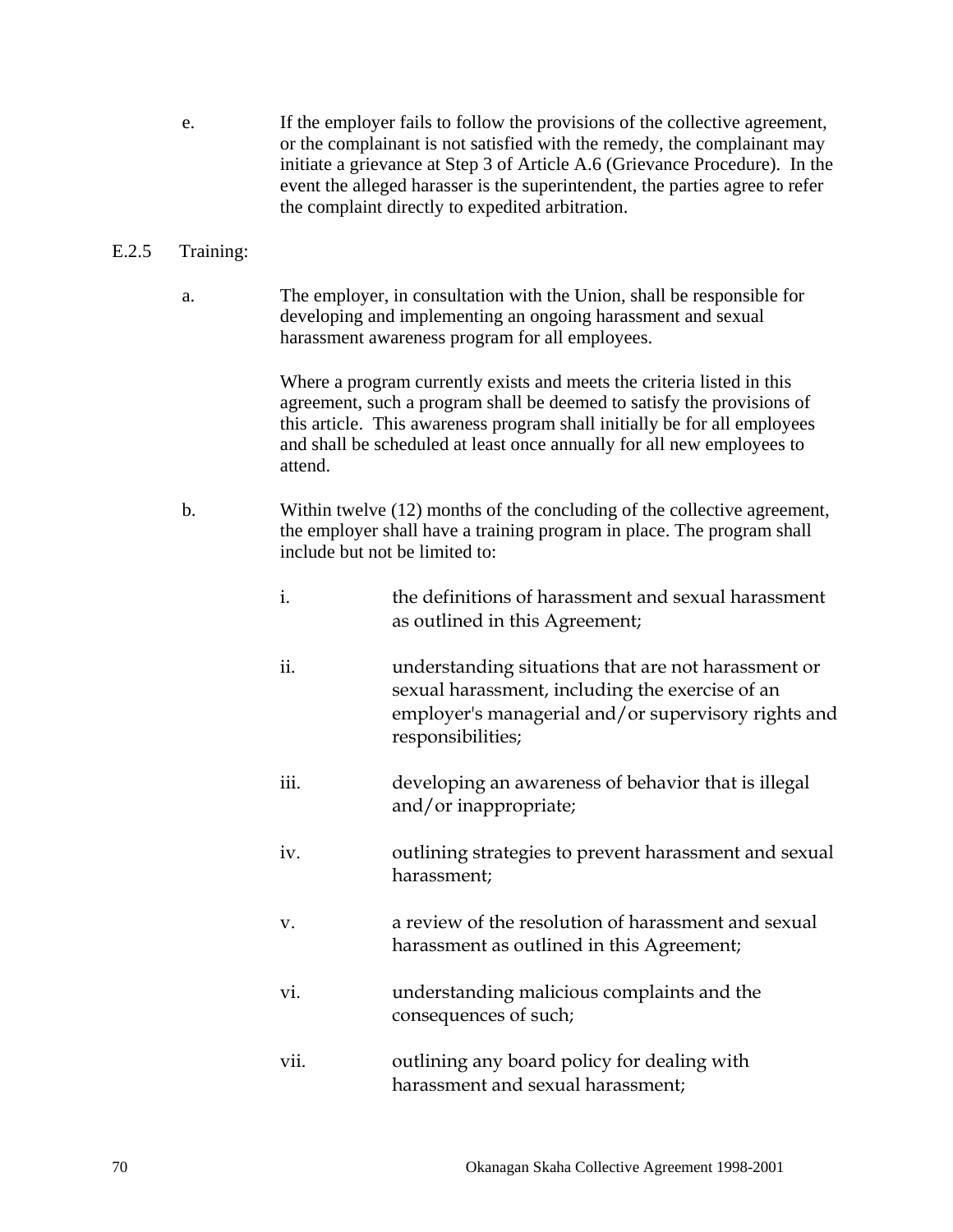e. If the employer fails to follow the provisions of the collective agreement, or the complainant is not satisfied with the remedy, the complainant may initiate a grievance at Step 3 of Article A.6 (Grievance Procedure). In the event the alleged harasser is the superintendent, the parties agree to refer the complaint directly to expedited arbitration.

E.2.5 Training:

a. The employer, in consultation with the Union, shall be responsible for developing and implementing an ongoing harassment and sexual harassment awareness program for all employees.

   Where a program currently exists and meets the criteria listed in this agreement, such a program shall be deemed to satisfy the provisions of this article. This awareness program shall initially be for all employees and shall be scheduled at least once annually for all new employees to attend.

b. Within twelve (12) months of the concluding of the collective agreement, the employer shall have a training program in place. The program shall include but not be limited to:

   i. the definitions of harassment and sexual harassment as outlined in this Agreement;

   ii. understanding situations that are not harassment or sexual harassment, including the exercise of an employer's managerial and/or supervisory rights and responsibilities;

   iii. developing an awareness of behavior that is illegal and/or inappropriate;

   iv. outlining strategies to prevent harassment and sexual harassment;

   v. a review of the resolution of harassment and sexual harassment as outlined in this Agreement;

   vi. understanding malicious complaints and the consequences of such;

   vii. outlining any board policy for dealing with harassment and sexual harassment;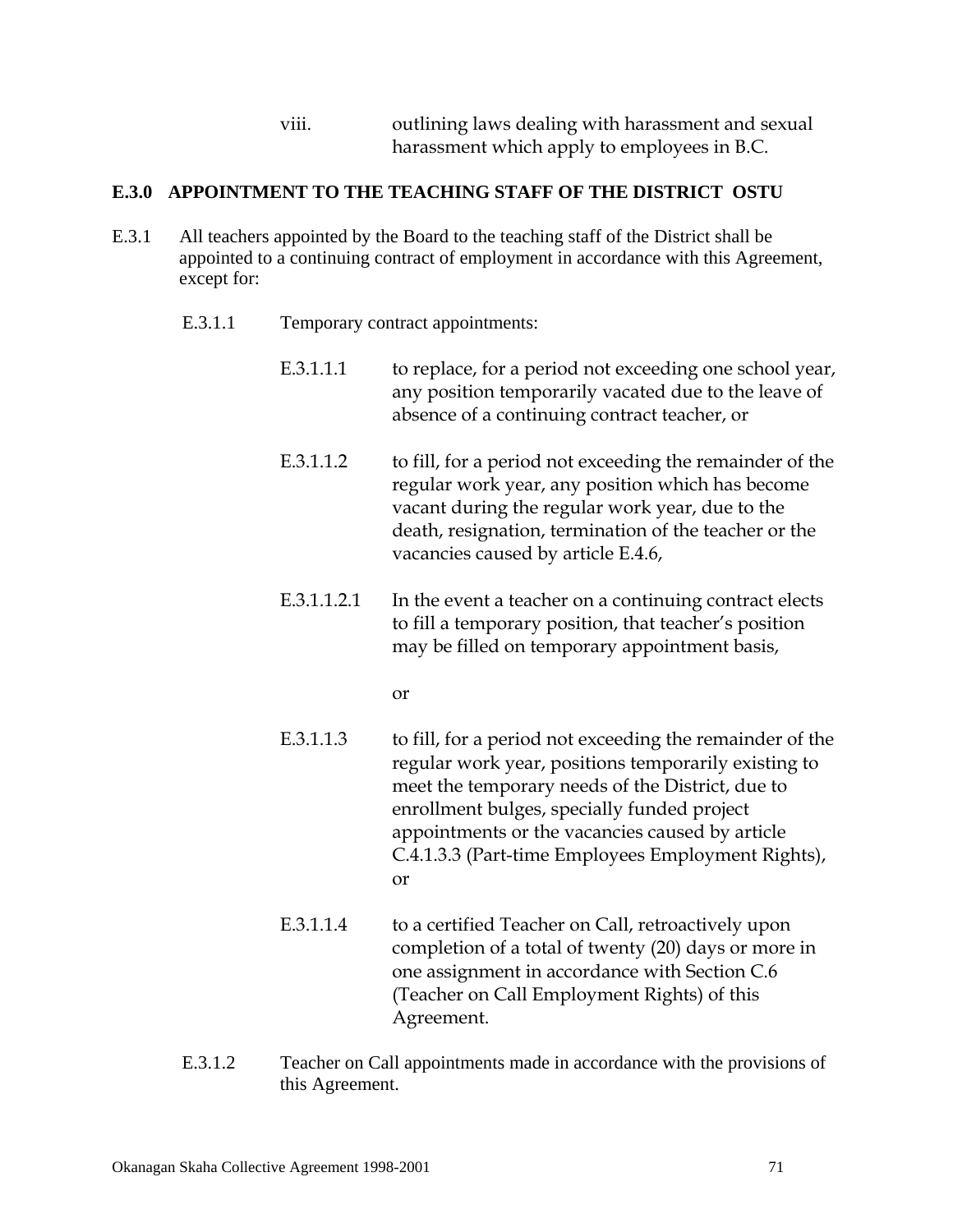viii. outlining laws dealing with harassment and sexual harassment which apply to employees in B.C.

## E.3.0 APPOINTMENT TO THE TEACHING STAFF OF THE DISTRICT OSTU

E.3.1 All teachers appointed by the Board to the teaching staff of the District shall be appointed to a continuing contract of employment in accordance with this Agreement, except for:

E.3.1.1 Temporary contract appointments:

E.3.1.1.1 to replace, for a period not exceeding one school year, any position temporarily vacated due to the leave of absence of a continuing contract teacher, or

E.3.1.1.2 to fill, for a period not exceeding the remainder of the regular work year, any position which has become vacant during the regular work year, due to the death, resignation, termination of the teacher or the vacancies caused by article E.4.6,

E.3.1.1.2.1 In the event a teacher on a continuing contract elects to fill a temporary position, that teacher's position may be filled on temporary appointment basis,

or

E.3.1.1.3 to fill, for a period not exceeding the remainder of the regular work year, positions temporarily existing to meet the temporary needs of the District, due to enrollment bulges, specially funded project appointments or the vacancies caused by article C.4.1.3.3 (Part-time Employees Employment Rights), or

E.3.1.1.4 to a certified Teacher on Call, retroactively upon completion of a total of twenty (20) days or more in one assignment in accordance with Section C.6 (Teacher on Call Employment Rights) of this Agreement.

E.3.1.2 Teacher on Call appointments made in accordance with the provisions of this Agreement.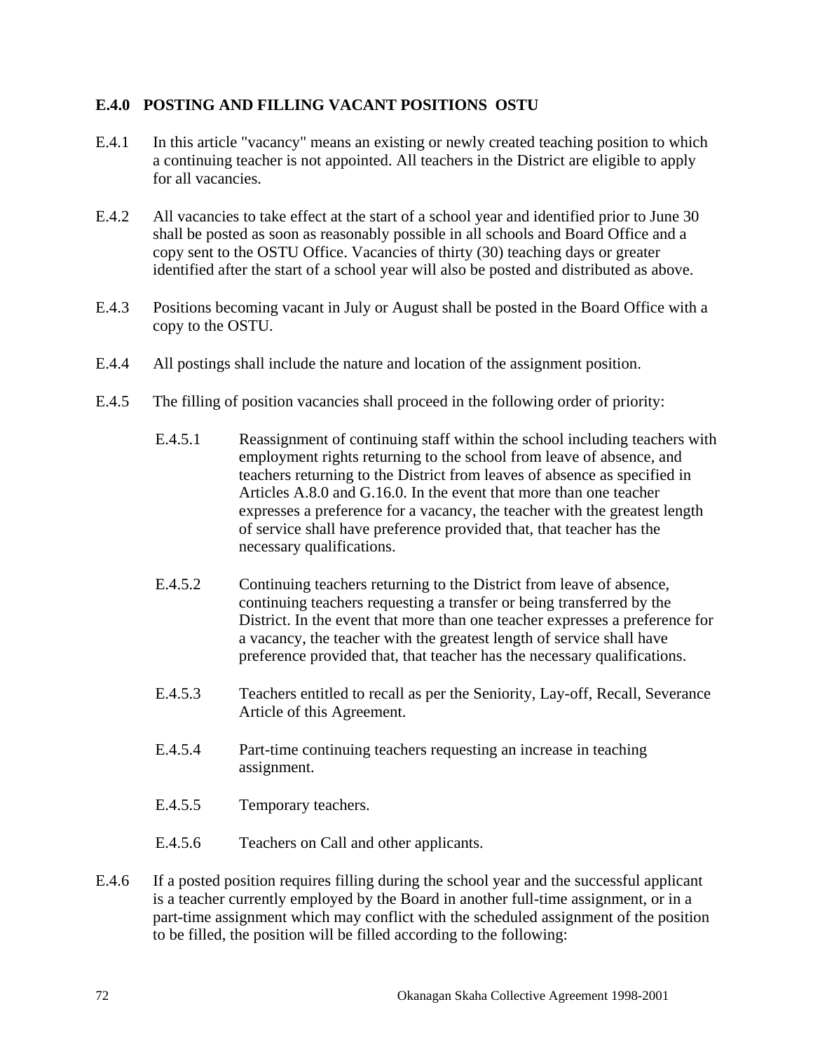## E.4.0 POSTING AND FILLING VACANT POSITIONS OSTU

E.4.1 In this article "vacancy" means an existing or newly created teaching position to which a continuing teacher is not appointed. All teachers in the District are eligible to apply for all vacancies.

E.4.2 All vacancies to take effect at the start of a school year and identified prior to June 30 shall be posted as soon as reasonably possible in all schools and Board Office and a copy sent to the OSTU Office. Vacancies of thirty (30) teaching days or greater identified after the start of a school year will also be posted and distributed as above.

E.4.3 Positions becoming vacant in July or August shall be posted in the Board Office with a copy to the OSTU.

E.4.4 All postings shall include the nature and location of the assignment position.

E.4.5 The filling of position vacancies shall proceed in the following order of priority:

- E.4.5.1 Reassignment of continuing staff within the school including teachers with employment rights returning to the school from leave of absence, and teachers returning to the District from leaves of absence as specified in Articles A.8.0 and G.16.0. In the event that more than one teacher expresses a preference for a vacancy, the teacher with the greatest length of service shall have preference provided that, that teacher has the necessary qualifications.

- E.4.5.2 Continuing teachers returning to the District from leave of absence, continuing teachers requesting a transfer or being transferred by the District. In the event that more than one teacher expresses a preference for a vacancy, the teacher with the greatest length of service shall have preference provided that, that teacher has the necessary qualifications.

- E.4.5.3 Teachers entitled to recall as per the Seniority, Lay-off, Recall, Severance Article of this Agreement.

- E.4.5.4 Part-time continuing teachers requesting an increase in teaching assignment.

- E.4.5.5 Temporary teachers.

- E.4.5.6 Teachers on Call and other applicants.

E.4.6 If a posted position requires filling during the school year and the successful applicant is a teacher currently employed by the Board in another full-time assignment, or in a part-time assignment which may conflict with the scheduled assignment of the position to be filled, the position will be filled according to the following: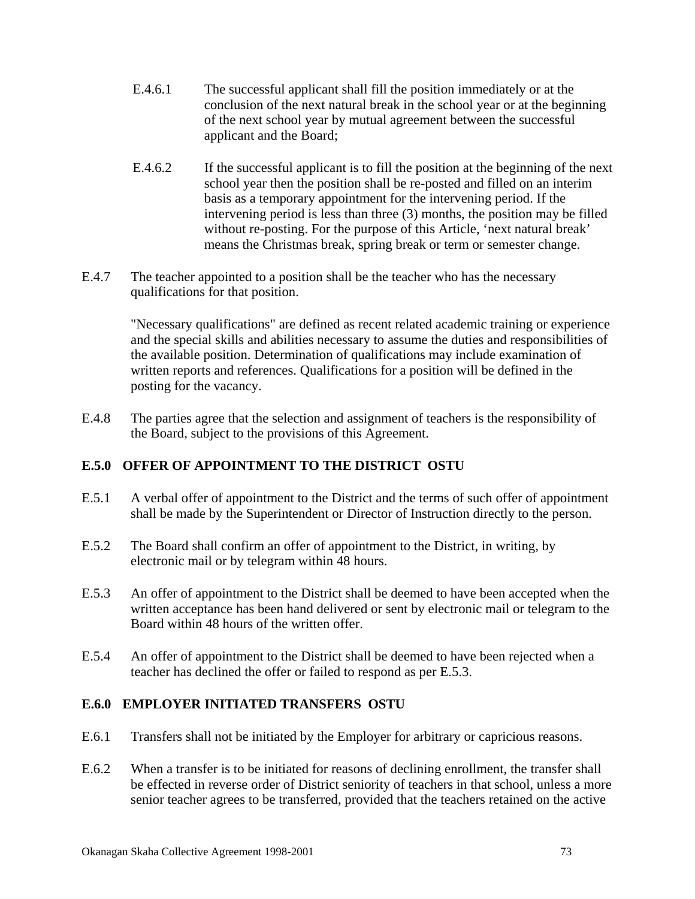E.4.6.1 The successful applicant shall fill the position immediately or at the conclusion of the next natural break in the school year or at the beginning of the next school year by mutual agreement between the successful applicant and the Board;

E.4.6.2 If the successful applicant is to fill the position at the beginning of the next school year then the position shall be re-posted and filled on an interim basis as a temporary appointment for the intervening period. If the intervening period is less than three (3) months, the position may be filled without re-posting. For the purpose of this Article, 'next natural break' means the Christmas break, spring break or term or semester change.

E.4.7 The teacher appointed to a position shall be the teacher who has the necessary qualifications for that position.

"Necessary qualifications" are defined as recent related academic training or experience and the special skills and abilities necessary to assume the duties and responsibilities of the available position. Determination of qualifications may include examination of written reports and references. Qualifications for a position will be defined in the posting for the vacancy.

E.4.8 The parties agree that the selection and assignment of teachers is the responsibility of the Board, subject to the provisions of this Agreement.

**E.5.0 OFFER OF APPOINTMENT TO THE DISTRICT OSTU**

E.5.1 A verbal offer of appointment to the District and the terms of such offer of appointment shall be made by the Superintendent or Director of Instruction directly to the person.

E.5.2 The Board shall confirm an offer of appointment to the District, in writing, by electronic mail or by telegram within 48 hours.

E.5.3 An offer of appointment to the District shall be deemed to have been accepted when the written acceptance has been hand delivered or sent by electronic mail or telegram to the Board within 48 hours of the written offer.

E.5.4 An offer of appointment to the District shall be deemed to have been rejected when a teacher has declined the offer or failed to respond as per E.5.3.

**E.6.0 EMPLOYER INITIATED TRANSFERS OSTU**

E.6.1 Transfers shall not be initiated by the Employer for arbitrary or capricious reasons.

E.6.2 When a transfer is to be initiated for reasons of declining enrollment, the transfer shall be effected in reverse order of District seniority of teachers in that school, unless a more senior teacher agrees to be transferred, provided that the teachers retained on the active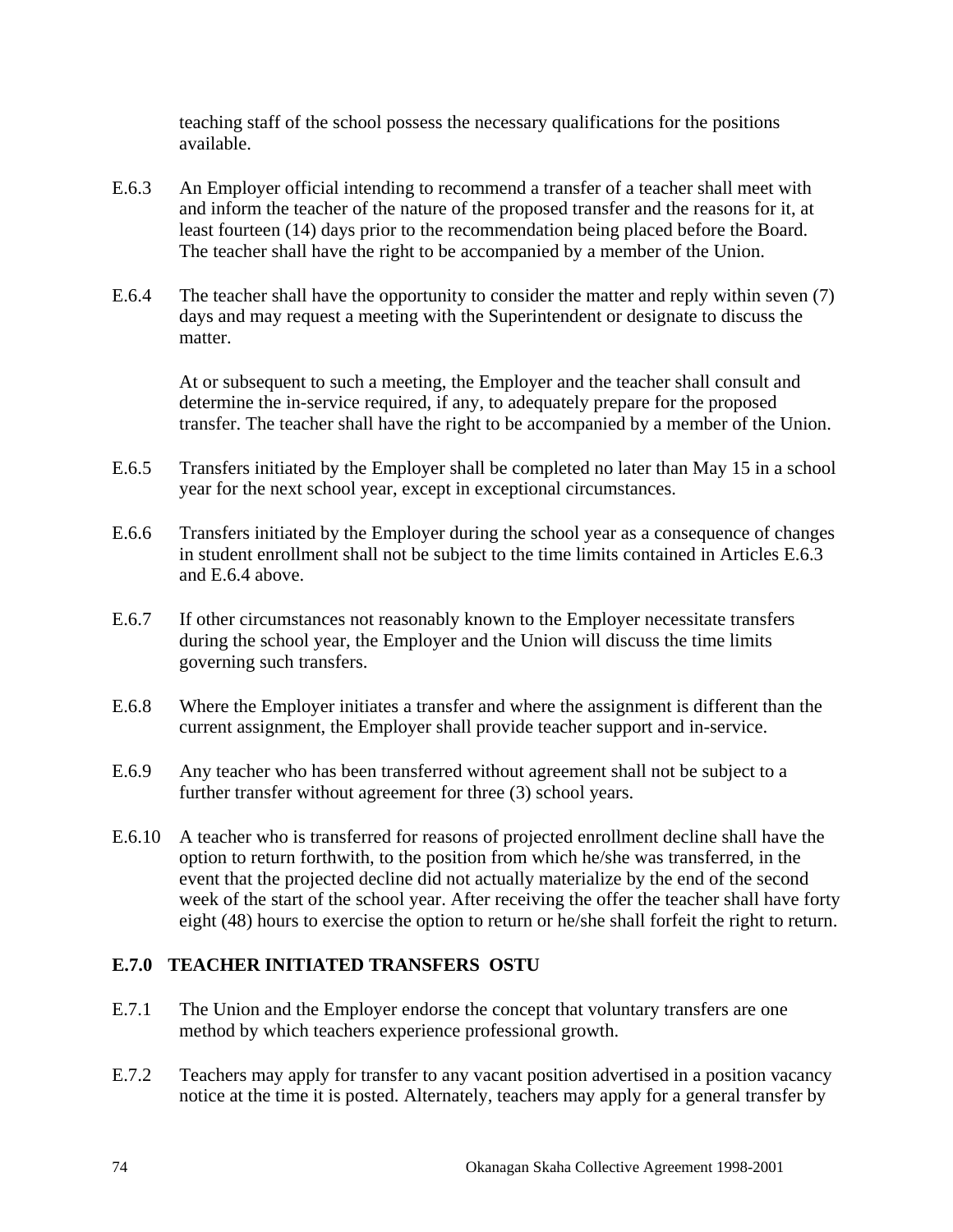teaching staff of the school possess the necessary qualifications for the positions available.

E.6.3 An Employer official intending to recommend a transfer of a teacher shall meet with and inform the teacher of the nature of the proposed transfer and the reasons for it, at least fourteen (14) days prior to the recommendation being placed before the Board. The teacher shall have the right to be accompanied by a member of the Union.

E.6.4 The teacher shall have the opportunity to consider the matter and reply within seven (7) days and may request a meeting with the Superintendent or designate to discuss the matter.

At or subsequent to such a meeting, the Employer and the teacher shall consult and determine the in-service required, if any, to adequately prepare for the proposed transfer. The teacher shall have the right to be accompanied by a member of the Union.

E.6.5 Transfers initiated by the Employer shall be completed no later than May 15 in a school year for the next school year, except in exceptional circumstances.

E.6.6 Transfers initiated by the Employer during the school year as a consequence of changes in student enrollment shall not be subject to the time limits contained in Articles E.6.3 and E.6.4 above.

E.6.7 If other circumstances not reasonably known to the Employer necessitate transfers during the school year, the Employer and the Union will discuss the time limits governing such transfers.

E.6.8 Where the Employer initiates a transfer and where the assignment is different than the current assignment, the Employer shall provide teacher support and in-service.

E.6.9 Any teacher who has been transferred without agreement shall not be subject to a further transfer without agreement for three (3) school years.

E.6.10 A teacher who is transferred for reasons of projected enrollment decline shall have the option to return forthwith, to the position from which he/she was transferred, in the event that the projected decline did not actually materialize by the end of the second week of the start of the school year. After receiving the offer the teacher shall have forty eight (48) hours to exercise the option to return or he/she shall forfeit the right to return.

## E.7.0 TEACHER INITIATED TRANSFERS OSTU

E.7.1 The Union and the Employer endorse the concept that voluntary transfers are one method by which teachers experience professional growth.

E.7.2 Teachers may apply for transfer to any vacant position advertised in a position vacancy notice at the time it is posted. Alternately, teachers may apply for a general transfer by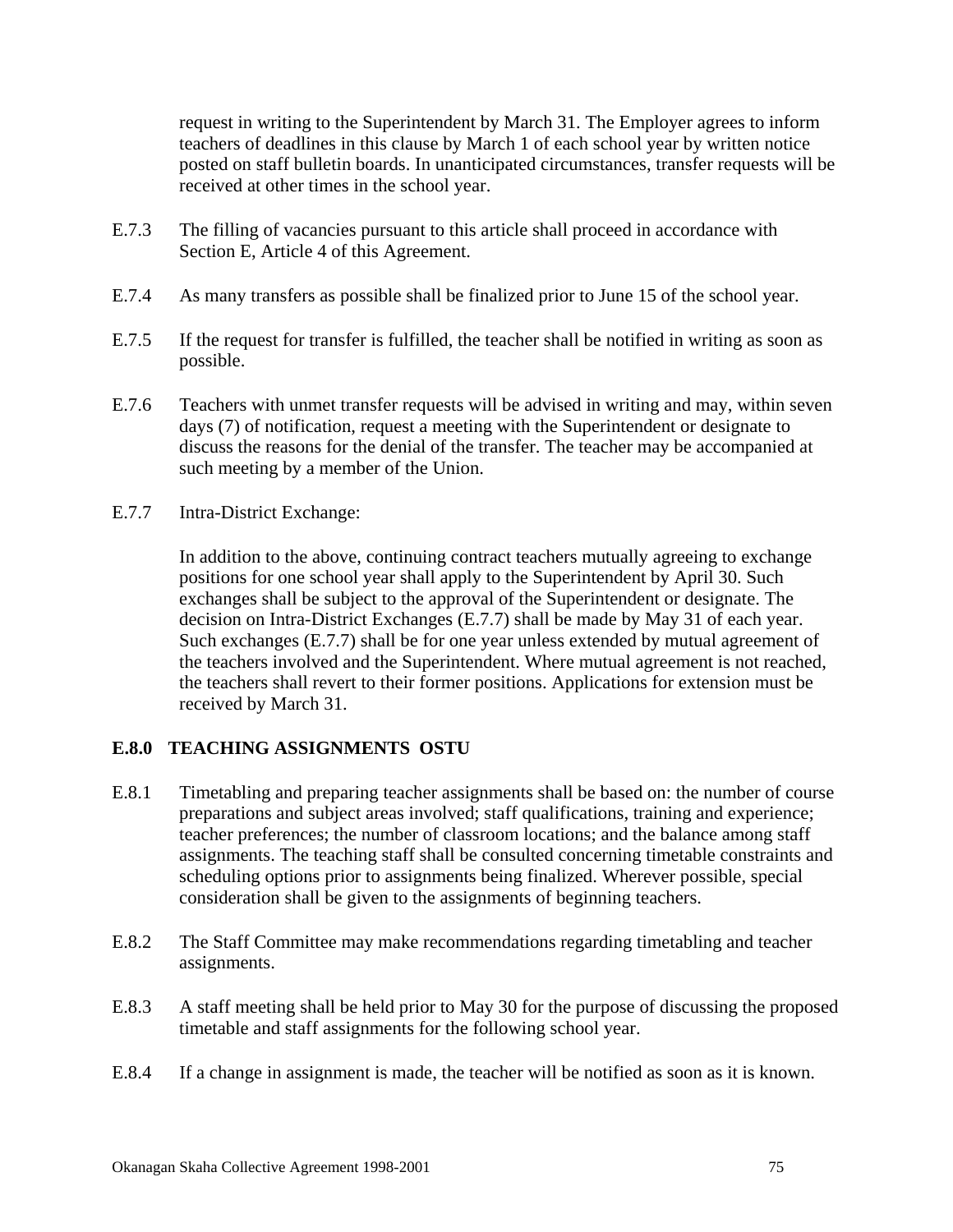request in writing to the Superintendent by March 31. The Employer agrees to inform teachers of deadlines in this clause by March 1 of each school year by written notice posted on staff bulletin boards. In unanticipated circumstances, transfer requests will be received at other times in the school year.

E.7.3 The filling of vacancies pursuant to this article shall proceed in accordance with Section E, Article 4 of this Agreement.

E.7.4 As many transfers as possible shall be finalized prior to June 15 of the school year.

E.7.5 If the request for transfer is fulfilled, the teacher shall be notified in writing as soon as possible.

E.7.6 Teachers with unmet transfer requests will be advised in writing and may, within seven days (7) of notification, request a meeting with the Superintendent or designate to discuss the reasons for the denial of the transfer. The teacher may be accompanied at such meeting by a member of the Union.

E.7.7 Intra-District Exchange:

In addition to the above, continuing contract teachers mutually agreeing to exchange positions for one school year shall apply to the Superintendent by April 30. Such exchanges shall be subject to the approval of the Superintendent or designate. The decision on Intra-District Exchanges (E.7.7) shall be made by May 31 of each year. Such exchanges (E.7.7) shall be for one year unless extended by mutual agreement of the teachers involved and the Superintendent. Where mutual agreement is not reached, the teachers shall revert to their former positions. Applications for extension must be received by March 31.

**E.8.0 TEACHING ASSIGNMENTS OSTU**

E.8.1 Timetabling and preparing teacher assignments shall be based on: the number of course preparations and subject areas involved; staff qualifications, training and experience; teacher preferences; the number of classroom locations; and the balance among staff assignments. The teaching staff shall be consulted concerning timetable constraints and scheduling options prior to assignments being finalized. Wherever possible, special consideration shall be given to the assignments of beginning teachers.

E.8.2 The Staff Committee may make recommendations regarding timetabling and teacher assignments.

E.8.3 A staff meeting shall be held prior to May 30 for the purpose of discussing the proposed timetable and staff assignments for the following school year.

E.8.4 If a change in assignment is made, the teacher will be notified as soon as it is known.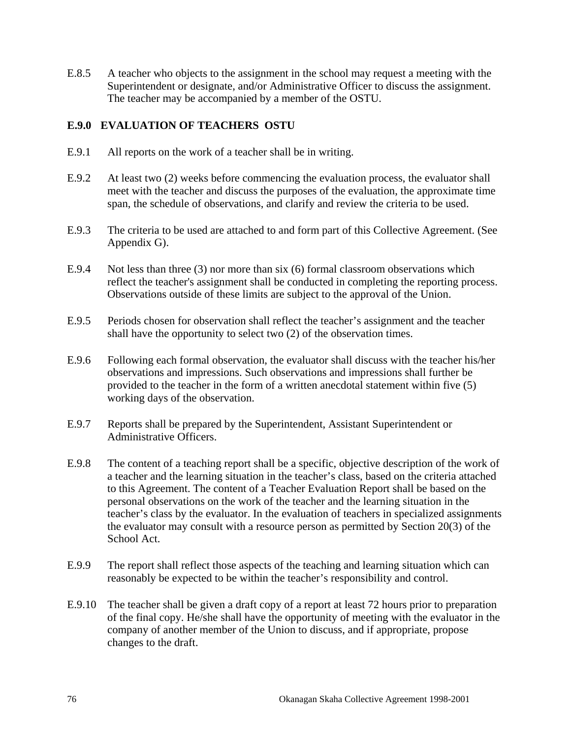E.8.5 A teacher who objects to the assignment in the school may request a meeting with the Superintendent or designate, and/or Administrative Officer to discuss the assignment. The teacher may be accompanied by a member of the OSTU.

**E.9.0 EVALUATION OF TEACHERS OSTU**

E.9.1 All reports on the work of a teacher shall be in writing.

E.9.2 At least two (2) weeks before commencing the evaluation process, the evaluator shall meet with the teacher and discuss the purposes of the evaluation, the approximate time span, the schedule of observations, and clarify and review the criteria to be used.

E.9.3 The criteria to be used are attached to and form part of this Collective Agreement. (See Appendix G).

E.9.4 Not less than three (3) nor more than six (6) formal classroom observations which reflect the teacher's assignment shall be conducted in completing the reporting process. Observations outside of these limits are subject to the approval of the Union.

E.9.5 Periods chosen for observation shall reflect the teacher's assignment and the teacher shall have the opportunity to select two (2) of the observation times.

E.9.6 Following each formal observation, the evaluator shall discuss with the teacher his/her observations and impressions. Such observations and impressions shall further be provided to the teacher in the form of a written anecdotal statement within five (5) working days of the observation.

E.9.7 Reports shall be prepared by the Superintendent, Assistant Superintendent or Administrative Officers.

E.9.8 The content of a teaching report shall be a specific, objective description of the work of a teacher and the learning situation in the teacher's class, based on the criteria attached to this Agreement. The content of a Teacher Evaluation Report shall be based on the personal observations on the work of the teacher and the learning situation in the teacher's class by the evaluator. In the evaluation of teachers in specialized assignments the evaluator may consult with a resource person as permitted by Section 20(3) of the School Act.

E.9.9 The report shall reflect those aspects of the teaching and learning situation which can reasonably be expected to be within the teacher's responsibility and control.

E.9.10 The teacher shall be given a draft copy of a report at least 72 hours prior to preparation of the final copy. He/she shall have the opportunity of meeting with the evaluator in the company of another member of the Union to discuss, and if appropriate, propose changes to the draft.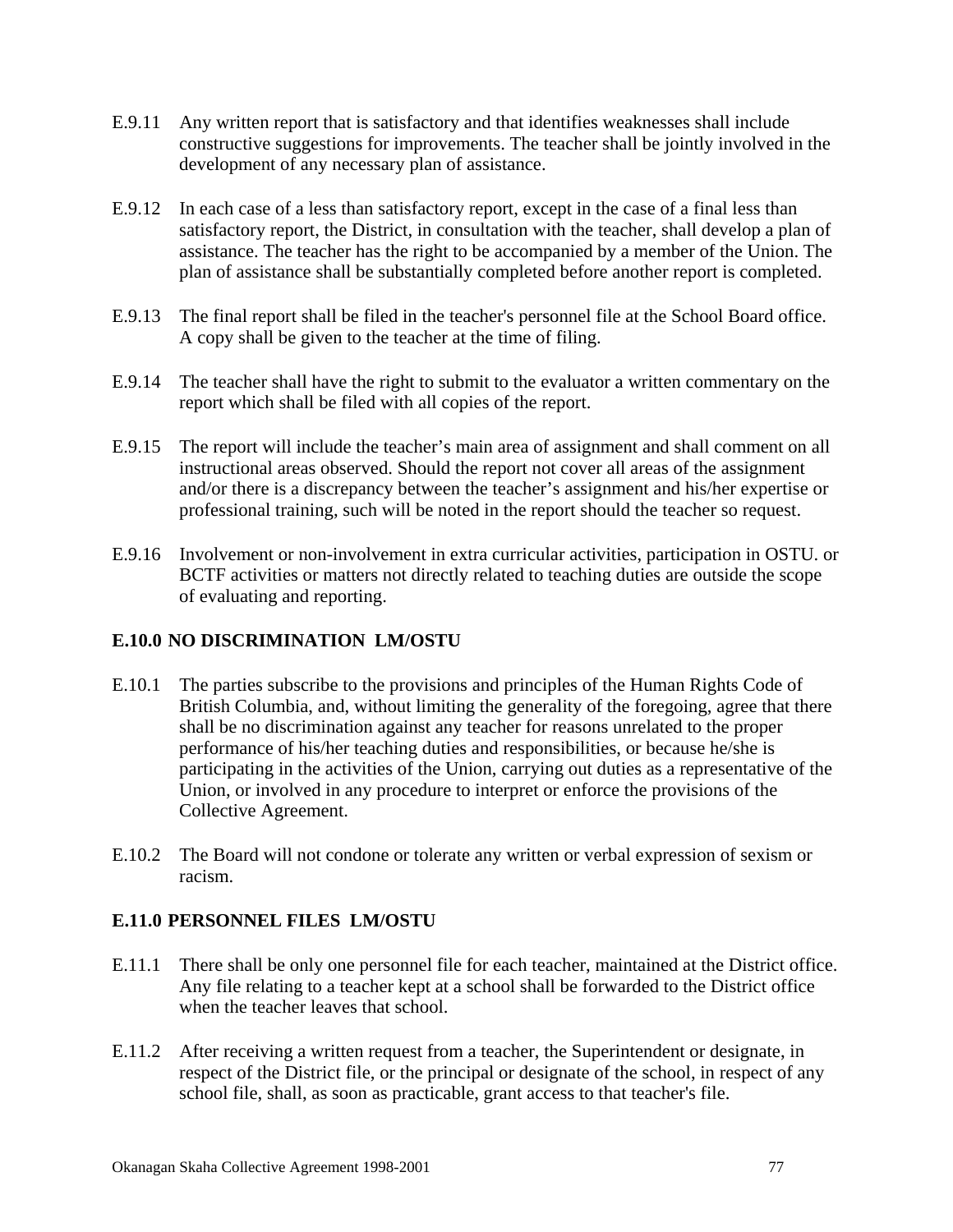E.9.11 Any written report that is satisfactory and that identifies weaknesses shall include constructive suggestions for improvements. The teacher shall be jointly involved in the development of any necessary plan of assistance.

E.9.12 In each case of a less than satisfactory report, except in the case of a final less than satisfactory report, the District, in consultation with the teacher, shall develop a plan of assistance. The teacher has the right to be accompanied by a member of the Union. The plan of assistance shall be substantially completed before another report is completed.

E.9.13 The final report shall be filed in the teacher's personnel file at the School Board office. A copy shall be given to the teacher at the time of filing.

E.9.14 The teacher shall have the right to submit to the evaluator a written commentary on the report which shall be filed with all copies of the report.

E.9.15 The report will include the teacher's main area of assignment and shall comment on all instructional areas observed. Should the report not cover all areas of the assignment and/or there is a discrepancy between the teacher's assignment and his/her expertise or professional training, such will be noted in the report should the teacher so request.

E.9.16 Involvement or non-involvement in extra curricular activities, participation in OSTU. or BCTF activities or matters not directly related to teaching duties are outside the scope of evaluating and reporting.

## E.10.0 NO DISCRIMINATION LM/OSTU

E.10.1 The parties subscribe to the provisions and principles of the Human Rights Code of British Columbia, and, without limiting the generality of the foregoing, agree that there shall be no discrimination against any teacher for reasons unrelated to the proper performance of his/her teaching duties and responsibilities, or because he/she is participating in the activities of the Union, carrying out duties as a representative of the Union, or involved in any procedure to interpret or enforce the provisions of the Collective Agreement.

E.10.2 The Board will not condone or tolerate any written or verbal expression of sexism or racism.

## E.11.0 PERSONNEL FILES LM/OSTU

E.11.1 There shall be only one personnel file for each teacher, maintained at the District office. Any file relating to a teacher kept at a school shall be forwarded to the District office when the teacher leaves that school.

E.11.2 After receiving a written request from a teacher, the Superintendent or designate, in respect of the District file, or the principal or designate of the school, in respect of any school file, shall, as soon as practicable, grant access to that teacher's file.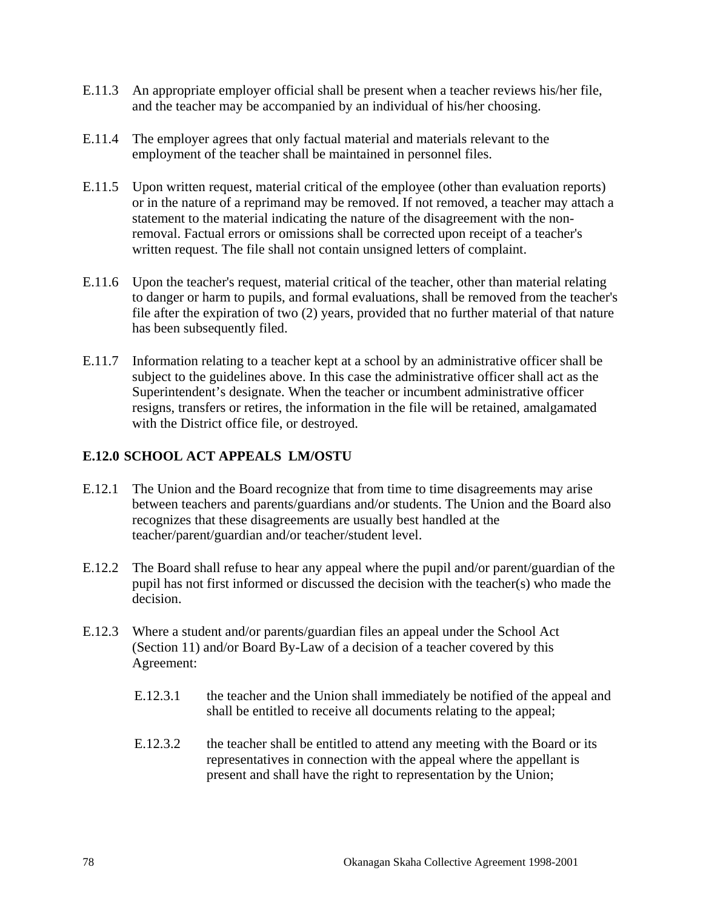E.11.3 An appropriate employer official shall be present when a teacher reviews his/her file, and the teacher may be accompanied by an individual of his/her choosing.

E.11.4 The employer agrees that only factual material and materials relevant to the employment of the teacher shall be maintained in personnel files.

E.11.5 Upon written request, material critical of the employee (other than evaluation reports) or in the nature of a reprimand may be removed. If not removed, a teacher may attach a statement to the material indicating the nature of the disagreement with the non-removal. Factual errors or omissions shall be corrected upon receipt of a teacher's written request. The file shall not contain unsigned letters of complaint.

E.11.6 Upon the teacher's request, material critical of the teacher, other than material relating to danger or harm to pupils, and formal evaluations, shall be removed from the teacher's file after the expiration of two (2) years, provided that no further material of that nature has been subsequently filed.

E.11.7 Information relating to a teacher kept at a school by an administrative officer shall be subject to the guidelines above. In this case the administrative officer shall act as the Superintendent's designate. When the teacher or incumbent administrative officer resigns, transfers or retires, the information in the file will be retained, amalgamated with the District office file, or destroyed.

### E.12.0 SCHOOL ACT APPEALS LM/OSTU

E.12.1 The Union and the Board recognize that from time to time disagreements may arise between teachers and parents/guardians and/or students. The Union and the Board also recognizes that these disagreements are usually best handled at the teacher/parent/guardian and/or teacher/student level.

E.12.2 The Board shall refuse to hear any appeal where the pupil and/or parent/guardian of the pupil has not first informed or discussed the decision with the teacher(s) who made the decision.

E.12.3 Where a student and/or parents/guardian files an appeal under the School Act (Section 11) and/or Board By-Law of a decision of a teacher covered by this Agreement:

E.12.3.1 the teacher and the Union shall immediately be notified of the appeal and shall be entitled to receive all documents relating to the appeal;

E.12.3.2 the teacher shall be entitled to attend any meeting with the Board or its representatives in connection with the appeal where the appellant is present and shall have the right to representation by the Union;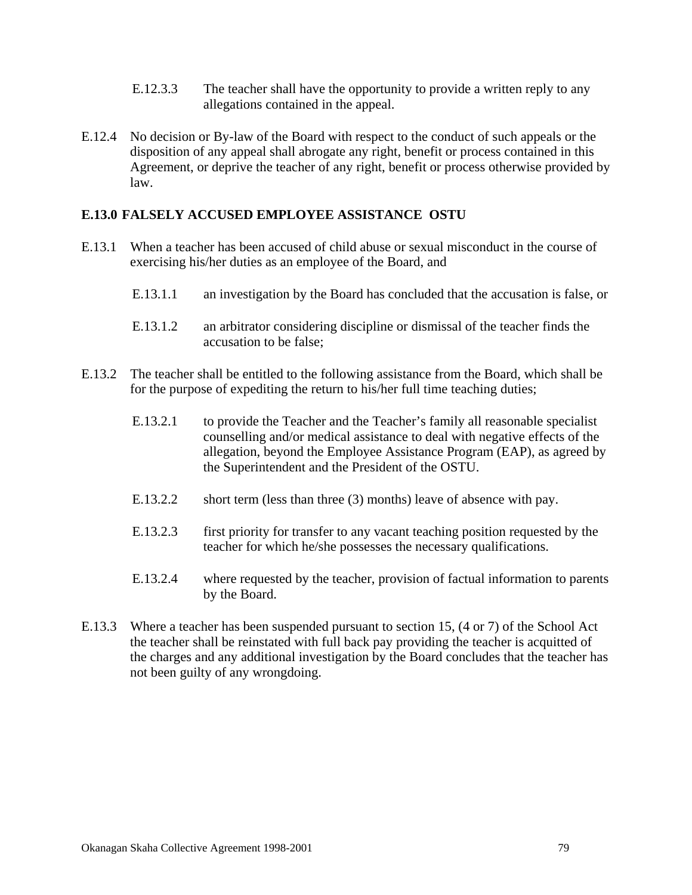E.12.3.3 The teacher shall have the opportunity to provide a written reply to any allegations contained in the appeal.

E.12.4 No decision or By-law of the Board with respect to the conduct of such appeals or the disposition of any appeal shall abrogate any right, benefit or process contained in this Agreement, or deprive the teacher of any right, benefit or process otherwise provided by law.

**E.13.0 FALSELY ACCUSED EMPLOYEE ASSISTANCE OSTU**

E.13.1 When a teacher has been accused of child abuse or sexual misconduct in the course of exercising his/her duties as an employee of the Board, and

E.13.1.1 an investigation by the Board has concluded that the accusation is false, or

E.13.1.2 an arbitrator considering discipline or dismissal of the teacher finds the accusation to be false;

E.13.2 The teacher shall be entitled to the following assistance from the Board, which shall be for the purpose of expediting the return to his/her full time teaching duties;

E.13.2.1 to provide the Teacher and the Teacher's family all reasonable specialist counselling and/or medical assistance to deal with negative effects of the allegation, beyond the Employee Assistance Program (EAP), as agreed by the Superintendent and the President of the OSTU.

E.13.2.2 short term (less than three (3) months) leave of absence with pay.

E.13.2.3 first priority for transfer to any vacant teaching position requested by the teacher for which he/she possesses the necessary qualifications.

E.13.2.4 where requested by the teacher, provision of factual information to parents by the Board.

E.13.3 Where a teacher has been suspended pursuant to section 15, (4 or 7) of the School Act the teacher shall be reinstated with full back pay providing the teacher is acquitted of the charges and any additional investigation by the Board concludes that the teacher has not been guilty of any wrongdoing.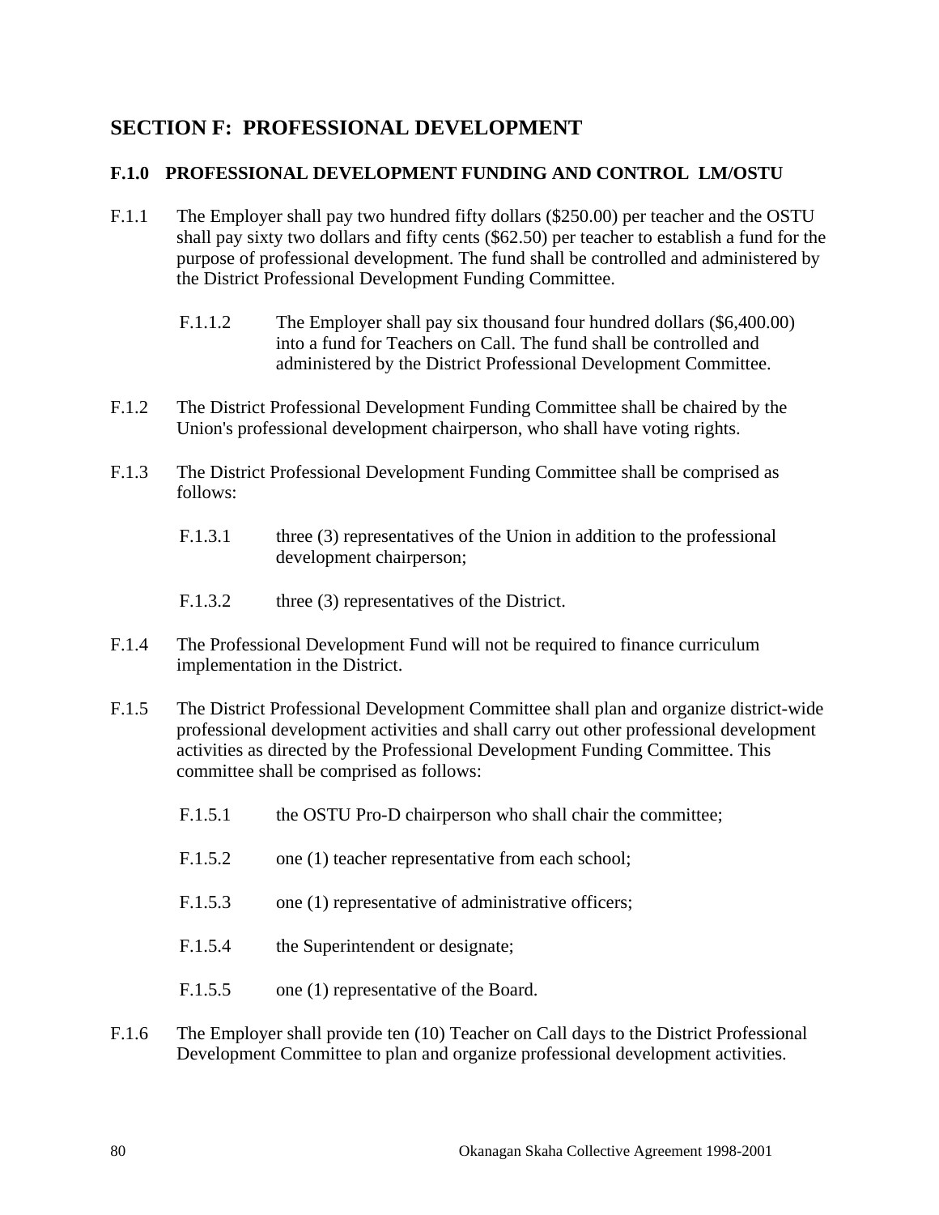## SECTION F: PROFESSIONAL DEVELOPMENT

### F.1.0 PROFESSIONAL DEVELOPMENT FUNDING AND CONTROL LM/OSTU

F.1.1 The Employer shall pay two hundred fifty dollars ($250.00) per teacher and the OSTU shall pay sixty two dollars and fifty cents ($62.50) per teacher to establish a fund for the purpose of professional development. The fund shall be controlled and administered by the District Professional Development Funding Committee.

F.1.1.2 The Employer shall pay six thousand four hundred dollars ($6,400.00) into a fund for Teachers on Call. The fund shall be controlled and administered by the District Professional Development Committee.

F.1.2 The District Professional Development Funding Committee shall be chaired by the Union's professional development chairperson, who shall have voting rights.

F.1.3 The District Professional Development Funding Committee shall be comprised as follows:

F.1.3.1 three (3) representatives of the Union in addition to the professional development chairperson;

F.1.3.2 three (3) representatives of the District.

F.1.4 The Professional Development Fund will not be required to finance curriculum implementation in the District.

F.1.5 The District Professional Development Committee shall plan and organize district-wide professional development activities and shall carry out other professional development activities as directed by the Professional Development Funding Committee. This committee shall be comprised as follows:

F.1.5.1 the OSTU Pro-D chairperson who shall chair the committee;

F.1.5.2 one (1) teacher representative from each school;

F.1.5.3 one (1) representative of administrative officers;

F.1.5.4 the Superintendent or designate;

F.1.5.5 one (1) representative of the Board.

F.1.6 The Employer shall provide ten (10) Teacher on Call days to the District Professional Development Committee to plan and organize professional development activities.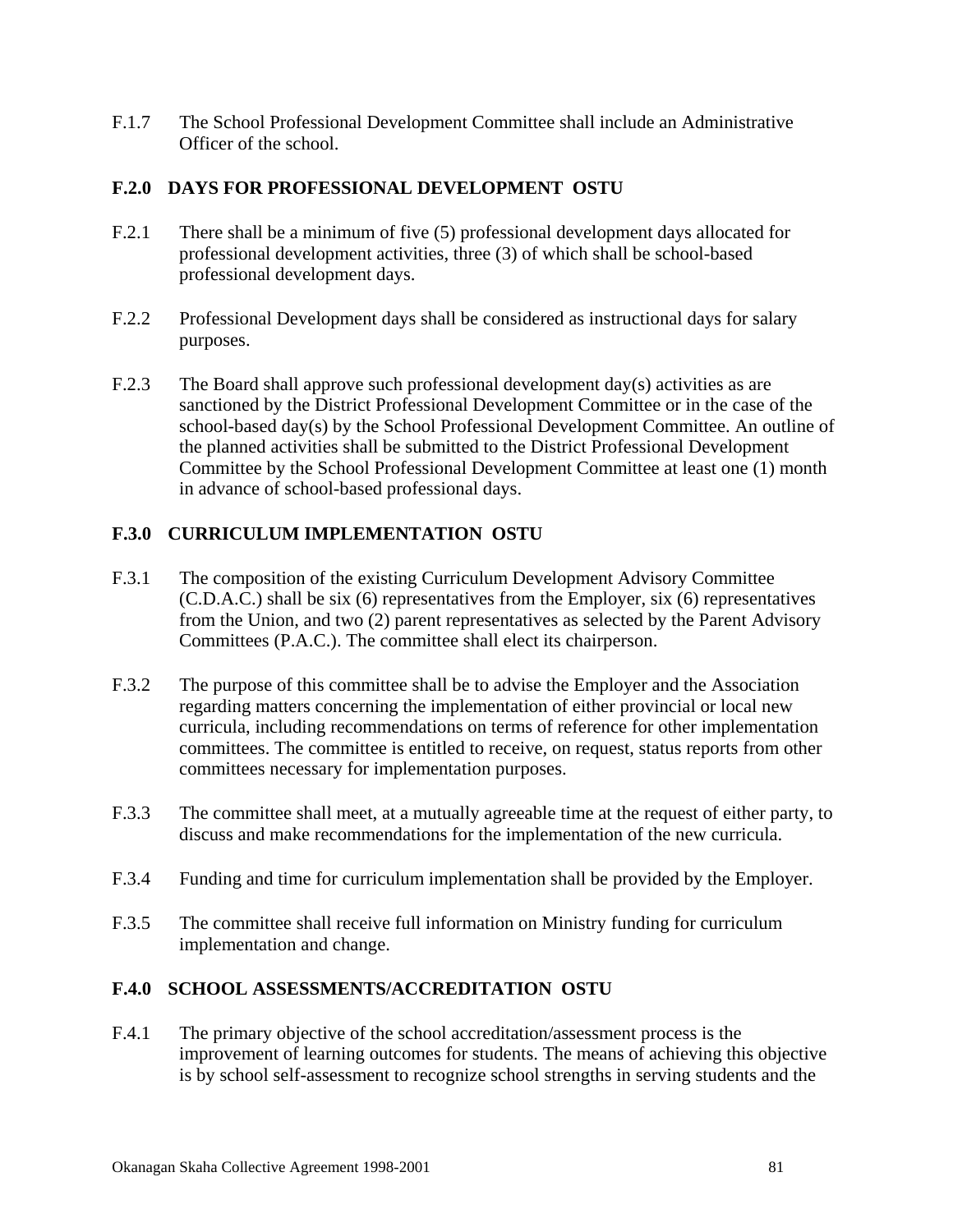F.1.7 The School Professional Development Committee shall include an Administrative Officer of the school.

## F.2.0 DAYS FOR PROFESSIONAL DEVELOPMENT OSTU

F.2.1 There shall be a minimum of five (5) professional development days allocated for professional development activities, three (3) of which shall be school-based professional development days.

F.2.2 Professional Development days shall be considered as instructional days for salary purposes.

F.2.3 The Board shall approve such professional development day(s) activities as are sanctioned by the District Professional Development Committee or in the case of the school-based day(s) by the School Professional Development Committee. An outline of the planned activities shall be submitted to the District Professional Development Committee by the School Professional Development Committee at least one (1) month in advance of school-based professional days.

## F.3.0 CURRICULUM IMPLEMENTATION OSTU

F.3.1 The composition of the existing Curriculum Development Advisory Committee (C.D.A.C.) shall be six (6) representatives from the Employer, six (6) representatives from the Union, and two (2) parent representatives as selected by the Parent Advisory Committees (P.A.C.). The committee shall elect its chairperson.

F.3.2 The purpose of this committee shall be to advise the Employer and the Association regarding matters concerning the implementation of either provincial or local new curricula, including recommendations on terms of reference for other implementation committees. The committee is entitled to receive, on request, status reports from other committees necessary for implementation purposes.

F.3.3 The committee shall meet, at a mutually agreeable time at the request of either party, to discuss and make recommendations for the implementation of the new curricula.

F.3.4 Funding and time for curriculum implementation shall be provided by the Employer.

F.3.5 The committee shall receive full information on Ministry funding for curriculum implementation and change.

## F.4.0 SCHOOL ASSESSMENTS/ACCREDITATION OSTU

F.4.1 The primary objective of the school accreditation/assessment process is the improvement of learning outcomes for students. The means of achieving this objective is by school self-assessment to recognize school strengths in serving students and the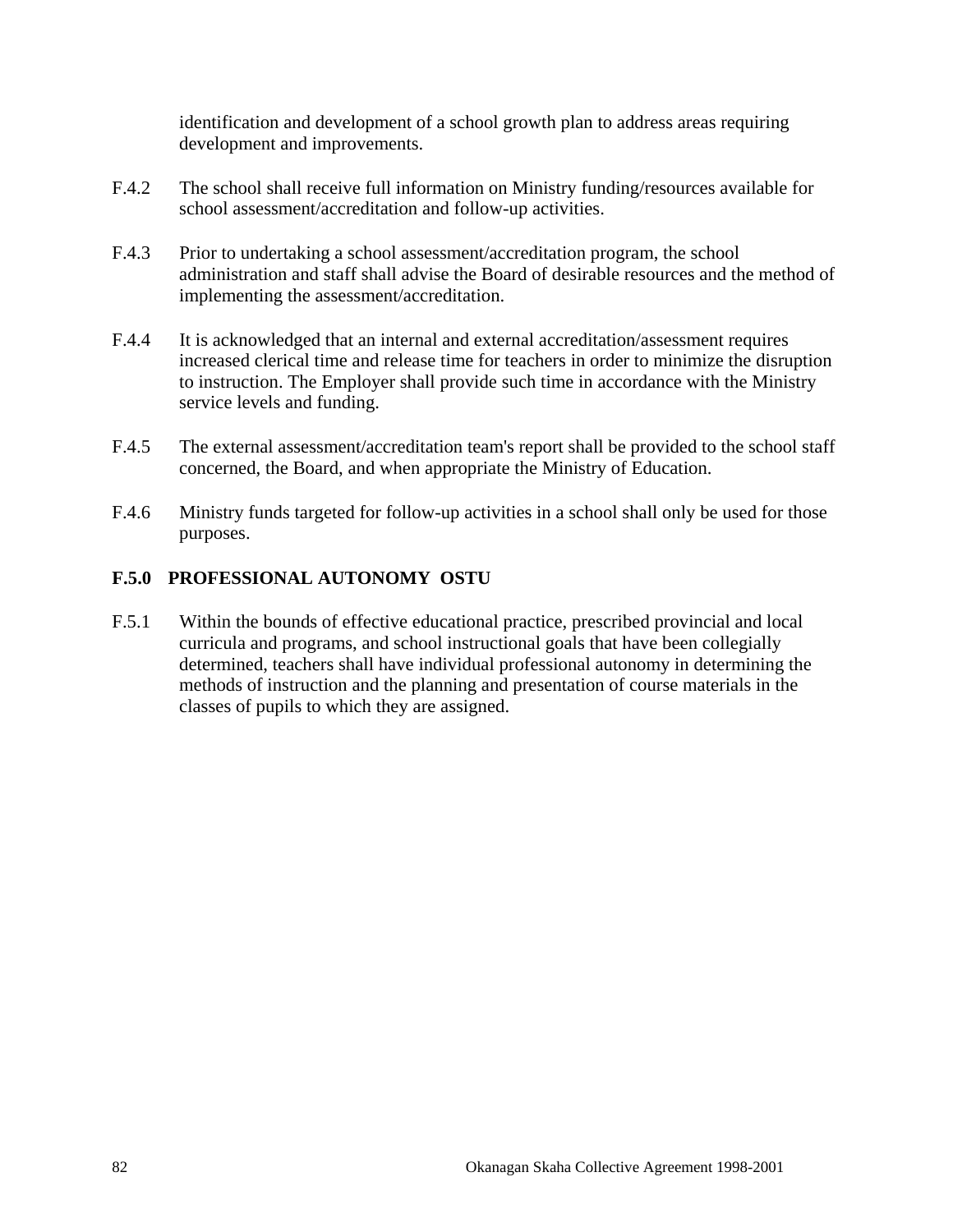identification and development of a school growth plan to address areas requiring development and improvements.

F.4.2 The school shall receive full information on Ministry funding/resources available for school assessment/accreditation and follow-up activities.

F.4.3 Prior to undertaking a school assessment/accreditation program, the school administration and staff shall advise the Board of desirable resources and the method of implementing the assessment/accreditation.

F.4.4 It is acknowledged that an internal and external accreditation/assessment requires increased clerical time and release time for teachers in order to minimize the disruption to instruction. The Employer shall provide such time in accordance with the Ministry service levels and funding.

F.4.5 The external assessment/accreditation team's report shall be provided to the school staff concerned, the Board, and when appropriate the Ministry of Education.

F.4.6 Ministry funds targeted for follow-up activities in a school shall only be used for those purposes.

**F.5.0 PROFESSIONAL AUTONOMY OSTU**

F.5.1 Within the bounds of effective educational practice, prescribed provincial and local curricula and programs, and school instructional goals that have been collegially determined, teachers shall have individual professional autonomy in determining the methods of instruction and the planning and presentation of course materials in the classes of pupils to which they are assigned.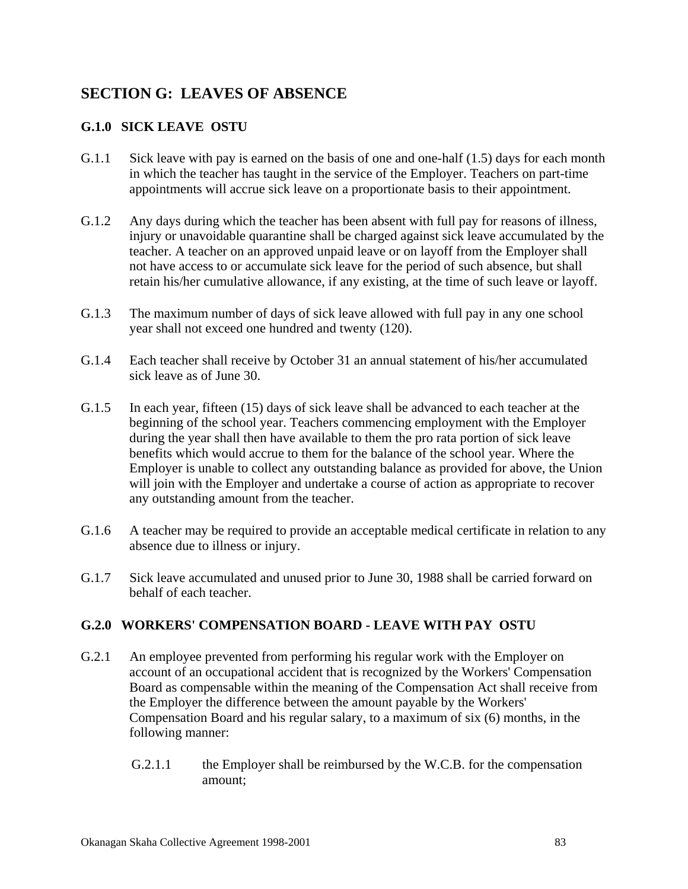## SECTION G: LEAVES OF ABSENCE

### G.1.0 SICK LEAVE OSTU

G.1.1 Sick leave with pay is earned on the basis of one and one-half (1.5) days for each month in which the teacher has taught in the service of the Employer. Teachers on part-time appointments will accrue sick leave on a proportionate basis to their appointment.

G.1.2 Any days during which the teacher has been absent with full pay for reasons of illness, injury or unavoidable quarantine shall be charged against sick leave accumulated by the teacher. A teacher on an approved unpaid leave or on layoff from the Employer shall not have access to or accumulate sick leave for the period of such absence, but shall retain his/her cumulative allowance, if any existing, at the time of such leave or layoff.

G.1.3 The maximum number of days of sick leave allowed with full pay in any one school year shall not exceed one hundred and twenty (120).

G.1.4 Each teacher shall receive by October 31 an annual statement of his/her accumulated sick leave as of June 30.

G.1.5 In each year, fifteen (15) days of sick leave shall be advanced to each teacher at the beginning of the school year. Teachers commencing employment with the Employer during the year shall then have available to them the pro rata portion of sick leave benefits which would accrue to them for the balance of the school year. Where the Employer is unable to collect any outstanding balance as provided for above, the Union will join with the Employer and undertake a course of action as appropriate to recover any outstanding amount from the teacher.

G.1.6 A teacher may be required to provide an acceptable medical certificate in relation to any absence due to illness or injury.

G.1.7 Sick leave accumulated and unused prior to June 30, 1988 shall be carried forward on behalf of each teacher.

### G.2.0 WORKERS' COMPENSATION BOARD - LEAVE WITH PAY OSTU

G.2.1 An employee prevented from performing his regular work with the Employer on account of an occupational accident that is recognized by the Workers' Compensation Board as compensable within the meaning of the Compensation Act shall receive from the Employer the difference between the amount payable by the Workers' Compensation Board and his regular salary, to a maximum of six (6) months, in the following manner:

G.2.1.1 the Employer shall be reimbursed by the W.C.B. for the compensation amount;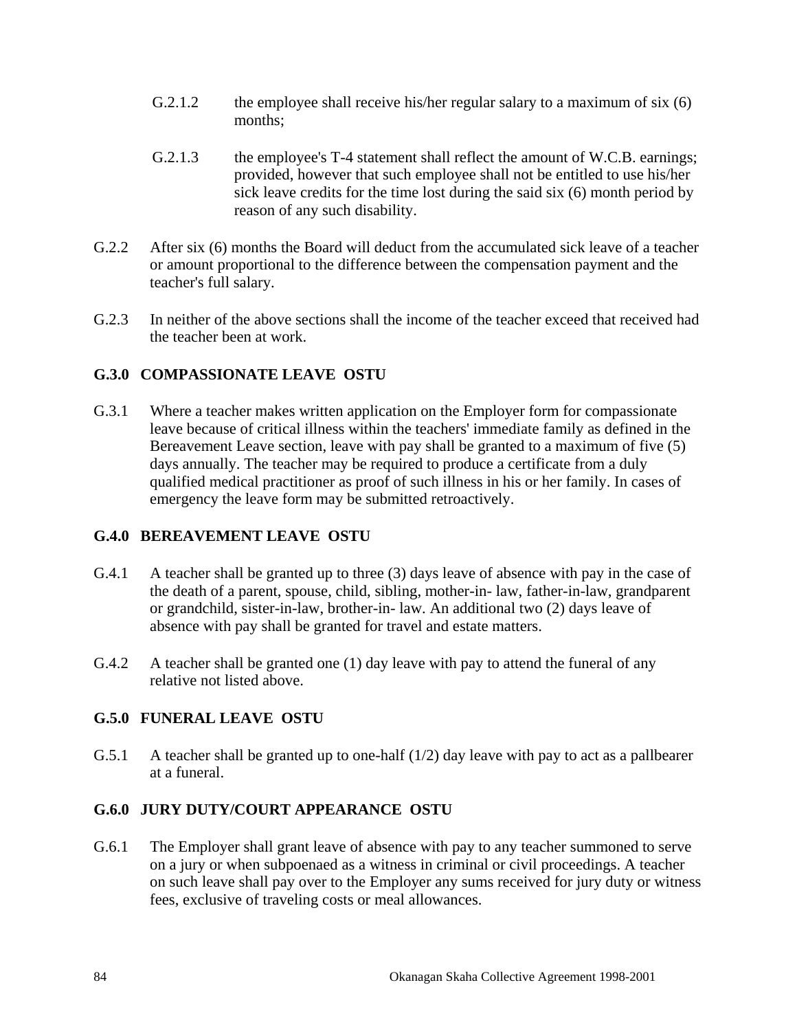G.2.1.2 the employee shall receive his/her regular salary to a maximum of six (6) months;

G.2.1.3 the employee's T-4 statement shall reflect the amount of W.C.B. earnings; provided, however that such employee shall not be entitled to use his/her sick leave credits for the time lost during the said six (6) month period by reason of any such disability.

G.2.2 After six (6) months the Board will deduct from the accumulated sick leave of a teacher or amount proportional to the difference between the compensation payment and the teacher's full salary.

G.2.3 In neither of the above sections shall the income of the teacher exceed that received had the teacher been at work.

## G.3.0 COMPASSIONATE LEAVE OSTU

G.3.1 Where a teacher makes written application on the Employer form for compassionate leave because of critical illness within the teachers' immediate family as defined in the Bereavement Leave section, leave with pay shall be granted to a maximum of five (5) days annually. The teacher may be required to produce a certificate from a duly qualified medical practitioner as proof of such illness in his or her family. In cases of emergency the leave form may be submitted retroactively.

## G.4.0 BEREAVEMENT LEAVE OSTU

G.4.1 A teacher shall be granted up to three (3) days leave of absence with pay in the case of the death of a parent, spouse, child, sibling, mother-in- law, father-in-law, grandparent or grandchild, sister-in-law, brother-in- law. An additional two (2) days leave of absence with pay shall be granted for travel and estate matters.

G.4.2 A teacher shall be granted one (1) day leave with pay to attend the funeral of any relative not listed above.

## G.5.0 FUNERAL LEAVE OSTU

G.5.1 A teacher shall be granted up to one-half (1/2) day leave with pay to act as a pallbearer at a funeral.

## G.6.0 JURY DUTY/COURT APPEARANCE OSTU

G.6.1 The Employer shall grant leave of absence with pay to any teacher summoned to serve on a jury or when subpoenaed as a witness in criminal or civil proceedings. A teacher on such leave shall pay over to the Employer any sums received for jury duty or witness fees, exclusive of traveling costs or meal allowances.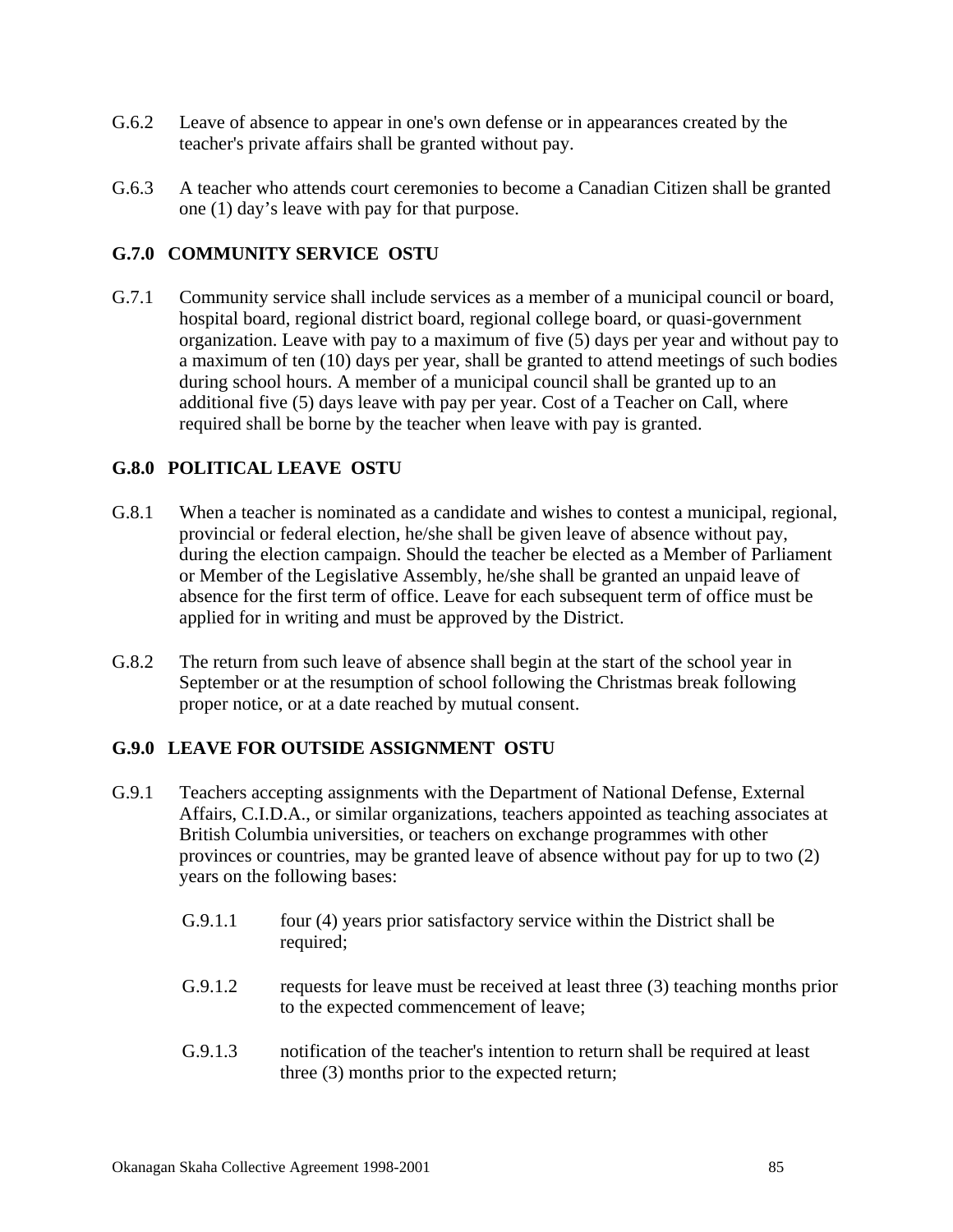G.6.2 Leave of absence to appear in one's own defense or in appearances created by the teacher's private affairs shall be granted without pay.

G.6.3 A teacher who attends court ceremonies to become a Canadian Citizen shall be granted one (1) day's leave with pay for that purpose.

## G.7.0 COMMUNITY SERVICE OSTU

G.7.1 Community service shall include services as a member of a municipal council or board, hospital board, regional district board, regional college board, or quasi-government organization. Leave with pay to a maximum of five (5) days per year and without pay to a maximum of ten (10) days per year, shall be granted to attend meetings of such bodies during school hours. A member of a municipal council shall be granted up to an additional five (5) days leave with pay per year. Cost of a Teacher on Call, where required shall be borne by the teacher when leave with pay is granted.

## G.8.0 POLITICAL LEAVE OSTU

G.8.1 When a teacher is nominated as a candidate and wishes to contest a municipal, regional, provincial or federal election, he/she shall be given leave of absence without pay, during the election campaign. Should the teacher be elected as a Member of Parliament or Member of the Legislative Assembly, he/she shall be granted an unpaid leave of absence for the first term of office. Leave for each subsequent term of office must be applied for in writing and must be approved by the District.

G.8.2 The return from such leave of absence shall begin at the start of the school year in September or at the resumption of school following the Christmas break following proper notice, or at a date reached by mutual consent.

## G.9.0 LEAVE FOR OUTSIDE ASSIGNMENT OSTU

G.9.1 Teachers accepting assignments with the Department of National Defense, External Affairs, C.I.D.A., or similar organizations, teachers appointed as teaching associates at British Columbia universities, or teachers on exchange programmes with other provinces or countries, may be granted leave of absence without pay for up to two (2) years on the following bases:

G.9.1.1 four (4) years prior satisfactory service within the District shall be required;

G.9.1.2 requests for leave must be received at least three (3) teaching months prior to the expected commencement of leave;

G.9.1.3 notification of the teacher's intention to return shall be required at least three (3) months prior to the expected return;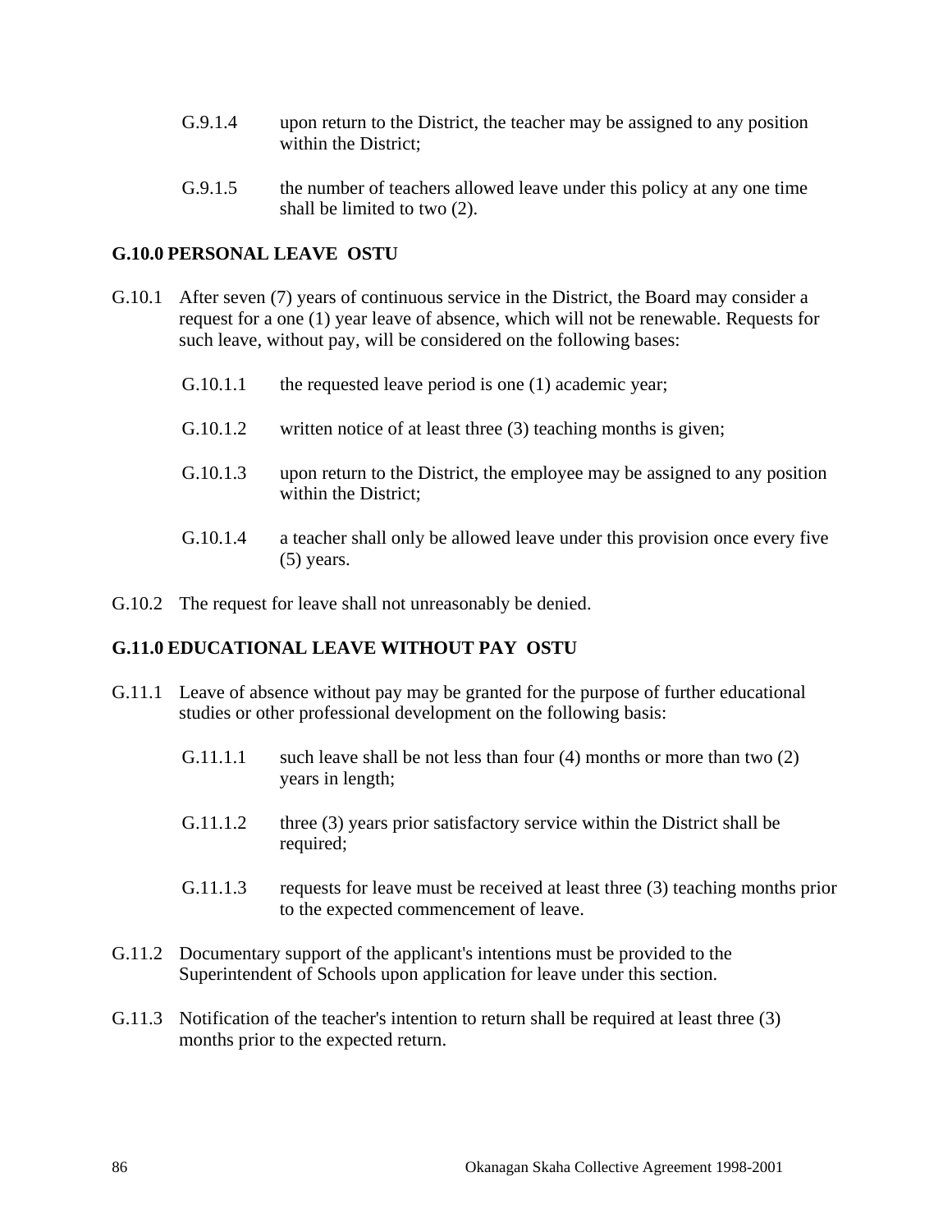G.9.1.4 upon return to the District, the teacher may be assigned to any position within the District;

G.9.1.5 the number of teachers allowed leave under this policy at any one time shall be limited to two (2).

**G.10.0 PERSONAL LEAVE OSTU**

G.10.1 After seven (7) years of continuous service in the District, the Board may consider a request for a one (1) year leave of absence, which will not be renewable. Requests for such leave, without pay, will be considered on the following bases:

G.10.1.1 the requested leave period is one (1) academic year;

G.10.1.2 written notice of at least three (3) teaching months is given;

G.10.1.3 upon return to the District, the employee may be assigned to any position within the District;

G.10.1.4 a teacher shall only be allowed leave under this provision once every five (5) years.

G.10.2 The request for leave shall not unreasonably be denied.

**G.11.0 EDUCATIONAL LEAVE WITHOUT PAY OSTU**

G.11.1 Leave of absence without pay may be granted for the purpose of further educational studies or other professional development on the following basis:

G.11.1.1 such leave shall be not less than four (4) months or more than two (2) years in length;

G.11.1.2 three (3) years prior satisfactory service within the District shall be required;

G.11.1.3 requests for leave must be received at least three (3) teaching months prior to the expected commencement of leave.

G.11.2 Documentary support of the applicant's intentions must be provided to the Superintendent of Schools upon application for leave under this section.

G.11.3 Notification of the teacher's intention to return shall be required at least three (3) months prior to the expected return.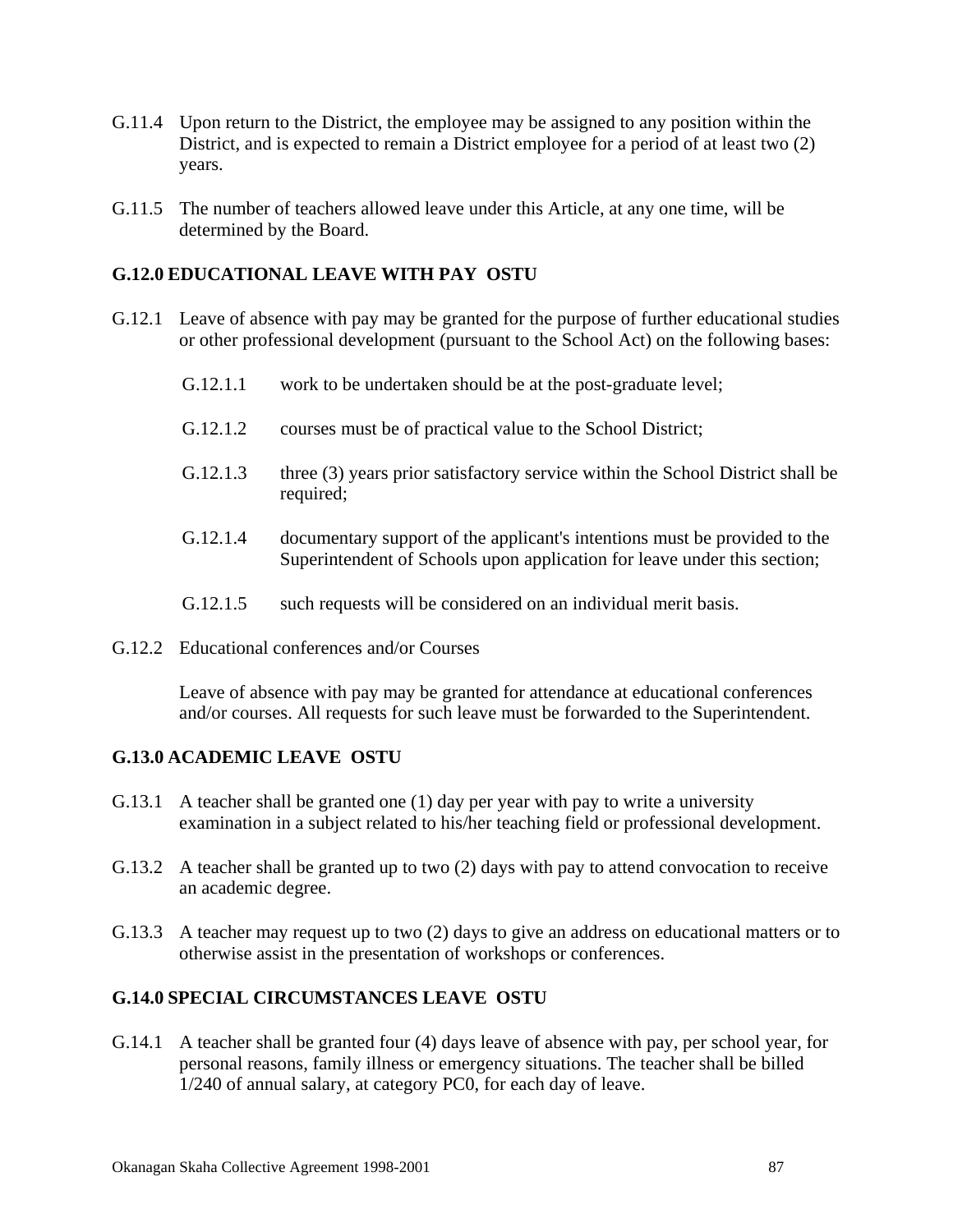G.11.4 Upon return to the District, the employee may be assigned to any position within the District, and is expected to remain a District employee for a period of at least two (2) years.

G.11.5 The number of teachers allowed leave under this Article, at any one time, will be determined by the Board.

## G.12.0 EDUCATIONAL LEAVE WITH PAY OSTU

G.12.1 Leave of absence with pay may be granted for the purpose of further educational studies or other professional development (pursuant to the School Act) on the following bases:

- G.12.1.1 work to be undertaken should be at the post-graduate level;
- G.12.1.2 courses must be of practical value to the School District;
- G.12.1.3 three (3) years prior satisfactory service within the School District shall be required;
- G.12.1.4 documentary support of the applicant's intentions must be provided to the Superintendent of Schools upon application for leave under this section;
- G.12.1.5 such requests will be considered on an individual merit basis.

G.12.2 Educational conferences and/or Courses

Leave of absence with pay may be granted for attendance at educational conferences and/or courses. All requests for such leave must be forwarded to the Superintendent.

## G.13.0 ACADEMIC LEAVE OSTU

G.13.1 A teacher shall be granted one (1) day per year with pay to write a university examination in a subject related to his/her teaching field or professional development.

G.13.2 A teacher shall be granted up to two (2) days with pay to attend convocation to receive an academic degree.

G.13.3 A teacher may request up to two (2) days to give an address on educational matters or to otherwise assist in the presentation of workshops or conferences.

## G.14.0 SPECIAL CIRCUMSTANCES LEAVE OSTU

G.14.1 A teacher shall be granted four (4) days leave of absence with pay, per school year, for personal reasons, family illness or emergency situations. The teacher shall be billed 1/240 of annual salary, at category PC0, for each day of leave.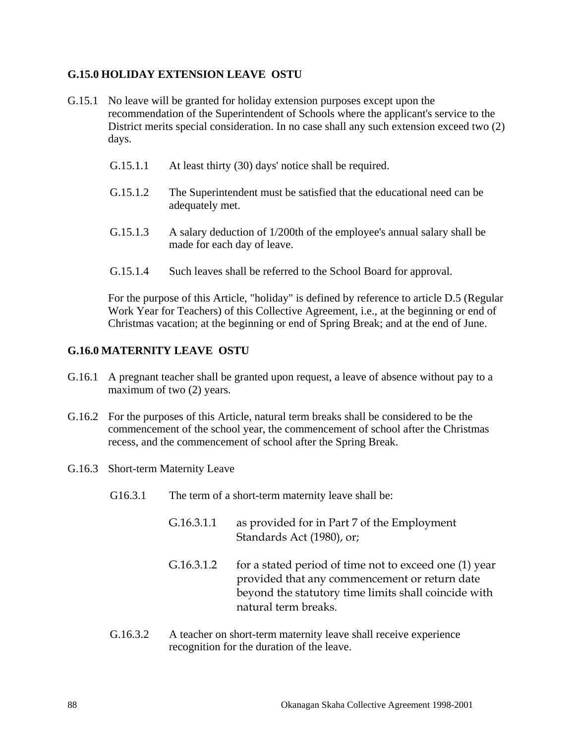### G.15.0 HOLIDAY EXTENSION LEAVE OSTU

G.15.1 No leave will be granted for holiday extension purposes except upon the recommendation of the Superintendent of Schools where the applicant's service to the District merits special consideration. In no case shall any such extension exceed two (2) days.

G.15.1.1 At least thirty (30) days' notice shall be required.

G.15.1.2 The Superintendent must be satisfied that the educational need can be adequately met.

G.15.1.3 A salary deduction of 1/200th of the employee's annual salary shall be made for each day of leave.

G.15.1.4 Such leaves shall be referred to the School Board for approval.

For the purpose of this Article, "holiday" is defined by reference to article D.5 (Regular Work Year for Teachers) of this Collective Agreement, i.e., at the beginning or end of Christmas vacation; at the beginning or end of Spring Break; and at the end of June.

### G.16.0 MATERNITY LEAVE OSTU

G.16.1 A pregnant teacher shall be granted upon request, a leave of absence without pay to a maximum of two (2) years.

G.16.2 For the purposes of this Article, natural term breaks shall be considered to be the commencement of the school year, the commencement of school after the Christmas recess, and the commencement of school after the Spring Break.

G.16.3 Short-term Maternity Leave

G16.3.1 The term of a short-term maternity leave shall be:

G.16.3.1.1 as provided for in Part 7 of the Employment Standards Act (1980), or;

G.16.3.1.2 for a stated period of time not to exceed one (1) year provided that any commencement or return date beyond the statutory time limits shall coincide with natural term breaks.

G.16.3.2 A teacher on short-term maternity leave shall receive experience recognition for the duration of the leave.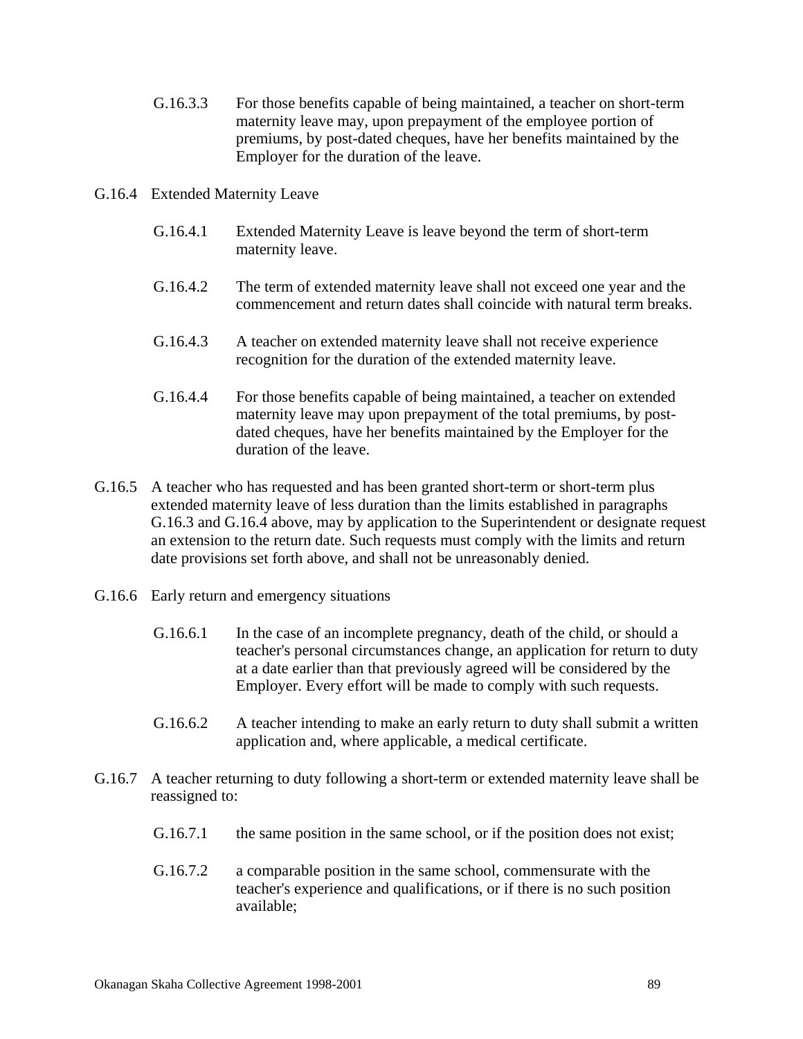G.16.3.3 For those benefits capable of being maintained, a teacher on short-term maternity leave may, upon prepayment of the employee portion of premiums, by post-dated cheques, have her benefits maintained by the Employer for the duration of the leave.

G.16.4 Extended Maternity Leave

G.16.4.1 Extended Maternity Leave is leave beyond the term of short-term maternity leave.

G.16.4.2 The term of extended maternity leave shall not exceed one year and the commencement and return dates shall coincide with natural term breaks.

G.16.4.3 A teacher on extended maternity leave shall not receive experience recognition for the duration of the extended maternity leave.

G.16.4.4 For those benefits capable of being maintained, a teacher on extended maternity leave may upon prepayment of the total premiums, by post-dated cheques, have her benefits maintained by the Employer for the duration of the leave.

G.16.5 A teacher who has requested and has been granted short-term or short-term plus extended maternity leave of less duration than the limits established in paragraphs G.16.3 and G.16.4 above, may by application to the Superintendent or designate request an extension to the return date. Such requests must comply with the limits and return date provisions set forth above, and shall not be unreasonably denied.

G.16.6 Early return and emergency situations

G.16.6.1 In the case of an incomplete pregnancy, death of the child, or should a teacher's personal circumstances change, an application for return to duty at a date earlier than that previously agreed will be considered by the Employer. Every effort will be made to comply with such requests.

G.16.6.2 A teacher intending to make an early return to duty shall submit a written application and, where applicable, a medical certificate.

G.16.7 A teacher returning to duty following a short-term or extended maternity leave shall be reassigned to:

G.16.7.1 the same position in the same school, or if the position does not exist;

G.16.7.2 a comparable position in the same school, commensurate with the teacher's experience and qualifications, or if there is no such position available;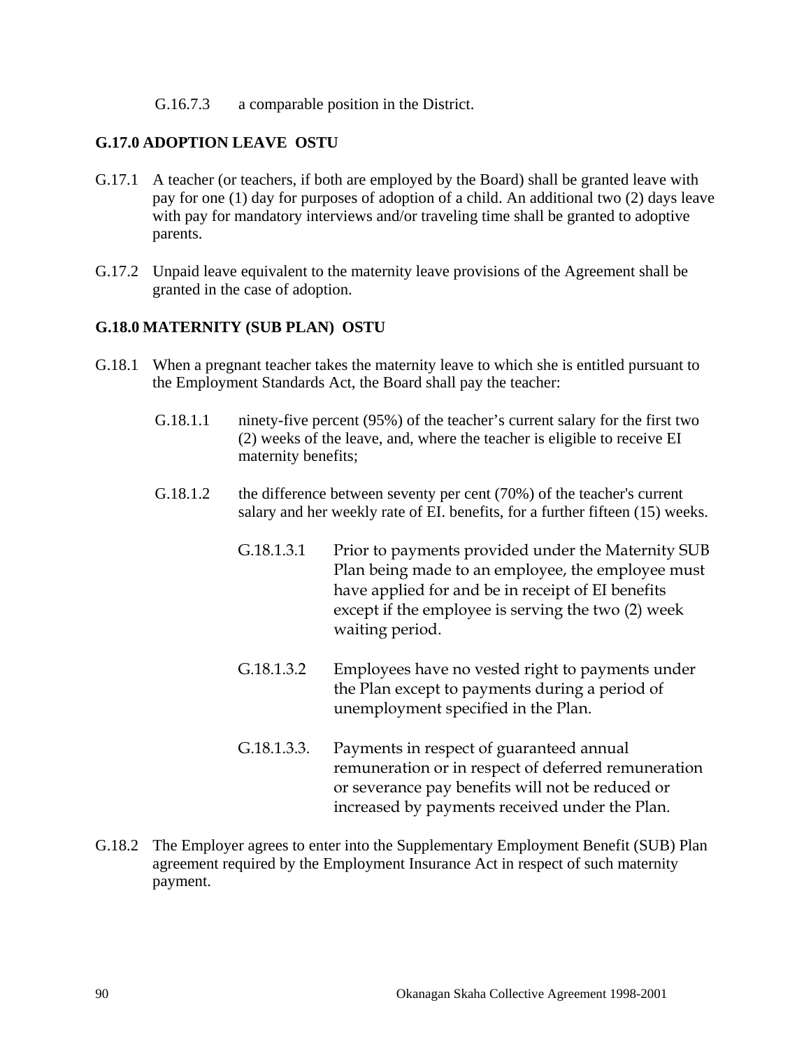G.16.7.3 a comparable position in the District.

**G.17.0 ADOPTION LEAVE OSTU**

G.17.1 A teacher (or teachers, if both are employed by the Board) shall be granted leave with pay for one (1) day for purposes of adoption of a child. An additional two (2) days leave with pay for mandatory interviews and/or traveling time shall be granted to adoptive parents.

G.17.2 Unpaid leave equivalent to the maternity leave provisions of the Agreement shall be granted in the case of adoption.

**G.18.0 MATERNITY (SUB PLAN) OSTU**

G.18.1 When a pregnant teacher takes the maternity leave to which she is entitled pursuant to the Employment Standards Act, the Board shall pay the teacher:

G.18.1.1 ninety-five percent (95%) of the teacher's current salary for the first two (2) weeks of the leave, and, where the teacher is eligible to receive EI maternity benefits;

G.18.1.2 the difference between seventy per cent (70%) of the teacher's current salary and her weekly rate of EI. benefits, for a further fifteen (15) weeks.

G.18.1.3.1 Prior to payments provided under the Maternity SUB Plan being made to an employee, the employee must have applied for and be in receipt of EI benefits except if the employee is serving the two (2) week waiting period.

G.18.1.3.2 Employees have no vested right to payments under the Plan except to payments during a period of unemployment specified in the Plan.

G.18.1.3.3. Payments in respect of guaranteed annual remuneration or in respect of deferred remuneration or severance pay benefits will not be reduced or increased by payments received under the Plan.

G.18.2 The Employer agrees to enter into the Supplementary Employment Benefit (SUB) Plan agreement required by the Employment Insurance Act in respect of such maternity payment.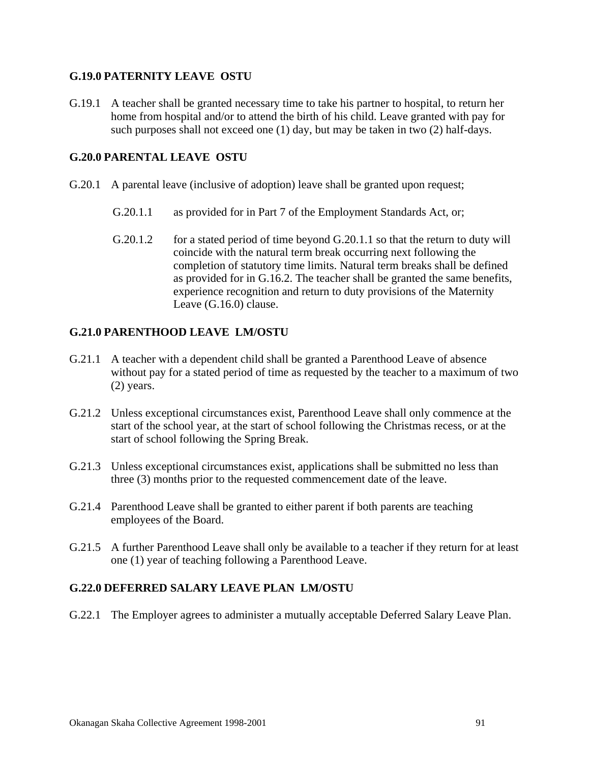## G.19.0 PATERNITY LEAVE OSTU

G.19.1 A teacher shall be granted necessary time to take his partner to hospital, to return her home from hospital and/or to attend the birth of his child. Leave granted with pay for such purposes shall not exceed one (1) day, but may be taken in two (2) half-days.

## G.20.0 PARENTAL LEAVE OSTU

G.20.1 A parental leave (inclusive of adoption) leave shall be granted upon request;

G.20.1.1 as provided for in Part 7 of the Employment Standards Act, or;

G.20.1.2 for a stated period of time beyond G.20.1.1 so that the return to duty will coincide with the natural term break occurring next following the completion of statutory time limits. Natural term breaks shall be defined as provided for in G.16.2. The teacher shall be granted the same benefits, experience recognition and return to duty provisions of the Maternity Leave (G.16.0) clause.

## G.21.0 PARENTHOOD LEAVE LM/OSTU

G.21.1 A teacher with a dependent child shall be granted a Parenthood Leave of absence without pay for a stated period of time as requested by the teacher to a maximum of two (2) years.

G.21.2 Unless exceptional circumstances exist, Parenthood Leave shall only commence at the start of the school year, at the start of school following the Christmas recess, or at the start of school following the Spring Break.

G.21.3 Unless exceptional circumstances exist, applications shall be submitted no less than three (3) months prior to the requested commencement date of the leave.

G.21.4 Parenthood Leave shall be granted to either parent if both parents are teaching employees of the Board.

G.21.5 A further Parenthood Leave shall only be available to a teacher if they return for at least one (1) year of teaching following a Parenthood Leave.

## G.22.0 DEFERRED SALARY LEAVE PLAN LM/OSTU

G.22.1 The Employer agrees to administer a mutually acceptable Deferred Salary Leave Plan.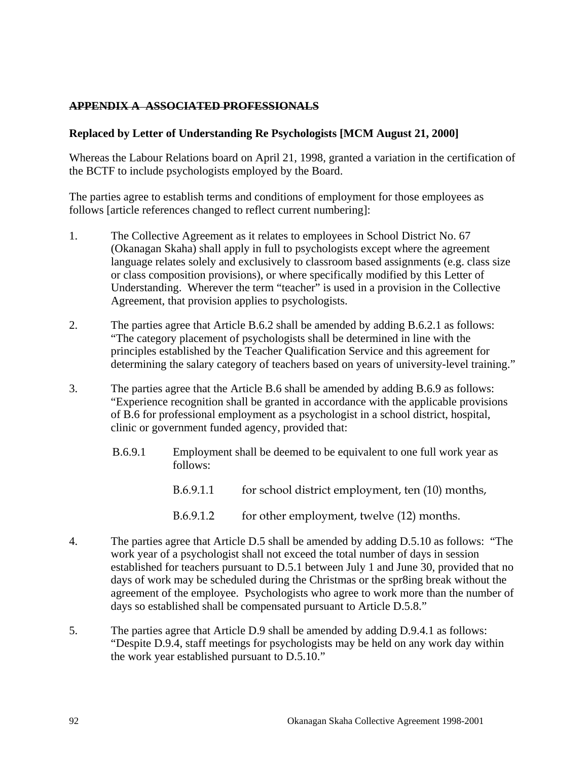## ~~APPENDIX A ASSOCIATED PROFESSIONALS~~

### Replaced by Letter of Understanding Re Psychologists [MCM August 21, 2000]

Whereas the Labour Relations board on April 21, 1998, granted a variation in the certification of the BCTF to include psychologists employed by the Board.

The parties agree to establish terms and conditions of employment for those employees as follows [article references changed to reflect current numbering]:

1. The Collective Agreement as it relates to employees in School District No. 67 (Okanagan Skaha) shall apply in full to psychologists except where the agreement language relates solely and exclusively to classroom based assignments (e.g. class size or class composition provisions), or where specifically modified by this Letter of Understanding. Wherever the term "teacher" is used in a provision in the Collective Agreement, that provision applies to psychologists.

2. The parties agree that Article B.6.2 shall be amended by adding B.6.2.1 as follows: "The category placement of psychologists shall be determined in line with the principles established by the Teacher Qualification Service and this agreement for determining the salary category of teachers based on years of university-level training."

3. The parties agree that the Article B.6 shall be amended by adding B.6.9 as follows: "Experience recognition shall be granted in accordance with the applicable provisions of B.6 for professional employment as a psychologist in a school district, hospital, clinic or government funded agency, provided that:

   B.6.9.1 Employment shall be deemed to be equivalent to one full work year as follows:

   B.6.9.1.1 for school district employment, ten (10) months,

   B.6.9.1.2 for other employment, twelve (12) months.

4. The parties agree that Article D.5 shall be amended by adding D.5.10 as follows: "The work year of a psychologist shall not exceed the total number of days in session established for teachers pursuant to D.5.1 between July 1 and June 30, provided that no days of work may be scheduled during the Christmas or the spr8ing break without the agreement of the employee. Psychologists who agree to work more than the number of days so established shall be compensated pursuant to Article D.5.8."

5. The parties agree that Article D.9 shall be amended by adding D.9.4.1 as follows: "Despite D.9.4, staff meetings for psychologists may be held on any work day within the work year established pursuant to D.5.10."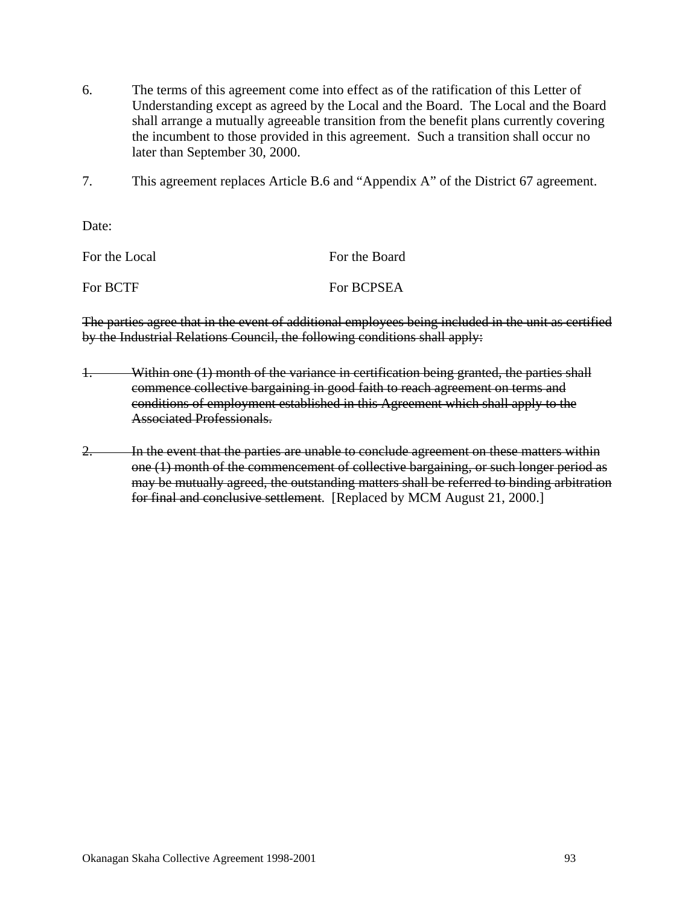6. The terms of this agreement come into effect as of the ratification of this Letter of Understanding except as agreed by the Local and the Board. The Local and the Board shall arrange a mutually agreeable transition from the benefit plans currently covering the incumbent to those provided in this agreement. Such a transition shall occur no later than September 30, 2000.

7. This agreement replaces Article B.6 and "Appendix A" of the District 67 agreement.

Date:

For the Local　　　　　　　　For the Board

For BCTF　　　　　　　　　　For BCPSEA

~~The parties agree that in the event of additional employees being included in the unit as certified by the Industrial Relations Council, the following conditions shall apply:~~

~~1. Within one (1) month of the variance in certification being granted, the parties shall commence collective bargaining in good faith to reach agreement on terms and conditions of employment established in this Agreement which shall apply to the Associated Professionals.~~

~~2. In the event that the parties are unable to conclude agreement on these matters within one (1) month of the commencement of collective bargaining, or such longer period as may be mutually agreed, the outstanding matters shall be referred to binding arbitration for final and conclusive settlement.~~ [Replaced by MCM August 21, 2000.]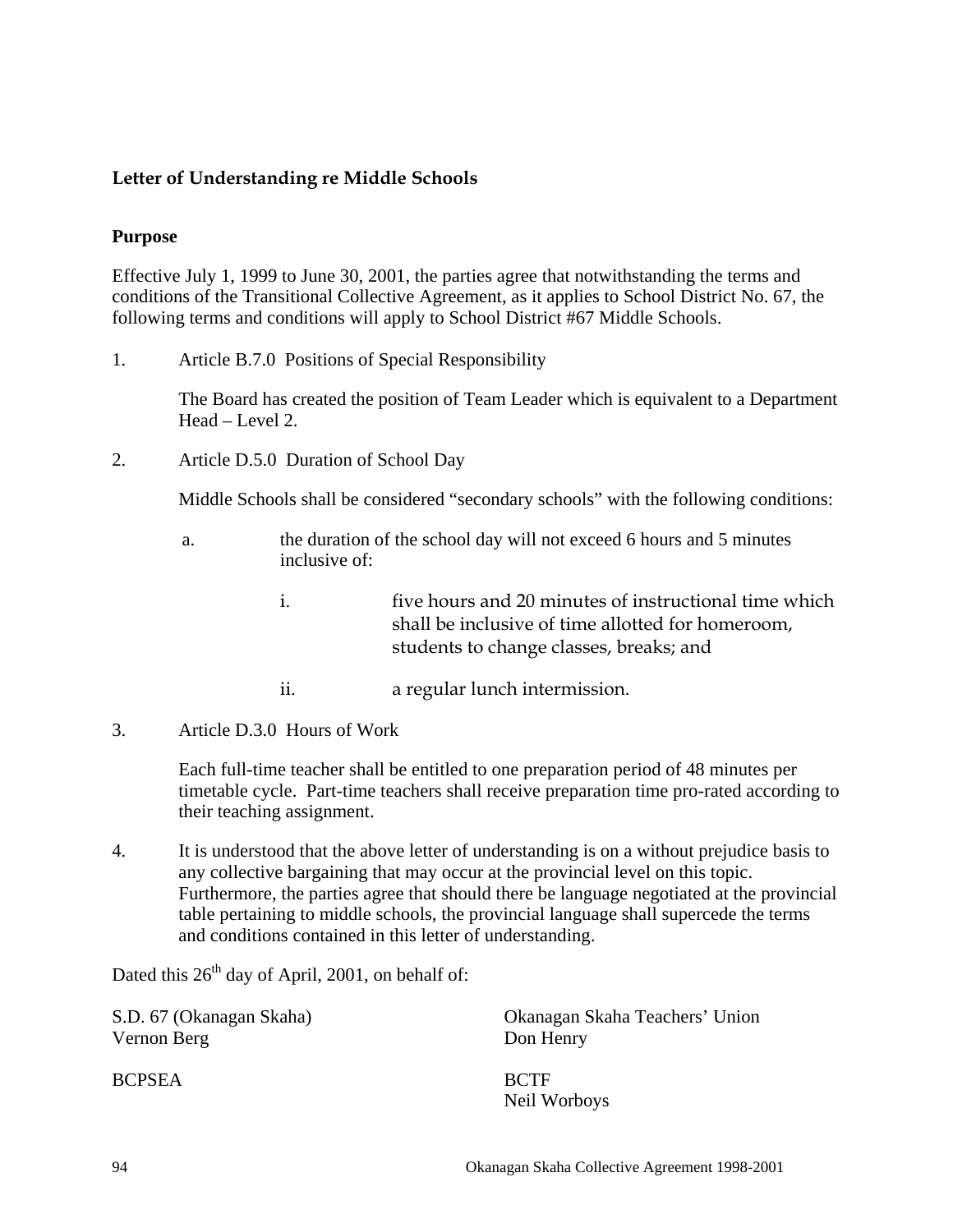### Letter of Understanding re Middle Schools

**Purpose**

Effective July 1, 1999 to June 30, 2001, the parties agree that notwithstanding the terms and conditions of the Transitional Collective Agreement, as it applies to School District No. 67, the following terms and conditions will apply to School District #67 Middle Schools.

1. Article B.7.0 Positions of Special Responsibility

   The Board has created the position of Team Leader which is equivalent to a Department Head – Level 2.

2. Article D.5.0 Duration of School Day

   Middle Schools shall be considered "secondary schools" with the following conditions:

   a. the duration of the school day will not exceed 6 hours and 5 minutes inclusive of:

      i. five hours and 20 minutes of instructional time which shall be inclusive of time allotted for homeroom, students to change classes, breaks; and

      ii. a regular lunch intermission.

3. Article D.3.0 Hours of Work

   Each full-time teacher shall be entitled to one preparation period of 48 minutes per timetable cycle. Part-time teachers shall receive preparation time pro-rated according to their teaching assignment.

4. It is understood that the above letter of understanding is on a without prejudice basis to any collective bargaining that may occur at the provincial level on this topic. Furthermore, the parties agree that should there be language negotiated at the provincial table pertaining to middle schools, the provincial language shall supercede the terms and conditions contained in this letter of understanding.

Dated this 26th day of April, 2001, on behalf of:

S.D. 67 (Okanagan Skaha)
Vernon Berg

Okanagan Skaha Teachers' Union
Don Henry

BCPSEA

BCTF
Neil Worboys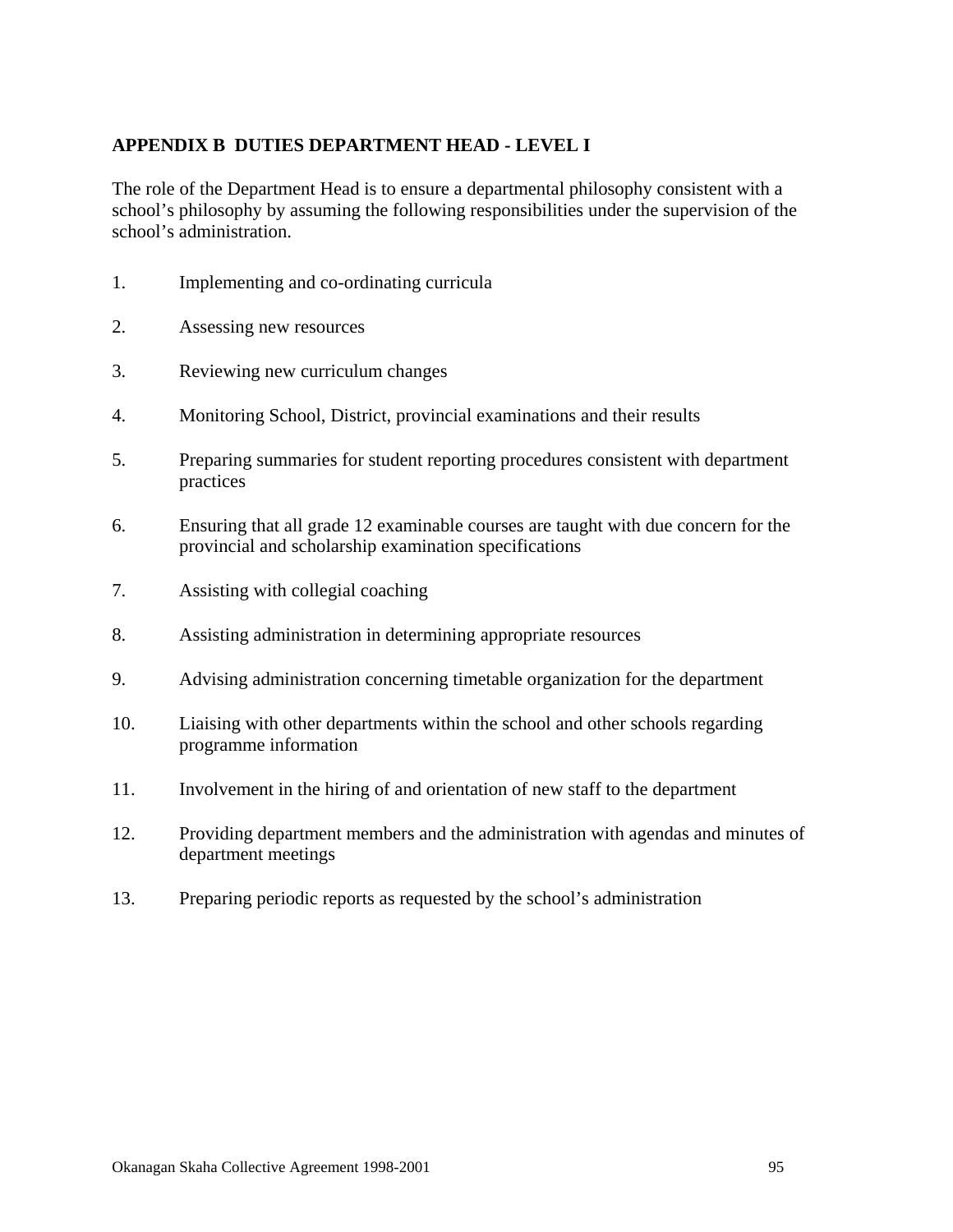## APPENDIX B  DUTIES DEPARTMENT HEAD - LEVEL I

The role of the Department Head is to ensure a departmental philosophy consistent with a school's philosophy by assuming the following responsibilities under the supervision of the school's administration.

1. Implementing and co-ordinating curricula

2. Assessing new resources

3. Reviewing new curriculum changes

4. Monitoring School, District, provincial examinations and their results

5. Preparing summaries for student reporting procedures consistent with department practices

6. Ensuring that all grade 12 examinable courses are taught with due concern for the provincial and scholarship examination specifications

7. Assisting with collegial coaching

8. Assisting administration in determining appropriate resources

9. Advising administration concerning timetable organization for the department

10. Liaising with other departments within the school and other schools regarding programme information

11. Involvement in the hiring of and orientation of new staff to the department

12. Providing department members and the administration with agendas and minutes of department meetings

13. Preparing periodic reports as requested by the school's administration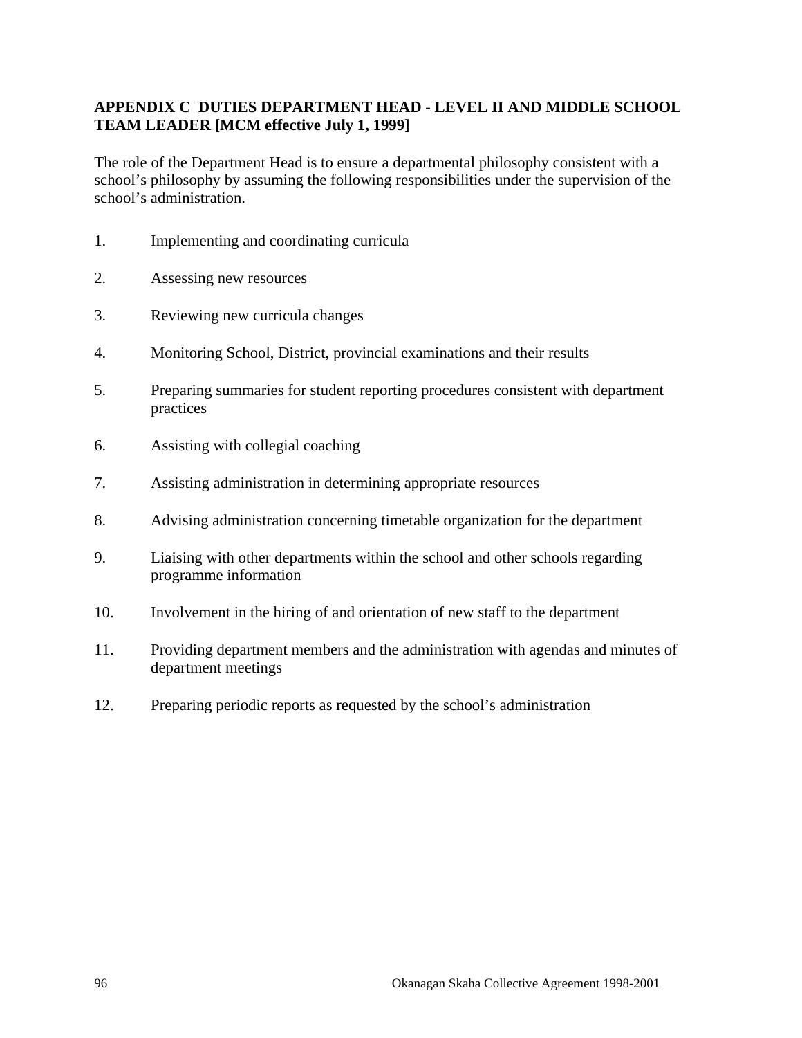## APPENDIX C DUTIES DEPARTMENT HEAD - LEVEL II AND MIDDLE SCHOOL TEAM LEADER [MCM effective July 1, 1999]

The role of the Department Head is to ensure a departmental philosophy consistent with a school's philosophy by assuming the following responsibilities under the supervision of the school's administration.

1. Implementing and coordinating curricula
2. Assessing new resources
3. Reviewing new curricula changes
4. Monitoring School, District, provincial examinations and their results
5. Preparing summaries for student reporting procedures consistent with department practices
6. Assisting with collegial coaching
7. Assisting administration in determining appropriate resources
8. Advising administration concerning timetable organization for the department
9. Liaising with other departments within the school and other schools regarding programme information
10. Involvement in the hiring of and orientation of new staff to the department
11. Providing department members and the administration with agendas and minutes of department meetings
12. Preparing periodic reports as requested by the school's administration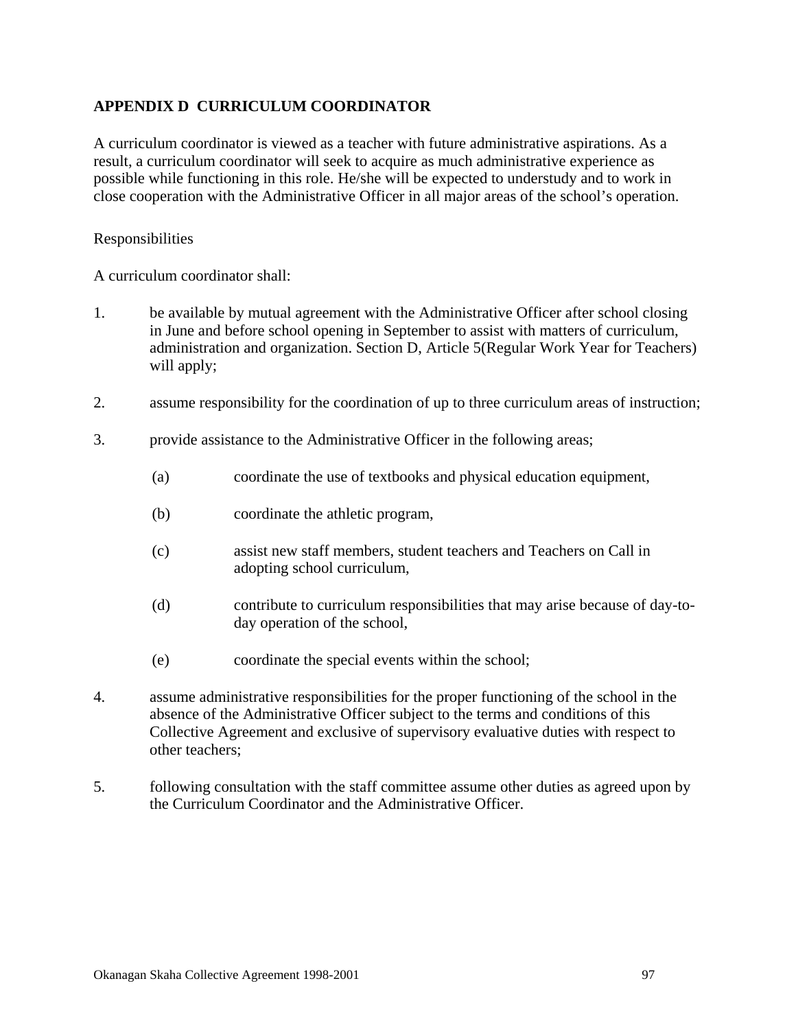## APPENDIX D CURRICULUM COORDINATOR

A curriculum coordinator is viewed as a teacher with future administrative aspirations. As a result, a curriculum coordinator will seek to acquire as much administrative experience as possible while functioning in this role. He/she will be expected to understudy and to work in close cooperation with the Administrative Officer in all major areas of the school's operation.

Responsibilities

A curriculum coordinator shall:

1. be available by mutual agreement with the Administrative Officer after school closing in June and before school opening in September to assist with matters of curriculum, administration and organization. Section D, Article 5(Regular Work Year for Teachers) will apply;

2. assume responsibility for the coordination of up to three curriculum areas of instruction;

3. provide assistance to the Administrative Officer in the following areas;

   (a) coordinate the use of textbooks and physical education equipment,

   (b) coordinate the athletic program,

   (c) assist new staff members, student teachers and Teachers on Call in adopting school curriculum,

   (d) contribute to curriculum responsibilities that may arise because of day-to-day operation of the school,

   (e) coordinate the special events within the school;

4. assume administrative responsibilities for the proper functioning of the school in the absence of the Administrative Officer subject to the terms and conditions of this Collective Agreement and exclusive of supervisory evaluative duties with respect to other teachers;

5. following consultation with the staff committee assume other duties as agreed upon by the Curriculum Coordinator and the Administrative Officer.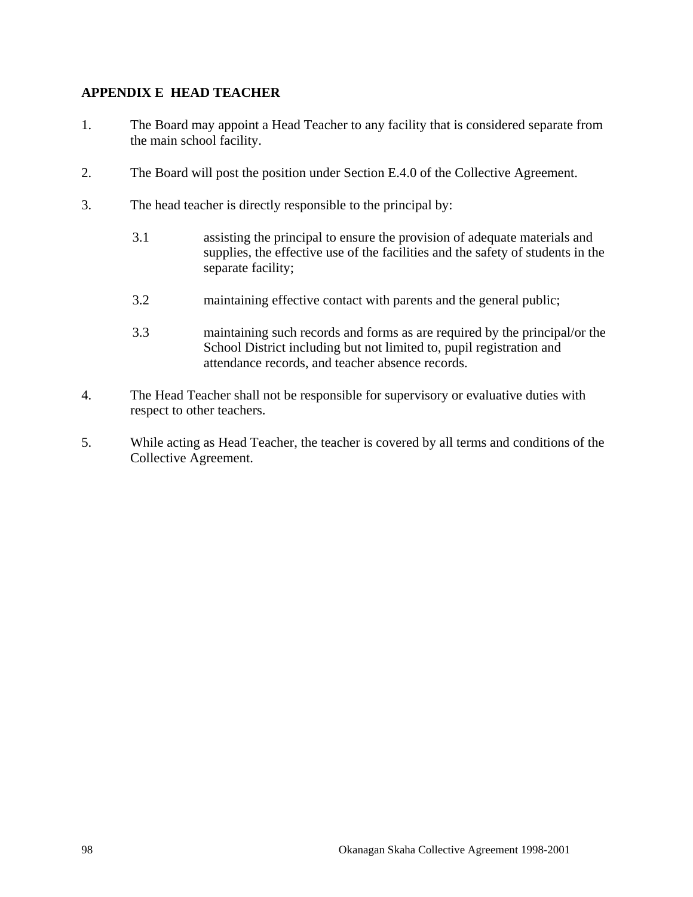## APPENDIX E HEAD TEACHER

1. The Board may appoint a Head Teacher to any facility that is considered separate from the main school facility.

2. The Board will post the position under Section E.4.0 of the Collective Agreement.

3. The head teacher is directly responsible to the principal by:

   3.1 assisting the principal to ensure the provision of adequate materials and supplies, the effective use of the facilities and the safety of students in the separate facility;

   3.2 maintaining effective contact with parents and the general public;

   3.3 maintaining such records and forms as are required by the principal/or the School District including but not limited to, pupil registration and attendance records, and teacher absence records.

4. The Head Teacher shall not be responsible for supervisory or evaluative duties with respect to other teachers.

5. While acting as Head Teacher, the teacher is covered by all terms and conditions of the Collective Agreement.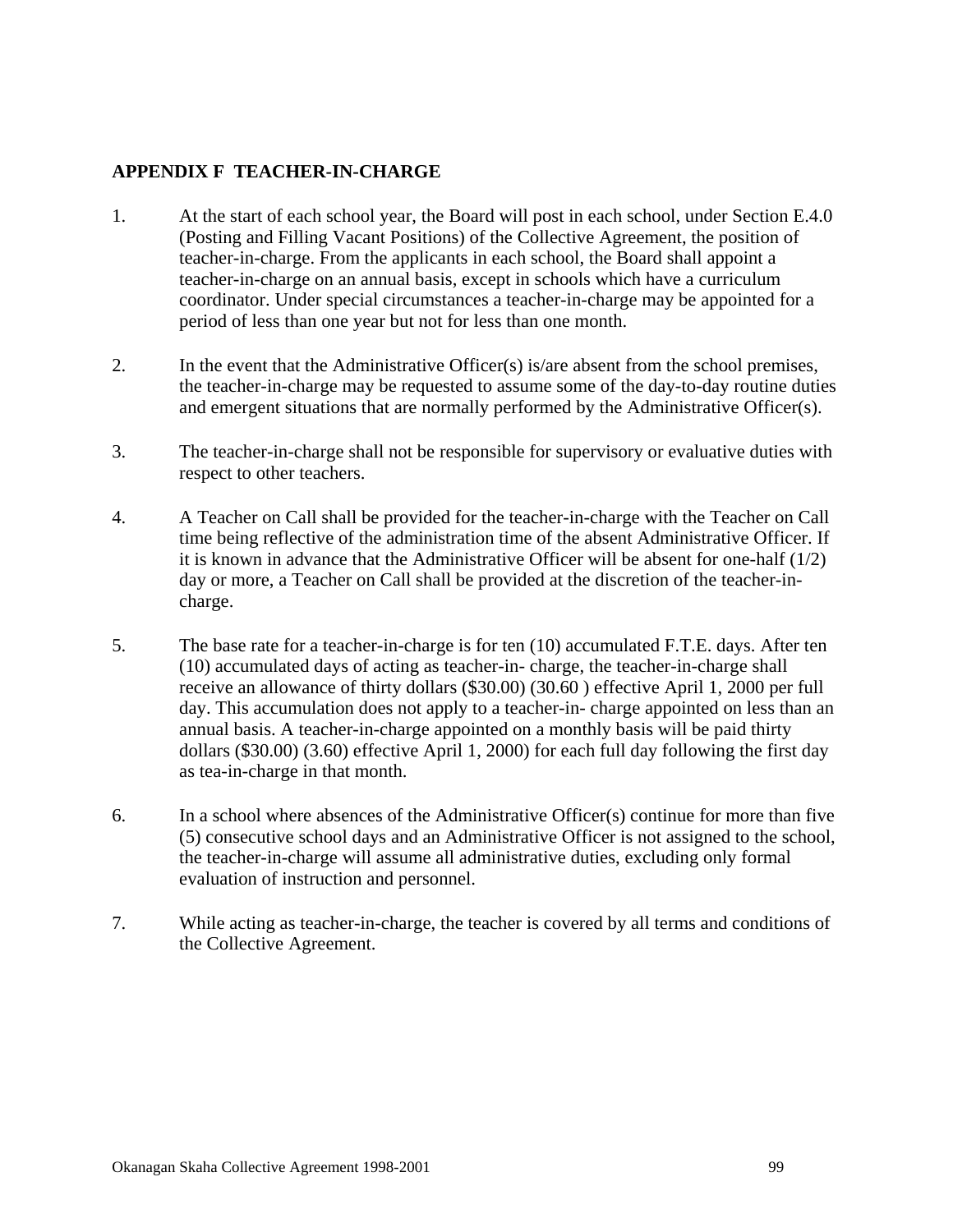## APPENDIX F TEACHER-IN-CHARGE

1. At the start of each school year, the Board will post in each school, under Section E.4.0 (Posting and Filling Vacant Positions) of the Collective Agreement, the position of teacher-in-charge. From the applicants in each school, the Board shall appoint a teacher-in-charge on an annual basis, except in schools which have a curriculum coordinator. Under special circumstances a teacher-in-charge may be appointed for a period of less than one year but not for less than one month.

2. In the event that the Administrative Officer(s) is/are absent from the school premises, the teacher-in-charge may be requested to assume some of the day-to-day routine duties and emergent situations that are normally performed by the Administrative Officer(s).

3. The teacher-in-charge shall not be responsible for supervisory or evaluative duties with respect to other teachers.

4. A Teacher on Call shall be provided for the teacher-in-charge with the Teacher on Call time being reflective of the administration time of the absent Administrative Officer. If it is known in advance that the Administrative Officer will be absent for one-half (1/2) day or more, a Teacher on Call shall be provided at the discretion of the teacher-in-charge.

5. The base rate for a teacher-in-charge is for ten (10) accumulated F.T.E. days. After ten (10) accumulated days of acting as teacher-in- charge, the teacher-in-charge shall receive an allowance of thirty dollars ($30.00) (30.60 ) effective April 1, 2000 per full day. This accumulation does not apply to a teacher-in- charge appointed on less than an annual basis. A teacher-in-charge appointed on a monthly basis will be paid thirty dollars ($30.00) (3.60) effective April 1, 2000) for each full day following the first day as tea-in-charge in that month.

6. In a school where absences of the Administrative Officer(s) continue for more than five (5) consecutive school days and an Administrative Officer is not assigned to the school, the teacher-in-charge will assume all administrative duties, excluding only formal evaluation of instruction and personnel.

7. While acting as teacher-in-charge, the teacher is covered by all terms and conditions of the Collective Agreement.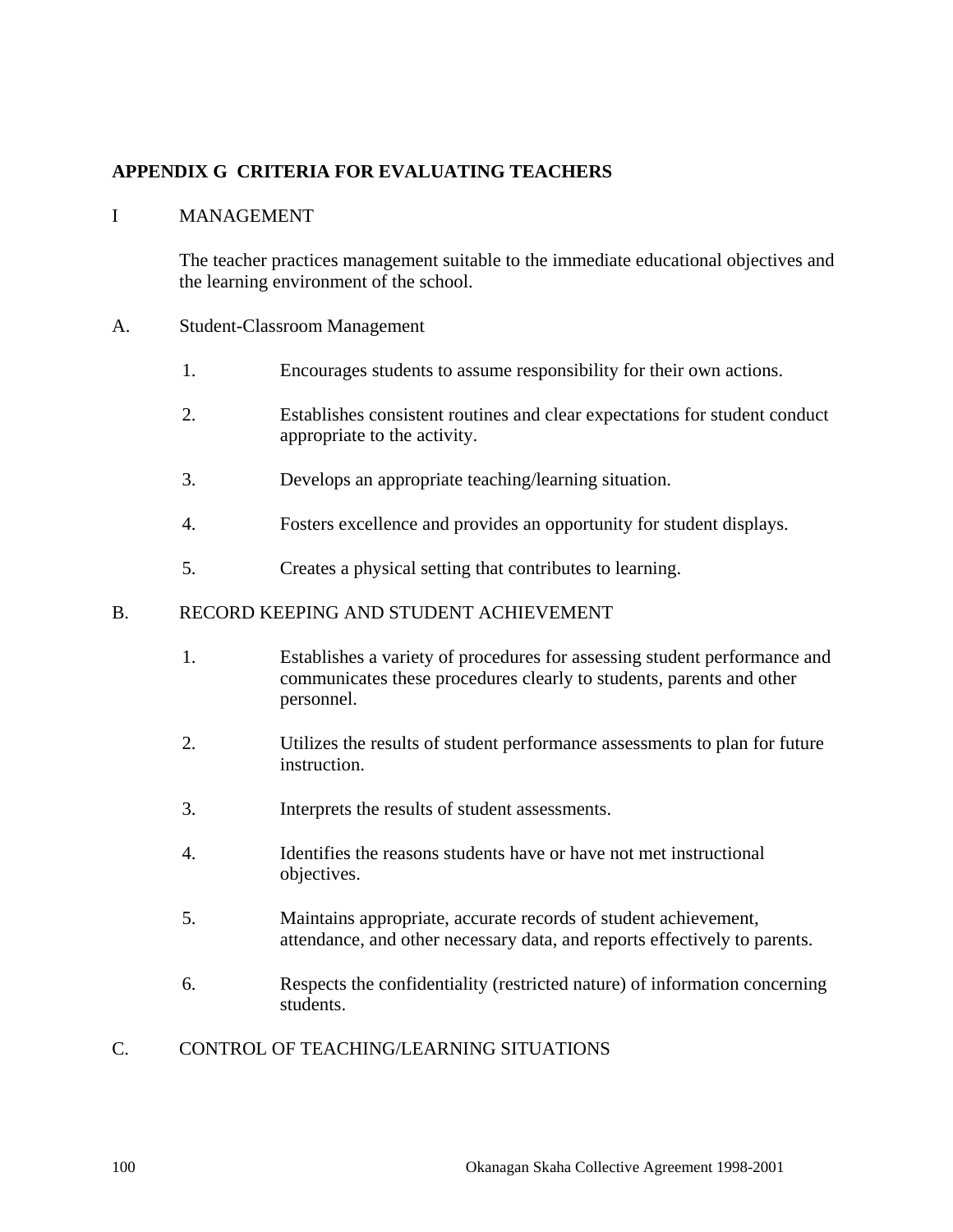## APPENDIX G  CRITERIA FOR EVALUATING TEACHERS

### I MANAGEMENT

The teacher practices management suitable to the immediate educational objectives and the learning environment of the school.

#### A. Student-Classroom Management

1. Encourages students to assume responsibility for their own actions.

2. Establishes consistent routines and clear expectations for student conduct appropriate to the activity.

3. Develops an appropriate teaching/learning situation.

4. Fosters excellence and provides an opportunity for student displays.

5. Creates a physical setting that contributes to learning.

#### B. RECORD KEEPING AND STUDENT ACHIEVEMENT

1. Establishes a variety of procedures for assessing student performance and communicates these procedures clearly to students, parents and other personnel.

2. Utilizes the results of student performance assessments to plan for future instruction.

3. Interprets the results of student assessments.

4. Identifies the reasons students have or have not met instructional objectives.

5. Maintains appropriate, accurate records of student achievement, attendance, and other necessary data, and reports effectively to parents.

6. Respects the confidentiality (restricted nature) of information concerning students.

#### C. CONTROL OF TEACHING/LEARNING SITUATIONS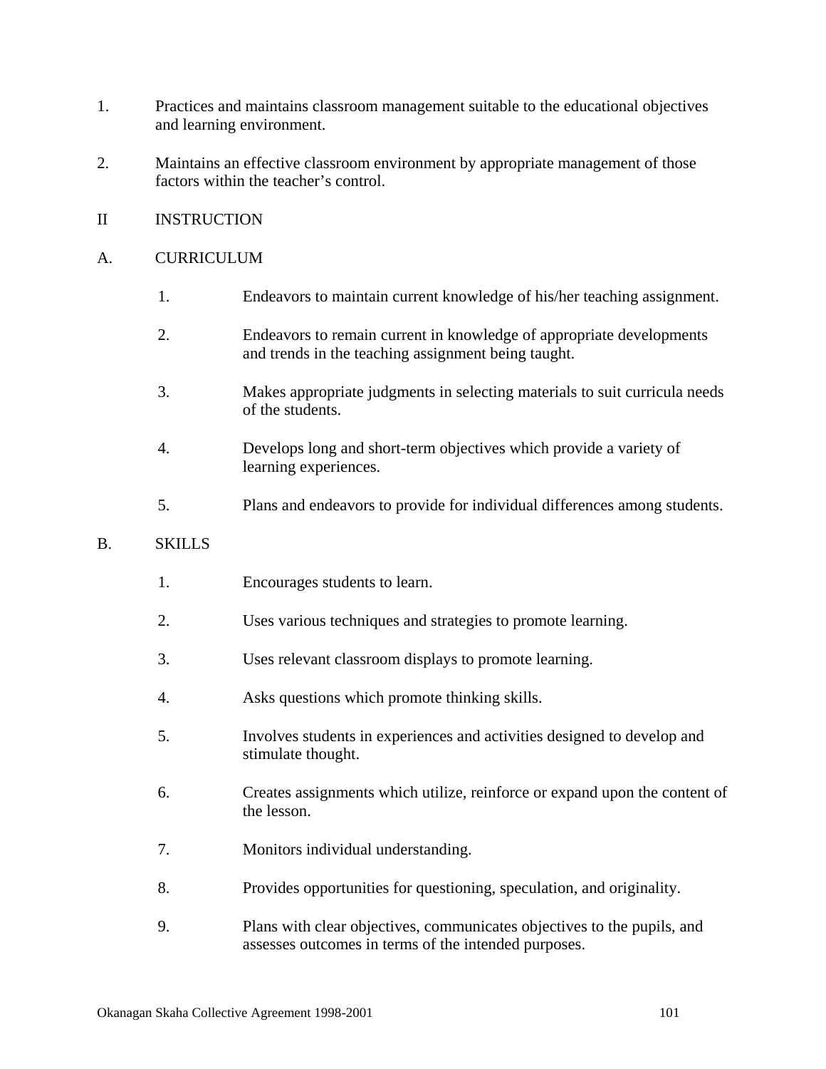1. Practices and maintains classroom management suitable to the educational objectives and learning environment.

2. Maintains an effective classroom environment by appropriate management of those factors within the teacher's control.

II INSTRUCTION

A. CURRICULUM

   1. Endeavors to maintain current knowledge of his/her teaching assignment.

   2. Endeavors to remain current in knowledge of appropriate developments and trends in the teaching assignment being taught.

   3. Makes appropriate judgments in selecting materials to suit curricula needs of the students.

   4. Develops long and short-term objectives which provide a variety of learning experiences.

   5. Plans and endeavors to provide for individual differences among students.

B. SKILLS

   1. Encourages students to learn.

   2. Uses various techniques and strategies to promote learning.

   3. Uses relevant classroom displays to promote learning.

   4. Asks questions which promote thinking skills.

   5. Involves students in experiences and activities designed to develop and stimulate thought.

   6. Creates assignments which utilize, reinforce or expand upon the content of the lesson.

   7. Monitors individual understanding.

   8. Provides opportunities for questioning, speculation, and originality.

   9. Plans with clear objectives, communicates objectives to the pupils, and assesses outcomes in terms of the intended purposes.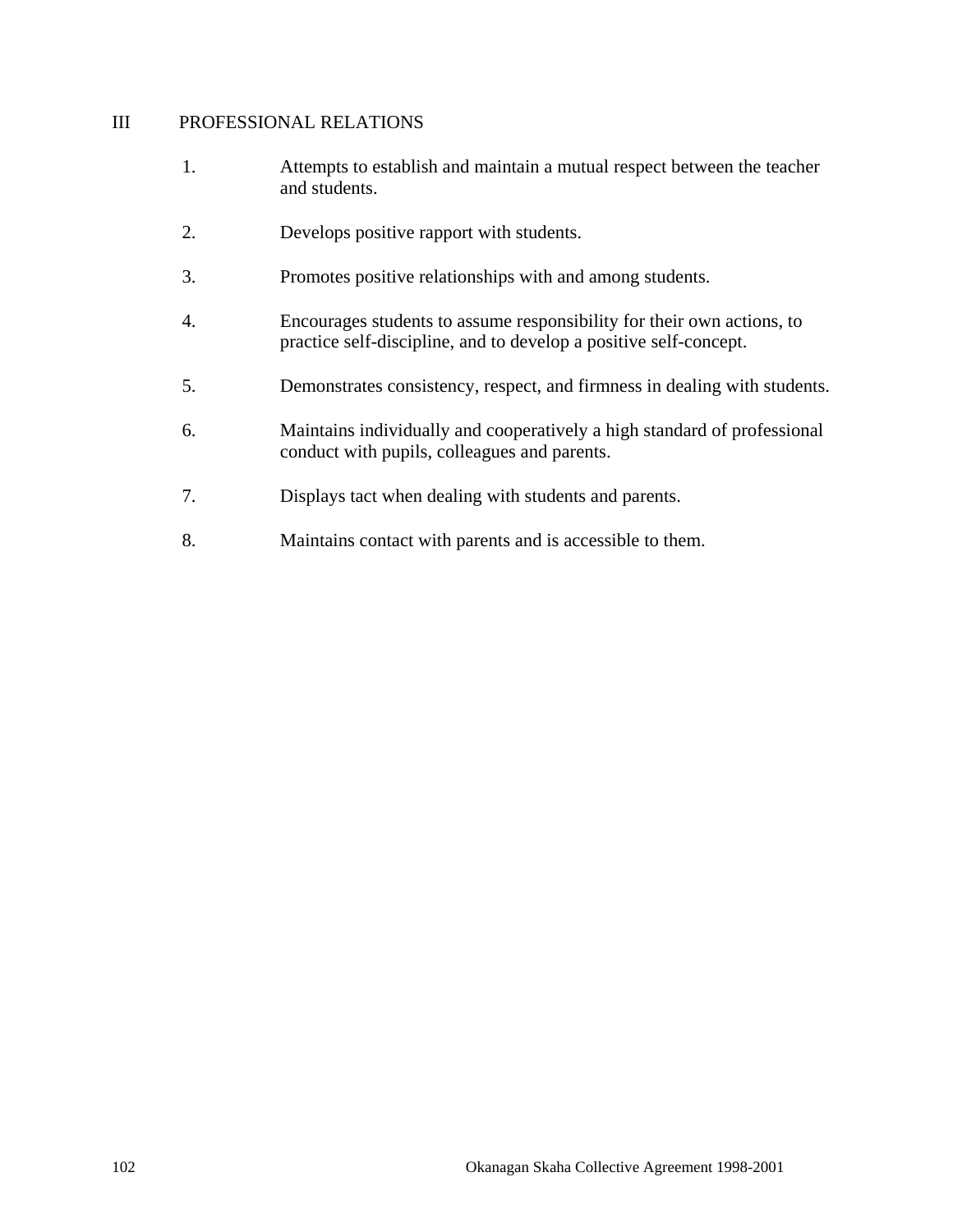## III PROFESSIONAL RELATIONS

1. Attempts to establish and maintain a mutual respect between the teacher and students.

2. Develops positive rapport with students.

3. Promotes positive relationships with and among students.

4. Encourages students to assume responsibility for their own actions, to practice self-discipline, and to develop a positive self-concept.

5. Demonstrates consistency, respect, and firmness in dealing with students.

6. Maintains individually and cooperatively a high standard of professional conduct with pupils, colleagues and parents.

7. Displays tact when dealing with students and parents.

8. Maintains contact with parents and is accessible to them.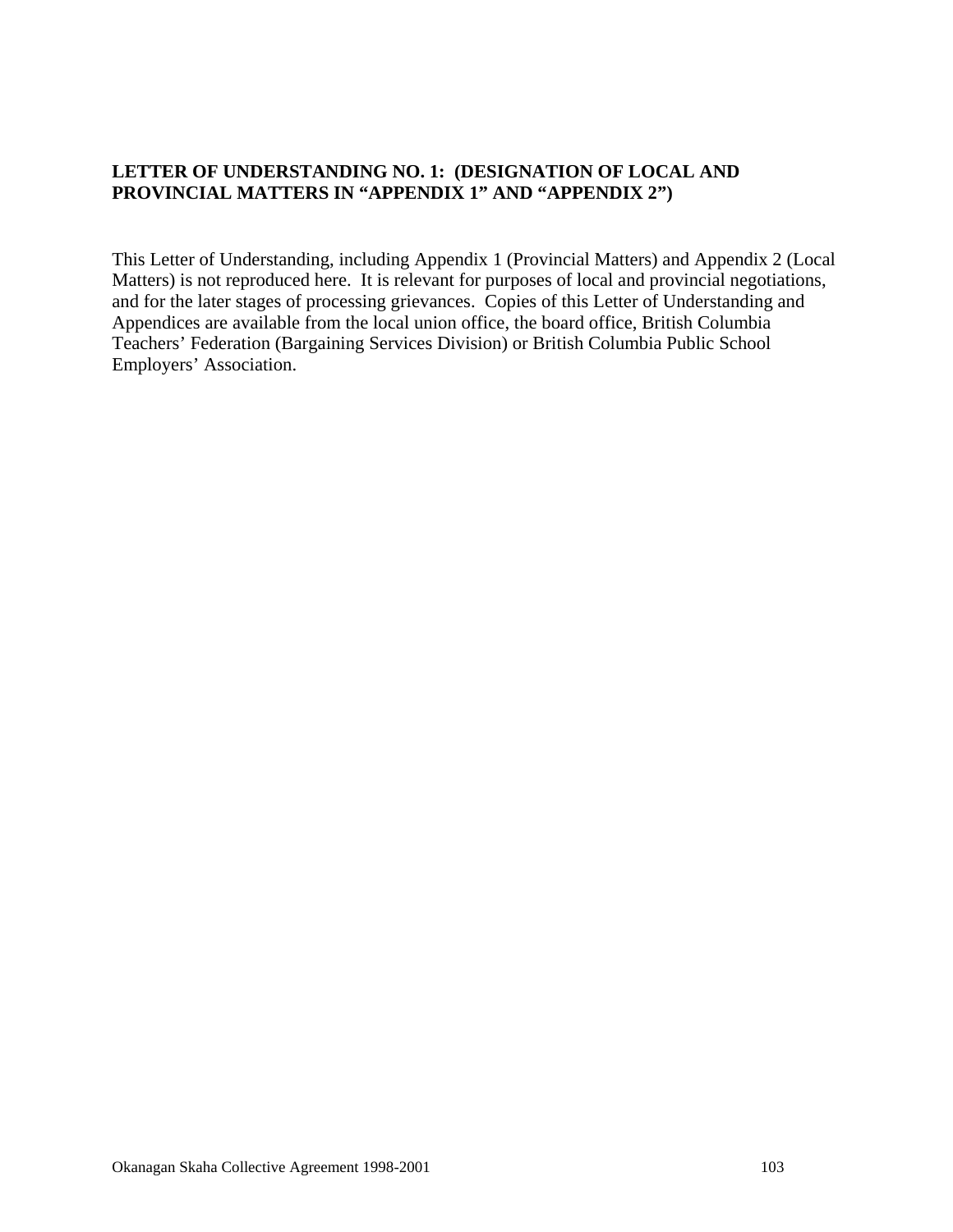**LETTER OF UNDERSTANDING NO. 1: (DESIGNATION OF LOCAL AND PROVINCIAL MATTERS IN "APPENDIX 1" AND "APPENDIX 2")**

This Letter of Understanding, including Appendix 1 (Provincial Matters) and Appendix 2 (Local Matters) is not reproduced here. It is relevant for purposes of local and provincial negotiations, and for the later stages of processing grievances. Copies of this Letter of Understanding and Appendices are available from the local union office, the board office, British Columbia Teachers' Federation (Bargaining Services Division) or British Columbia Public School Employers' Association.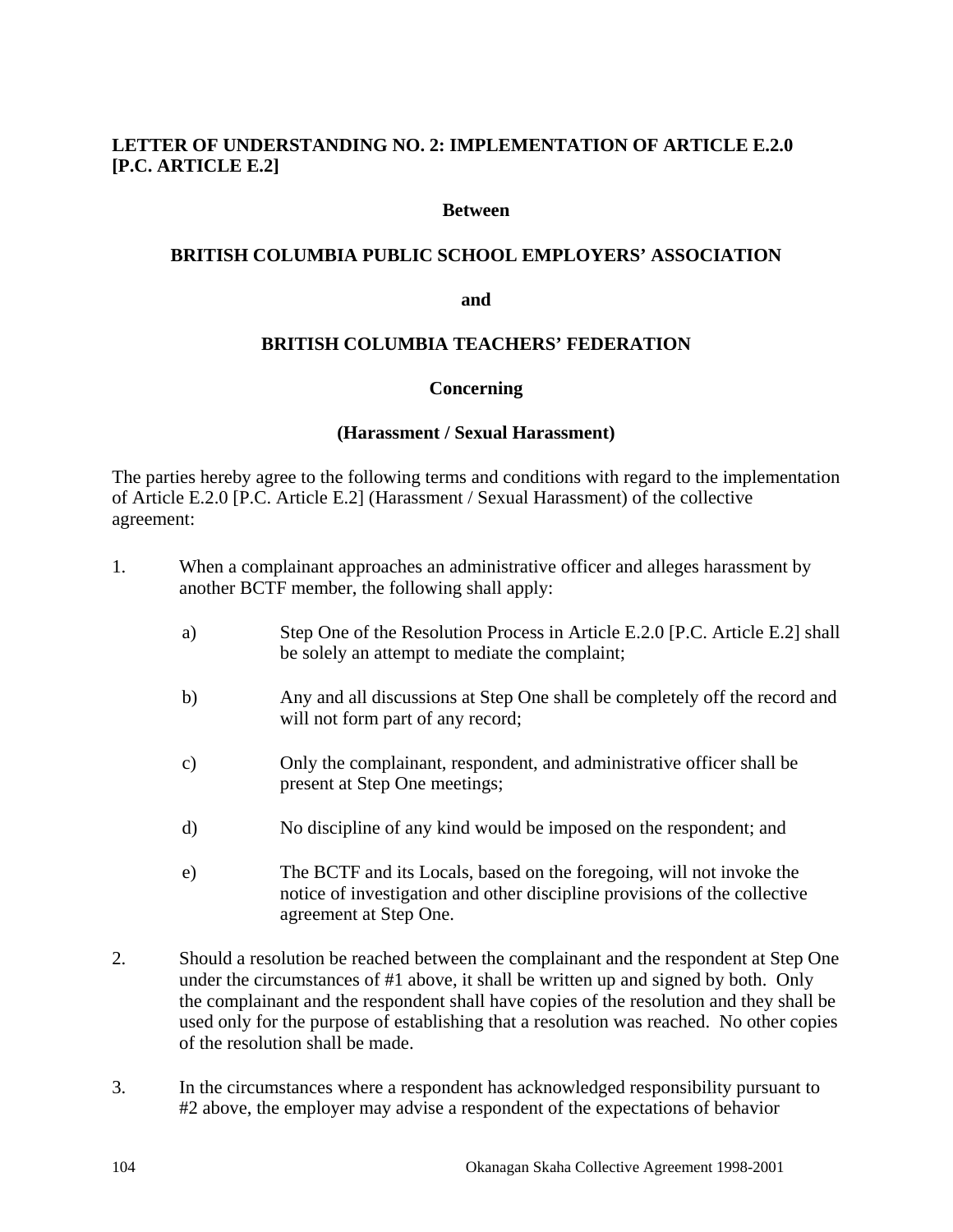### LETTER OF UNDERSTANDING NO. 2: IMPLEMENTATION OF ARTICLE E.2.0 [P.C. ARTICLE E.2]

**Between**

**BRITISH COLUMBIA PUBLIC SCHOOL EMPLOYERS' ASSOCIATION**

**and**

**BRITISH COLUMBIA TEACHERS' FEDERATION**

**Concerning**

**(Harassment / Sexual Harassment)**

The parties hereby agree to the following terms and conditions with regard to the implementation of Article E.2.0 [P.C. Article E.2] (Harassment / Sexual Harassment) of the collective agreement:

1. When a complainant approaches an administrative officer and alleges harassment by another BCTF member, the following shall apply:

   a) Step One of the Resolution Process in Article E.2.0 [P.C. Article E.2] shall be solely an attempt to mediate the complaint;

   b) Any and all discussions at Step One shall be completely off the record and will not form part of any record;

   c) Only the complainant, respondent, and administrative officer shall be present at Step One meetings;

   d) No discipline of any kind would be imposed on the respondent; and

   e) The BCTF and its Locals, based on the foregoing, will not invoke the notice of investigation and other discipline provisions of the collective agreement at Step One.

2. Should a resolution be reached between the complainant and the respondent at Step One under the circumstances of #1 above, it shall be written up and signed by both. Only the complainant and the respondent shall have copies of the resolution and they shall be used only for the purpose of establishing that a resolution was reached. No other copies of the resolution shall be made.

3. In the circumstances where a respondent has acknowledged responsibility pursuant to #2 above, the employer may advise a respondent of the expectations of behavior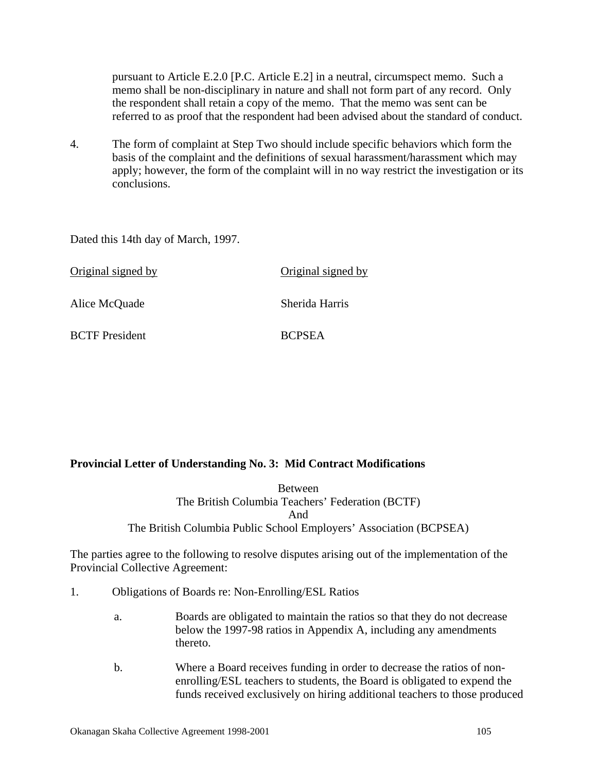pursuant to Article E.2.0 [P.C. Article E.2] in a neutral, circumspect memo. Such a memo shall be non-disciplinary in nature and shall not form part of any record. Only the respondent shall retain a copy of the memo. That the memo was sent can be referred to as proof that the respondent had been advised about the standard of conduct.

4. The form of complaint at Step Two should include specific behaviors which form the basis of the complaint and the definitions of sexual harassment/harassment which may apply; however, the form of the complaint will in no way restrict the investigation or its conclusions.

Dated this 14th day of March, 1997.

| <u>Original signed by</u> | <u>Original signed by</u> |
|---|---|
| Alice McQuade | Sherida Harris |
| BCTF President | BCPSEA |

**Provincial Letter of Understanding No. 3: Mid Contract Modifications**

Between
The British Columbia Teachers' Federation (BCTF)
And
The British Columbia Public School Employers' Association (BCPSEA)

The parties agree to the following to resolve disputes arising out of the implementation of the Provincial Collective Agreement:

1. Obligations of Boards re: Non-Enrolling/ESL Ratios

   a. Boards are obligated to maintain the ratios so that they do not decrease below the 1997-98 ratios in Appendix A, including any amendments thereto.

   b. Where a Board receives funding in order to decrease the ratios of non-enrolling/ESL teachers to students, the Board is obligated to expend the funds received exclusively on hiring additional teachers to those produced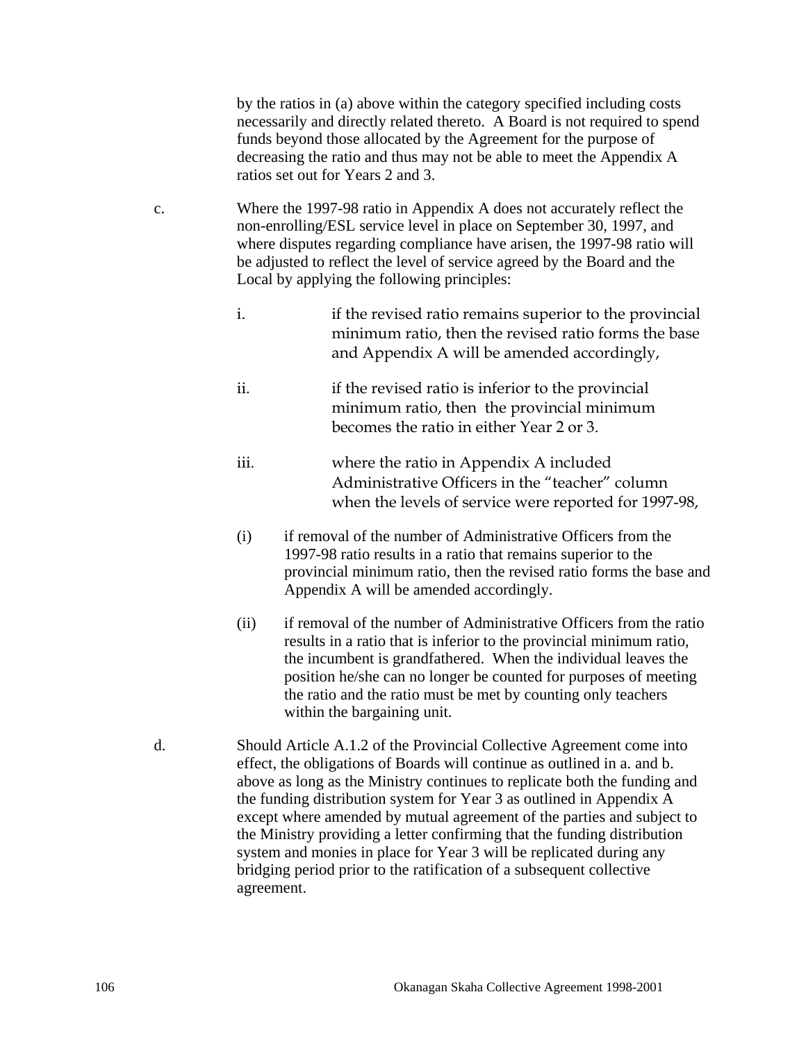by the ratios in (a) above within the category specified including costs necessarily and directly related thereto. A Board is not required to spend funds beyond those allocated by the Agreement for the purpose of decreasing the ratio and thus may not be able to meet the Appendix A ratios set out for Years 2 and 3.

c. Where the 1997-98 ratio in Appendix A does not accurately reflect the non-enrolling/ESL service level in place on September 30, 1997, and where disputes regarding compliance have arisen, the 1997-98 ratio will be adjusted to reflect the level of service agreed by the Board and the Local by applying the following principles:

   i. if the revised ratio remains superior to the provincial minimum ratio, then the revised ratio forms the base and Appendix A will be amended accordingly,

   ii. if the revised ratio is inferior to the provincial minimum ratio, then the provincial minimum becomes the ratio in either Year 2 or 3.

   iii. where the ratio in Appendix A included Administrative Officers in the "teacher" column when the levels of service were reported for 1997-98,

   (i) if removal of the number of Administrative Officers from the 1997-98 ratio results in a ratio that remains superior to the provincial minimum ratio, then the revised ratio forms the base and Appendix A will be amended accordingly.

   (ii) if removal of the number of Administrative Officers from the ratio results in a ratio that is inferior to the provincial minimum ratio, the incumbent is grandfathered. When the individual leaves the position he/she can no longer be counted for purposes of meeting the ratio and the ratio must be met by counting only teachers within the bargaining unit.

d. Should Article A.1.2 of the Provincial Collective Agreement come into effect, the obligations of Boards will continue as outlined in a. and b. above as long as the Ministry continues to replicate both the funding and the funding distribution system for Year 3 as outlined in Appendix A except where amended by mutual agreement of the parties and subject to the Ministry providing a letter confirming that the funding distribution system and monies in place for Year 3 will be replicated during any bridging period prior to the ratification of a subsequent collective agreement.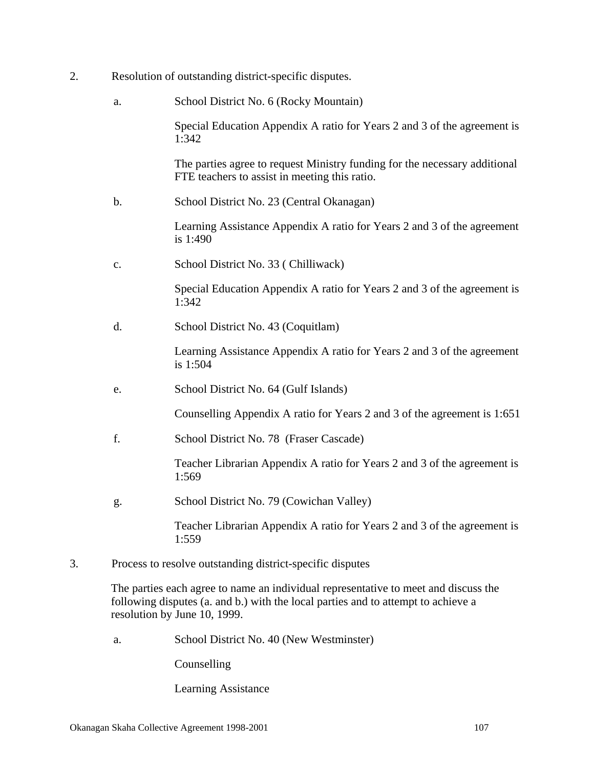2. Resolution of outstanding district-specific disputes.

   a. School District No. 6 (Rocky Mountain)

      Special Education Appendix A ratio for Years 2 and 3 of the agreement is 1:342

      The parties agree to request Ministry funding for the necessary additional FTE teachers to assist in meeting this ratio.

   b. School District No. 23 (Central Okanagan)

      Learning Assistance Appendix A ratio for Years 2 and 3 of the agreement is 1:490

   c. School District No. 33 ( Chilliwack)

      Special Education Appendix A ratio for Years 2 and 3 of the agreement is 1:342

   d. School District No. 43 (Coquitlam)

      Learning Assistance Appendix A ratio for Years 2 and 3 of the agreement is 1:504

   e. School District No. 64 (Gulf Islands)

      Counselling Appendix A ratio for Years 2 and 3 of the agreement is 1:651

   f. School District No. 78 (Fraser Cascade)

      Teacher Librarian Appendix A ratio for Years 2 and 3 of the agreement is 1:569

   g. School District No. 79 (Cowichan Valley)

      Teacher Librarian Appendix A ratio for Years 2 and 3 of the agreement is 1:559

3. Process to resolve outstanding district-specific disputes

   The parties each agree to name an individual representative to meet and discuss the following disputes (a. and b.) with the local parties and to attempt to achieve a resolution by June 10, 1999.

   a. School District No. 40 (New Westminster)

      Counselling

      Learning Assistance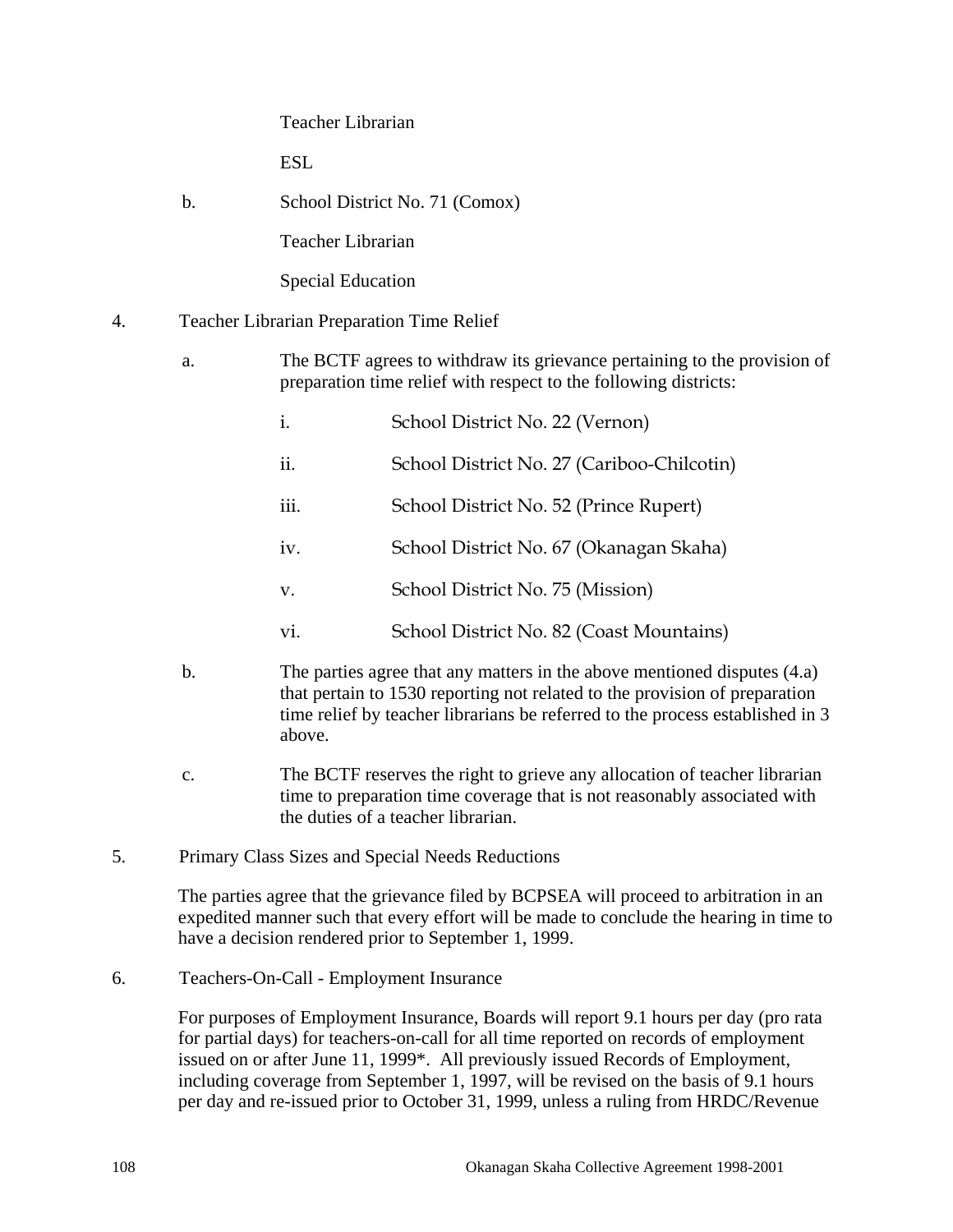Teacher Librarian

ESL

b. School District No. 71 (Comox)

Teacher Librarian

Special Education

4. Teacher Librarian Preparation Time Relief

a. The BCTF agrees to withdraw its grievance pertaining to the provision of preparation time relief with respect to the following districts:

   i. School District No. 22 (Vernon)

   ii. School District No. 27 (Cariboo-Chilcotin)

   iii. School District No. 52 (Prince Rupert)

   iv. School District No. 67 (Okanagan Skaha)

   v. School District No. 75 (Mission)

   vi. School District No. 82 (Coast Mountains)

b. The parties agree that any matters in the above mentioned disputes (4.a) that pertain to 1530 reporting not related to the provision of preparation time relief by teacher librarians be referred to the process established in 3 above.

c. The BCTF reserves the right to grieve any allocation of teacher librarian time to preparation time coverage that is not reasonably associated with the duties of a teacher librarian.

5. Primary Class Sizes and Special Needs Reductions

The parties agree that the grievance filed by BCPSEA will proceed to arbitration in an expedited manner such that every effort will be made to conclude the hearing in time to have a decision rendered prior to September 1, 1999.

6. Teachers-On-Call - Employment Insurance

For purposes of Employment Insurance, Boards will report 9.1 hours per day (pro rata for partial days) for teachers-on-call for all time reported on records of employment issued on or after June 11, 1999*. All previously issued Records of Employment, including coverage from September 1, 1997, will be revised on the basis of 9.1 hours per day and re-issued prior to October 31, 1999, unless a ruling from HRDC/Revenue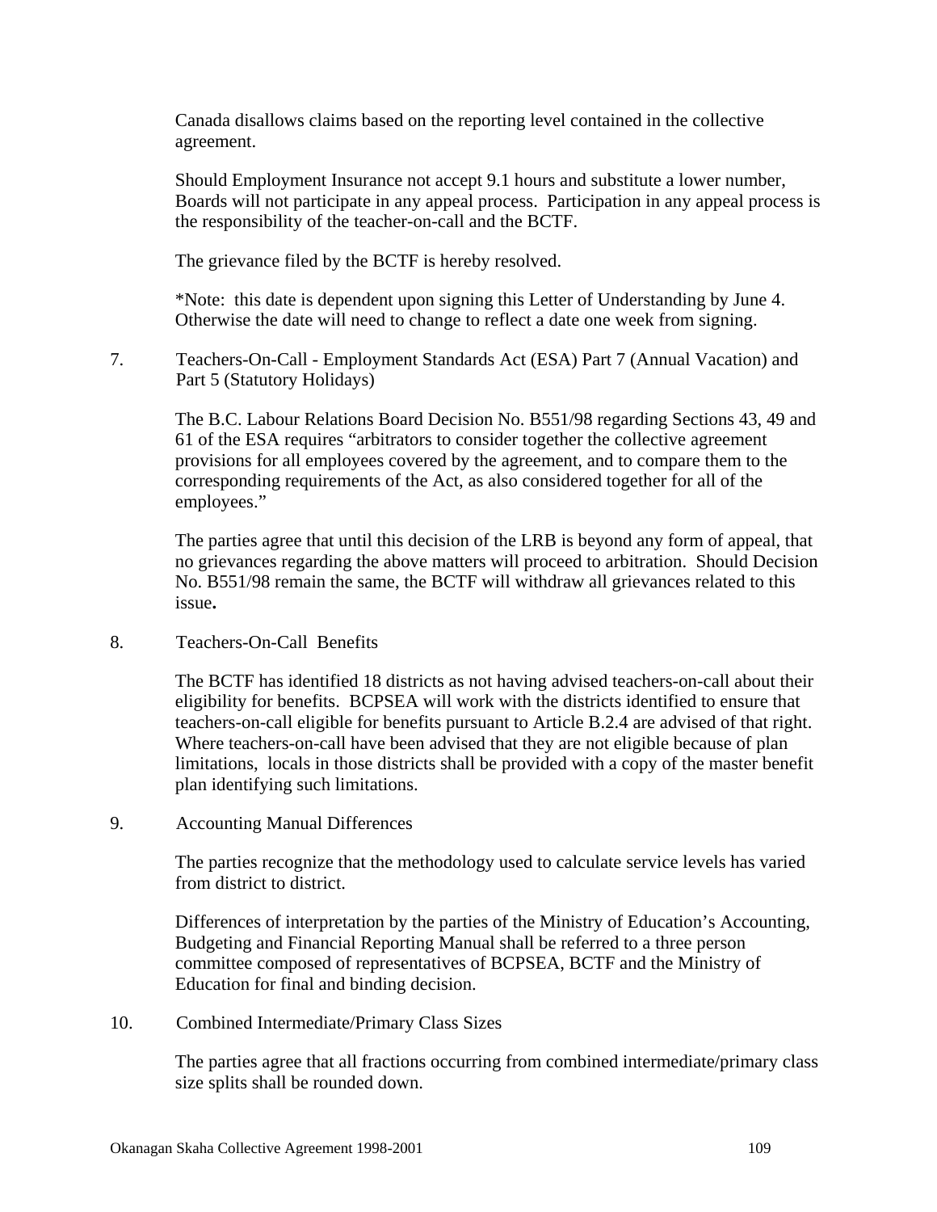Canada disallows claims based on the reporting level contained in the collective agreement.

Should Employment Insurance not accept 9.1 hours and substitute a lower number, Boards will not participate in any appeal process. Participation in any appeal process is the responsibility of the teacher-on-call and the BCTF.

The grievance filed by the BCTF is hereby resolved.

*Note: this date is dependent upon signing this Letter of Understanding by June 4. Otherwise the date will need to change to reflect a date one week from signing.

7. Teachers-On-Call - Employment Standards Act (ESA) Part 7 (Annual Vacation) and Part 5 (Statutory Holidays)

The B.C. Labour Relations Board Decision No. B551/98 regarding Sections 43, 49 and 61 of the ESA requires "arbitrators to consider together the collective agreement provisions for all employees covered by the agreement, and to compare them to the corresponding requirements of the Act, as also considered together for all of the employees."

The parties agree that until this decision of the LRB is beyond any form of appeal, that no grievances regarding the above matters will proceed to arbitration. Should Decision No. B551/98 remain the same, the BCTF will withdraw all grievances related to this issue**.**

8. Teachers-On-Call Benefits

The BCTF has identified 18 districts as not having advised teachers-on-call about their eligibility for benefits. BCPSEA will work with the districts identified to ensure that teachers-on-call eligible for benefits pursuant to Article B.2.4 are advised of that right. Where teachers-on-call have been advised that they are not eligible because of plan limitations, locals in those districts shall be provided with a copy of the master benefit plan identifying such limitations.

9. Accounting Manual Differences

The parties recognize that the methodology used to calculate service levels has varied from district to district.

Differences of interpretation by the parties of the Ministry of Education's Accounting, Budgeting and Financial Reporting Manual shall be referred to a three person committee composed of representatives of BCPSEA, BCTF and the Ministry of Education for final and binding decision.

10. Combined Intermediate/Primary Class Sizes

The parties agree that all fractions occurring from combined intermediate/primary class size splits shall be rounded down.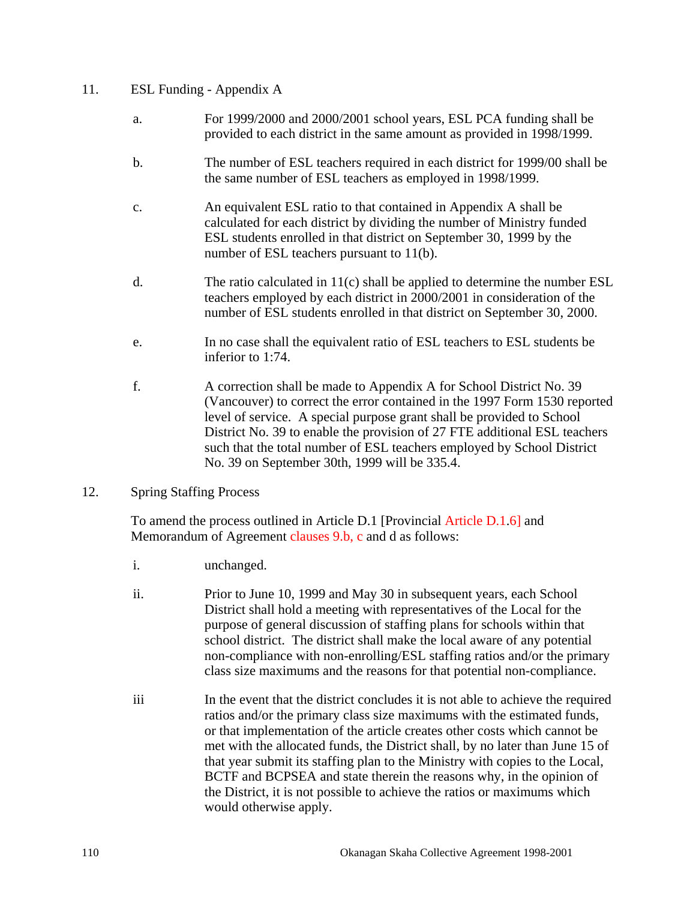11. ESL Funding - Appendix A

    a. For 1999/2000 and 2000/2001 school years, ESL PCA funding shall be provided to each district in the same amount as provided in 1998/1999.

    b. The number of ESL teachers required in each district for 1999/00 shall be the same number of ESL teachers as employed in 1998/1999.

    c. An equivalent ESL ratio to that contained in Appendix A shall be calculated for each district by dividing the number of Ministry funded ESL students enrolled in that district on September 30, 1999 by the number of ESL teachers pursuant to 11(b).

    d. The ratio calculated in 11(c) shall be applied to determine the number ESL teachers employed by each district in 2000/2001 in consideration of the number of ESL students enrolled in that district on September 30, 2000.

    e. In no case shall the equivalent ratio of ESL teachers to ESL students be inferior to 1:74.

    f. A correction shall be made to Appendix A for School District No. 39 (Vancouver) to correct the error contained in the 1997 Form 1530 reported level of service. A special purpose grant shall be provided to School District No. 39 to enable the provision of 27 FTE additional ESL teachers such that the total number of ESL teachers employed by School District No. 39 on September 30th, 1999 will be 335.4.

12. Spring Staffing Process

    To amend the process outlined in Article D.1 [Provincial Article D.1.6] and Memorandum of Agreement clauses 9.b, c and d as follows:

    i. unchanged.

    ii. Prior to June 10, 1999 and May 30 in subsequent years, each School District shall hold a meeting with representatives of the Local for the purpose of general discussion of staffing plans for schools within that school district. The district shall make the local aware of any potential non-compliance with non-enrolling/ESL staffing ratios and/or the primary class size maximums and the reasons for that potential non-compliance.

    iii In the event that the district concludes it is not able to achieve the required ratios and/or the primary class size maximums with the estimated funds, or that implementation of the article creates other costs which cannot be met with the allocated funds, the District shall, by no later than June 15 of that year submit its staffing plan to the Ministry with copies to the Local, BCTF and BCPSEA and state therein the reasons why, in the opinion of the District, it is not possible to achieve the ratios or maximums which would otherwise apply.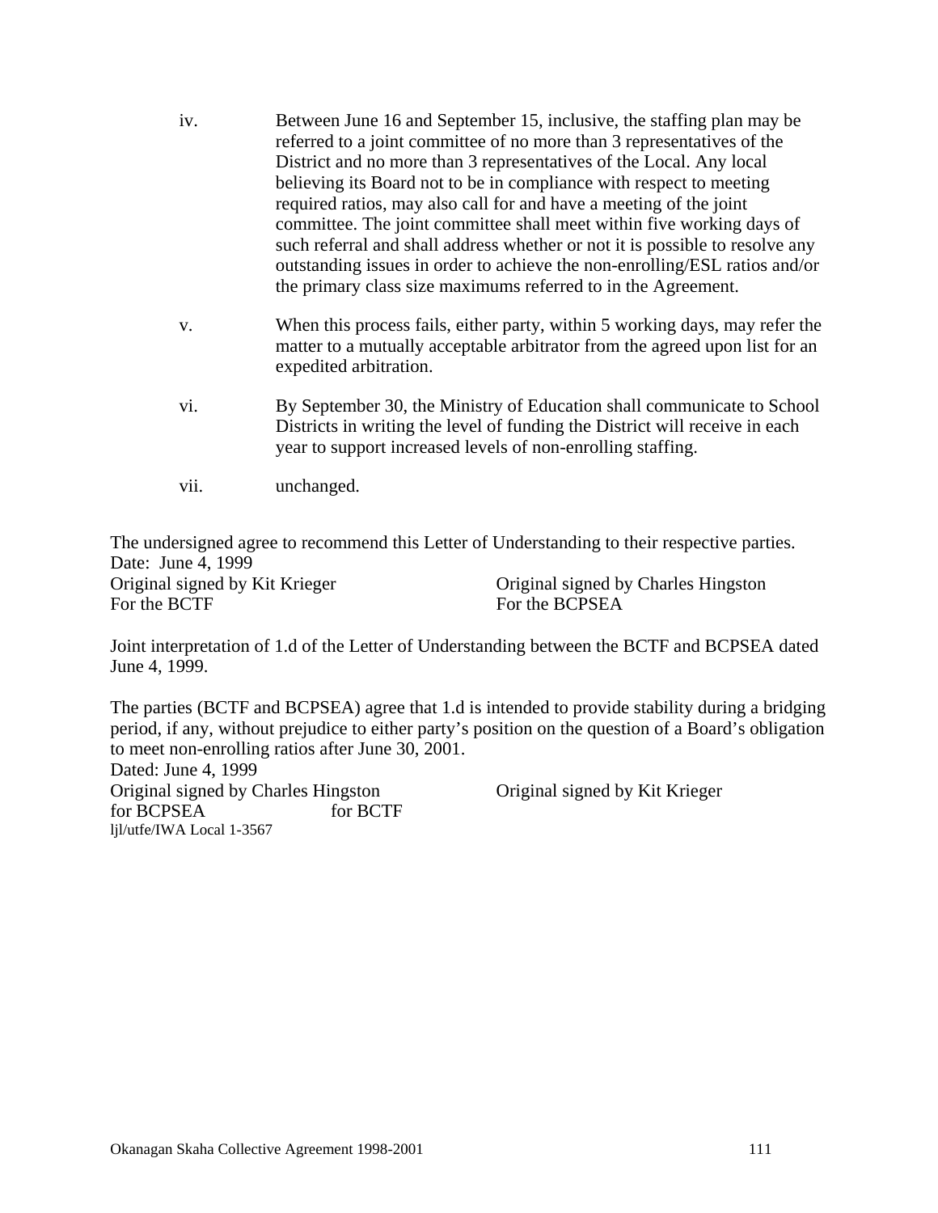iv. Between June 16 and September 15, inclusive, the staffing plan may be referred to a joint committee of no more than 3 representatives of the District and no more than 3 representatives of the Local. Any local believing its Board not to be in compliance with respect to meeting required ratios, may also call for and have a meeting of the joint committee. The joint committee shall meet within five working days of such referral and shall address whether or not it is possible to resolve any outstanding issues in order to achieve the non-enrolling/ESL ratios and/or the primary class size maximums referred to in the Agreement.

v. When this process fails, either party, within 5 working days, may refer the matter to a mutually acceptable arbitrator from the agreed upon list for an expedited arbitration.

vi. By September 30, the Ministry of Education shall communicate to School Districts in writing the level of funding the District will receive in each year to support increased levels of non-enrolling staffing.

vii. unchanged.

The undersigned agree to recommend this Letter of Understanding to their respective parties.
Date: June 4, 1999

Original signed by Kit Krieger
For the BCTF

Original signed by Charles Hingston
For the BCPSEA

Joint interpretation of 1.d of the Letter of Understanding between the BCTF and BCPSEA dated June 4, 1999.

The parties (BCTF and BCPSEA) agree that 1.d is intended to provide stability during a bridging period, if any, without prejudice to either party's position on the question of a Board's obligation to meet non-enrolling ratios after June 30, 2001.
Dated: June 4, 1999

Original signed by Charles Hingston
for BCPSEA

Original signed by Kit Krieger
for BCTF

ljl/utfe/IWA Local 1-3567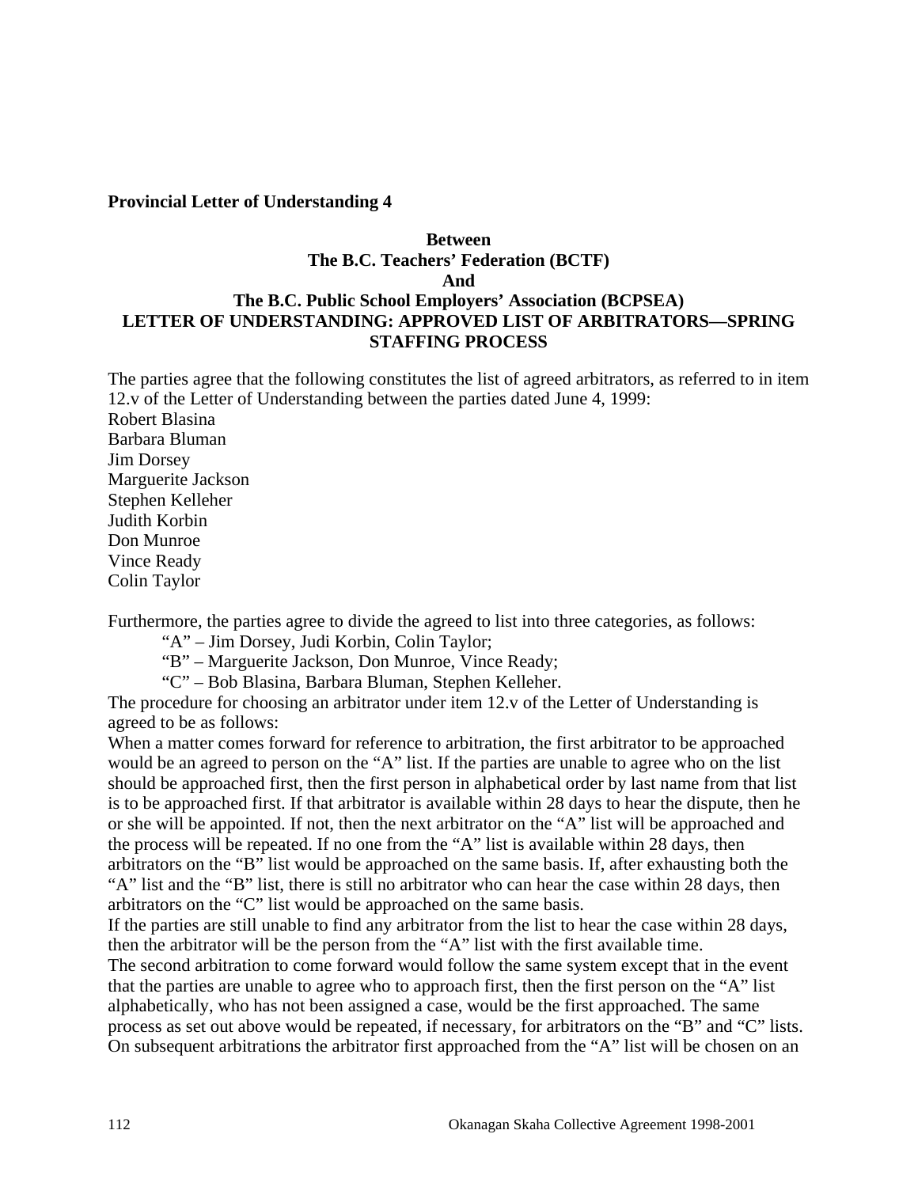**Provincial Letter of Understanding 4**

**Between**
**The B.C. Teachers' Federation (BCTF)**
**And**
**The B.C. Public School Employers' Association (BCPSEA)**
**LETTER OF UNDERSTANDING: APPROVED LIST OF ARBITRATORS—SPRING STAFFING PROCESS**

The parties agree that the following constitutes the list of agreed arbitrators, as referred to in item 12.v of the Letter of Understanding between the parties dated June 4, 1999:

Robert Blasina
Barbara Bluman
Jim Dorsey
Marguerite Jackson
Stephen Kelleher
Judith Korbin
Don Munroe
Vince Ready
Colin Taylor

Furthermore, the parties agree to divide the agreed to list into three categories, as follows:

"A" – Jim Dorsey, Judi Korbin, Colin Taylor;
"B" – Marguerite Jackson, Don Munroe, Vince Ready;
"C" – Bob Blasina, Barbara Bluman, Stephen Kelleher.

The procedure for choosing an arbitrator under item 12.v of the Letter of Understanding is agreed to be as follows:

When a matter comes forward for reference to arbitration, the first arbitrator to be approached would be an agreed to person on the "A" list. If the parties are unable to agree who on the list should be approached first, then the first person in alphabetical order by last name from that list is to be approached first. If that arbitrator is available within 28 days to hear the dispute, then he or she will be appointed. If not, then the next arbitrator on the "A" list will be approached and the process will be repeated. If no one from the "A" list is available within 28 days, then arbitrators on the "B" list would be approached on the same basis. If, after exhausting both the "A" list and the "B" list, there is still no arbitrator who can hear the case within 28 days, then arbitrators on the "C" list would be approached on the same basis.

If the parties are still unable to find any arbitrator from the list to hear the case within 28 days, then the arbitrator will be the person from the "A" list with the first available time.

The second arbitration to come forward would follow the same system except that in the event that the parties are unable to agree who to approach first, then the first person on the "A" list alphabetically, who has not been assigned a case, would be the first approached. The same process as set out above would be repeated, if necessary, for arbitrators on the "B" and "C" lists.

On subsequent arbitrations the arbitrator first approached from the "A" list will be chosen on an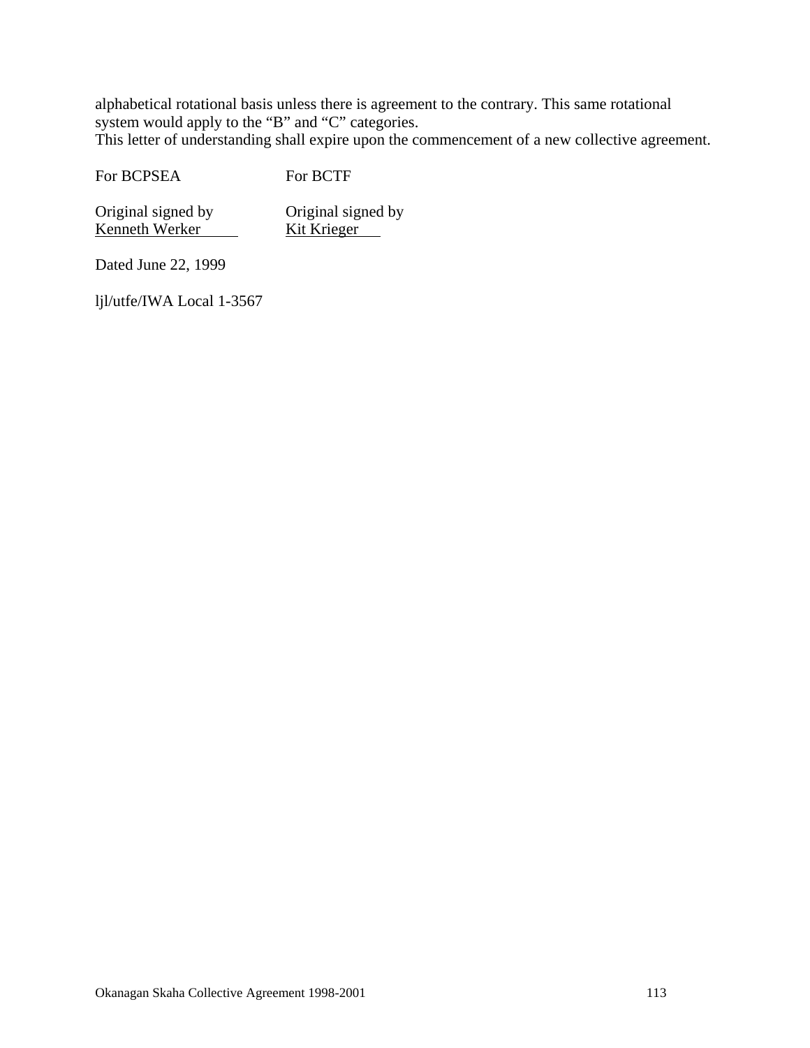alphabetical rotational basis unless there is agreement to the contrary. This same rotational system would apply to the "B" and "C" categories.
This letter of understanding shall expire upon the commencement of a new collective agreement.

| For BCPSEA | For BCTF |
|---|---|
| Original signed by Kenneth Werker | Original signed by Kit Krieger |

Dated June 22, 1999

ljl/utfe/IWA Local 1-3567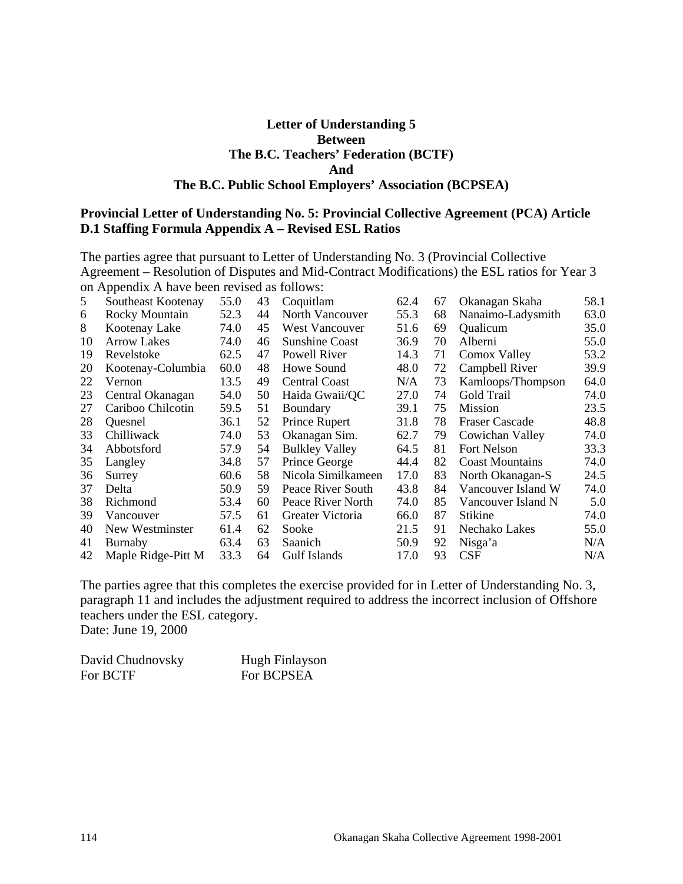**Letter of Understanding 5**
**Between**
**The B.C. Teachers' Federation (BCTF)**
**And**
**The B.C. Public School Employers' Association (BCPSEA)**

## Provincial Letter of Understanding No. 5: Provincial Collective Agreement (PCA) Article D.1 Staffing Formula Appendix A – Revised ESL Ratios

The parties agree that pursuant to Letter of Understanding No. 3 (Provincial Collective Agreement – Resolution of Disputes and Mid-Contract Modifications) the ESL ratios for Year 3 on Appendix A have been revised as follows:

| | | | | | | | | |
|---|---|---|---|---|---|---|---|---|
| 5 | Southeast Kootenay | 55.0 | 43 | Coquitlam | 62.4 | 67 | Okanagan Skaha | 58.1 |
| 6 | Rocky Mountain | 52.3 | 44 | North Vancouver | 55.3 | 68 | Nanaimo-Ladysmith | 63.0 |
| 8 | Kootenay Lake | 74.0 | 45 | West Vancouver | 51.6 | 69 | Qualicum | 35.0 |
| 10 | Arrow Lakes | 74.0 | 46 | Sunshine Coast | 36.9 | 70 | Alberni | 55.0 |
| 19 | Revelstoke | 62.5 | 47 | Powell River | 14.3 | 71 | Comox Valley | 53.2 |
| 20 | Kootenay-Columbia | 60.0 | 48 | Howe Sound | 48.0 | 72 | Campbell River | 39.9 |
| 22 | Vernon | 13.5 | 49 | Central Coast | N/A | 73 | Kamloops/Thompson | 64.0 |
| 23 | Central Okanagan | 54.0 | 50 | Haida Gwaii/QC | 27.0 | 74 | Gold Trail | 74.0 |
| 27 | Cariboo Chilcotin | 59.5 | 51 | Boundary | 39.1 | 75 | Mission | 23.5 |
| 28 | Quesnel | 36.1 | 52 | Prince Rupert | 31.8 | 78 | Fraser Cascade | 48.8 |
| 33 | Chilliwack | 74.0 | 53 | Okanagan Sim. | 62.7 | 79 | Cowichan Valley | 74.0 |
| 34 | Abbotsford | 57.9 | 54 | Bulkley Valley | 64.5 | 81 | Fort Nelson | 33.3 |
| 35 | Langley | 34.8 | 57 | Prince George | 44.4 | 82 | Coast Mountains | 74.0 |
| 36 | Surrey | 60.6 | 58 | Nicola Similkameen | 17.0 | 83 | North Okanagan-S | 24.5 |
| 37 | Delta | 50.9 | 59 | Peace River South | 43.8 | 84 | Vancouver Island W | 74.0 |
| 38 | Richmond | 53.4 | 60 | Peace River North | 74.0 | 85 | Vancouver Island N | 5.0 |
| 39 | Vancouver | 57.5 | 61 | Greater Victoria | 66.0 | 87 | Stikine | 74.0 |
| 40 | New Westminster | 61.4 | 62 | Sooke | 21.5 | 91 | Nechako Lakes | 55.0 |
| 41 | Burnaby | 63.4 | 63 | Saanich | 50.9 | 92 | Nisga'a | N/A |
| 42 | Maple Ridge-Pitt M | 33.3 | 64 | Gulf Islands | 17.0 | 93 | CSF | N/A |

The parties agree that this completes the exercise provided for in Letter of Understanding No. 3, paragraph 11 and includes the adjustment required to address the incorrect inclusion of Offshore teachers under the ESL category.

Date: June 19, 2000

David Chudnovsky
For BCTF

Hugh Finlayson
For BCPSEA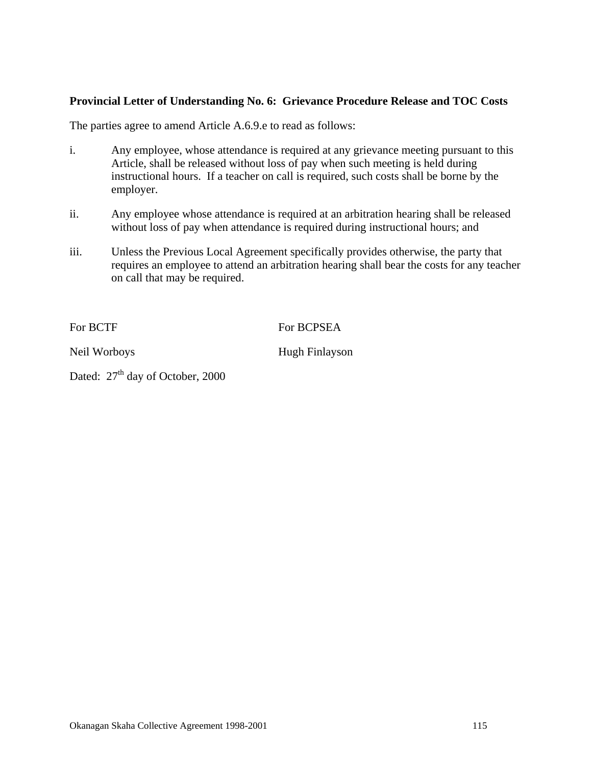**Provincial Letter of Understanding No. 6: Grievance Procedure Release and TOC Costs**

The parties agree to amend Article A.6.9.e to read as follows:

i. Any employee, whose attendance is required at any grievance meeting pursuant to this Article, shall be released without loss of pay when such meeting is held during instructional hours. If a teacher on call is required, such costs shall be borne by the employer.

ii. Any employee whose attendance is required at an arbitration hearing shall be released without loss of pay when attendance is required during instructional hours; and

iii. Unless the Previous Local Agreement specifically provides otherwise, the party that requires an employee to attend an arbitration hearing shall bear the costs for any teacher on call that may be required.

For BCTF

Neil Worboys

For BCPSEA

Hugh Finlayson

Dated: 27th day of October, 2000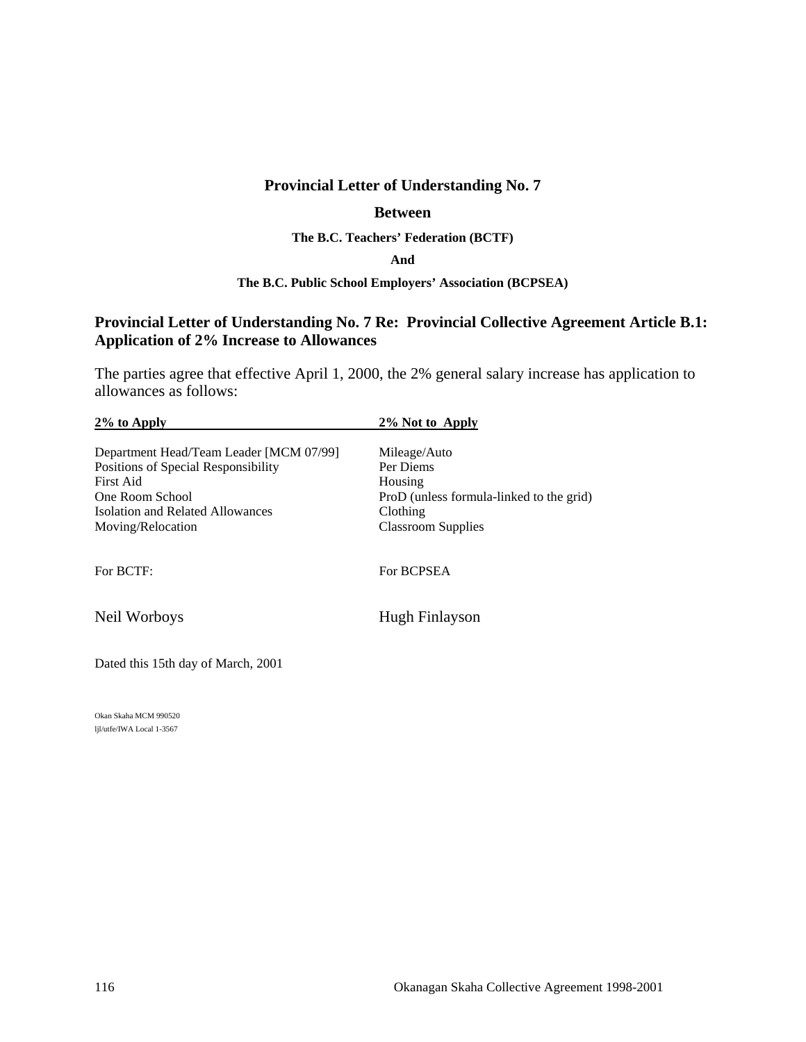# Provincial Letter of Understanding No. 7

## Between

### The B.C. Teachers' Federation (BCTF)

### And

### The B.C. Public School Employers' Association (BCPSEA)

## Provincial Letter of Understanding No. 7 Re: Provincial Collective Agreement Article B.1: Application of 2% Increase to Allowances

The parties agree that effective April 1, 2000, the 2% general salary increase has application to allowances as follows:

| 2% to Apply | 2% Not to Apply |
|---|---|
| Department Head/Team Leader [MCM 07/99] | Mileage/Auto |
| Positions of Special Responsibility | Per Diems |
| First Aid | Housing |
| One Room School | ProD (unless formula-linked to the grid) |
| Isolation and Related Allowances | Clothing |
| Moving/Relocation | Classroom Supplies |

For BCTF: Neil Worboys

For BCPSEA: Hugh Finlayson

Dated this 15th day of March, 2001

Okan Skaha MCM 990520
ljl/utfe/IWA Local 1-3567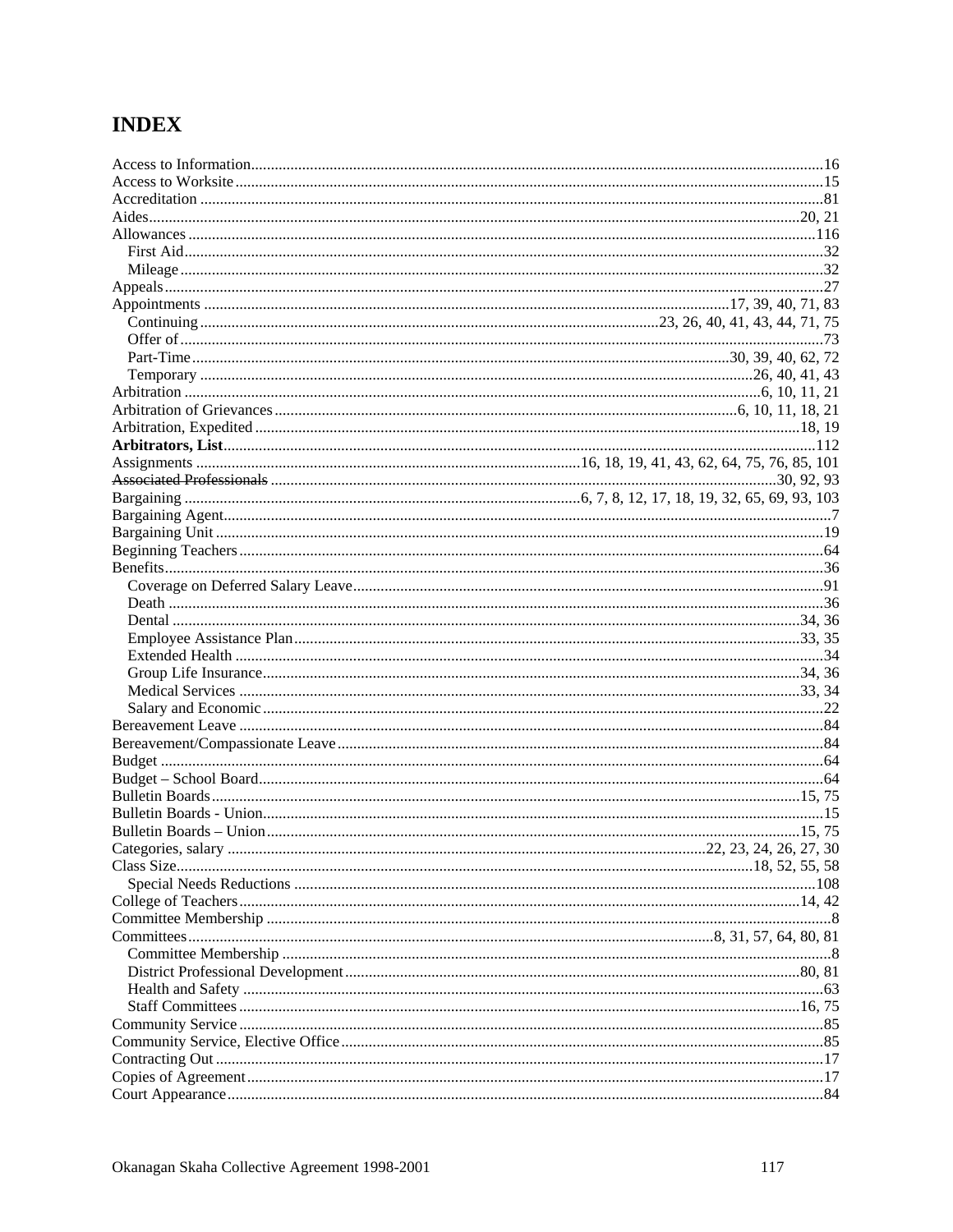# INDEX

Access to Information.....16
Access to Worksite.....15
Accreditation.....81
Aides.....20, 21
Allowances.....116
  First Aid.....32
  Mileage.....32
Appeals.....27
Appointments.....17, 39, 40, 71, 83
  Continuing.....23, 26, 40, 41, 43, 44, 71, 75
  Offer of.....73
  Part-Time.....30, 39, 40, 62, 72
  Temporary.....26, 40, 41, 43
Arbitration.....6, 10, 11, 21
Arbitration of Grievances.....6, 10, 11, 18, 21
Arbitration, Expedited.....18, 19
**Arbitrators, List**.....112
Assignments.....16, 18, 19, 41, 43, 62, 64, 75, 76, 85, 101
~~Associated Professionals~~.....30, 92, 93
Bargaining.....6, 7, 8, 12, 17, 18, 19, 32, 65, 69, 93, 103
Bargaining Agent.....7
Bargaining Unit.....19
Beginning Teachers.....64
Benefits.....36
  Coverage on Deferred Salary Leave.....91
  Death.....36
  Dental.....34, 36
  Employee Assistance Plan.....33, 35
  Extended Health.....34
  Group Life Insurance.....34, 36
  Medical Services.....33, 34
  Salary and Economic.....22
Bereavement Leave.....84
Bereavement/Compassionate Leave.....84
Budget.....64
Budget – School Board.....64
Bulletin Boards.....15, 75
Bulletin Boards - Union.....15
Bulletin Boards – Union.....15, 75
Categories, salary.....22, 23, 24, 26, 27, 30
Class Size.....18, 52, 55, 58
  Special Needs Reductions.....108
College of Teachers.....14, 42
Committee Membership.....8
Committees.....8, 31, 57, 64, 80, 81
  Committee Membership.....8
  District Professional Development.....80, 81
  Health and Safety.....63
  Staff Committees.....16, 75
Community Service.....85
Community Service, Elective Office.....85
Contracting Out.....17
Copies of Agreement.....17
Court Appearance.....84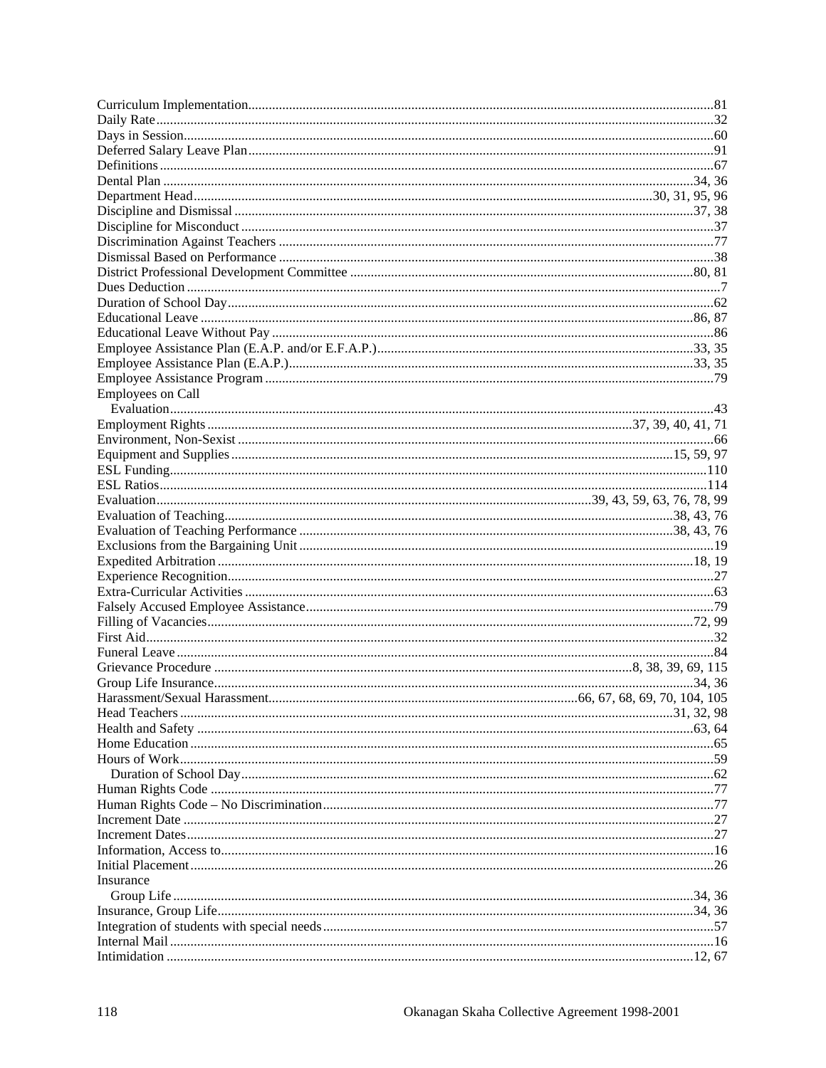Curriculum Implementation....................................................................................81
Daily Rate............................................................................................................32
Days in Session....................................................................................................60
Deferred Salary Leave Plan..................................................................................91
Definitions............................................................................................................67
Dental Plan ...........................................................................................................34, 36
Department Head..................................................................................................30, 31, 95, 96
Discipline and Dismissal......................................................................................37, 38
Discipline for Misconduct....................................................................................37
Discrimination Against Teachers ........................................................................77
Dismissal Based on Performance ........................................................................38
District Professional Development Committee ...................................................80, 81
Dues Deduction.....................................................................................................7
Duration of School Day.......................................................................................62
Educational Leave ................................................................................................86, 87
Educational Leave Without Pay ..........................................................................86
Employee Assistance Plan (E.A.P. and/or E.F.A.P.)...........................................33, 35
Employee Assistance Plan (E.A.P.).....................................................................33, 35
Employee Assistance Program.............................................................................79
Employees on Call
&nbsp;&nbsp;Evaluation.........................................................................................................43
Employment Rights..............................................................................................37, 39, 40, 41, 71
Environment, Non-Sexist .....................................................................................66
Equipment and Supplies.......................................................................................15, 59, 97
ESL Funding.........................................................................................................110
ESL Ratios............................................................................................................114
Evaluation.............................................................................................................39, 43, 59, 63, 76, 78, 99
Evaluation of Teaching.........................................................................................38, 43, 76
Evaluation of Teaching Performance ..................................................................38, 43, 76
Exclusions from the Bargaining Unit...................................................................19
Expedited Arbitration ...........................................................................................18, 19
Experience Recognition........................................................................................27
Extra-Curricular Activities ...................................................................................63
Falsely Accused Employee Assistance.................................................................79
Filling of Vacancies..............................................................................................72, 99
First Aid................................................................................................................32
Funeral Leave .......................................................................................................84
Grievance Procedure ............................................................................................8, 38, 39, 69, 115
Group Life Insurance............................................................................................34, 36
Harassment/Sexual Harassment...........................................................................66, 67, 68, 69, 70, 104, 105
Head Teachers ......................................................................................................31, 32, 98
Health and Safety .................................................................................................63, 64
Home Education...................................................................................................65
Hours of Work......................................................................................................59
&nbsp;&nbsp;Duration of School Day...................................................................................62
Human Rights Code .............................................................................................77
Human Rights Code – No Discrimination............................................................77
Increment Date .....................................................................................................27
Increment Dates....................................................................................................27
Information, Access to..........................................................................................16
Initial Placement...................................................................................................26
Insurance
&nbsp;&nbsp;Group Life .......................................................................................................34, 36
Insurance, Group Life...........................................................................................34, 36
Integration of students with special needs............................................................57
Internal Mail .........................................................................................................16
Intimidation ..........................................................................................................12, 67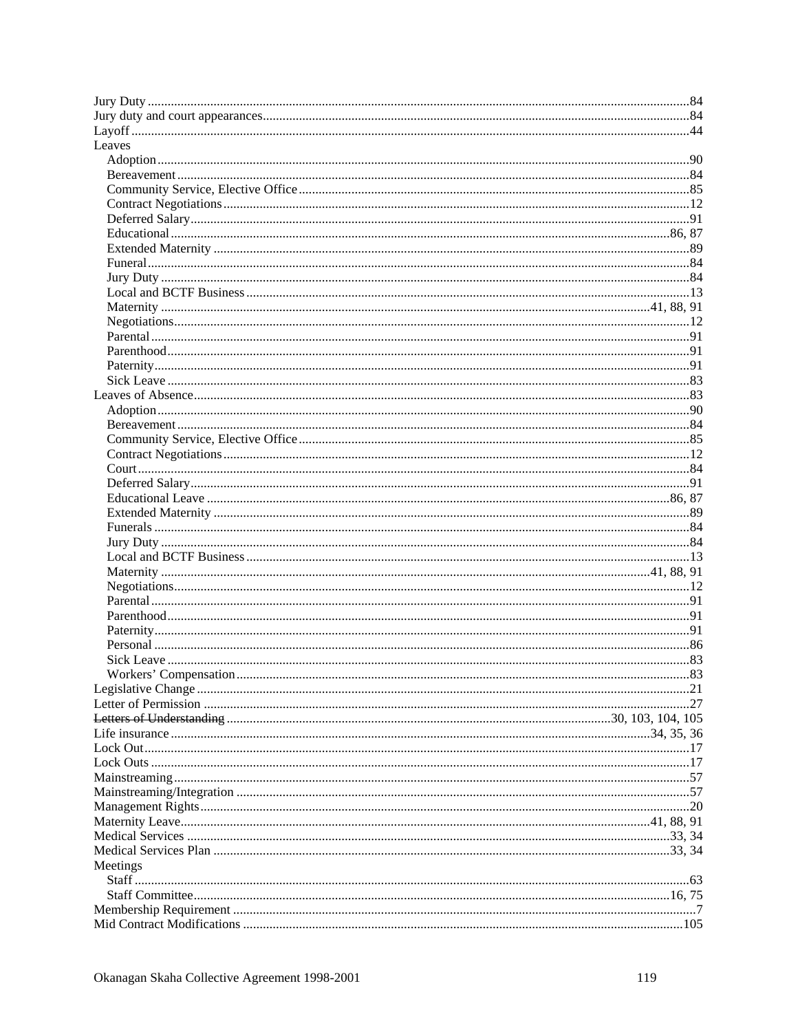Jury Duty ....84
Jury duty and court appearances....84
Layoff ....44
Leaves
- Adoption ....90
- Bereavement ....84
- Community Service, Elective Office ....85
- Contract Negotiations ....12
- Deferred Salary ....91
- Educational ....86, 87
- Extended Maternity ....89
- Funeral ....84
- Jury Duty ....84
- Local and BCTF Business ....13
- Maternity ....41, 88, 91
- Negotiations ....12
- Parental ....91
- Parenthood ....91
- Paternity ....91
- Sick Leave ....83

Leaves of Absence ....83
- Adoption ....90
- Bereavement ....84
- Community Service, Elective Office ....85
- Contract Negotiations ....12
- Court ....84
- Deferred Salary ....91
- Educational Leave ....86, 87
- Extended Maternity ....89
- Funerals ....84
- Jury Duty ....84
- Local and BCTF Business ....13
- Maternity ....41, 88, 91
- Negotiations ....12
- Parental ....91
- Parenthood ....91
- Paternity ....91
- Personal ....86
- Sick Leave ....83
- Workers' Compensation ....83

Legislative Change ....21
Letter of Permission ....27
~~Letters of Understanding~~ ....30, 103, 104, 105
Life insurance ....34, 35, 36
Lock Out ....17
Lock Outs ....17
Mainstreaming ....57
Mainstreaming/Integration ....57
Management Rights ....20
Maternity Leave ....41, 88, 91
Medical Services ....33, 34
Medical Services Plan ....33, 34
Meetings
- Staff ....63
- Staff Committee ....16, 75

Membership Requirement ....7
Mid Contract Modifications ....105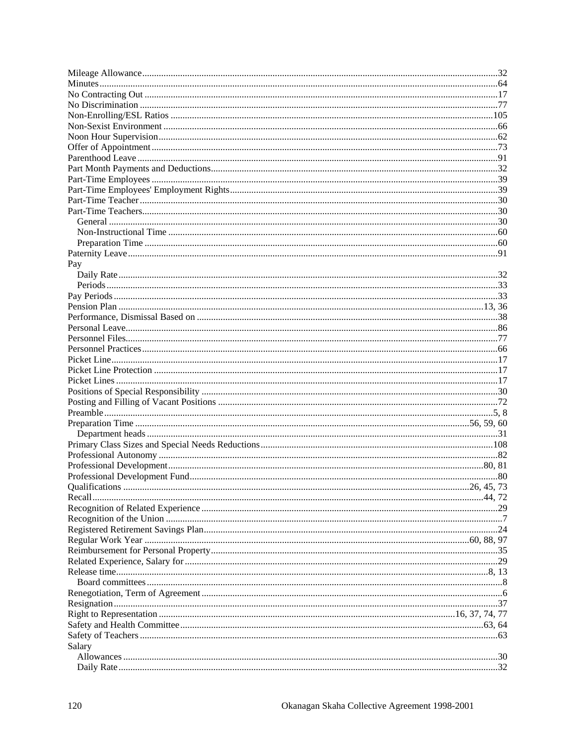Mileage Allowance....32
Minutes....64
No Contracting Out....17
No Discrimination....77
Non-Enrolling/ESL Ratios....105
Non-Sexist Environment....66
Noon Hour Supervision....62
Offer of Appointment....73
Parenthood Leave....91
Part Month Payments and Deductions....32
Part-Time Employees....39
Part-Time Employees' Employment Rights....39
Part-Time Teacher....30
Part-Time Teachers....30
- General....30
- Non-Instructional Time....60
- Preparation Time....60

Paternity Leave....91
Pay
- Daily Rate....32
- Periods....33

Pay Periods....33
Pension Plan....13, 36
Performance, Dismissal Based on....38
Personal Leave....86
Personnel Files....77
Personnel Practices....66
Picket Line....17
Picket Line Protection....17
Picket Lines....17
Positions of Special Responsibility....30
Posting and Filling of Vacant Positions....72
Preamble....5, 8
Preparation Time....56, 59, 60
- Department heads....31

Primary Class Sizes and Special Needs Reductions....108
Professional Autonomy....82
Professional Development....80, 81
Professional Development Fund....80
Qualifications....26, 45, 73
Recall....44, 72
Recognition of Related Experience....29
Recognition of the Union....7
Registered Retirement Savings Plan....24
Regular Work Year....60, 88, 97
Reimbursement for Personal Property....35
Related Experience, Salary for....29
Release time....8, 13
- Board committees....8

Renegotiation, Term of Agreement....6
Resignation....37
Right to Representation....16, 37, 74, 77
Safety and Health Committee....63, 64
Safety of Teachers....63
Salary
- Allowances....30
- Daily Rate....32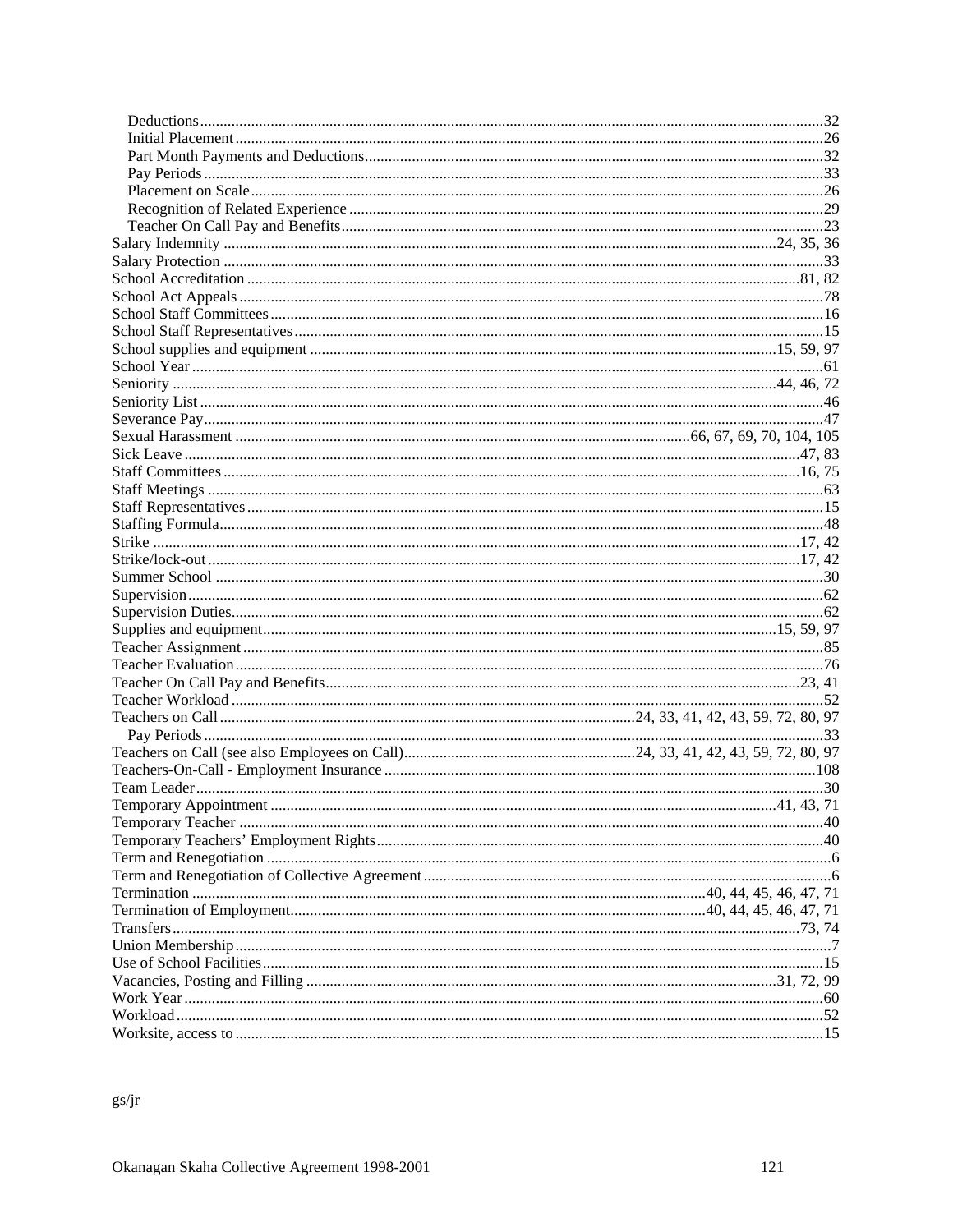- Deductions....32
- Initial Placement....26
- Part Month Payments and Deductions....32
- Pay Periods....33
- Placement on Scale....26
- Recognition of Related Experience....29
- Teacher On Call Pay and Benefits....23

Salary Indemnity....24, 35, 36
Salary Protection....33
School Accreditation....81, 82
School Act Appeals....78
School Staff Committees....16
School Staff Representatives....15
School supplies and equipment....15, 59, 97
School Year....61
Seniority....44, 46, 72
Seniority List....46
Severance Pay....47
Sexual Harassment....66, 67, 69, 70, 104, 105
Sick Leave....47, 83
Staff Committees....16, 75
Staff Meetings....63
Staff Representatives....15
Staffing Formula....48
Strike....17, 42
Strike/lock-out....17, 42
Summer School....30
Supervision....62
Supervision Duties....62
Supplies and equipment....15, 59, 97
Teacher Assignment....85
Teacher Evaluation....76
Teacher On Call Pay and Benefits....23, 41
Teacher Workload....52
Teachers on Call....24, 33, 41, 42, 43, 59, 72, 80, 97
- Pay Periods....33

Teachers on Call (see also Employees on Call)....24, 33, 41, 42, 43, 59, 72, 80, 97
Teachers-On-Call - Employment Insurance....108
Team Leader....30
Temporary Appointment....41, 43, 71
Temporary Teacher....40
Temporary Teachers' Employment Rights....40
Term and Renegotiation....6
Term and Renegotiation of Collective Agreement....6
Termination....40, 44, 45, 46, 47, 71
Termination of Employment....40, 44, 45, 46, 47, 71
Transfers....73, 74
Union Membership....7
Use of School Facilities....15
Vacancies, Posting and Filling....31, 72, 99
Work Year....60
Workload....52
Worksite, access to....15

gs/jr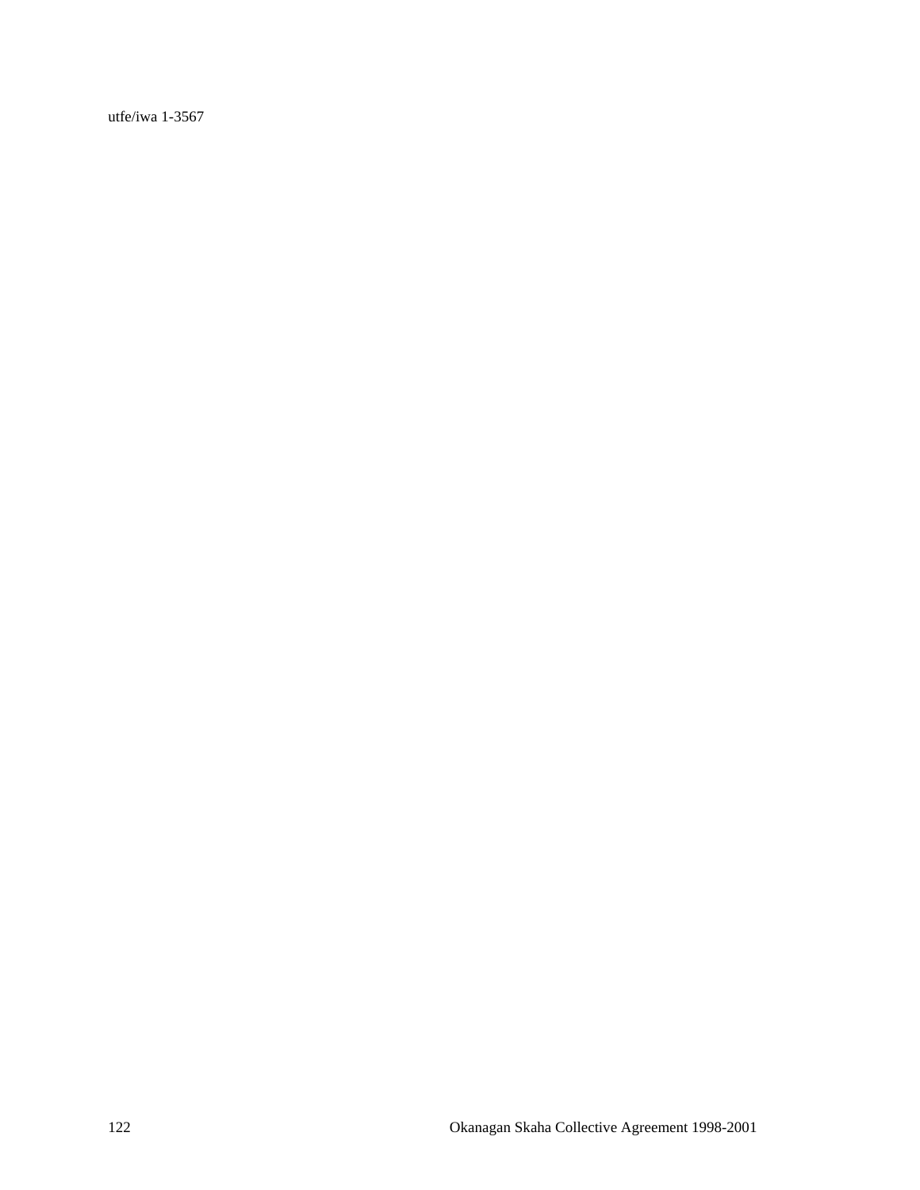utfe/iwa 1-3567